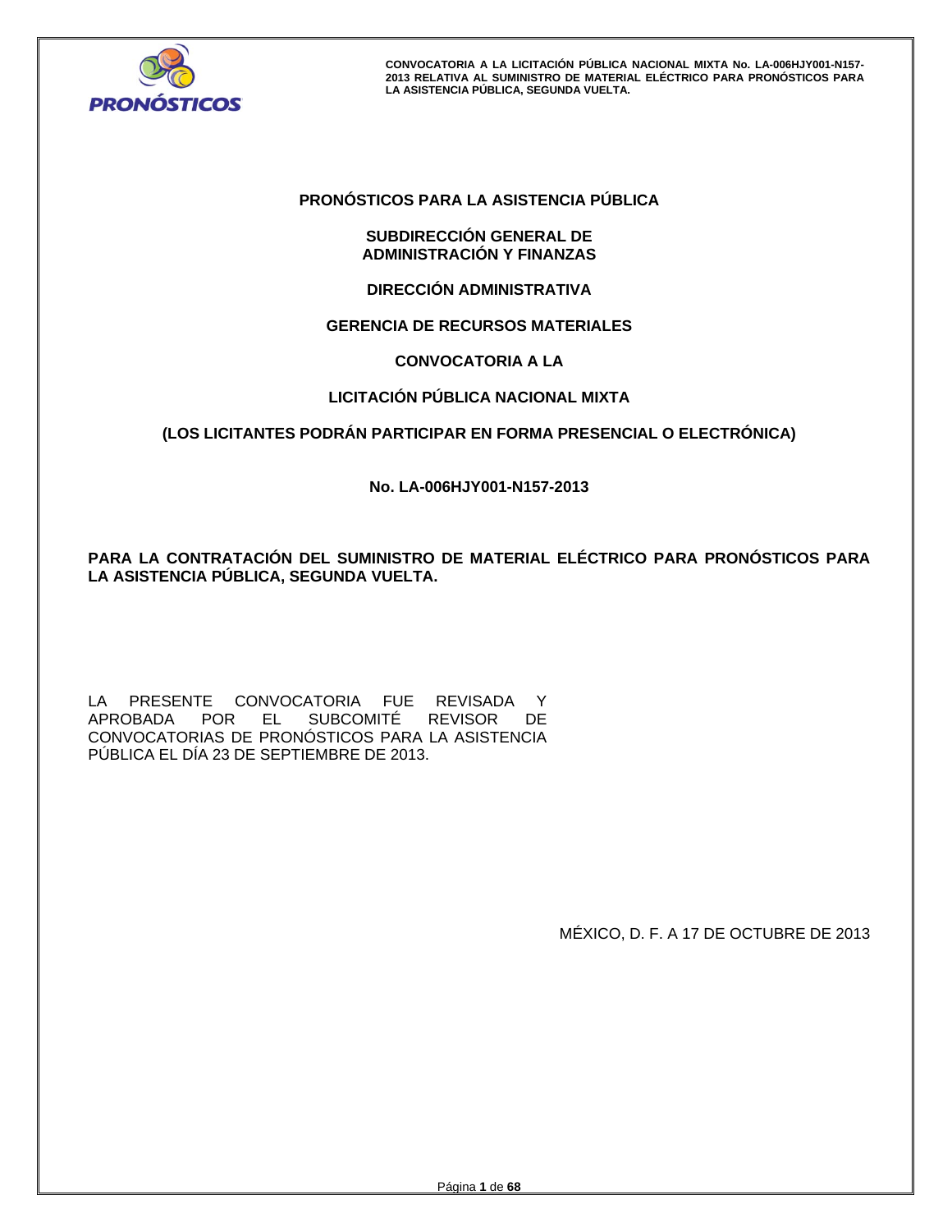**PRONÓSTICOS PARA LA ASISTENCIA PÚBLICA**

**SUBDIRECCIÓN GENERAL DE ADMINISTRACIÓN Y FINANZAS**

**DIRECCIÓN ADMINISTRATIVA**

**GERENCIA DE RECURSOS MATERIALES**

**CONVOCATORIA A LA**

**LICITACIÓN PÚBLICA NACIONAL MIXTA**

**(LOS LICITANTES PODRÁN PARTICIPAR EN FORMA PRESENCIAL O ELECTRÓNICA)**

**No. LA-006HJY001-N157-2013**

**PARA LA CONTRATACIÓN DEL SUMINISTRO DE MATERIAL ELÉCTRICO PARA PRONÓSTICOS PARA LA ASISTENCIA PÚBLICA, SEGUNDA VUELTA.**

LA PRESENTE CONVOCATORIA FUE REVISADA Y APROBADA POR EL SUBCOMITÉ REVISOR DE CONVOCATORIAS DE PRONÓSTICOS PARA LA ASISTENCIA PÚBLICA EL DÍA 23 DE SEPTIEMBRE DE 2013.

MÉXICO, D. F. A 17 DE OCTUBRE DE 2013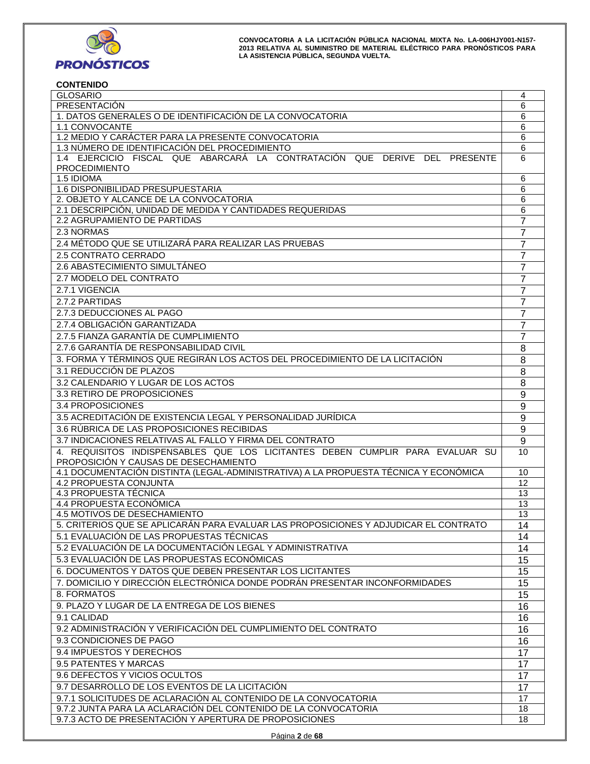**CONTENIDO**

| | |
|---|---|
| GLOSARIO | 4 |
| PRESENTACIÓN | 6 |
| 1. DATOS GENERALES O DE IDENTIFICACIÓN DE LA CONVOCATORIA | 6 |
| 1.1 CONVOCANTE | 6 |
| 1.2 MEDIO Y CARÁCTER PARA LA PRESENTE CONVOCATORIA | 6 |
| 1.3 NÚMERO DE IDENTIFICACIÓN DEL PROCEDIMIENTO | 6 |
| 1.4 EJERCICIO FISCAL QUE ABARCARÁ LA CONTRATACIÓN QUE DERIVE DEL PRESENTE PROCEDIMIENTO | 6 |
| 1.5 IDIOMA | 6 |
| 1.6 DISPONIBILIDAD PRESUPUESTARIA | 6 |
| 2. OBJETO Y ALCANCE DE LA CONVOCATORIA | 6 |
| 2.1 DESCRIPCIÓN, UNIDAD DE MEDIDA Y CANTIDADES REQUERIDAS | 6 |
| 2.2 AGRUPAMIENTO DE PARTIDAS | 7 |
| 2.3 NORMAS | 7 |
| 2.4 MÉTODO QUE SE UTILIZARÁ PARA REALIZAR LAS PRUEBAS | 7 |
| 2.5 CONTRATO CERRADO | 7 |
| 2.6 ABASTECIMIENTO SIMULTÁNEO | 7 |
| 2.7 MODELO DEL CONTRATO | 7 |
| 2.7.1 VIGENCIA | 7 |
| 2.7.2 PARTIDAS | 7 |
| 2.7.3 DEDUCCIONES AL PAGO | 7 |
| 2.7.4 OBLIGACIÓN GARANTIZADA | 7 |
| 2.7.5 FIANZA GARANTÍA DE CUMPLIMIENTO | 7 |
| 2.7.6 GARANTÍA DE RESPONSABILIDAD CIVIL | 8 |
| 3. FORMA Y TÉRMINOS QUE REGIRÁN LOS ACTOS DEL PROCEDIMIENTO DE LA LICITACIÓN | 8 |
| 3.1 REDUCCIÓN DE PLAZOS | 8 |
| 3.2 CALENDARIO Y LUGAR DE LOS ACTOS | 8 |
| 3.3 RETIRO DE PROPOSICIONES | 9 |
| 3.4 PROPOSICIONES | 9 |
| 3.5 ACREDITACIÓN DE EXISTENCIA LEGAL Y PERSONALIDAD JURÍDICA | 9 |
| 3.6 RÚBRICA DE LAS PROPOSICIONES RECIBIDAS | 9 |
| 3.7 INDICACIONES RELATIVAS AL FALLO Y FIRMA DEL CONTRATO | 9 |
| 4. REQUISITOS INDISPENSABLES QUE LOS LICITANTES DEBEN CUMPLIR PARA EVALUAR SU PROPOSICIÓN Y CAUSAS DE DESECHAMIENTO | 10 |
| 4.1 DOCUMENTACIÓN DISTINTA (LEGAL-ADMINISTRATIVA) A LA PROPUESTA TÉCNICA Y ECONÓMICA | 10 |
| 4.2 PROPUESTA CONJUNTA | 12 |
| 4.3 PROPUESTA TÉCNICA | 13 |
| 4.4 PROPUESTA ECONÓMICA | 13 |
| 4.5 MOTIVOS DE DESECHAMIENTO | 13 |
| 5. CRITERIOS QUE SE APLICARÁN PARA EVALUAR LAS PROPOSICIONES Y ADJUDICAR EL CONTRATO | 14 |
| 5.1 EVALUACIÓN DE LAS PROPUESTAS TÉCNICAS | 14 |
| 5.2 EVALUACIÓN DE LA DOCUMENTACIÓN LEGAL Y ADMINISTRATIVA | 14 |
| 5.3 EVALUACIÓN DE LAS PROPUESTAS ECONÓMICAS | 15 |
| 6. DOCUMENTOS Y DATOS QUE DEBEN PRESENTAR LOS LICITANTES | 15 |
| 7. DOMICILIO Y DIRECCIÓN ELECTRÓNICA DONDE PODRÁN PRESENTAR INCONFORMIDADES | 15 |
| 8. FORMATOS | 15 |
| 9. PLAZO Y LUGAR DE LA ENTREGA DE LOS BIENES | 16 |
| 9.1 CALIDAD | 16 |
| 9.2 ADMINISTRACIÓN Y VERIFICACIÓN DEL CUMPLIMIENTO DEL CONTRATO | 16 |
| 9.3 CONDICIONES DE PAGO | 16 |
| 9.4 IMPUESTOS Y DERECHOS | 17 |
| 9.5 PATENTES Y MARCAS | 17 |
| 9.6 DEFECTOS Y VICIOS OCULTOS | 17 |
| 9.7 DESARROLLO DE LOS EVENTOS DE LA LICITACIÓN | 17 |
| 9.7.1 SOLICITUDES DE ACLARACIÓN AL CONTENIDO DE LA CONVOCATORIA | 17 |
| 9.7.2 JUNTA PARA LA ACLARACIÓN DEL CONTENIDO DE LA CONVOCATORIA | 18 |
| 9.7.3 ACTO DE PRESENTACIÓN Y APERTURA DE PROPOSICIONES | 18 |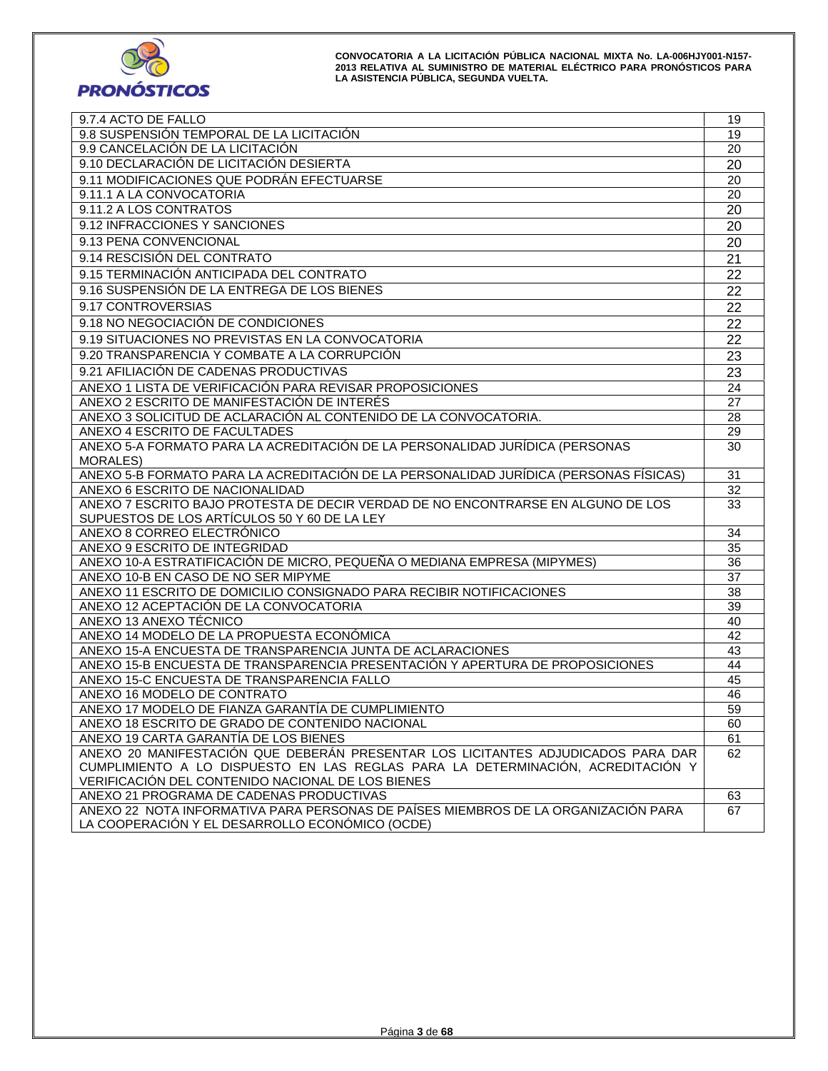| | |
|---|---|
| 9.7.4 ACTO DE FALLO | 19 |
| 9.8 SUSPENSIÓN TEMPORAL DE LA LICITACIÓN | 19 |
| 9.9 CANCELACIÓN DE LA LICITACIÓN | 20 |
| 9.10 DECLARACIÓN DE LICITACIÓN DESIERTA | 20 |
| 9.11 MODIFICACIONES QUE PODRÁN EFECTUARSE | 20 |
| 9.11.1 A LA CONVOCATORIA | 20 |
| 9.11.2 A LOS CONTRATOS | 20 |
| 9.12 INFRACCIONES Y SANCIONES | 20 |
| 9.13 PENA CONVENCIONAL | 20 |
| 9.14 RESCISIÓN DEL CONTRATO | 21 |
| 9.15 TERMINACIÓN ANTICIPADA DEL CONTRATO | 22 |
| 9.16 SUSPENSIÓN DE LA ENTREGA DE LOS BIENES | 22 |
| 9.17 CONTROVERSIAS | 22 |
| 9.18 NO NEGOCIACIÓN DE CONDICIONES | 22 |
| 9.19 SITUACIONES NO PREVISTAS EN LA CONVOCATORIA | 22 |
| 9.20 TRANSPARENCIA Y COMBATE A LA CORRUPCIÓN | 23 |
| 9.21 AFILIACIÓN DE CADENAS PRODUCTIVAS | 23 |
| ANEXO 1 LISTA DE VERIFICACIÓN PARA REVISAR PROPOSICIONES | 24 |
| ANEXO 2 ESCRITO DE MANIFESTACIÓN DE INTERÉS | 27 |
| ANEXO 3 SOLICITUD DE ACLARACIÓN AL CONTENIDO DE LA CONVOCATORIA. | 28 |
| ANEXO 4 ESCRITO DE FACULTADES | 29 |
| ANEXO 5-A FORMATO PARA LA ACREDITACIÓN DE LA PERSONALIDAD JURÍDICA (PERSONAS MORALES) | 30 |
| ANEXO 5-B FORMATO PARA LA ACREDITACIÓN DE LA PERSONALIDAD JURÍDICA (PERSONAS FÍSICAS) | 31 |
| ANEXO 6 ESCRITO DE NACIONALIDAD | 32 |
| ANEXO 7 ESCRITO BAJO PROTESTA DE DECIR VERDAD DE NO ENCONTRARSE EN ALGUNO DE LOS SUPUESTOS DE LOS ARTÍCULOS 50 Y 60 DE LA LEY | 33 |
| ANEXO 8 CORREO ELECTRÓNICO | 34 |
| ANEXO 9 ESCRITO DE INTEGRIDAD | 35 |
| ANEXO 10-A ESTRATIFICACIÓN DE MICRO, PEQUEÑA O MEDIANA EMPRESA (MIPYMES) | 36 |
| ANEXO 10-B EN CASO DE NO SER MIPYME | 37 |
| ANEXO 11 ESCRITO DE DOMICILIO CONSIGNADO PARA RECIBIR NOTIFICACIONES | 38 |
| ANEXO 12 ACEPTACIÓN DE LA CONVOCATORIA | 39 |
| ANEXO 13 ANEXO TÉCNICO | 40 |
| ANEXO 14 MODELO DE LA PROPUESTA ECONÓMICA | 42 |
| ANEXO 15-A ENCUESTA DE TRANSPARENCIA JUNTA DE ACLARACIONES | 43 |
| ANEXO 15-B ENCUESTA DE TRANSPARENCIA PRESENTACIÓN Y APERTURA DE PROPOSICIONES | 44 |
| ANEXO 15-C ENCUESTA DE TRANSPARENCIA FALLO | 45 |
| ANEXO 16 MODELO DE CONTRATO | 46 |
| ANEXO 17 MODELO DE FIANZA GARANTÍA DE CUMPLIMIENTO | 59 |
| ANEXO 18 ESCRITO DE GRADO DE CONTENIDO NACIONAL | 60 |
| ANEXO 19 CARTA GARANTÍA DE LOS BIENES | 61 |
| ANEXO 20 MANIFESTACIÓN QUE DEBERÁN PRESENTAR LOS LICITANTES ADJUDICADOS PARA DAR CUMPLIMIENTO A LO DISPUESTO EN LAS REGLAS PARA LA DETERMINACIÓN, ACREDITACIÓN Y VERIFICACIÓN DEL CONTENIDO NACIONAL DE LOS BIENES | 62 |
| ANEXO 21 PROGRAMA DE CADENAS PRODUCTIVAS | 63 |
| ANEXO 22 NOTA INFORMATIVA PARA PERSONAS DE PAÍSES MIEMBROS DE LA ORGANIZACIÓN PARA LA COOPERACIÓN Y EL DESARROLLO ECONÓMICO (OCDE) | 67 |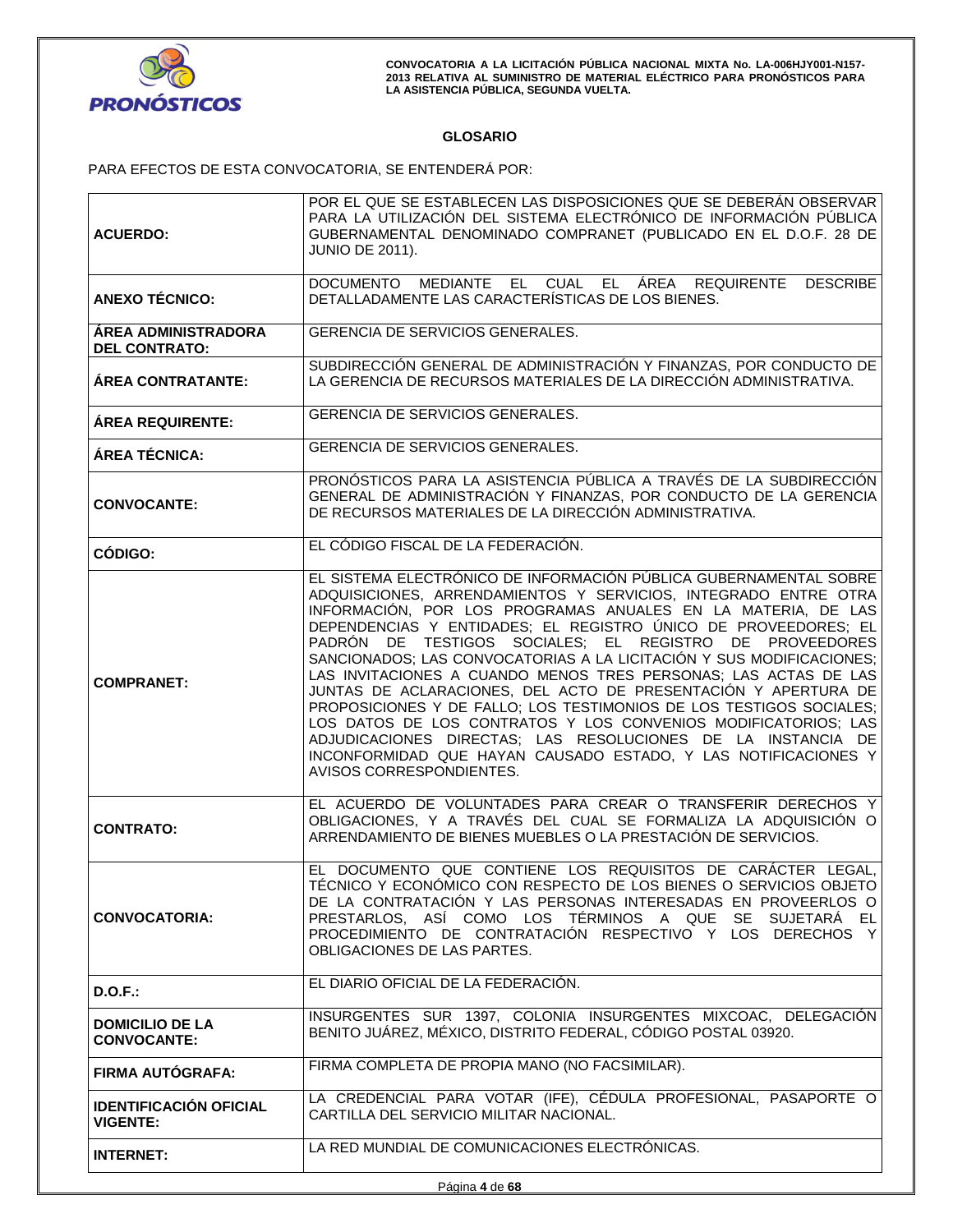## GLOSARIO

PARA EFECTOS DE ESTA CONVOCATORIA, SE ENTENDERÁ POR:

| | |
|---|---|
| **ACUERDO:** | POR EL QUE SE ESTABLECEN LAS DISPOSICIONES QUE SE DEBERÁN OBSERVAR PARA LA UTILIZACIÓN DEL SISTEMA ELECTRÓNICO DE INFORMACIÓN PÚBLICA GUBERNAMENTAL DENOMINADO COMPRANET (PUBLICADO EN EL D.O.F. 28 DE JUNIO DE 2011). |
| **ANEXO TÉCNICO:** | DOCUMENTO MEDIANTE EL CUAL EL ÁREA REQUIRENTE DESCRIBE DETALLADAMENTE LAS CARACTERÍSTICAS DE LOS BIENES. |
| **ÁREA ADMINISTRADORA DEL CONTRATO:** | GERENCIA DE SERVICIOS GENERALES. |
| **ÁREA CONTRATANTE:** | SUBDIRECCIÓN GENERAL DE ADMINISTRACIÓN Y FINANZAS, POR CONDUCTO DE LA GERENCIA DE RECURSOS MATERIALES DE LA DIRECCIÓN ADMINISTRATIVA. |
| **ÁREA REQUIRENTE:** | GERENCIA DE SERVICIOS GENERALES. |
| **ÁREA TÉCNICA:** | GERENCIA DE SERVICIOS GENERALES. |
| **CONVOCANTE:** | PRONÓSTICOS PARA LA ASISTENCIA PÚBLICA A TRAVÉS DE LA SUBDIRECCIÓN GENERAL DE ADMINISTRACIÓN Y FINANZAS, POR CONDUCTO DE LA GERENCIA DE RECURSOS MATERIALES DE LA DIRECCIÓN ADMINISTRATIVA. |
| **CÓDIGO:** | EL CÓDIGO FISCAL DE LA FEDERACIÓN. |
| **COMPRANET:** | EL SISTEMA ELECTRÓNICO DE INFORMACIÓN PÚBLICA GUBERNAMENTAL SOBRE ADQUISICIONES, ARRENDAMIENTOS Y SERVICIOS, INTEGRADO ENTRE OTRA INFORMACIÓN, POR LOS PROGRAMAS ANUALES EN LA MATERIA, DE LAS DEPENDENCIAS Y ENTIDADES; EL REGISTRO ÚNICO DE PROVEEDORES; EL PADRÓN DE TESTIGOS SOCIALES; EL REGISTRO DE PROVEEDORES SANCIONADOS; LAS CONVOCATORIAS A LA LICITACIÓN Y SUS MODIFICACIONES; LAS INVITACIONES A CUANDO MENOS TRES PERSONAS; LAS ACTAS DE LAS JUNTAS DE ACLARACIONES, DEL ACTO DE PRESENTACIÓN Y APERTURA DE PROPOSICIONES Y DE FALLO; LOS TESTIMONIOS DE LOS TESTIGOS SOCIALES; LOS DATOS DE LOS CONTRATOS Y LOS CONVENIOS MODIFICATORIOS; LAS ADJUDICACIONES DIRECTAS; LAS RESOLUCIONES DE LA INSTANCIA DE INCONFORMIDAD QUE HAYAN CAUSADO ESTADO, Y LAS NOTIFICACIONES Y AVISOS CORRESPONDIENTES. |
| **CONTRATO:** | EL ACUERDO DE VOLUNTADES PARA CREAR O TRANSFERIR DERECHOS Y OBLIGACIONES, Y A TRAVÉS DEL CUAL SE FORMALIZA LA ADQUISICIÓN O ARRENDAMIENTO DE BIENES MUEBLES O LA PRESTACIÓN DE SERVICIOS. |
| **CONVOCATORIA:** | EL DOCUMENTO QUE CONTIENE LOS REQUISITOS DE CARÁCTER LEGAL, TÉCNICO Y ECONÓMICO CON RESPECTO DE LOS BIENES O SERVICIOS OBJETO DE LA CONTRATACIÓN Y LAS PERSONAS INTERESADAS EN PROVEERLOS O PRESTARLOS, ASÍ COMO LOS TÉRMINOS A QUE SE SUJETARÁ EL PROCEDIMIENTO DE CONTRATACIÓN RESPECTIVO Y LOS DERECHOS Y OBLIGACIONES DE LAS PARTES. |
| **D.O.F.:** | EL DIARIO OFICIAL DE LA FEDERACIÓN. |
| **DOMICILIO DE LA CONVOCANTE:** | INSURGENTES SUR 1397, COLONIA INSURGENTES MIXCOAC, DELEGACIÓN BENITO JUÁREZ, MÉXICO, DISTRITO FEDERAL, CÓDIGO POSTAL 03920. |
| **FIRMA AUTÓGRAFA:** | FIRMA COMPLETA DE PROPIA MANO (NO FACSIMILAR). |
| **IDENTIFICACIÓN OFICIAL VIGENTE:** | LA CREDENCIAL PARA VOTAR (IFE), CÉDULA PROFESIONAL, PASAPORTE O CARTILLA DEL SERVICIO MILITAR NACIONAL. |
| **INTERNET:** | LA RED MUNDIAL DE COMUNICACIONES ELECTRÓNICAS. |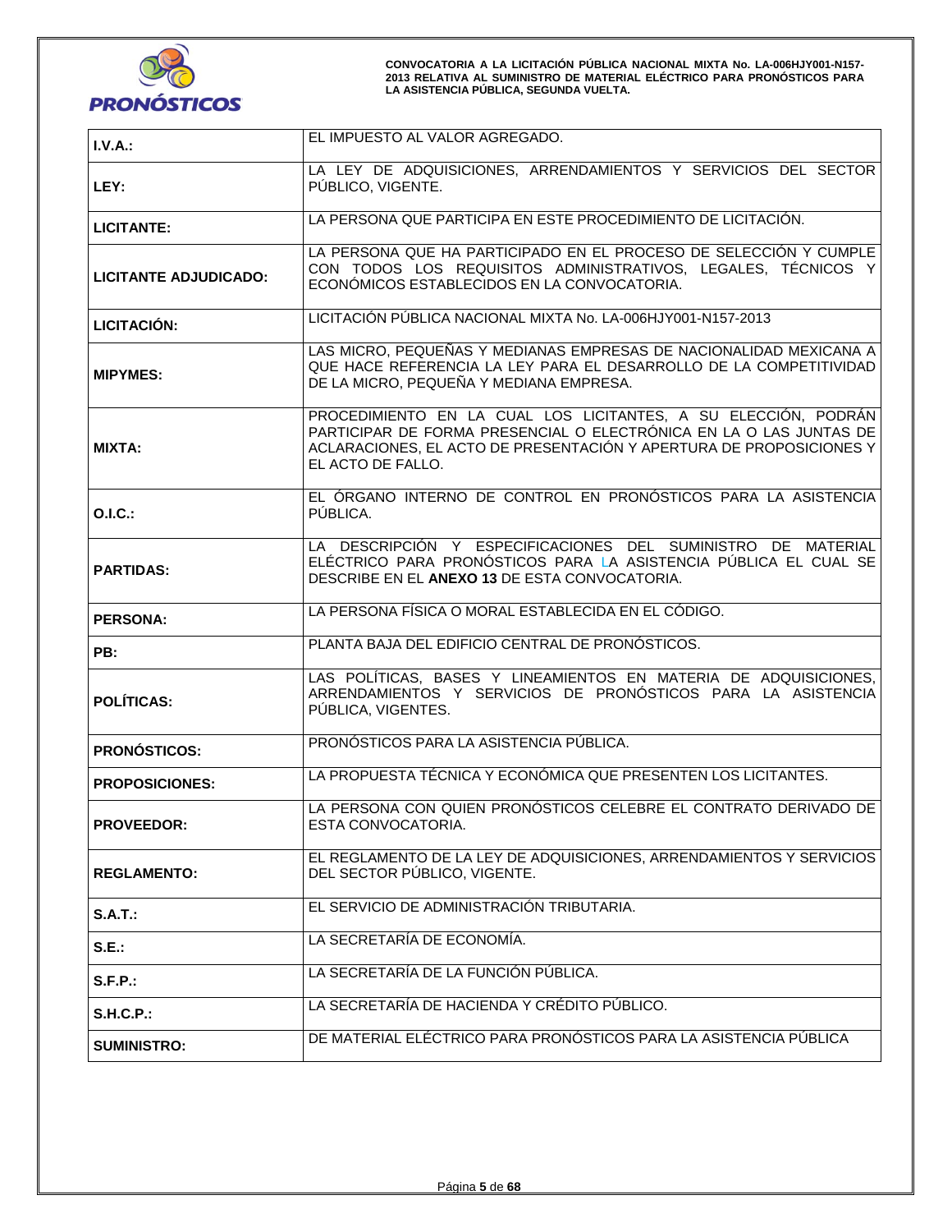| | |
|---|---|
| **I.V.A.:** | EL IMPUESTO AL VALOR AGREGADO. |
| **LEY:** | LA LEY DE ADQUISICIONES, ARRENDAMIENTOS Y SERVICIOS DEL SECTOR PÚBLICO, VIGENTE. |
| **LICITANTE:** | LA PERSONA QUE PARTICIPA EN ESTE PROCEDIMIENTO DE LICITACIÓN. |
| **LICITANTE ADJUDICADO:** | LA PERSONA QUE HA PARTICIPADO EN EL PROCESO DE SELECCIÓN Y CUMPLE CON TODOS LOS REQUISITOS ADMINISTRATIVOS, LEGALES, TÉCNICOS Y ECONÓMICOS ESTABLECIDOS EN LA CONVOCATORIA. |
| **LICITACIÓN:** | LICITACIÓN PÚBLICA NACIONAL MIXTA No. LA-006HJY001-N157-2013 |
| **MIPYMES:** | LAS MICRO, PEQUEÑAS Y MEDIANAS EMPRESAS DE NACIONALIDAD MEXICANA A QUE HACE REFERENCIA LA LEY PARA EL DESARROLLO DE LA COMPETITIVIDAD DE LA MICRO, PEQUEÑA Y MEDIANA EMPRESA. |
| **MIXTA:** | PROCEDIMIENTO EN LA CUAL LOS LICITANTES, A SU ELECCIÓN, PODRÁN PARTICIPAR DE FORMA PRESENCIAL O ELECTRÓNICA EN LA O LAS JUNTAS DE ACLARACIONES, EL ACTO DE PRESENTACIÓN Y APERTURA DE PROPOSICIONES Y EL ACTO DE FALLO. |
| **O.I.C.:** | EL ÓRGANO INTERNO DE CONTROL EN PRONÓSTICOS PARA LA ASISTENCIA PÚBLICA. |
| **PARTIDAS:** | LA DESCRIPCIÓN Y ESPECIFICACIONES DEL SUMINISTRO DE MATERIAL ELÉCTRICO PARA PRONÓSTICOS PARA LA ASISTENCIA PÚBLICA EL CUAL SE DESCRIBE EN EL **ANEXO 13** DE ESTA CONVOCATORIA. |
| **PERSONA:** | LA PERSONA FÍSICA O MORAL ESTABLECIDA EN EL CÓDIGO. |
| **PB:** | PLANTA BAJA DEL EDIFICIO CENTRAL DE PRONÓSTICOS. |
| **POLÍTICAS:** | LAS POLÍTICAS, BASES Y LINEAMIENTOS EN MATERIA DE ADQUISICIONES, ARRENDAMIENTOS Y SERVICIOS DE PRONÓSTICOS PARA LA ASISTENCIA PÚBLICA, VIGENTES. |
| **PRONÓSTICOS:** | PRONÓSTICOS PARA LA ASISTENCIA PÚBLICA. |
| **PROPOSICIONES:** | LA PROPUESTA TÉCNICA Y ECONÓMICA QUE PRESENTEN LOS LICITANTES. |
| **PROVEEDOR:** | LA PERSONA CON QUIEN PRONÓSTICOS CELEBRE EL CONTRATO DERIVADO DE ESTA CONVOCATORIA. |
| **REGLAMENTO:** | EL REGLAMENTO DE LA LEY DE ADQUISICIONES, ARRENDAMIENTOS Y SERVICIOS DEL SECTOR PÚBLICO, VIGENTE. |
| **S.A.T.:** | EL SERVICIO DE ADMINISTRACIÓN TRIBUTARIA. |
| **S.E.:** | LA SECRETARÍA DE ECONOMÍA. |
| **S.F.P.:** | LA SECRETARÍA DE LA FUNCIÓN PÚBLICA. |
| **S.H.C.P.:** | LA SECRETARÍA DE HACIENDA Y CRÉDITO PÚBLICO. |
| **SUMINISTRO:** | DE MATERIAL ELÉCTRICO PARA PRONÓSTICOS PARA LA ASISTENCIA PÚBLICA |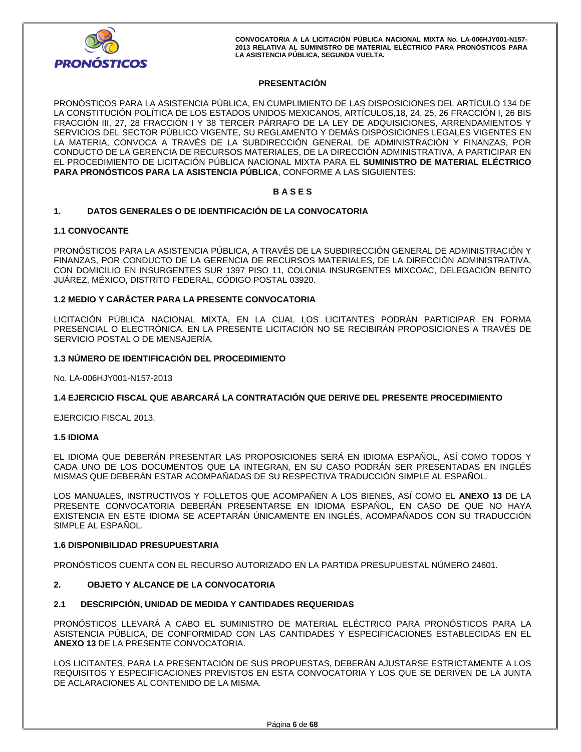## PRESENTACIÓN

PRONÓSTICOS PARA LA ASISTENCIA PÚBLICA, EN CUMPLIMIENTO DE LAS DISPOSICIONES DEL ARTÍCULO 134 DE LA CONSTITUCIÓN POLÍTICA DE LOS ESTADOS UNIDOS MEXICANOS, ARTÍCULOS,18, 24, 25, 26 FRACCIÓN I, 26 BIS FRACCIÓN III, 27, 28 FRACCIÓN I Y 38 TERCER PÁRRAFO DE LA LEY DE ADQUISICIONES, ARRENDAMIENTOS Y SERVICIOS DEL SECTOR PÚBLICO VIGENTE, SU REGLAMENTO Y DEMÁS DISPOSICIONES LEGALES VIGENTES EN LA MATERIA, CONVOCA A TRAVÉS DE LA SUBDIRECCIÓN GENERAL DE ADMINISTRACIÓN Y FINANZAS, POR CONDUCTO DE LA GERENCIA DE RECURSOS MATERIALES, DE LA DIRECCIÓN ADMINISTRATIVA, A PARTICIPAR EN EL PROCEDIMIENTO DE LICITACIÓN PÚBLICA NACIONAL MIXTA PARA EL **SUMINISTRO DE MATERIAL ELÉCTRICO PARA PRONÓSTICOS PARA LA ASISTENCIA PÚBLICA**, CONFORME A LAS SIGUIENTES:

## B A S E S

### 1. DATOS GENERALES O DE IDENTIFICACIÓN DE LA CONVOCATORIA

#### 1.1 CONVOCANTE

PRONÓSTICOS PARA LA ASISTENCIA PÚBLICA, A TRAVÉS DE LA SUBDIRECCIÓN GENERAL DE ADMINISTRACIÓN Y FINANZAS, POR CONDUCTO DE LA GERENCIA DE RECURSOS MATERIALES, DE LA DIRECCIÓN ADMINISTRATIVA, CON DOMICILIO EN INSURGENTES SUR 1397 PISO 11, COLONIA INSURGENTES MIXCOAC, DELEGACIÓN BENITO JUÁREZ, MÉXICO, DISTRITO FEDERAL, CÓDIGO POSTAL 03920.

#### 1.2 MEDIO Y CARÁCTER PARA LA PRESENTE CONVOCATORIA

LICITACIÓN PÚBLICA NACIONAL MIXTA, EN LA CUAL LOS LICITANTES PODRÁN PARTICIPAR EN FORMA PRESENCIAL O ELECTRÓNICA. EN LA PRESENTE LICITACIÓN NO SE RECIBIRÁN PROPOSICIONES A TRAVÉS DE SERVICIO POSTAL O DE MENSAJERÍA.

#### 1.3 NÚMERO DE IDENTIFICACIÓN DEL PROCEDIMIENTO

No. LA-006HJY001-N157-2013

#### 1.4 EJERCICIO FISCAL QUE ABARCARÁ LA CONTRATACIÓN QUE DERIVE DEL PRESENTE PROCEDIMIENTO

EJERCICIO FISCAL 2013.

#### 1.5 IDIOMA

EL IDIOMA QUE DEBERÁN PRESENTAR LAS PROPOSICIONES SERÁ EN IDIOMA ESPAÑOL, ASÍ COMO TODOS Y CADA UNO DE LOS DOCUMENTOS QUE LA INTEGRAN, EN SU CASO PODRÁN SER PRESENTADAS EN INGLÉS MISMAS QUE DEBERÁN ESTAR ACOMPAÑADAS DE SU RESPECTIVA TRADUCCIÓN SIMPLE AL ESPAÑOL.

LOS MANUALES, INSTRUCTIVOS Y FOLLETOS QUE ACOMPAÑEN A LOS BIENES, ASÍ COMO EL **ANEXO 13** DE LA PRESENTE CONVOCATORIA DEBERÁN PRESENTARSE EN IDIOMA ESPAÑOL, EN CASO DE QUE NO HAYA EXISTENCIA EN ESTE IDIOMA SE ACEPTARÁN ÚNICAMENTE EN INGLÉS, ACOMPAÑADOS CON SU TRADUCCIÓN SIMPLE AL ESPAÑOL.

#### 1.6 DISPONIBILIDAD PRESUPUESTARIA

PRONÓSTICOS CUENTA CON EL RECURSO AUTORIZADO EN LA PARTIDA PRESUPUESTAL NÚMERO 24601.

### 2. OBJETO Y ALCANCE DE LA CONVOCATORIA

#### 2.1 DESCRIPCIÓN, UNIDAD DE MEDIDA Y CANTIDADES REQUERIDAS

PRONÓSTICOS LLEVARÁ A CABO EL SUMINISTRO DE MATERIAL ELÉCTRICO PARA PRONÓSTICOS PARA LA ASISTENCIA PÚBLICA, DE CONFORMIDAD CON LAS CANTIDADES Y ESPECIFICACIONES ESTABLECIDAS EN EL **ANEXO 13** DE LA PRESENTE CONVOCATORIA.

LOS LICITANTES, PARA LA PRESENTACIÓN DE SUS PROPUESTAS, DEBERÁN AJUSTARSE ESTRICTAMENTE A LOS REQUISITOS Y ESPECIFICACIONES PREVISTOS EN ESTA CONVOCATORIA Y LOS QUE SE DERIVEN DE LA JUNTA DE ACLARACIONES AL CONTENIDO DE LA MISMA.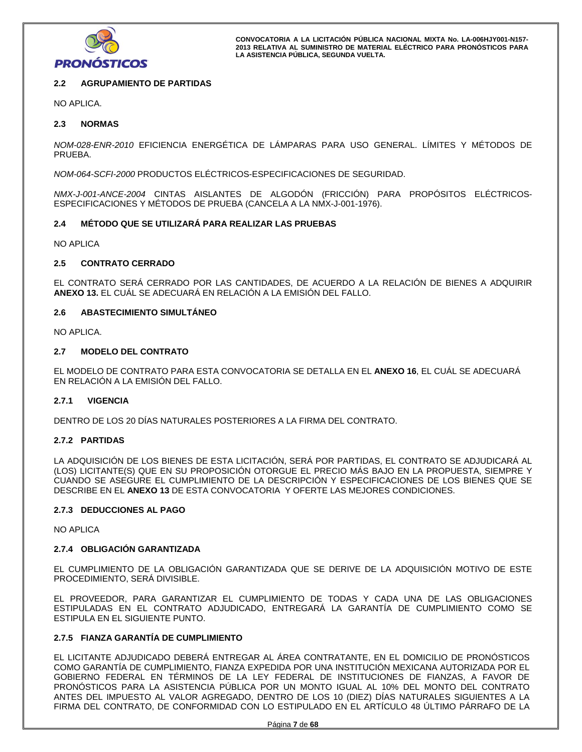### 2.2 AGRUPAMIENTO DE PARTIDAS

NO APLICA.

### 2.3 NORMAS

*NOM-028-ENR-2010* EFICIENCIA ENERGÉTICA DE LÁMPARAS PARA USO GENERAL. LÍMITES Y MÉTODOS DE PRUEBA.

*NOM-064-SCFI-2000* PRODUCTOS ELÉCTRICOS-ESPECIFICACIONES DE SEGURIDAD.

*NMX-J-001-ANCE-2004* CINTAS AISLANTES DE ALGODÓN (FRICCIÓN) PARA PROPÓSITOS ELÉCTRICOS-ESPECIFICACIONES Y MÉTODOS DE PRUEBA (CANCELA A LA NMX-J-001-1976).

### 2.4 MÉTODO QUE SE UTILIZARÁ PARA REALIZAR LAS PRUEBAS

NO APLICA

### 2.5 CONTRATO CERRADO

EL CONTRATO SERÁ CERRADO POR LAS CANTIDADES, DE ACUERDO A LA RELACIÓN DE BIENES A ADQUIRIR **ANEXO 13.** EL CUÁL SE ADECUARÁ EN RELACIÓN A LA EMISIÓN DEL FALLO.

### 2.6 ABASTECIMIENTO SIMULTÁNEO

NO APLICA.

### 2.7 MODELO DEL CONTRATO

EL MODELO DE CONTRATO PARA ESTA CONVOCATORIA SE DETALLA EN EL **ANEXO 16**, EL CUÁL SE ADECUARÁ EN RELACIÓN A LA EMISIÓN DEL FALLO.

#### 2.7.1 VIGENCIA

DENTRO DE LOS 20 DÍAS NATURALES POSTERIORES A LA FIRMA DEL CONTRATO.

#### 2.7.2 PARTIDAS

LA ADQUISICIÓN DE LOS BIENES DE ESTA LICITACIÓN, SERÁ POR PARTIDAS, EL CONTRATO SE ADJUDICARÁ AL (LOS) LICITANTE(S) QUE EN SU PROPOSICIÓN OTORGUE EL PRECIO MÁS BAJO EN LA PROPUESTA, SIEMPRE Y CUANDO SE ASEGURE EL CUMPLIMIENTO DE LA DESCRIPCIÓN Y ESPECIFICACIONES DE LOS BIENES QUE SE DESCRIBE EN EL **ANEXO 13** DE ESTA CONVOCATORIA Y OFERTE LAS MEJORES CONDICIONES.

#### 2.7.3 DEDUCCIONES AL PAGO

NO APLICA

#### 2.7.4 OBLIGACIÓN GARANTIZADA

EL CUMPLIMIENTO DE LA OBLIGACIÓN GARANTIZADA QUE SE DERIVE DE LA ADQUISICIÓN MOTIVO DE ESTE PROCEDIMIENTO, SERÁ DIVISIBLE.

EL PROVEEDOR, PARA GARANTIZAR EL CUMPLIMIENTO DE TODAS Y CADA UNA DE LAS OBLIGACIONES ESTIPULADAS EN EL CONTRATO ADJUDICADO, ENTREGARÁ LA GARANTÍA DE CUMPLIMIENTO COMO SE ESTIPULA EN EL SIGUIENTE PUNTO.

#### 2.7.5 FIANZA GARANTÍA DE CUMPLIMIENTO

EL LICITANTE ADJUDICADO DEBERÁ ENTREGAR AL ÁREA CONTRATANTE, EN EL DOMICILIO DE PRONÓSTICOS COMO GARANTÍA DE CUMPLIMIENTO, FIANZA EXPEDIDA POR UNA INSTITUCIÓN MEXICANA AUTORIZADA POR EL GOBIERNO FEDERAL EN TÉRMINOS DE LA LEY FEDERAL DE INSTITUCIONES DE FIANZAS, A FAVOR DE PRONÓSTICOS PARA LA ASISTENCIA PÚBLICA POR UN MONTO IGUAL AL 10% DEL MONTO DEL CONTRATO ANTES DEL IMPUESTO AL VALOR AGREGADO, DENTRO DE LOS 10 (DIEZ) DÍAS NATURALES SIGUIENTES A LA FIRMA DEL CONTRATO, DE CONFORMIDAD CON LO ESTIPULADO EN EL ARTÍCULO 48 ÚLTIMO PÁRRAFO DE LA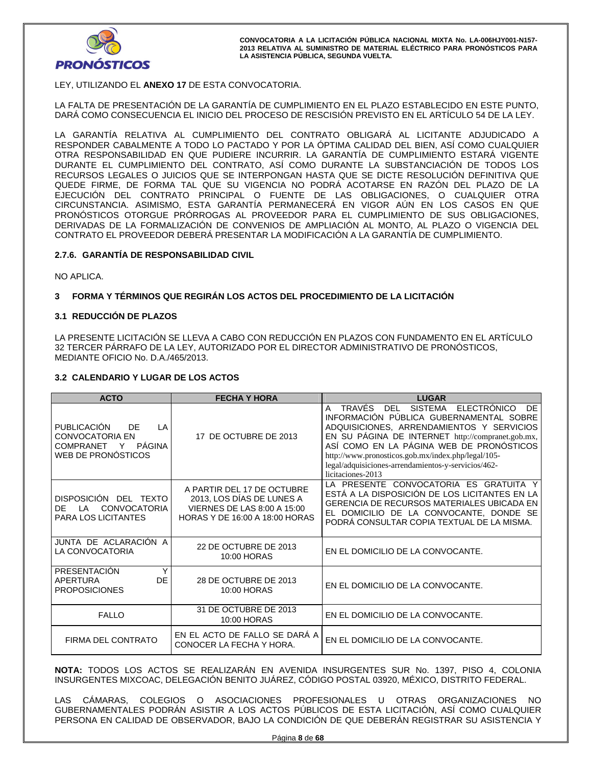LEY, UTILIZANDO EL **ANEXO 17** DE ESTA CONVOCATORIA.

LA FALTA DE PRESENTACIÓN DE LA GARANTÍA DE CUMPLIMIENTO EN EL PLAZO ESTABLECIDO EN ESTE PUNTO, DARÁ COMO CONSECUENCIA EL INICIO DEL PROCESO DE RESCISIÓN PREVISTO EN EL ARTÍCULO 54 DE LA LEY.

LA GARANTÍA RELATIVA AL CUMPLIMIENTO DEL CONTRATO OBLIGARÁ AL LICITANTE ADJUDICADO A RESPONDER CABALMENTE A TODO LO PACTADO Y POR LA ÓPTIMA CALIDAD DEL BIEN, ASÍ COMO CUALQUIER OTRA RESPONSABILIDAD EN QUE PUDIERE INCURRIR. LA GARANTÍA DE CUMPLIMIENTO ESTARÁ VIGENTE DURANTE EL CUMPLIMIENTO DEL CONTRATO, ASÍ COMO DURANTE LA SUBSTANCIACIÓN DE TODOS LOS RECURSOS LEGALES O JUICIOS QUE SE INTERPONGAN HASTA QUE SE DICTE RESOLUCIÓN DEFINITIVA QUE QUEDE FIRME, DE FORMA TAL QUE SU VIGENCIA NO PODRÁ ACOTARSE EN RAZÓN DEL PLAZO DE LA EJECUCIÓN DEL CONTRATO PRINCIPAL O FUENTE DE LAS OBLIGACIONES, O CUALQUIER OTRA CIRCUNSTANCIA. ASIMISMO, ESTA GARANTÍA PERMANECERÁ EN VIGOR AÚN EN LOS CASOS EN QUE PRONÓSTICOS OTORGUE PRÓRROGAS AL PROVEEDOR PARA EL CUMPLIMIENTO DE SUS OBLIGACIONES, DERIVADAS DE LA FORMALIZACIÓN DE CONVENIOS DE AMPLIACIÓN AL MONTO, AL PLAZO O VIGENCIA DEL CONTRATO EL PROVEEDOR DEBERÁ PRESENTAR LA MODIFICACIÓN A LA GARANTÍA DE CUMPLIMIENTO.

#### 2.7.6. GARANTÍA DE RESPONSABILIDAD CIVIL

NO APLICA.

## 3 FORMA Y TÉRMINOS QUE REGIRÁN LOS ACTOS DEL PROCEDIMIENTO DE LA LICITACIÓN

### 3.1 REDUCCIÓN DE PLAZOS

LA PRESENTE LICITACIÓN SE LLEVA A CABO CON REDUCCIÓN EN PLAZOS CON FUNDAMENTO EN EL ARTÍCULO 32 TERCER PÁRRAFO DE LA LEY, AUTORIZADO POR EL DIRECTOR ADMINISTRATIVO DE PRONÓSTICOS, MEDIANTE OFICIO No. D.A./465/2013.

### 3.2 CALENDARIO Y LUGAR DE LOS ACTOS

| ACTO | FECHA Y HORA | LUGAR |
|---|---|---|
| PUBLICACIÓN DE LA CONVOCATORIA EN COMPRANET Y PÁGINA WEB DE PRONÓSTICOS | 17 DE OCTUBRE DE 2013 | A TRAVÉS DEL SISTEMA ELECTRÓNICO DE INFORMACIÓN PÚBLICA GUBERNAMENTAL SOBRE ADQUISICIONES, ARRENDAMIENTOS Y SERVICIOS EN SU PÁGINA DE INTERNET http://compranet.gob.mx, ASÍ COMO EN LA PÁGINA WEB DE PRONÓSTICOS http://www.pronosticos.gob.mx/index.php/legal/105-legal/adquisiciones-arrendamientos-y-servicios/462-licitaciones-2013 |
| DISPOSICIÓN DEL TEXTO DE LA CONVOCATORIA PARA LOS LICITANTES | A PARTIR DEL 17 DE OCTUBRE 2013, LOS DÍAS DE LUNES A VIERNES DE LAS 8:00 A 15:00 HORAS Y DE 16:00 A 18:00 HORAS | LA PRESENTE CONVOCATORIA ES GRATUITA Y ESTÁ A LA DISPOSICIÓN DE LOS LICITANTES EN LA GERENCIA DE RECURSOS MATERIALES UBICADA EN EL DOMICILIO DE LA CONVOCANTE, DONDE SE PODRÁ CONSULTAR COPIA TEXTUAL DE LA MISMA. |
| JUNTA DE ACLARACIÓN A LA CONVOCATORIA | 22 DE OCTUBRE DE 2013 10:00 HORAS | EN EL DOMICILIO DE LA CONVOCANTE. |
| PRESENTACIÓN Y APERTURA DE PROPOSICIONES | 28 DE OCTUBRE DE 2013 10:00 HORAS | EN EL DOMICILIO DE LA CONVOCANTE. |
| FALLO | 31 DE OCTUBRE DE 2013 10:00 HORAS | EN EL DOMICILIO DE LA CONVOCANTE. |
| FIRMA DEL CONTRATO | EN EL ACTO DE FALLO SE DARÁ A CONOCER LA FECHA Y HORA. | EN EL DOMICILIO DE LA CONVOCANTE. |

**NOTA:** TODOS LOS ACTOS SE REALIZARÁN EN AVENIDA INSURGENTES SUR No. 1397, PISO 4, COLONIA INSURGENTES MIXCOAC, DELEGACIÓN BENITO JUÁREZ, CÓDIGO POSTAL 03920, MÉXICO, DISTRITO FEDERAL.

LAS CÁMARAS, COLEGIOS O ASOCIACIONES PROFESIONALES U OTRAS ORGANIZACIONES NO GUBERNAMENTALES PODRÁN ASISTIR A LOS ACTOS PÚBLICOS DE ESTA LICITACIÓN, ASÍ COMO CUALQUIER PERSONA EN CALIDAD DE OBSERVADOR, BAJO LA CONDICIÓN DE QUE DEBERÁN REGISTRAR SU ASISTENCIA Y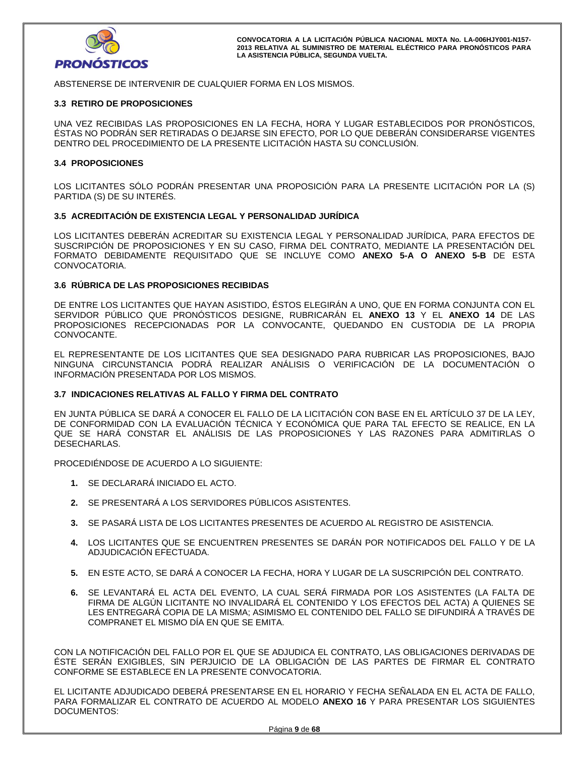ABSTENERSE DE INTERVENIR DE CUALQUIER FORMA EN LOS MISMOS.

### 3.3 RETIRO DE PROPOSICIONES

UNA VEZ RECIBIDAS LAS PROPOSICIONES EN LA FECHA, HORA Y LUGAR ESTABLECIDOS POR PRONÓSTICOS, ÉSTAS NO PODRÁN SER RETIRADAS O DEJARSE SIN EFECTO, POR LO QUE DEBERÁN CONSIDERARSE VIGENTES DENTRO DEL PROCEDIMIENTO DE LA PRESENTE LICITACIÓN HASTA SU CONCLUSIÓN.

### 3.4 PROPOSICIONES

LOS LICITANTES SÓLO PODRÁN PRESENTAR UNA PROPOSICIÓN PARA LA PRESENTE LICITACIÓN POR LA (S) PARTIDA (S) DE SU INTERÉS.

### 3.5 ACREDITACIÓN DE EXISTENCIA LEGAL Y PERSONALIDAD JURÍDICA

LOS LICITANTES DEBERÁN ACREDITAR SU EXISTENCIA LEGAL Y PERSONALIDAD JURÍDICA, PARA EFECTOS DE SUSCRIPCIÓN DE PROPOSICIONES Y EN SU CASO, FIRMA DEL CONTRATO, MEDIANTE LA PRESENTACIÓN DEL FORMATO DEBIDAMENTE REQUISITADO QUE SE INCLUYE COMO **ANEXO 5-A O ANEXO 5-B** DE ESTA CONVOCATORIA.

### 3.6 RÚBRICA DE LAS PROPOSICIONES RECIBIDAS

DE ENTRE LOS LICITANTES QUE HAYAN ASISTIDO, ÉSTOS ELEGIRÁN A UNO, QUE EN FORMA CONJUNTA CON EL SERVIDOR PÚBLICO QUE PRONÓSTICOS DESIGNE, RUBRICARÁN EL **ANEXO 13** Y EL **ANEXO 14** DE LAS PROPOSICIONES RECEPCIONADAS POR LA CONVOCANTE, QUEDANDO EN CUSTODIA DE LA PROPIA CONVOCANTE.

EL REPRESENTANTE DE LOS LICITANTES QUE SEA DESIGNADO PARA RUBRICAR LAS PROPOSICIONES, BAJO NINGUNA CIRCUNSTANCIA PODRÁ REALIZAR ANÁLISIS O VERIFICACIÓN DE LA DOCUMENTACIÓN O INFORMACIÓN PRESENTADA POR LOS MISMOS.

### 3.7 INDICACIONES RELATIVAS AL FALLO Y FIRMA DEL CONTRATO

EN JUNTA PÚBLICA SE DARÁ A CONOCER EL FALLO DE LA LICITACIÓN CON BASE EN EL ARTÍCULO 37 DE LA LEY, DE CONFORMIDAD CON LA EVALUACIÓN TÉCNICA Y ECONÓMICA QUE PARA TAL EFECTO SE REALICE, EN LA QUE SE HARÁ CONSTAR EL ANÁLISIS DE LAS PROPOSICIONES Y LAS RAZONES PARA ADMITIRLAS O DESECHARLAS.

PROCEDIÉNDOSE DE ACUERDO A LO SIGUIENTE:

1. SE DECLARARÁ INICIADO EL ACTO.
2. SE PRESENTARÁ A LOS SERVIDORES PÚBLICOS ASISTENTES.
3. SE PASARÁ LISTA DE LOS LICITANTES PRESENTES DE ACUERDO AL REGISTRO DE ASISTENCIA.
4. LOS LICITANTES QUE SE ENCUENTREN PRESENTES SE DARÁN POR NOTIFICADOS DEL FALLO Y DE LA ADJUDICACIÓN EFECTUADA.
5. EN ESTE ACTO, SE DARÁ A CONOCER LA FECHA, HORA Y LUGAR DE LA SUSCRIPCIÓN DEL CONTRATO.
6. SE LEVANTARÁ EL ACTA DEL EVENTO, LA CUAL SERÁ FIRMADA POR LOS ASISTENTES (LA FALTA DE FIRMA DE ALGÚN LICITANTE NO INVALIDARÁ EL CONTENIDO Y LOS EFECTOS DEL ACTA) A QUIENES SE LES ENTREGARÁ COPIA DE LA MISMA; ASIMISMO EL CONTENIDO DEL FALLO SE DIFUNDIRÁ A TRAVÉS DE COMPRANET EL MISMO DÍA EN QUE SE EMITA.

CON LA NOTIFICACIÓN DEL FALLO POR EL QUE SE ADJUDICA EL CONTRATO, LAS OBLIGACIONES DERIVADAS DE ÉSTE SERÁN EXIGIBLES, SIN PERJUICIO DE LA OBLIGACIÓN DE LAS PARTES DE FIRMAR EL CONTRATO CONFORME SE ESTABLECE EN LA PRESENTE CONVOCATORIA.

EL LICITANTE ADJUDICADO DEBERÁ PRESENTARSE EN EL HORARIO Y FECHA SEÑALADA EN EL ACTA DE FALLO, PARA FORMALIZAR EL CONTRATO DE ACUERDO AL MODELO **ANEXO 16** Y PARA PRESENTAR LOS SIGUIENTES DOCUMENTOS: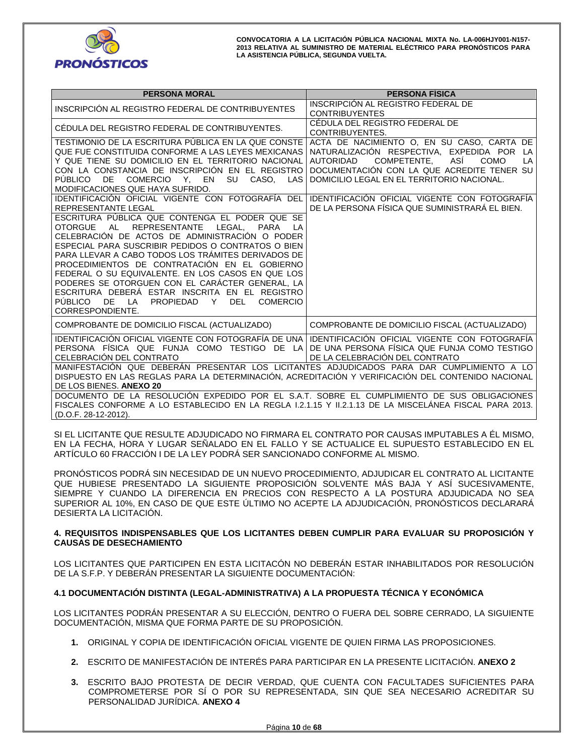| PERSONA MORAL | PERSONA FÍSICA |
| --- | --- |
| INSCRIPCIÓN AL REGISTRO FEDERAL DE CONTRIBUYENTES | INSCRIPCIÓN AL REGISTRO FEDERAL DE CONTRIBUYENTES |
| CÉDULA DEL REGISTRO FEDERAL DE CONTRIBUYENTES. | CÉDULA DEL REGISTRO FEDERAL DE CONTRIBUYENTES. |
| TESTIMONIO DE LA ESCRITURA PÚBLICA EN LA QUE CONSTE QUE FUE CONSTITUIDA CONFORME A LAS LEYES MEXICANAS Y QUE TIENE SU DOMICILIO EN EL TERRITORIO NACIONAL CON LA CONSTANCIA DE INSCRIPCIÓN EN EL REGISTRO PÚBLICO DE COMERCIO Y, EN SU CASO, LAS MODIFICACIONES QUE HAYA SUFRIDO. | ACTA DE NACIMIENTO O, EN SU CASO, CARTA DE NATURALIZACIÓN RESPECTIVA, EXPEDIDA POR LA AUTORIDAD COMPETENTE, ASÍ COMO LA DOCUMENTACIÓN CON LA QUE ACREDITE TENER SU DOMICILIO LEGAL EN EL TERRITORIO NACIONAL. |
| IDENTIFICACIÓN OFICIAL VIGENTE CON FOTOGRAFÍA DEL REPRESENTANTE LEGAL | IDENTIFICACIÓN OFICIAL VIGENTE CON FOTOGRAFÍA DE LA PERSONA FÍSICA QUE SUMINISTRARÁ EL BIEN. |
| ESCRITURA PÚBLICA QUE CONTENGA EL PODER QUE SE OTORGUE AL REPRESENTANTE LEGAL, PARA LA CELEBRACIÓN DE ACTOS DE ADMINISTRACIÓN O PODER ESPECIAL PARA SUSCRIBIR PEDIDOS O CONTRATOS O BIEN PARA LLEVAR A CABO TODOS LOS TRÁMITES DERIVADOS DE PROCEDIMIENTOS DE CONTRATACIÓN EN EL GOBIERNO FEDERAL O SU EQUIVALENTE. EN LOS CASOS EN QUE LOS PODERES SE OTORGUEN CON EL CARÁCTER GENERAL, LA ESCRITURA DEBERÁ ESTAR INSCRITA EN EL REGISTRO PÚBLICO DE LA PROPIEDAD Y DEL COMERCIO CORRESPONDIENTE. | |
| COMPROBANTE DE DOMICILIO FISCAL (ACTUALIZADO) | COMPROBANTE DE DOMICILIO FISCAL (ACTUALIZADO) |
| IDENTIFICACIÓN OFICIAL VIGENTE CON FOTOGRAFÍA DE UNA PERSONA FÍSICA QUE FUNJA COMO TESTIGO DE LA CELEBRACIÓN DEL CONTRATO | IDENTIFICACIÓN OFICIAL VIGENTE CON FOTOGRAFÍA DE UNA PERSONA FÍSICA QUE FUNJA COMO TESTIGO DE LA CELEBRACIÓN DEL CONTRATO |
| MANIFESTACIÓN QUE DEBERÁN PRESENTAR LOS LICITANTES ADJUDICADOS PARA DAR CUMPLIMIENTO A LO DISPUESTO EN LAS REGLAS PARA LA DETERMINACIÓN, ACREDITACIÓN Y VERIFICACIÓN DEL CONTENIDO NACIONAL DE LOS BIENES. **ANEXO 20** | |
| DOCUMENTO DE LA RESOLUCIÓN EXPEDIDO POR EL S.A.T. SOBRE EL CUMPLIMIENTO DE SUS OBLIGACIONES FISCALES CONFORME A LO ESTABLECIDO EN LA REGLA I.2.1.15 Y II.2.1.13 DE LA MISCELÁNEA FISCAL PARA 2013. (D.O.F. 28-12-2012). | |

SI EL LICITANTE QUE RESULTE ADJUDICADO NO FIRMARA EL CONTRATO POR CAUSAS IMPUTABLES A ÉL MISMO, EN LA FECHA, HORA Y LUGAR SEÑALADO EN EL FALLO Y SE ACTUALICE EL SUPUESTO ESTABLECIDO EN EL ARTÍCULO 60 FRACCIÓN I DE LA LEY PODRÁ SER SANCIONADO CONFORME AL MISMO.

PRONÓSTICOS PODRÁ SIN NECESIDAD DE UN NUEVO PROCEDIMIENTO, ADJUDICAR EL CONTRATO AL LICITANTE QUE HUBIESE PRESENTADO LA SIGUIENTE PROPOSICIÓN SOLVENTE MÁS BAJA Y ASÍ SUCESIVAMENTE, SIEMPRE Y CUANDO LA DIFERENCIA EN PRECIOS CON RESPECTO A LA POSTURA ADJUDICADA NO SEA SUPERIOR AL 10%, EN CASO DE QUE ESTE ÚLTIMO NO ACEPTE LA ADJUDICACIÓN, PRONÓSTICOS DECLARARÁ DESIERTA LA LICITACIÓN.

## 4. REQUISITOS INDISPENSABLES QUE LOS LICITANTES DEBEN CUMPLIR PARA EVALUAR SU PROPOSICIÓN Y CAUSAS DE DESECHAMIENTO

LOS LICITANTES QUE PARTICIPEN EN ESTA LICITACÓN NO DEBERÁN ESTAR INHABILITADOS POR RESOLUCIÓN DE LA S.F.P. Y DEBERÁN PRESENTAR LA SIGUIENTE DOCUMENTACIÓN:

### 4.1 DOCUMENTACIÓN DISTINTA (LEGAL-ADMINISTRATIVA) A LA PROPUESTA TÉCNICA Y ECONÓMICA

LOS LICITANTES PODRÁN PRESENTAR A SU ELECCIÓN, DENTRO O FUERA DEL SOBRE CERRADO, LA SIGUIENTE DOCUMENTACIÓN, MISMA QUE FORMA PARTE DE SU PROPOSICIÓN.

1. ORIGINAL Y COPIA DE IDENTIFICACIÓN OFICIAL VIGENTE DE QUIEN FIRMA LAS PROPOSICIONES.
2. ESCRITO DE MANIFESTACIÓN DE INTERÉS PARA PARTICIPAR EN LA PRESENTE LICITACIÓN. **ANEXO 2**
3. ESCRITO BAJO PROTESTA DE DECIR VERDAD, QUE CUENTA CON FACULTADES SUFICIENTES PARA COMPROMETERSE POR SÍ O POR SU REPRESENTADA, SIN QUE SEA NECESARIO ACREDITAR SU PERSONALIDAD JURÍDICA. **ANEXO 4**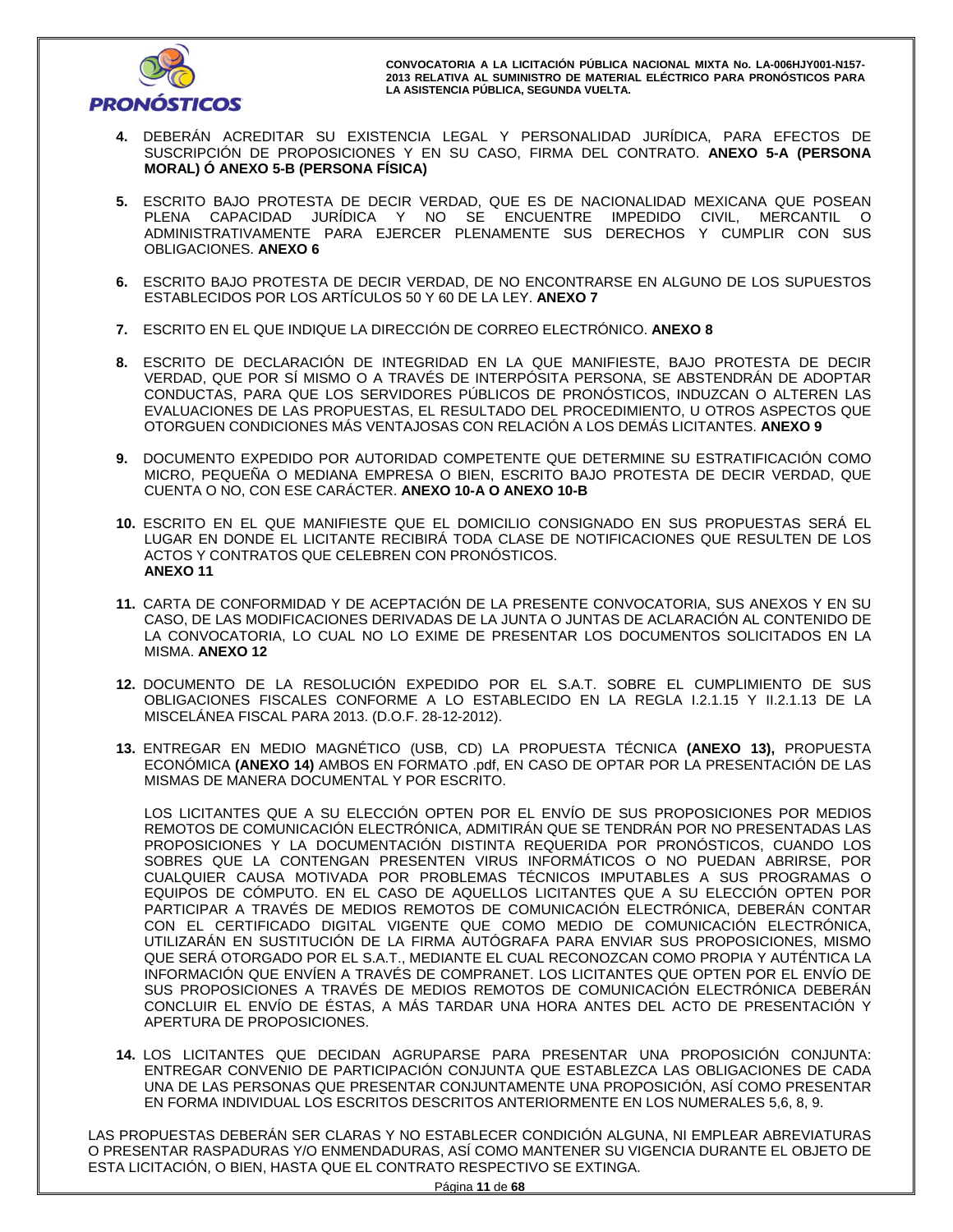4. DEBERÁN ACREDITAR SU EXISTENCIA LEGAL Y PERSONALIDAD JURÍDICA, PARA EFECTOS DE SUSCRIPCIÓN DE PROPOSICIONES Y EN SU CASO, FIRMA DEL CONTRATO. **ANEXO 5-A (PERSONA MORAL) Ó ANEXO 5-B (PERSONA FÍSICA)**

5. ESCRITO BAJO PROTESTA DE DECIR VERDAD, QUE ES DE NACIONALIDAD MEXICANA QUE POSEAN PLENA CAPACIDAD JURÍDICA Y NO SE ENCUENTRE IMPEDIDO CIVIL, MERCANTIL O ADMINISTRATIVAMENTE PARA EJERCER PLENAMENTE SUS DERECHOS Y CUMPLIR CON SUS OBLIGACIONES. **ANEXO 6**

6. ESCRITO BAJO PROTESTA DE DECIR VERDAD, DE NO ENCONTRARSE EN ALGUNO DE LOS SUPUESTOS ESTABLECIDOS POR LOS ARTÍCULOS 50 Y 60 DE LA LEY. **ANEXO 7**

7. ESCRITO EN EL QUE INDIQUE LA DIRECCIÓN DE CORREO ELECTRÓNICO. **ANEXO 8**

8. ESCRITO DE DECLARACIÓN DE INTEGRIDAD EN LA QUE MANIFIESTE, BAJO PROTESTA DE DECIR VERDAD, QUE POR SÍ MISMO O A TRAVÉS DE INTERPÓSITA PERSONA, SE ABSTENDRÁN DE ADOPTAR CONDUCTAS, PARA QUE LOS SERVIDORES PÚBLICOS DE PRONÓSTICOS, INDUZCAN O ALTEREN LAS EVALUACIONES DE LAS PROPUESTAS, EL RESULTADO DEL PROCEDIMIENTO, U OTROS ASPECTOS QUE OTORGUEN CONDICIONES MÁS VENTAJOSAS CON RELACIÓN A LOS DEMÁS LICITANTES. **ANEXO 9**

9. DOCUMENTO EXPEDIDO POR AUTORIDAD COMPETENTE QUE DETERMINE SU ESTRATIFICACIÓN COMO MICRO, PEQUEÑA O MEDIANA EMPRESA O BIEN, ESCRITO BAJO PROTESTA DE DECIR VERDAD, QUE CUENTA O NO, CON ESE CARÁCTER. **ANEXO 10-A O ANEXO 10-B**

10. ESCRITO EN EL QUE MANIFIESTE QUE EL DOMICILIO CONSIGNADO EN SUS PROPUESTAS SERÁ EL LUGAR EN DONDE EL LICITANTE RECIBIRÁ TODA CLASE DE NOTIFICACIONES QUE RESULTEN DE LOS ACTOS Y CONTRATOS QUE CELEBREN CON PRONÓSTICOS.
**ANEXO 11**

11. CARTA DE CONFORMIDAD Y DE ACEPTACIÓN DE LA PRESENTE CONVOCATORIA, SUS ANEXOS Y EN SU CASO, DE LAS MODIFICACIONES DERIVADAS DE LA JUNTA O JUNTAS DE ACLARACIÓN AL CONTENIDO DE LA CONVOCATORIA, LO CUAL NO LO EXIME DE PRESENTAR LOS DOCUMENTOS SOLICITADOS EN LA MISMA. **ANEXO 12**

12. DOCUMENTO DE LA RESOLUCIÓN EXPEDIDO POR EL S.A.T. SOBRE EL CUMPLIMIENTO DE SUS OBLIGACIONES FISCALES CONFORME A LO ESTABLECIDO EN LA REGLA I.2.1.15 Y II.2.1.13 DE LA MISCELÁNEA FISCAL PARA 2013. (D.O.F. 28-12-2012).

13. ENTREGAR EN MEDIO MAGNÉTICO (USB, CD) LA PROPUESTA TÉCNICA **(ANEXO 13),** PROPUESTA ECONÓMICA **(ANEXO 14)** AMBOS EN FORMATO .pdf, EN CASO DE OPTAR POR LA PRESENTACIÓN DE LAS MISMAS DE MANERA DOCUMENTAL Y POR ESCRITO.

    LOS LICITANTES QUE A SU ELECCIÓN OPTEN POR EL ENVÍO DE SUS PROPOSICIONES POR MEDIOS REMOTOS DE COMUNICACIÓN ELECTRÓNICA, ADMITIRÁN QUE SE TENDRÁN POR NO PRESENTADAS LAS PROPOSICIONES Y LA DOCUMENTACIÓN DISTINTA REQUERIDA POR PRONÓSTICOS, CUANDO LOS SOBRES QUE LA CONTENGAN PRESENTEN VIRUS INFORMÁTICOS O NO PUEDAN ABRIRSE, POR CUALQUIER CAUSA MOTIVADA POR PROBLEMAS TÉCNICOS IMPUTABLES A SUS PROGRAMAS O EQUIPOS DE CÓMPUTO. EN EL CASO DE AQUELLOS LICITANTES QUE A SU ELECCIÓN OPTEN POR PARTICIPAR A TRAVÉS DE MEDIOS REMOTOS DE COMUNICACIÓN ELECTRÓNICA, DEBERÁN CONTAR CON EL CERTIFICADO DIGITAL VIGENTE QUE COMO MEDIO DE COMUNICACIÓN ELECTRÓNICA, UTILIZARÁN EN SUSTITUCIÓN DE LA FIRMA AUTÓGRAFA PARA ENVIAR SUS PROPOSICIONES, MISMO QUE SERÁ OTORGADO POR EL S.A.T., MEDIANTE EL CUAL RECONOZCAN COMO PROPIA Y AUTÉNTICA LA INFORMACIÓN QUE ENVÍEN A TRAVÉS DE COMPRANET. LOS LICITANTES QUE OPTEN POR EL ENVÍO DE SUS PROPOSICIONES A TRAVÉS DE MEDIOS REMOTOS DE COMUNICACIÓN ELECTRÓNICA DEBERÁN CONCLUIR EL ENVÍO DE ÉSTAS, A MÁS TARDAR UNA HORA ANTES DEL ACTO DE PRESENTACIÓN Y APERTURA DE PROPOSICIONES.

14. LOS LICITANTES QUE DECIDAN AGRUPARSE PARA PRESENTAR UNA PROPOSICIÓN CONJUNTA: ENTREGAR CONVENIO DE PARTICIPACIÓN CONJUNTA QUE ESTABLEZCA LAS OBLIGACIONES DE CADA UNA DE LAS PERSONAS QUE PRESENTAR CONJUNTAMENTE UNA PROPOSICIÓN, ASÍ COMO PRESENTAR EN FORMA INDIVIDUAL LOS ESCRITOS DESCRITOS ANTERIORMENTE EN LOS NUMERALES 5,6, 8, 9.

LAS PROPUESTAS DEBERÁN SER CLARAS Y NO ESTABLECER CONDICIÓN ALGUNA, NI EMPLEAR ABREVIATURAS O PRESENTAR RASPADURAS Y/O ENMENDADURAS, ASÍ COMO MANTENER SU VIGENCIA DURANTE EL OBJETO DE ESTA LICITACIÓN, O BIEN, HASTA QUE EL CONTRATO RESPECTIVO SE EXTINGA.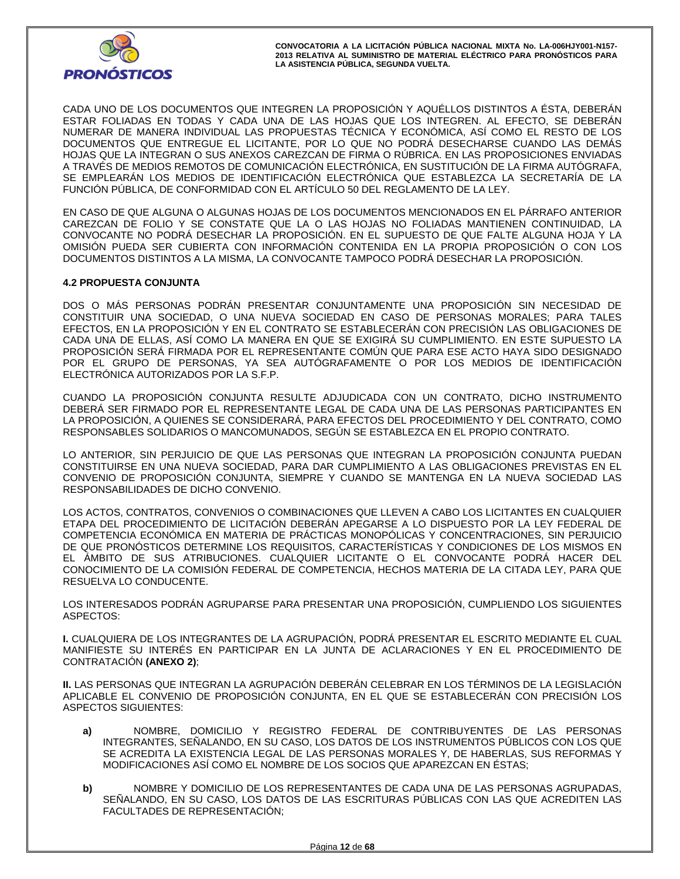CADA UNO DE LOS DOCUMENTOS QUE INTEGREN LA PROPOSICIÓN Y AQUÉLLOS DISTINTOS A ÉSTA, DEBERÁN ESTAR FOLIADAS EN TODAS Y CADA UNA DE LAS HOJAS QUE LOS INTEGREN. AL EFECTO, SE DEBERÁN NUMERAR DE MANERA INDIVIDUAL LAS PROPUESTAS TÉCNICA Y ECONÓMICA, ASÍ COMO EL RESTO DE LOS DOCUMENTOS QUE ENTREGUE EL LICITANTE, POR LO QUE NO PODRÁ DESECHARSE CUANDO LAS DEMÁS HOJAS QUE LA INTEGRAN O SUS ANEXOS CAREZCAN DE FIRMA O RÚBRICA. EN LAS PROPOSICIONES ENVIADAS A TRAVÉS DE MEDIOS REMOTOS DE COMUNICACIÓN ELECTRÓNICA, EN SUSTITUCIÓN DE LA FIRMA AUTÓGRAFA, SE EMPLEARÁN LOS MEDIOS DE IDENTIFICACIÓN ELECTRÓNICA QUE ESTABLEZCA LA SECRETARÍA DE LA FUNCIÓN PÚBLICA, DE CONFORMIDAD CON EL ARTÍCULO 50 DEL REGLAMENTO DE LA LEY.

EN CASO DE QUE ALGUNA O ALGUNAS HOJAS DE LOS DOCUMENTOS MENCIONADOS EN EL PÁRRAFO ANTERIOR CAREZCAN DE FOLIO Y SE CONSTATE QUE LA O LAS HOJAS NO FOLIADAS MANTIENEN CONTINUIDAD, LA CONVOCANTE NO PODRÁ DESECHAR LA PROPOSICIÓN. EN EL SUPUESTO DE QUE FALTE ALGUNA HOJA Y LA OMISIÓN PUEDA SER CUBIERTA CON INFORMACIÓN CONTENIDA EN LA PROPIA PROPOSICIÓN O CON LOS DOCUMENTOS DISTINTOS A LA MISMA, LA CONVOCANTE TAMPOCO PODRÁ DESECHAR LA PROPOSICIÓN.

### 4.2 PROPUESTA CONJUNTA

DOS O MÁS PERSONAS PODRÁN PRESENTAR CONJUNTAMENTE UNA PROPOSICIÓN SIN NECESIDAD DE CONSTITUIR UNA SOCIEDAD, O UNA NUEVA SOCIEDAD EN CASO DE PERSONAS MORALES; PARA TALES EFECTOS, EN LA PROPOSICIÓN Y EN EL CONTRATO SE ESTABLECERÁN CON PRECISIÓN LAS OBLIGACIONES DE CADA UNA DE ELLAS, ASÍ COMO LA MANERA EN QUE SE EXIGIRÁ SU CUMPLIMIENTO. EN ESTE SUPUESTO LA PROPOSICIÓN SERÁ FIRMADA POR EL REPRESENTANTE COMÚN QUE PARA ESE ACTO HAYA SIDO DESIGNADO POR EL GRUPO DE PERSONAS, YA SEA AUTÓGRAFAMENTE O POR LOS MEDIOS DE IDENTIFICACIÓN ELECTRÓNICA AUTORIZADOS POR LA S.F.P.

CUANDO LA PROPOSICIÓN CONJUNTA RESULTE ADJUDICADA CON UN CONTRATO, DICHO INSTRUMENTO DEBERÁ SER FIRMADO POR EL REPRESENTANTE LEGAL DE CADA UNA DE LAS PERSONAS PARTICIPANTES EN LA PROPOSICIÓN, A QUIENES SE CONSIDERARÁ, PARA EFECTOS DEL PROCEDIMIENTO Y DEL CONTRATO, COMO RESPONSABLES SOLIDARIOS O MANCOMUNADOS, SEGÚN SE ESTABLEZCA EN EL PROPIO CONTRATO.

LO ANTERIOR, SIN PERJUICIO DE QUE LAS PERSONAS QUE INTEGRAN LA PROPOSICIÓN CONJUNTA PUEDAN CONSTITUIRSE EN UNA NUEVA SOCIEDAD, PARA DAR CUMPLIMIENTO A LAS OBLIGACIONES PREVISTAS EN EL CONVENIO DE PROPOSICIÓN CONJUNTA, SIEMPRE Y CUANDO SE MANTENGA EN LA NUEVA SOCIEDAD LAS RESPONSABILIDADES DE DICHO CONVENIO.

LOS ACTOS, CONTRATOS, CONVENIOS O COMBINACIONES QUE LLEVEN A CABO LOS LICITANTES EN CUALQUIER ETAPA DEL PROCEDIMIENTO DE LICITACIÓN DEBERÁN APEGARSE A LO DISPUESTO POR LA LEY FEDERAL DE COMPETENCIA ECONÓMICA EN MATERIA DE PRÁCTICAS MONOPÓLICAS Y CONCENTRACIONES, SIN PERJUICIO DE QUE PRONÓSTICOS DETERMINE LOS REQUISITOS, CARACTERÍSTICAS Y CONDICIONES DE LOS MISMOS EN EL ÁMBITO DE SUS ATRIBUCIONES. CUALQUIER LICITANTE O EL CONVOCANTE PODRÁ HACER DEL CONOCIMIENTO DE LA COMISIÓN FEDERAL DE COMPETENCIA, HECHOS MATERIA DE LA CITADA LEY, PARA QUE RESUELVA LO CONDUCENTE.

LOS INTERESADOS PODRÁN AGRUPARSE PARA PRESENTAR UNA PROPOSICIÓN, CUMPLIENDO LOS SIGUIENTES ASPECTOS:

**I.** CUALQUIERA DE LOS INTEGRANTES DE LA AGRUPACIÓN, PODRÁ PRESENTAR EL ESCRITO MEDIANTE EL CUAL MANIFIESTE SU INTERÉS EN PARTICIPAR EN LA JUNTA DE ACLARACIONES Y EN EL PROCEDIMIENTO DE CONTRATACIÓN **(ANEXO 2)**;

**II.** LAS PERSONAS QUE INTEGRAN LA AGRUPACIÓN DEBERÁN CELEBRAR EN LOS TÉRMINOS DE LA LEGISLACIÓN APLICABLE EL CONVENIO DE PROPOSICIÓN CONJUNTA, EN EL QUE SE ESTABLECERÁN CON PRECISIÓN LOS ASPECTOS SIGUIENTES:

- **a)** NOMBRE, DOMICILIO Y REGISTRO FEDERAL DE CONTRIBUYENTES DE LAS PERSONAS INTEGRANTES, SEÑALANDO, EN SU CASO, LOS DATOS DE LOS INSTRUMENTOS PÚBLICOS CON LOS QUE SE ACREDITA LA EXISTENCIA LEGAL DE LAS PERSONAS MORALES Y, DE HABERLAS, SUS REFORMAS Y MODIFICACIONES ASÍ COMO EL NOMBRE DE LOS SOCIOS QUE APAREZCAN EN ÉSTAS;

- **b)** NOMBRE Y DOMICILIO DE LOS REPRESENTANTES DE CADA UNA DE LAS PERSONAS AGRUPADAS, SEÑALANDO, EN SU CASO, LOS DATOS DE LAS ESCRITURAS PÚBLICAS CON LAS QUE ACREDITEN LAS FACULTADES DE REPRESENTACIÓN;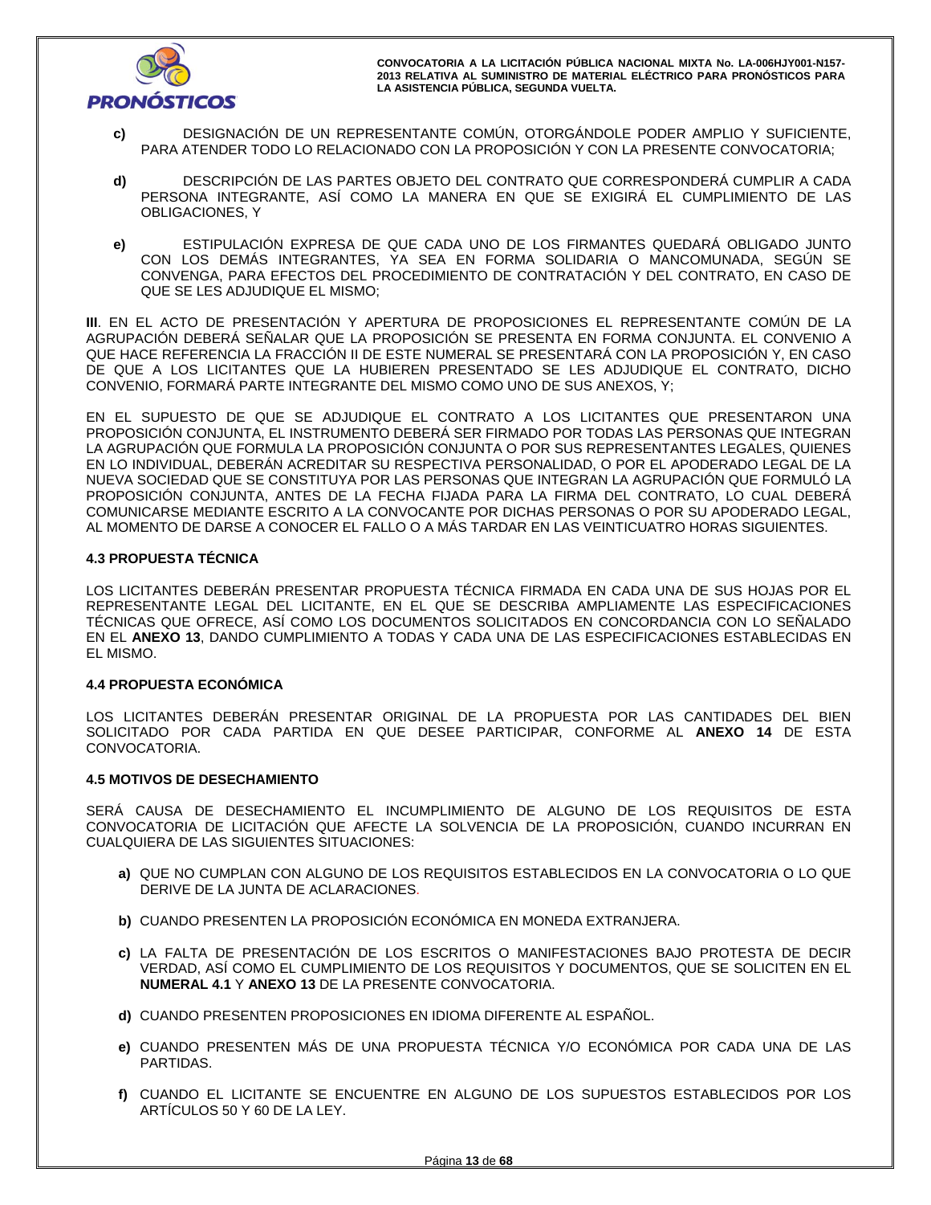**c)** DESIGNACIÓN DE UN REPRESENTANTE COMÚN, OTORGÁNDOLE PODER AMPLIO Y SUFICIENTE, PARA ATENDER TODO LO RELACIONADO CON LA PROPOSICIÓN Y CON LA PRESENTE CONVOCATORIA;

**d)** DESCRIPCIÓN DE LAS PARTES OBJETO DEL CONTRATO QUE CORRESPONDERÁ CUMPLIR A CADA PERSONA INTEGRANTE, ASÍ COMO LA MANERA EN QUE SE EXIGIRÁ EL CUMPLIMIENTO DE LAS OBLIGACIONES, Y

**e)** ESTIPULACIÓN EXPRESA DE QUE CADA UNO DE LOS FIRMANTES QUEDARÁ OBLIGADO JUNTO CON LOS DEMÁS INTEGRANTES, YA SEA EN FORMA SOLIDARIA O MANCOMUNADA, SEGÚN SE CONVENGA, PARA EFECTOS DEL PROCEDIMIENTO DE CONTRATACIÓN Y DEL CONTRATO, EN CASO DE QUE SE LES ADJUDIQUE EL MISMO;

**III**. EN EL ACTO DE PRESENTACIÓN Y APERTURA DE PROPOSICIONES EL REPRESENTANTE COMÚN DE LA AGRUPACIÓN DEBERÁ SEÑALAR QUE LA PROPOSICIÓN SE PRESENTA EN FORMA CONJUNTA. EL CONVENIO A QUE HACE REFERENCIA LA FRACCIÓN II DE ESTE NUMERAL SE PRESENTARÁ CON LA PROPOSICIÓN Y, EN CASO DE QUE A LOS LICITANTES QUE LA HUBIEREN PRESENTADO SE LES ADJUDIQUE EL CONTRATO, DICHO CONVENIO, FORMARÁ PARTE INTEGRANTE DEL MISMO COMO UNO DE SUS ANEXOS, Y;

EN EL SUPUESTO DE QUE SE ADJUDIQUE EL CONTRATO A LOS LICITANTES QUE PRESENTARON UNA PROPOSICIÓN CONJUNTA, EL INSTRUMENTO DEBERÁ SER FIRMADO POR TODAS LAS PERSONAS QUE INTEGRAN LA AGRUPACIÓN QUE FORMULA LA PROPOSICIÓN CONJUNTA O POR SUS REPRESENTANTES LEGALES, QUIENES EN LO INDIVIDUAL, DEBERÁN ACREDITAR SU RESPECTIVA PERSONALIDAD, O POR EL APODERADO LEGAL DE LA NUEVA SOCIEDAD QUE SE CONSTITUYA POR LAS PERSONAS QUE INTEGRAN LA AGRUPACIÓN QUE FORMULÓ LA PROPOSICIÓN CONJUNTA, ANTES DE LA FECHA FIJADA PARA LA FIRMA DEL CONTRATO, LO CUAL DEBERÁ COMUNICARSE MEDIANTE ESCRITO A LA CONVOCANTE POR DICHAS PERSONAS O POR SU APODERADO LEGAL, AL MOMENTO DE DARSE A CONOCER EL FALLO O A MÁS TARDAR EN LAS VEINTICUATRO HORAS SIGUIENTES.

### 4.3 PROPUESTA TÉCNICA

LOS LICITANTES DEBERÁN PRESENTAR PROPUESTA TÉCNICA FIRMADA EN CADA UNA DE SUS HOJAS POR EL REPRESENTANTE LEGAL DEL LICITANTE, EN EL QUE SE DESCRIBA AMPLIAMENTE LAS ESPECIFICACIONES TÉCNICAS QUE OFRECE, ASÍ COMO LOS DOCUMENTOS SOLICITADOS EN CONCORDANCIA CON LO SEÑALADO EN EL **ANEXO 13**, DANDO CUMPLIMIENTO A TODAS Y CADA UNA DE LAS ESPECIFICACIONES ESTABLECIDAS EN EL MISMO.

### 4.4 PROPUESTA ECONÓMICA

LOS LICITANTES DEBERÁN PRESENTAR ORIGINAL DE LA PROPUESTA POR LAS CANTIDADES DEL BIEN SOLICITADO POR CADA PARTIDA EN QUE DESEE PARTICIPAR, CONFORME AL **ANEXO 14** DE ESTA CONVOCATORIA.

### 4.5 MOTIVOS DE DESECHAMIENTO

SERÁ CAUSA DE DESECHAMIENTO EL INCUMPLIMIENTO DE ALGUNO DE LOS REQUISITOS DE ESTA CONVOCATORIA DE LICITACIÓN QUE AFECTE LA SOLVENCIA DE LA PROPOSICIÓN, CUANDO INCURRAN EN CUALQUIERA DE LAS SIGUIENTES SITUACIONES:

**a)** QUE NO CUMPLAN CON ALGUNO DE LOS REQUISITOS ESTABLECIDOS EN LA CONVOCATORIA O LO QUE DERIVE DE LA JUNTA DE ACLARACIONES.

**b)** CUANDO PRESENTEN LA PROPOSICIÓN ECONÓMICA EN MONEDA EXTRANJERA.

**c)** LA FALTA DE PRESENTACIÓN DE LOS ESCRITOS O MANIFESTACIONES BAJO PROTESTA DE DECIR VERDAD, ASÍ COMO EL CUMPLIMIENTO DE LOS REQUISITOS Y DOCUMENTOS, QUE SE SOLICITEN EN EL **NUMERAL 4.1** Y **ANEXO 13** DE LA PRESENTE CONVOCATORIA.

**d)** CUANDO PRESENTEN PROPOSICIONES EN IDIOMA DIFERENTE AL ESPAÑOL.

**e)** CUANDO PRESENTEN MÁS DE UNA PROPUESTA TÉCNICA Y/O ECONÓMICA POR CADA UNA DE LAS PARTIDAS.

**f)** CUANDO EL LICITANTE SE ENCUENTRE EN ALGUNO DE LOS SUPUESTOS ESTABLECIDOS POR LOS ARTÍCULOS 50 Y 60 DE LA LEY.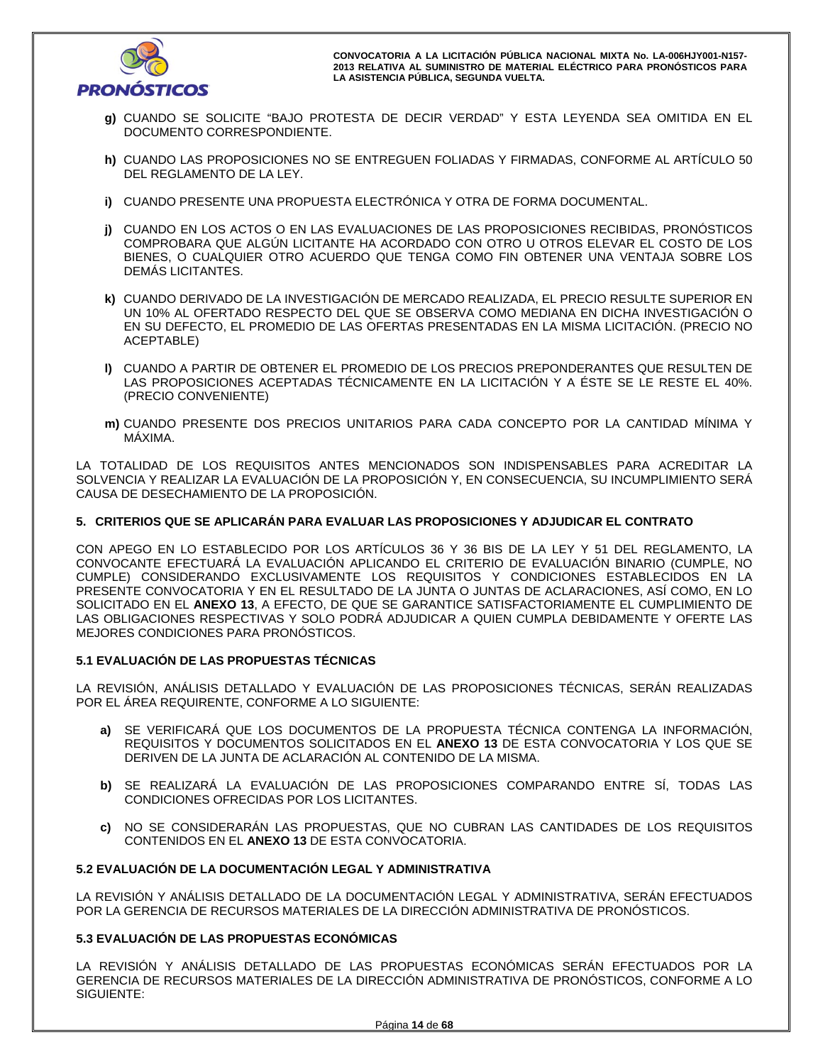**g)** CUANDO SE SOLICITE "BAJO PROTESTA DE DECIR VERDAD" Y ESTA LEYENDA SEA OMITIDA EN EL DOCUMENTO CORRESPONDIENTE.

**h)** CUANDO LAS PROPOSICIONES NO SE ENTREGUEN FOLIADAS Y FIRMADAS, CONFORME AL ARTÍCULO 50 DEL REGLAMENTO DE LA LEY.

**i)** CUANDO PRESENTE UNA PROPUESTA ELECTRÓNICA Y OTRA DE FORMA DOCUMENTAL.

**j)** CUANDO EN LOS ACTOS O EN LAS EVALUACIONES DE LAS PROPOSICIONES RECIBIDAS, PRONÓSTICOS COMPROBARA QUE ALGÚN LICITANTE HA ACORDADO CON OTRO U OTROS ELEVAR EL COSTO DE LOS BIENES, O CUALQUIER OTRO ACUERDO QUE TENGA COMO FIN OBTENER UNA VENTAJA SOBRE LOS DEMÁS LICITANTES.

**k)** CUANDO DERIVADO DE LA INVESTIGACIÓN DE MERCADO REALIZADA, EL PRECIO RESULTE SUPERIOR EN UN 10% AL OFERTADO RESPECTO DEL QUE SE OBSERVA COMO MEDIANA EN DICHA INVESTIGACIÓN O EN SU DEFECTO, EL PROMEDIO DE LAS OFERTAS PRESENTADAS EN LA MISMA LICITACIÓN. (PRECIO NO ACEPTABLE)

**l)** CUANDO A PARTIR DE OBTENER EL PROMEDIO DE LOS PRECIOS PREPONDERANTES QUE RESULTEN DE LAS PROPOSICIONES ACEPTADAS TÉCNICAMENTE EN LA LICITACIÓN Y A ÉSTE SE LE RESTE EL 40%. (PRECIO CONVENIENTE)

**m)** CUANDO PRESENTE DOS PRECIOS UNITARIOS PARA CADA CONCEPTO POR LA CANTIDAD MÍNIMA Y MÁXIMA.

LA TOTALIDAD DE LOS REQUISITOS ANTES MENCIONADOS SON INDISPENSABLES PARA ACREDITAR LA SOLVENCIA Y REALIZAR LA EVALUACIÓN DE LA PROPOSICIÓN Y, EN CONSECUENCIA, SU INCUMPLIMIENTO SERÁ CAUSA DE DESECHAMIENTO DE LA PROPOSICIÓN.

## 5. CRITERIOS QUE SE APLICARÁN PARA EVALUAR LAS PROPOSICIONES Y ADJUDICAR EL CONTRATO

CON APEGO EN LO ESTABLECIDO POR LOS ARTÍCULOS 36 Y 36 BIS DE LA LEY Y 51 DEL REGLAMENTO, LA CONVOCANTE EFECTUARÁ LA EVALUACIÓN APLICANDO EL CRITERIO DE EVALUACIÓN BINARIO (CUMPLE, NO CUMPLE) CONSIDERANDO EXCLUSIVAMENTE LOS REQUISITOS Y CONDICIONES ESTABLECIDOS EN LA PRESENTE CONVOCATORIA Y EN EL RESULTADO DE LA JUNTA O JUNTAS DE ACLARACIONES, ASÍ COMO, EN LO SOLICITADO EN EL **ANEXO 13**, A EFECTO, DE QUE SE GARANTICE SATISFACTORIAMENTE EL CUMPLIMIENTO DE LAS OBLIGACIONES RESPECTIVAS Y SOLO PODRÁ ADJUDICAR A QUIEN CUMPLA DEBIDAMENTE Y OFERTE LAS MEJORES CONDICIONES PARA PRONÓSTICOS.

### 5.1 EVALUACIÓN DE LAS PROPUESTAS TÉCNICAS

LA REVISIÓN, ANÁLISIS DETALLADO Y EVALUACIÓN DE LAS PROPOSICIONES TÉCNICAS, SERÁN REALIZADAS POR EL ÁREA REQUIRENTE, CONFORME A LO SIGUIENTE:

**a)** SE VERIFICARÁ QUE LOS DOCUMENTOS DE LA PROPUESTA TÉCNICA CONTENGA LA INFORMACIÓN, REQUISITOS Y DOCUMENTOS SOLICITADOS EN EL **ANEXO 13** DE ESTA CONVOCATORIA Y LOS QUE SE DERIVEN DE LA JUNTA DE ACLARACIÓN AL CONTENIDO DE LA MISMA.

**b)** SE REALIZARÁ LA EVALUACIÓN DE LAS PROPOSICIONES COMPARANDO ENTRE SÍ, TODAS LAS CONDICIONES OFRECIDAS POR LOS LICITANTES.

**c)** NO SE CONSIDERARÁN LAS PROPUESTAS, QUE NO CUBRAN LAS CANTIDADES DE LOS REQUISITOS CONTENIDOS EN EL **ANEXO 13** DE ESTA CONVOCATORIA.

### 5.2 EVALUACIÓN DE LA DOCUMENTACIÓN LEGAL Y ADMINISTRATIVA

LA REVISIÓN Y ANÁLISIS DETALLADO DE LA DOCUMENTACIÓN LEGAL Y ADMINISTRATIVA, SERÁN EFECTUADOS POR LA GERENCIA DE RECURSOS MATERIALES DE LA DIRECCIÓN ADMINISTRATIVA DE PRONÓSTICOS.

### 5.3 EVALUACIÓN DE LAS PROPUESTAS ECONÓMICAS

LA REVISIÓN Y ANÁLISIS DETALLADO DE LAS PROPUESTAS ECONÓMICAS SERÁN EFECTUADOS POR LA GERENCIA DE RECURSOS MATERIALES DE LA DIRECCIÓN ADMINISTRATIVA DE PRONÓSTICOS, CONFORME A LO SIGUIENTE: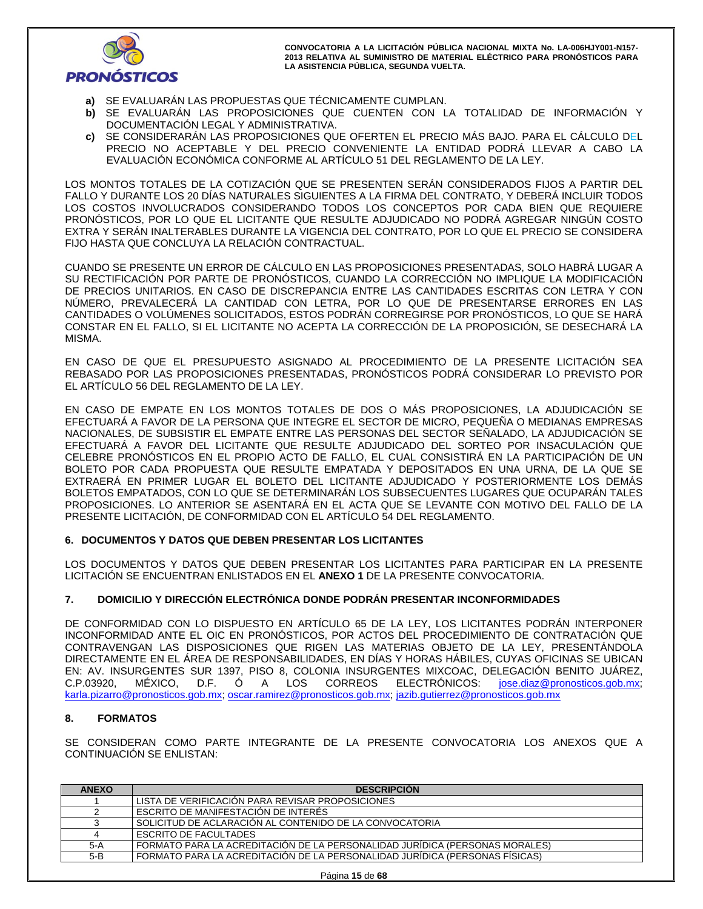a) SE EVALUARÁN LAS PROPUESTAS QUE TÉCNICAMENTE CUMPLAN.
b) SE EVALUARÁN LAS PROPOSICIONES QUE CUENTEN CON LA TOTALIDAD DE INFORMACIÓN Y DOCUMENTACIÓN LEGAL Y ADMINISTRATIVA.
c) SE CONSIDERARÁN LAS PROPOSICIONES QUE OFERTEN EL PRECIO MÁS BAJO. PARA EL CÁLCULO DEL PRECIO NO ACEPTABLE Y DEL PRECIO CONVENIENTE LA ENTIDAD PODRÁ LLEVAR A CABO LA EVALUACIÓN ECONÓMICA CONFORME AL ARTÍCULO 51 DEL REGLAMENTO DE LA LEY.

LOS MONTOS TOTALES DE LA COTIZACIÓN QUE SE PRESENTEN SERÁN CONSIDERADOS FIJOS A PARTIR DEL FALLO Y DURANTE LOS 20 DÍAS NATURALES SIGUIENTES A LA FIRMA DEL CONTRATO, Y DEBERÁ INCLUIR TODOS LOS COSTOS INVOLUCRADOS CONSIDERANDO TODOS LOS CONCEPTOS POR CADA BIEN QUE REQUIERE PRONÓSTICOS, POR LO QUE EL LICITANTE QUE RESULTE ADJUDICADO NO PODRÁ AGREGAR NINGÚN COSTO EXTRA Y SERÁN INALTERABLES DURANTE LA VIGENCIA DEL CONTRATO, POR LO QUE EL PRECIO SE CONSIDERA FIJO HASTA QUE CONCLUYA LA RELACIÓN CONTRACTUAL.

CUANDO SE PRESENTE UN ERROR DE CÁLCULO EN LAS PROPOSICIONES PRESENTADAS, SOLO HABRÁ LUGAR A SU RECTIFICACIÓN POR PARTE DE PRONÓSTICOS, CUANDO LA CORRECCIÓN NO IMPLIQUE LA MODIFICACIÓN DE PRECIOS UNITARIOS. EN CASO DE DISCREPANCIA ENTRE LAS CANTIDADES ESCRITAS CON LETRA Y CON NÚMERO, PREVALECERÁ LA CANTIDAD CON LETRA, POR LO QUE DE PRESENTARSE ERRORES EN LAS CANTIDADES O VOLÚMENES SOLICITADOS, ESTOS PODRÁN CORREGIRSE POR PRONÓSTICOS, LO QUE SE HARÁ CONSTAR EN EL FALLO, SI EL LICITANTE NO ACEPTA LA CORRECCIÓN DE LA PROPOSICIÓN, SE DESECHARÁ LA MISMA.

EN CASO DE QUE EL PRESUPUESTO ASIGNADO AL PROCEDIMIENTO DE LA PRESENTE LICITACIÓN SEA REBASADO POR LAS PROPOSICIONES PRESENTADAS, PRONÓSTICOS PODRÁ CONSIDERAR LO PREVISTO POR EL ARTÍCULO 56 DEL REGLAMENTO DE LA LEY.

EN CASO DE EMPATE EN LOS MONTOS TOTALES DE DOS O MÁS PROPOSICIONES, LA ADJUDICACIÓN SE EFECTUARÁ A FAVOR DE LA PERSONA QUE INTEGRE EL SECTOR DE MICRO, PEQUEÑA O MEDIANAS EMPRESAS NACIONALES, DE SUBSISTIR EL EMPATE ENTRE LAS PERSONAS DEL SECTOR SEÑALADO, LA ADJUDICACIÓN SE EFECTUARÁ A FAVOR DEL LICITANTE QUE RESULTE ADJUDICADO DEL SORTEO POR INSACULACIÓN QUE CELEBRE PRONÓSTICOS EN EL PROPIO ACTO DE FALLO, EL CUAL CONSISTIRÁ EN LA PARTICIPACIÓN DE UN BOLETO POR CADA PROPUESTA QUE RESULTE EMPATADA Y DEPOSITADOS EN UNA URNA, DE LA QUE SE EXTRAERÁ EN PRIMER LUGAR EL BOLETO DEL LICITANTE ADJUDICADO Y POSTERIORMENTE LOS DEMÁS BOLETOS EMPATADOS, CON LO QUE SE DETERMINARÁN LOS SUBSECUENTES LUGARES QUE OCUPARÁN TALES PROPOSICIONES. LO ANTERIOR SE ASENTARÁ EN EL ACTA QUE SE LEVANTE CON MOTIVO DEL FALLO DE LA PRESENTE LICITACIÓN, DE CONFORMIDAD CON EL ARTÍCULO 54 DEL REGLAMENTO.

## 6. DOCUMENTOS Y DATOS QUE DEBEN PRESENTAR LOS LICITANTES

LOS DOCUMENTOS Y DATOS QUE DEBEN PRESENTAR LOS LICITANTES PARA PARTICIPAR EN LA PRESENTE LICITACIÓN SE ENCUENTRAN ENLISTADOS EN EL **ANEXO 1** DE LA PRESENTE CONVOCATORIA.

## 7. DOMICILIO Y DIRECCIÓN ELECTRÓNICA DONDE PODRÁN PRESENTAR INCONFORMIDADES

DE CONFORMIDAD CON LO DISPUESTO EN ARTÍCULO 65 DE LA LEY, LOS LICITANTES PODRÁN INTERPONER INCONFORMIDAD ANTE EL OIC EN PRONÓSTICOS, POR ACTOS DEL PROCEDIMIENTO DE CONTRATACIÓN QUE CONTRAVENGAN LAS DISPOSICIONES QUE RIGEN LAS MATERIAS OBJETO DE LA LEY, PRESENTÁNDOLA DIRECTAMENTE EN EL ÁREA DE RESPONSABILIDADES, EN DÍAS Y HORAS HÁBILES, CUYAS OFICINAS SE UBICAN EN: AV. INSURGENTES SUR 1397, PISO 8, COLONIA INSURGENTES MIXCOAC, DELEGACIÓN BENITO JUÁREZ, C.P.03920, MÉXICO, D.F. Ó A LOS CORREOS ELECTRÓNICOS: jose.diaz@pronosticos.gob.mx; karla.pizarro@pronosticos.gob.mx; oscar.ramirez@pronosticos.gob.mx; jazib.gutierrez@pronosticos.gob.mx

## 8. FORMATOS

SE CONSIDERAN COMO PARTE INTEGRANTE DE LA PRESENTE CONVOCATORIA LOS ANEXOS QUE A CONTINUACIÓN SE ENLISTAN:

| ANEXO | DESCRIPCIÓN |
|---|---|
| 1 | LISTA DE VERIFICACIÓN PARA REVISAR PROPOSICIONES |
| 2 | ESCRITO DE MANIFESTACIÓN DE INTERÉS |
| 3 | SOLICITUD DE ACLARACIÓN AL CONTENIDO DE LA CONVOCATORIA |
| 4 | ESCRITO DE FACULTADES |
| 5-A | FORMATO PARA LA ACREDITACIÓN DE LA PERSONALIDAD JURÍDICA (PERSONAS MORALES) |
| 5-B | FORMATO PARA LA ACREDITACIÓN DE LA PERSONALIDAD JURÍDICA (PERSONAS FÍSICAS) |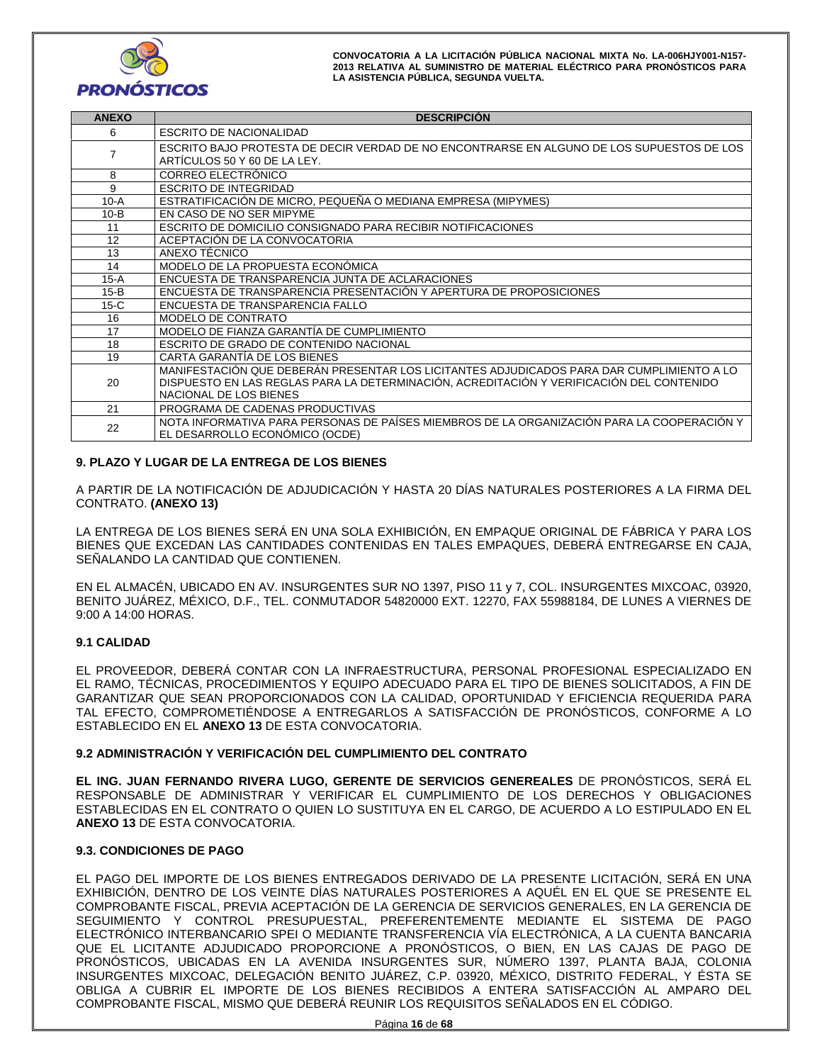| ANEXO | DESCRIPCIÓN |
| --- | --- |
| 6 | ESCRITO DE NACIONALIDAD |
| 7 | ESCRITO BAJO PROTESTA DE DECIR VERDAD DE NO ENCONTRARSE EN ALGUNO DE LOS SUPUESTOS DE LOS ARTÍCULOS 50 Y 60 DE LA LEY. |
| 8 | CORREO ELECTRÓNICO |
| 9 | ESCRITO DE INTEGRIDAD |
| 10-A | ESTRATIFICACIÓN DE MICRO, PEQUEÑA O MEDIANA EMPRESA (MIPYMES) |
| 10-B | EN CASO DE NO SER MIPYME |
| 11 | ESCRITO DE DOMICILIO CONSIGNADO PARA RECIBIR NOTIFICACIONES |
| 12 | ACEPTACIÓN DE LA CONVOCATORIA |
| 13 | ANEXO TÉCNICO |
| 14 | MODELO DE LA PROPUESTA ECONÓMICA |
| 15-A | ENCUESTA DE TRANSPARENCIA JUNTA DE ACLARACIONES |
| 15-B | ENCUESTA DE TRANSPARENCIA PRESENTACIÓN Y APERTURA DE PROPOSICIONES |
| 15-C | ENCUESTA DE TRANSPARENCIA FALLO |
| 16 | MODELO DE CONTRATO |
| 17 | MODELO DE FIANZA GARANTÍA DE CUMPLIMIENTO |
| 18 | ESCRITO DE GRADO DE CONTENIDO NACIONAL |
| 19 | CARTA GARANTÍA DE LOS BIENES |
| 20 | MANIFESTACIÓN QUE DEBERÁN PRESENTAR LOS LICITANTES ADJUDICADOS PARA DAR CUMPLIMIENTO A LO DISPUESTO EN LAS REGLAS PARA LA DETERMINACIÓN, ACREDITACIÓN Y VERIFICACIÓN DEL CONTENIDO NACIONAL DE LOS BIENES |
| 21 | PROGRAMA DE CADENAS PRODUCTIVAS |
| 22 | NOTA INFORMATIVA PARA PERSONAS DE PAÍSES MIEMBROS DE LA ORGANIZACIÓN PARA LA COOPERACIÓN Y EL DESARROLLO ECONÓMICO (OCDE) |

## 9. PLAZO Y LUGAR DE LA ENTREGA DE LOS BIENES

A PARTIR DE LA NOTIFICACIÓN DE ADJUDICACIÓN Y HASTA 20 DÍAS NATURALES POSTERIORES A LA FIRMA DEL CONTRATO. **(ANEXO 13)**

LA ENTREGA DE LOS BIENES SERÁ EN UNA SOLA EXHIBICIÓN, EN EMPAQUE ORIGINAL DE FÁBRICA Y PARA LOS BIENES QUE EXCEDAN LAS CANTIDADES CONTENIDAS EN TALES EMPAQUES, DEBERÁ ENTREGARSE EN CAJA, SEÑALANDO LA CANTIDAD QUE CONTIENEN.

EN EL ALMACÉN, UBICADO EN AV. INSURGENTES SUR NO 1397, PISO 11 y 7, COL. INSURGENTES MIXCOAC, 03920, BENITO JUÁREZ, MÉXICO, D.F., TEL. CONMUTADOR 54820000 EXT. 12270, FAX 55988184, DE LUNES A VIERNES DE 9:00 A 14:00 HORAS.

### 9.1 CALIDAD

EL PROVEEDOR, DEBERÁ CONTAR CON LA INFRAESTRUCTURA, PERSONAL PROFESIONAL ESPECIALIZADO EN EL RAMO, TÉCNICAS, PROCEDIMIENTOS Y EQUIPO ADECUADO PARA EL TIPO DE BIENES SOLICITADOS, A FIN DE GARANTIZAR QUE SEAN PROPORCIONADOS CON LA CALIDAD, OPORTUNIDAD Y EFICIENCIA REQUERIDA PARA TAL EFECTO, COMPROMETIÉNDOSE A ENTREGARLOS A SATISFACCIÓN DE PRONÓSTICOS, CONFORME A LO ESTABLECIDO EN EL **ANEXO 13** DE ESTA CONVOCATORIA.

### 9.2 ADMINISTRACIÓN Y VERIFICACIÓN DEL CUMPLIMIENTO DEL CONTRATO

**EL ING. JUAN FERNANDO RIVERA LUGO, GERENTE DE SERVICIOS GENEREALES** DE PRONÓSTICOS, SERÁ EL RESPONSABLE DE ADMINISTRAR Y VERIFICAR EL CUMPLIMIENTO DE LOS DERECHOS Y OBLIGACIONES ESTABLECIDAS EN EL CONTRATO O QUIEN LO SUSTITUYA EN EL CARGO, DE ACUERDO A LO ESTIPULADO EN EL **ANEXO 13** DE ESTA CONVOCATORIA.

### 9.3. CONDICIONES DE PAGO

EL PAGO DEL IMPORTE DE LOS BIENES ENTREGADOS DERIVADO DE LA PRESENTE LICITACIÓN, SERÁ EN UNA EXHIBICIÓN, DENTRO DE LOS VEINTE DÍAS NATURALES POSTERIORES A AQUÉL EN EL QUE SE PRESENTE EL COMPROBANTE FISCAL, PREVIA ACEPTACIÓN DE LA GERENCIA DE SERVICIOS GENERALES, EN LA GERENCIA DE SEGUIMIENTO Y CONTROL PRESUPUESTAL, PREFERENTEMENTE MEDIANTE EL SISTEMA DE PAGO ELECTRÓNICO INTERBANCARIO SPEI O MEDIANTE TRANSFERENCIA VÍA ELECTRÓNICA, A LA CUENTA BANCARIA QUE EL LICITANTE ADJUDICADO PROPORCIONE A PRONÓSTICOS, O BIEN, EN LAS CAJAS DE PAGO DE PRONÓSTICOS, UBICADAS EN LA AVENIDA INSURGENTES SUR, NÚMERO 1397, PLANTA BAJA, COLONIA INSURGENTES MIXCOAC, DELEGACIÓN BENITO JUÁREZ, C.P. 03920, MÉXICO, DISTRITO FEDERAL, Y ÉSTA SE OBLIGA A CUBRIR EL IMPORTE DE LOS BIENES RECIBIDOS A ENTERA SATISFACCIÓN AL AMPARO DEL COMPROBANTE FISCAL, MISMO QUE DEBERÁ REUNIR LOS REQUISITOS SEÑALADOS EN EL CÓDIGO.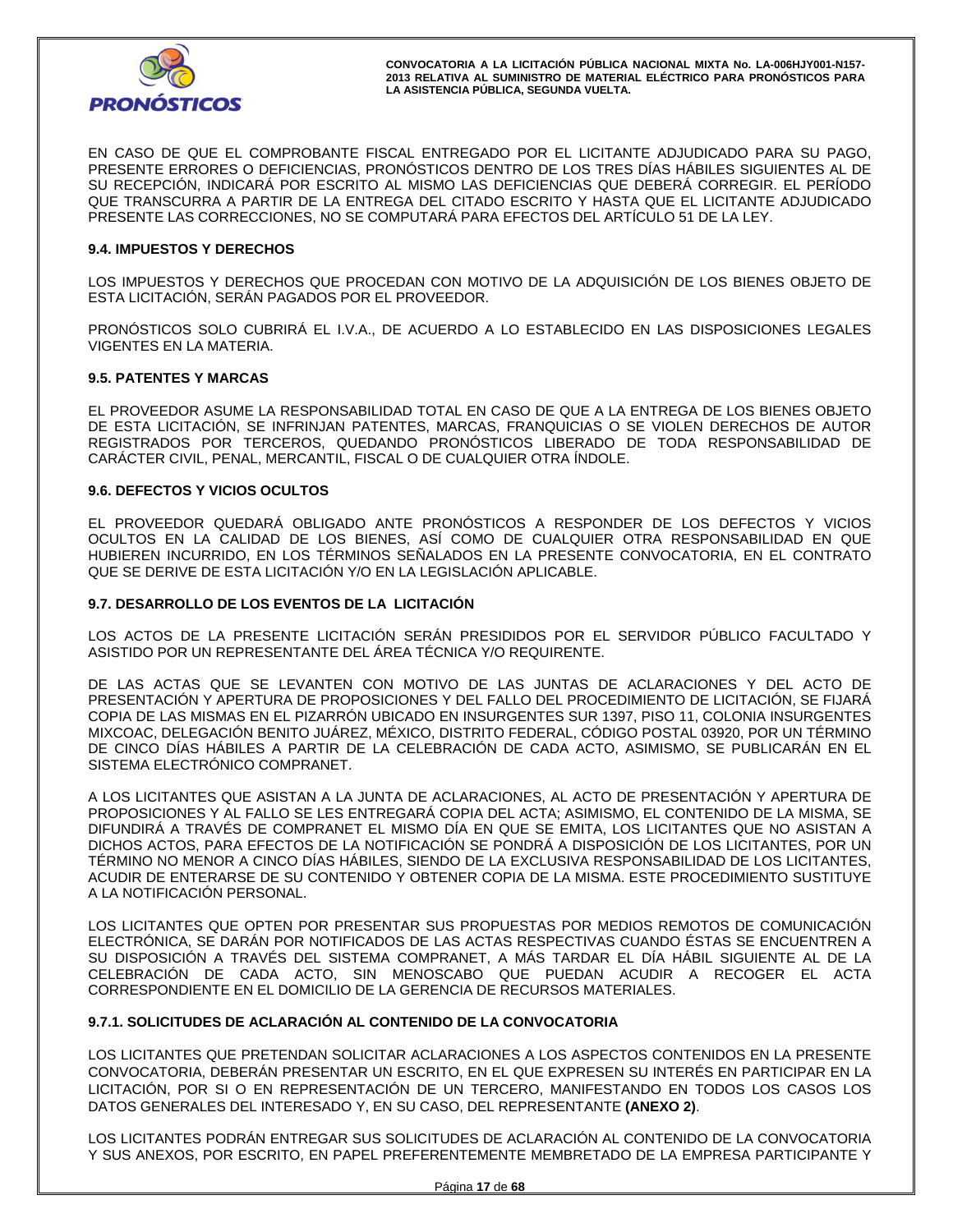EN CASO DE QUE EL COMPROBANTE FISCAL ENTREGADO POR EL LICITANTE ADJUDICADO PARA SU PAGO, PRESENTE ERRORES O DEFICIENCIAS, PRONÓSTICOS DENTRO DE LOS TRES DÍAS HÁBILES SIGUIENTES AL DE SU RECEPCIÓN, INDICARÁ POR ESCRITO AL MISMO LAS DEFICIENCIAS QUE DEBERÁ CORREGIR. EL PERÍODO QUE TRANSCURRA A PARTIR DE LA ENTREGA DEL CITADO ESCRITO Y HASTA QUE EL LICITANTE ADJUDICADO PRESENTE LAS CORRECCIONES, NO SE COMPUTARÁ PARA EFECTOS DEL ARTÍCULO 51 DE LA LEY.

### 9.4. IMPUESTOS Y DERECHOS

LOS IMPUESTOS Y DERECHOS QUE PROCEDAN CON MOTIVO DE LA ADQUISICIÓN DE LOS BIENES OBJETO DE ESTA LICITACIÓN, SERÁN PAGADOS POR EL PROVEEDOR.

PRONÓSTICOS SOLO CUBRIRÁ EL I.V.A., DE ACUERDO A LO ESTABLECIDO EN LAS DISPOSICIONES LEGALES VIGENTES EN LA MATERIA.

### 9.5. PATENTES Y MARCAS

EL PROVEEDOR ASUME LA RESPONSABILIDAD TOTAL EN CASO DE QUE A LA ENTREGA DE LOS BIENES OBJETO DE ESTA LICITACIÓN, SE INFRINJAN PATENTES, MARCAS, FRANQUICIAS O SE VIOLEN DERECHOS DE AUTOR REGISTRADOS POR TERCEROS, QUEDANDO PRONÓSTICOS LIBERADO DE TODA RESPONSABILIDAD DE CARÁCTER CIVIL, PENAL, MERCANTIL, FISCAL O DE CUALQUIER OTRA ÍNDOLE.

### 9.6. DEFECTOS Y VICIOS OCULTOS

EL PROVEEDOR QUEDARÁ OBLIGADO ANTE PRONÓSTICOS A RESPONDER DE LOS DEFECTOS Y VICIOS OCULTOS EN LA CALIDAD DE LOS BIENES, ASÍ COMO DE CUALQUIER OTRA RESPONSABILIDAD EN QUE HUBIEREN INCURRIDO, EN LOS TÉRMINOS SEÑALADOS EN LA PRESENTE CONVOCATORIA, EN EL CONTRATO QUE SE DERIVE DE ESTA LICITACIÓN Y/O EN LA LEGISLACIÓN APLICABLE.

### 9.7. DESARROLLO DE LOS EVENTOS DE LA LICITACIÓN

LOS ACTOS DE LA PRESENTE LICITACIÓN SERÁN PRESIDIDOS POR EL SERVIDOR PÚBLICO FACULTADO Y ASISTIDO POR UN REPRESENTANTE DEL ÁREA TÉCNICA Y/O REQUIRENTE.

DE LAS ACTAS QUE SE LEVANTEN CON MOTIVO DE LAS JUNTAS DE ACLARACIONES Y DEL ACTO DE PRESENTACIÓN Y APERTURA DE PROPOSICIONES Y DEL FALLO DEL PROCEDIMIENTO DE LICITACIÓN, SE FIJARÁ COPIA DE LAS MISMAS EN EL PIZARRÓN UBICADO EN INSURGENTES SUR 1397, PISO 11, COLONIA INSURGENTES MIXCOAC, DELEGACIÓN BENITO JUÁREZ, MÉXICO, DISTRITO FEDERAL, CÓDIGO POSTAL 03920, POR UN TÉRMINO DE CINCO DÍAS HÁBILES A PARTIR DE LA CELEBRACIÓN DE CADA ACTO, ASIMISMO, SE PUBLICARÁN EN EL SISTEMA ELECTRÓNICO COMPRANET.

A LOS LICITANTES QUE ASISTAN A LA JUNTA DE ACLARACIONES, AL ACTO DE PRESENTACIÓN Y APERTURA DE PROPOSICIONES Y AL FALLO SE LES ENTREGARÁ COPIA DEL ACTA; ASIMISMO, EL CONTENIDO DE LA MISMA, SE DIFUNDIRÁ A TRAVÉS DE COMPRANET EL MISMO DÍA EN QUE SE EMITA, LOS LICITANTES QUE NO ASISTAN A DICHOS ACTOS, PARA EFECTOS DE LA NOTIFICACIÓN SE PONDRÁ A DISPOSICIÓN DE LOS LICITANTES, POR UN TÉRMINO NO MENOR A CINCO DÍAS HÁBILES, SIENDO DE LA EXCLUSIVA RESPONSABILIDAD DE LOS LICITANTES, ACUDIR DE ENTERARSE DE SU CONTENIDO Y OBTENER COPIA DE LA MISMA. ESTE PROCEDIMIENTO SUSTITUYE A LA NOTIFICACIÓN PERSONAL.

LOS LICITANTES QUE OPTEN POR PRESENTAR SUS PROPUESTAS POR MEDIOS REMOTOS DE COMUNICACIÓN ELECTRÓNICA, SE DARÁN POR NOTIFICADOS DE LAS ACTAS RESPECTIVAS CUANDO ÉSTAS SE ENCUENTREN A SU DISPOSICIÓN A TRAVÉS DEL SISTEMA COMPRANET, A MÁS TARDAR EL DÍA HÁBIL SIGUIENTE AL DE LA CELEBRACIÓN DE CADA ACTO, SIN MENOSCABO QUE PUEDAN ACUDIR A RECOGER EL ACTA CORRESPONDIENTE EN EL DOMICILIO DE LA GERENCIA DE RECURSOS MATERIALES.

#### 9.7.1. SOLICITUDES DE ACLARACIÓN AL CONTENIDO DE LA CONVOCATORIA

LOS LICITANTES QUE PRETENDAN SOLICITAR ACLARACIONES A LOS ASPECTOS CONTENIDOS EN LA PRESENTE CONVOCATORIA, DEBERÁN PRESENTAR UN ESCRITO, EN EL QUE EXPRESEN SU INTERÉS EN PARTICIPAR EN LA LICITACIÓN, POR SI O EN REPRESENTACIÓN DE UN TERCERO, MANIFESTANDO EN TODOS LOS CASOS LOS DATOS GENERALES DEL INTERESADO Y, EN SU CASO, DEL REPRESENTANTE **(ANEXO 2)**.

LOS LICITANTES PODRÁN ENTREGAR SUS SOLICITUDES DE ACLARACIÓN AL CONTENIDO DE LA CONVOCATORIA Y SUS ANEXOS, POR ESCRITO, EN PAPEL PREFERENTEMENTE MEMBRETADO DE LA EMPRESA PARTICIPANTE Y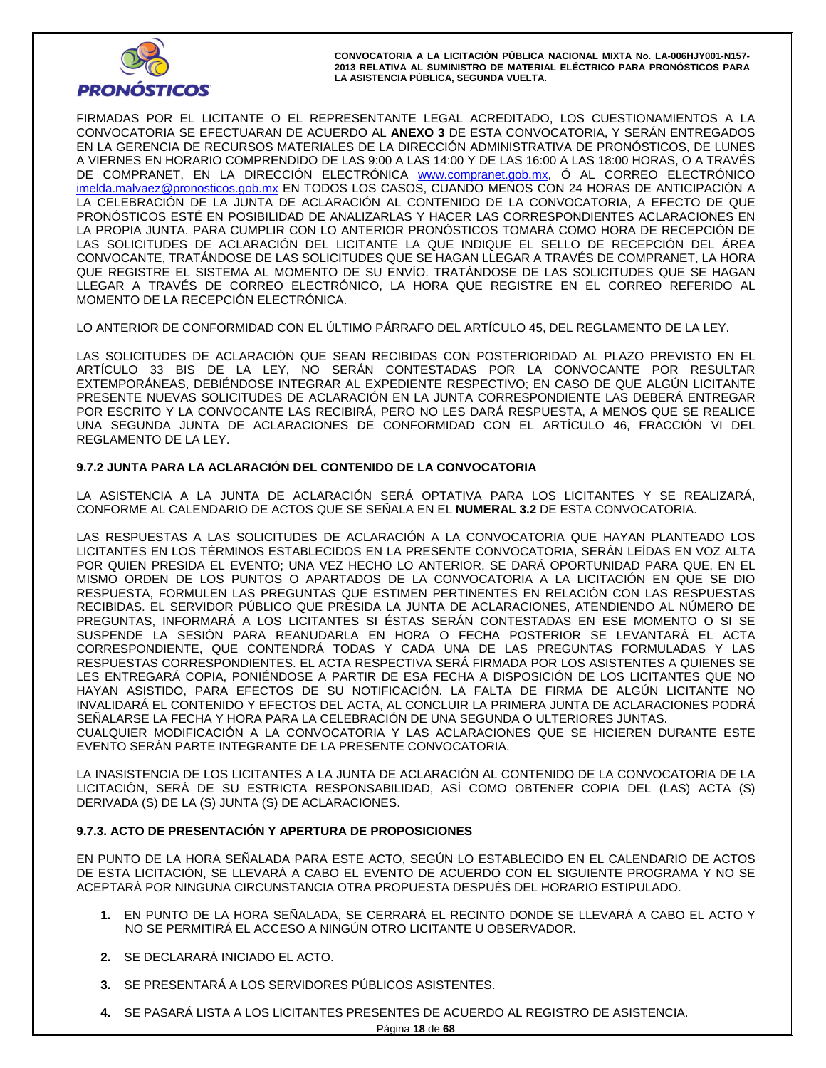FIRMADAS POR EL LICITANTE O EL REPRESENTANTE LEGAL ACREDITADO, LOS CUESTIONAMIENTOS A LA CONVOCATORIA SE EFECTUARAN DE ACUERDO AL **ANEXO 3** DE ESTA CONVOCATORIA, Y SERÁN ENTREGADOS EN LA GERENCIA DE RECURSOS MATERIALES DE LA DIRECCIÓN ADMINISTRATIVA DE PRONÓSTICOS, DE LUNES A VIERNES EN HORARIO COMPRENDIDO DE LAS 9:00 A LAS 14:00 Y DE LAS 16:00 A LAS 18:00 HORAS, O A TRAVÉS DE COMPRANET, EN LA DIRECCIÓN ELECTRÓNICA www.compranet.gob.mx, Ó AL CORREO ELECTRÓNICO imelda.malvaez@pronosticos.gob.mx EN TODOS LOS CASOS, CUANDO MENOS CON 24 HORAS DE ANTICIPACIÓN A LA CELEBRACIÓN DE LA JUNTA DE ACLARACIÓN AL CONTENIDO DE LA CONVOCATORIA, A EFECTO DE QUE PRONÓSTICOS ESTÉ EN POSIBILIDAD DE ANALIZARLAS Y HACER LAS CORRESPONDIENTES ACLARACIONES EN LA PROPIA JUNTA. PARA CUMPLIR CON LO ANTERIOR PRONÓSTICOS TOMARÁ COMO HORA DE RECEPCIÓN DE LAS SOLICITUDES DE ACLARACIÓN DEL LICITANTE LA QUE INDIQUE EL SELLO DE RECEPCIÓN DEL ÁREA CONVOCANTE, TRATÁNDOSE DE LAS SOLICITUDES QUE SE HAGAN LLEGAR A TRAVÉS DE COMPRANET, LA HORA QUE REGISTRE EL SISTEMA AL MOMENTO DE SU ENVÍO. TRATÁNDOSE DE LAS SOLICITUDES QUE SE HAGAN LLEGAR A TRAVÉS DE CORREO ELECTRÓNICO, LA HORA QUE REGISTRE EN EL CORREO REFERIDO AL MOMENTO DE LA RECEPCIÓN ELECTRÓNICA.

LO ANTERIOR DE CONFORMIDAD CON EL ÚLTIMO PÁRRAFO DEL ARTÍCULO 45, DEL REGLAMENTO DE LA LEY.

LAS SOLICITUDES DE ACLARACIÓN QUE SEAN RECIBIDAS CON POSTERIORIDAD AL PLAZO PREVISTO EN EL ARTÍCULO 33 BIS DE LA LEY, NO SERÁN CONTESTADAS POR LA CONVOCANTE POR RESULTAR EXTEMPORÁNEAS, DEBIÉNDOSE INTEGRAR AL EXPEDIENTE RESPECTIVO; EN CASO DE QUE ALGÚN LICITANTE PRESENTE NUEVAS SOLICITUDES DE ACLARACIÓN EN LA JUNTA CORRESPONDIENTE LAS DEBERÁ ENTREGAR POR ESCRITO Y LA CONVOCANTE LAS RECIBIRÁ, PERO NO LES DARÁ RESPUESTA, A MENOS QUE SE REALICE UNA SEGUNDA JUNTA DE ACLARACIONES DE CONFORMIDAD CON EL ARTÍCULO 46, FRACCIÓN VI DEL REGLAMENTO DE LA LEY.

### 9.7.2 JUNTA PARA LA ACLARACIÓN DEL CONTENIDO DE LA CONVOCATORIA

LA ASISTENCIA A LA JUNTA DE ACLARACIÓN SERÁ OPTATIVA PARA LOS LICITANTES Y SE REALIZARÁ, CONFORME AL CALENDARIO DE ACTOS QUE SE SEÑALA EN EL **NUMERAL 3.2** DE ESTA CONVOCATORIA.

LAS RESPUESTAS A LAS SOLICITUDES DE ACLARACIÓN A LA CONVOCATORIA QUE HAYAN PLANTEADO LOS LICITANTES EN LOS TÉRMINOS ESTABLECIDOS EN LA PRESENTE CONVOCATORIA, SERÁN LEÍDAS EN VOZ ALTA POR QUIEN PRESIDA EL EVENTO; UNA VEZ HECHO LO ANTERIOR, SE DARÁ OPORTUNIDAD PARA QUE, EN EL MISMO ORDEN DE LOS PUNTOS O APARTADOS DE LA CONVOCATORIA A LA LICITACIÓN EN QUE SE DIO RESPUESTA, FORMULEN LAS PREGUNTAS QUE ESTIMEN PERTINENTES EN RELACIÓN CON LAS RESPUESTAS RECIBIDAS. EL SERVIDOR PÚBLICO QUE PRESIDA LA JUNTA DE ACLARACIONES, ATENDIENDO AL NÚMERO DE PREGUNTAS, INFORMARÁ A LOS LICITANTES SI ÉSTAS SERÁN CONTESTADAS EN ESE MOMENTO O SI SE SUSPENDE LA SESIÓN PARA REANUDARLA EN HORA O FECHA POSTERIOR SE LEVANTARÁ EL ACTA CORRESPONDIENTE, QUE CONTENDRÁ TODAS Y CADA UNA DE LAS PREGUNTAS FORMULADAS Y LAS RESPUESTAS CORRESPONDIENTES. EL ACTA RESPECTIVA SERÁ FIRMADA POR LOS ASISTENTES A QUIENES SE LES ENTREGARÁ COPIA, PONIÉNDOSE A PARTIR DE ESA FECHA A DISPOSICIÓN DE LOS LICITANTES QUE NO HAYAN ASISTIDO, PARA EFECTOS DE SU NOTIFICACIÓN. LA FALTA DE FIRMA DE ALGÚN LICITANTE NO INVALIDARÁ EL CONTENIDO Y EFECTOS DEL ACTA, AL CONCLUIR LA PRIMERA JUNTA DE ACLARACIONES PODRÁ SEÑALARSE LA FECHA Y HORA PARA LA CELEBRACIÓN DE UNA SEGUNDA O ULTERIORES JUNTAS.
CUALQUIER MODIFICACIÓN A LA CONVOCATORIA Y LAS ACLARACIONES QUE SE HICIEREN DURANTE ESTE EVENTO SERÁN PARTE INTEGRANTE DE LA PRESENTE CONVOCATORIA.

LA INASISTENCIA DE LOS LICITANTES A LA JUNTA DE ACLARACIÓN AL CONTENIDO DE LA CONVOCATORIA DE LA LICITACIÓN, SERÁ DE SU ESTRICTA RESPONSABILIDAD, ASÍ COMO OBTENER COPIA DEL (LAS) ACTA (S) DERIVADA (S) DE LA (S) JUNTA (S) DE ACLARACIONES.

### 9.7.3. ACTO DE PRESENTACIÓN Y APERTURA DE PROPOSICIONES

EN PUNTO DE LA HORA SEÑALADA PARA ESTE ACTO, SEGÚN LO ESTABLECIDO EN EL CALENDARIO DE ACTOS DE ESTA LICITACIÓN, SE LLEVARÁ A CABO EL EVENTO DE ACUERDO CON EL SIGUIENTE PROGRAMA Y NO SE ACEPTARÁ POR NINGUNA CIRCUNSTANCIA OTRA PROPUESTA DESPUÉS DEL HORARIO ESTIPULADO.

1. EN PUNTO DE LA HORA SEÑALADA, SE CERRARÁ EL RECINTO DONDE SE LLEVARÁ A CABO EL ACTO Y NO SE PERMITIRÁ EL ACCESO A NINGÚN OTRO LICITANTE U OBSERVADOR.

2. SE DECLARARÁ INICIADO EL ACTO.

3. SE PRESENTARÁ A LOS SERVIDORES PÚBLICOS ASISTENTES.

4. SE PASARÁ LISTA A LOS LICITANTES PRESENTES DE ACUERDO AL REGISTRO DE ASISTENCIA.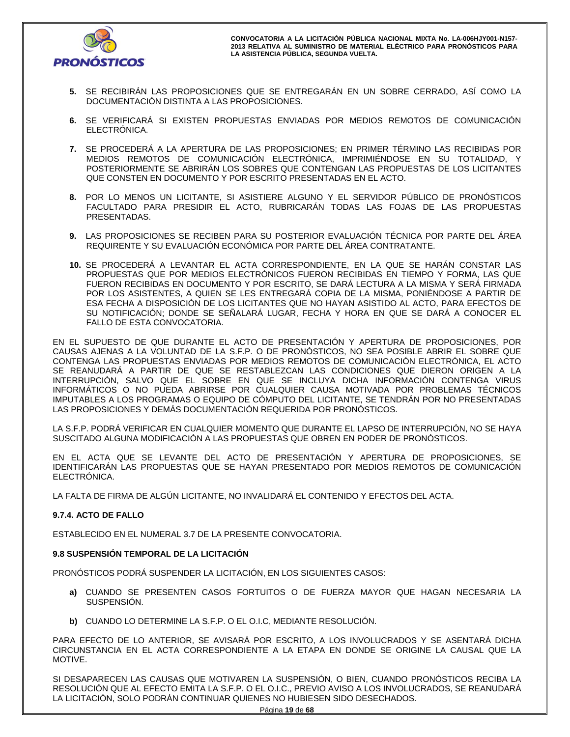5. SE RECIBIRÁN LAS PROPOSICIONES QUE SE ENTREGARÁN EN UN SOBRE CERRADO, ASÍ COMO LA DOCUMENTACIÓN DISTINTA A LAS PROPOSICIONES.

6. SE VERIFICARÁ SI EXISTEN PROPUESTAS ENVIADAS POR MEDIOS REMOTOS DE COMUNICACIÓN ELECTRÓNICA.

7. SE PROCEDERÁ A LA APERTURA DE LAS PROPOSICIONES; EN PRIMER TÉRMINO LAS RECIBIDAS POR MEDIOS REMOTOS DE COMUNICACIÓN ELECTRÓNICA, IMPRIMIÉNDOSE EN SU TOTALIDAD, Y POSTERIORMENTE SE ABRIRÁN LOS SOBRES QUE CONTENGAN LAS PROPUESTAS DE LOS LICITANTES QUE CONSTEN EN DOCUMENTO Y POR ESCRITO PRESENTADAS EN EL ACTO.

8. POR LO MENOS UN LICITANTE, SI ASISTIERE ALGUNO Y EL SERVIDOR PÚBLICO DE PRONÓSTICOS FACULTADO PARA PRESIDIR EL ACTO, RUBRICARÁN TODAS LAS FOJAS DE LAS PROPUESTAS PRESENTADAS.

9. LAS PROPOSICIONES SE RECIBEN PARA SU POSTERIOR EVALUACIÓN TÉCNICA POR PARTE DEL ÁREA REQUIRENTE Y SU EVALUACIÓN ECONÓMICA POR PARTE DEL ÁREA CONTRATANTE.

10. SE PROCEDERÁ A LEVANTAR EL ACTA CORRESPONDIENTE, EN LA QUE SE HARÁN CONSTAR LAS PROPUESTAS QUE POR MEDIOS ELECTRÓNICOS FUERON RECIBIDAS EN TIEMPO Y FORMA, LAS QUE FUERON RECIBIDAS EN DOCUMENTO Y POR ESCRITO, SE DARÁ LECTURA A LA MISMA Y SERÁ FIRMADA POR LOS ASISTENTES, A QUIEN SE LES ENTREGARÁ COPIA DE LA MISMA, PONIÉNDOSE A PARTIR DE ESA FECHA A DISPOSICIÓN DE LOS LICITANTES QUE NO HAYAN ASISTIDO AL ACTO, PARA EFECTOS DE SU NOTIFICACIÓN; DONDE SE SEÑALARÁ LUGAR, FECHA Y HORA EN QUE SE DARÁ A CONOCER EL FALLO DE ESTA CONVOCATORIA.

EN EL SUPUESTO DE QUE DURANTE EL ACTO DE PRESENTACIÓN Y APERTURA DE PROPOSICIONES, POR CAUSAS AJENAS A LA VOLUNTAD DE LA S.F.P. O DE PRONÓSTICOS, NO SEA POSIBLE ABRIR EL SOBRE QUE CONTENGA LAS PROPUESTAS ENVIADAS POR MEDIOS REMOTOS DE COMUNICACIÓN ELECTRÓNICA, EL ACTO SE REANUDARÁ A PARTIR DE QUE SE RESTABLEZCAN LAS CONDICIONES QUE DIERON ORIGEN A LA INTERRUPCIÓN, SALVO QUE EL SOBRE EN QUE SE INCLUYA DICHA INFORMACIÓN CONTENGA VIRUS INFORMÁTICOS O NO PUEDA ABRIRSE POR CUALQUIER CAUSA MOTIVADA POR PROBLEMAS TÉCNICOS IMPUTABLES A LOS PROGRAMAS O EQUIPO DE CÓMPUTO DEL LICITANTE, SE TENDRÁN POR NO PRESENTADAS LAS PROPOSICIONES Y DEMÁS DOCUMENTACIÓN REQUERIDA POR PRONÓSTICOS.

LA S.F.P. PODRÁ VERIFICAR EN CUALQUIER MOMENTO QUE DURANTE EL LAPSO DE INTERRUPCIÓN, NO SE HAYA SUSCITADO ALGUNA MODIFICACIÓN A LAS PROPUESTAS QUE OBREN EN PODER DE PRONÓSTICOS.

EN EL ACTA QUE SE LEVANTE DEL ACTO DE PRESENTACIÓN Y APERTURA DE PROPOSICIONES, SE IDENTIFICARÁN LAS PROPUESTAS QUE SE HAYAN PRESENTADO POR MEDIOS REMOTOS DE COMUNICACIÓN ELECTRÓNICA.

LA FALTA DE FIRMA DE ALGÚN LICITANTE, NO INVALIDARÁ EL CONTENIDO Y EFECTOS DEL ACTA.

### 9.7.4. ACTO DE FALLO

ESTABLECIDO EN EL NUMERAL 3.7 DE LA PRESENTE CONVOCATORIA.

### 9.8 SUSPENSIÓN TEMPORAL DE LA LICITACIÓN

PRONÓSTICOS PODRÁ SUSPENDER LA LICITACIÓN, EN LOS SIGUIENTES CASOS:

- **a)** CUANDO SE PRESENTEN CASOS FORTUITOS O DE FUERZA MAYOR QUE HAGAN NECESARIA LA SUSPENSIÓN.
- **b)** CUANDO LO DETERMINE LA S.F.P. O EL O.I.C, MEDIANTE RESOLUCIÓN.

PARA EFECTO DE LO ANTERIOR, SE AVISARÁ POR ESCRITO, A LOS INVOLUCRADOS Y SE ASENTARÁ DICHA CIRCUNSTANCIA EN EL ACTA CORRESPONDIENTE A LA ETAPA EN DONDE SE ORIGINE LA CAUSAL QUE LA MOTIVE.

SI DESAPARECEN LAS CAUSAS QUE MOTIVAREN LA SUSPENSIÓN, O BIEN, CUANDO PRONÓSTICOS RECIBA LA RESOLUCIÓN QUE AL EFECTO EMITA LA S.F.P. O EL O.I.C., PREVIO AVISO A LOS INVOLUCRADOS, SE REANUDARÁ LA LICITACIÓN, SOLO PODRÁN CONTINUAR QUIENES NO HUBIESEN SIDO DESECHADOS.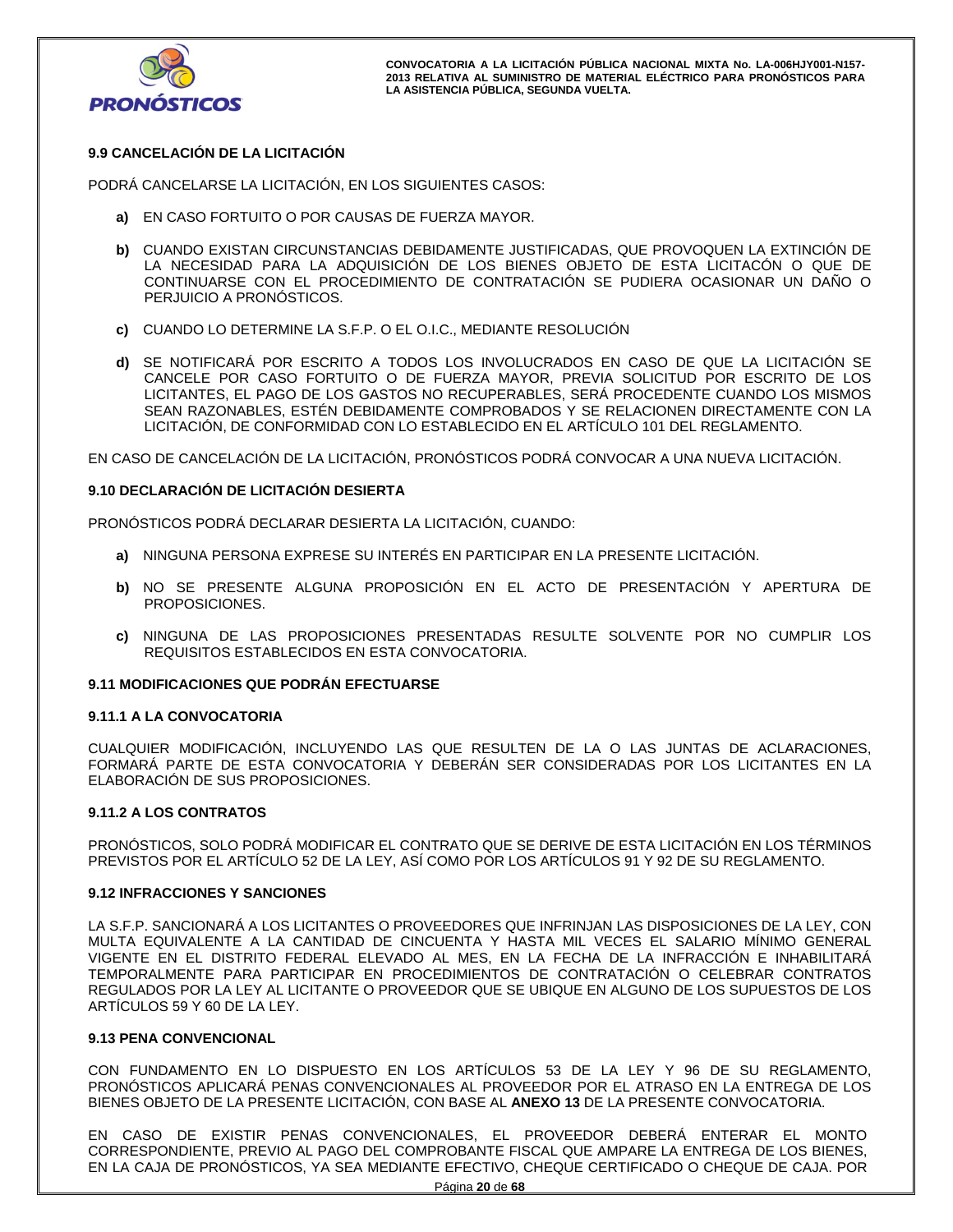**9.9 CANCELACIÓN DE LA LICITACIÓN**

PODRÁ CANCELARSE LA LICITACIÓN, EN LOS SIGUIENTES CASOS:

- **a)** EN CASO FORTUITO O POR CAUSAS DE FUERZA MAYOR.
- **b)** CUANDO EXISTAN CIRCUNSTANCIAS DEBIDAMENTE JUSTIFICADAS, QUE PROVOQUEN LA EXTINCIÓN DE LA NECESIDAD PARA LA ADQUISICIÓN DE LOS BIENES OBJETO DE ESTA LICITACÓN O QUE DE CONTINUARSE CON EL PROCEDIMIENTO DE CONTRATACIÓN SE PUDIERA OCASIONAR UN DAÑO O PERJUICIO A PRONÓSTICOS.
- **c)** CUANDO LO DETERMINE LA S.F.P. O EL O.I.C., MEDIANTE RESOLUCIÓN
- **d)** SE NOTIFICARÁ POR ESCRITO A TODOS LOS INVOLUCRADOS EN CASO DE QUE LA LICITACIÓN SE CANCELE POR CASO FORTUITO O DE FUERZA MAYOR, PREVIA SOLICITUD POR ESCRITO DE LOS LICITANTES, EL PAGO DE LOS GASTOS NO RECUPERABLES, SERÁ PROCEDENTE CUANDO LOS MISMOS SEAN RAZONABLES, ESTÉN DEBIDAMENTE COMPROBADOS Y SE RELACIONEN DIRECTAMENTE CON LA LICITACIÓN, DE CONFORMIDAD CON LO ESTABLECIDO EN EL ARTÍCULO 101 DEL REGLAMENTO.

EN CASO DE CANCELACIÓN DE LA LICITACIÓN, PRONÓSTICOS PODRÁ CONVOCAR A UNA NUEVA LICITACIÓN.

**9.10 DECLARACIÓN DE LICITACIÓN DESIERTA**

PRONÓSTICOS PODRÁ DECLARAR DESIERTA LA LICITACIÓN, CUANDO:

- **a)** NINGUNA PERSONA EXPRESE SU INTERÉS EN PARTICIPAR EN LA PRESENTE LICITACIÓN.
- **b)** NO SE PRESENTE ALGUNA PROPOSICIÓN EN EL ACTO DE PRESENTACIÓN Y APERTURA DE PROPOSICIONES.
- **c)** NINGUNA DE LAS PROPOSICIONES PRESENTADAS RESULTE SOLVENTE POR NO CUMPLIR LOS REQUISITOS ESTABLECIDOS EN ESTA CONVOCATORIA.

**9.11 MODIFICACIONES QUE PODRÁN EFECTUARSE**

**9.11.1 A LA CONVOCATORIA**

CUALQUIER MODIFICACIÓN, INCLUYENDO LAS QUE RESULTEN DE LA O LAS JUNTAS DE ACLARACIONES, FORMARÁ PARTE DE ESTA CONVOCATORIA Y DEBERÁN SER CONSIDERADAS POR LOS LICITANTES EN LA ELABORACIÓN DE SUS PROPOSICIONES.

**9.11.2 A LOS CONTRATOS**

PRONÓSTICOS, SOLO PODRÁ MODIFICAR EL CONTRATO QUE SE DERIVE DE ESTA LICITACIÓN EN LOS TÉRMINOS PREVISTOS POR EL ARTÍCULO 52 DE LA LEY, ASÍ COMO POR LOS ARTÍCULOS 91 Y 92 DE SU REGLAMENTO.

**9.12 INFRACCIONES Y SANCIONES**

LA S.F.P. SANCIONARÁ A LOS LICITANTES O PROVEEDORES QUE INFRINJAN LAS DISPOSICIONES DE LA LEY, CON MULTA EQUIVALENTE A LA CANTIDAD DE CINCUENTA Y HASTA MIL VECES EL SALARIO MÍNIMO GENERAL VIGENTE EN EL DISTRITO FEDERAL ELEVADO AL MES, EN LA FECHA DE LA INFRACCIÓN E INHABILITARÁ TEMPORALMENTE PARA PARTICIPAR EN PROCEDIMIENTOS DE CONTRATACIÓN O CELEBRAR CONTRATOS REGULADOS POR LA LEY AL LICITANTE O PROVEEDOR QUE SE UBIQUE EN ALGUNO DE LOS SUPUESTOS DE LOS ARTÍCULOS 59 Y 60 DE LA LEY.

**9.13 PENA CONVENCIONAL**

CON FUNDAMENTO EN LO DISPUESTO EN LOS ARTÍCULOS 53 DE LA LEY Y 96 DE SU REGLAMENTO, PRONÓSTICOS APLICARÁ PENAS CONVENCIONALES AL PROVEEDOR POR EL ATRASO EN LA ENTREGA DE LOS BIENES OBJETO DE LA PRESENTE LICITACIÓN, CON BASE AL **ANEXO 13** DE LA PRESENTE CONVOCATORIA.

EN CASO DE EXISTIR PENAS CONVENCIONALES, EL PROVEEDOR DEBERÁ ENTERAR EL MONTO CORRESPONDIENTE, PREVIO AL PAGO DEL COMPROBANTE FISCAL QUE AMPARE LA ENTREGA DE LOS BIENES, EN LA CAJA DE PRONÓSTICOS, YA SEA MEDIANTE EFECTIVO, CHEQUE CERTIFICADO O CHEQUE DE CAJA. POR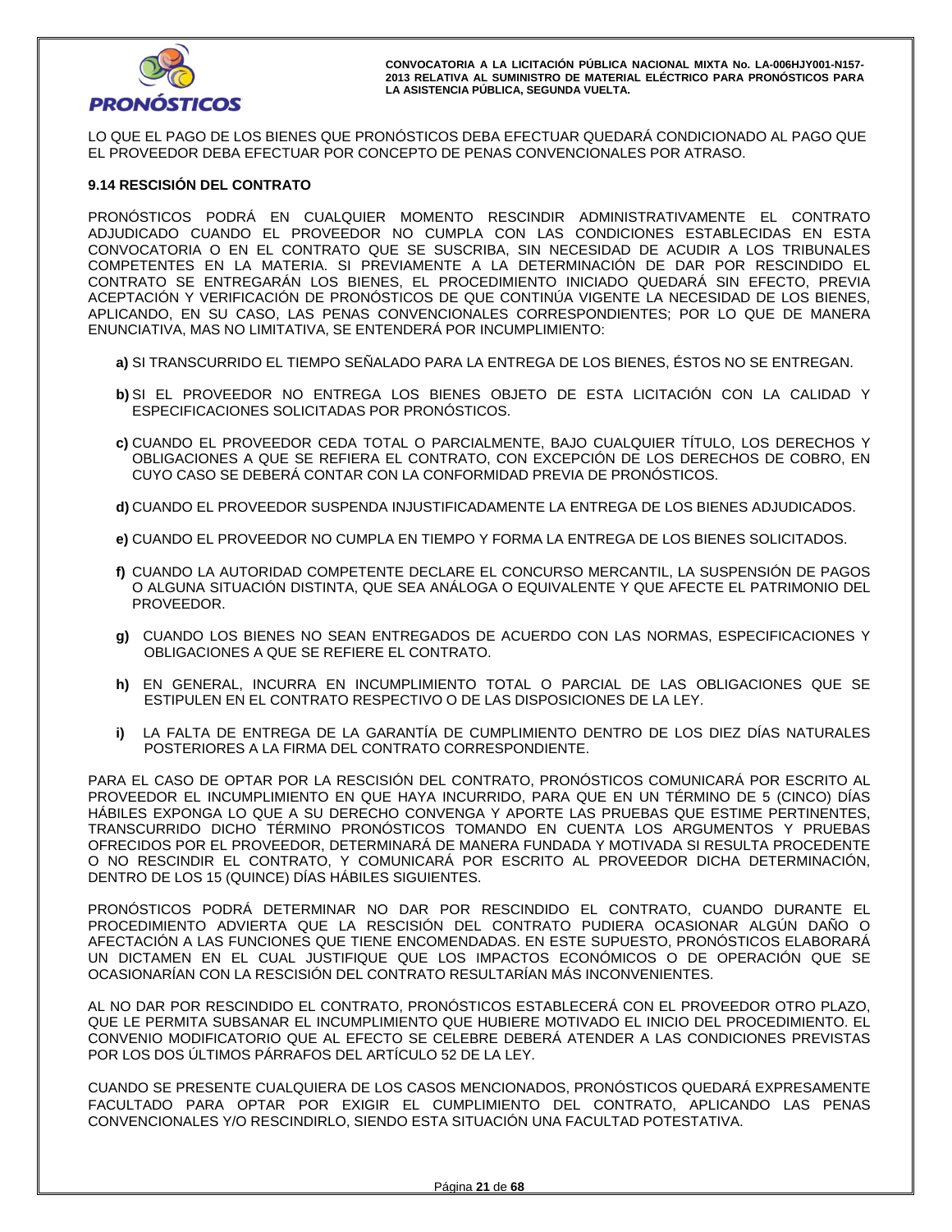LO QUE EL PAGO DE LOS BIENES QUE PRONÓSTICOS DEBA EFECTUAR QUEDARÁ CONDICIONADO AL PAGO QUE EL PROVEEDOR DEBA EFECTUAR POR CONCEPTO DE PENAS CONVENCIONALES POR ATRASO.

### 9.14 RESCISIÓN DEL CONTRATO

PRONÓSTICOS PODRÁ EN CUALQUIER MOMENTO RESCINDIR ADMINISTRATIVAMENTE EL CONTRATO ADJUDICADO CUANDO EL PROVEEDOR NO CUMPLA CON LAS CONDICIONES ESTABLECIDAS EN ESTA CONVOCATORIA O EN EL CONTRATO QUE SE SUSCRIBA, SIN NECESIDAD DE ACUDIR A LOS TRIBUNALES COMPETENTES EN LA MATERIA. SI PREVIAMENTE A LA DETERMINACIÓN DE DAR POR RESCINDIDO EL CONTRATO SE ENTREGARÁN LOS BIENES, EL PROCEDIMIENTO INICIADO QUEDARÁ SIN EFECTO, PREVIA ACEPTACIÓN Y VERIFICACIÓN DE PRONÓSTICOS DE QUE CONTINÚA VIGENTE LA NECESIDAD DE LOS BIENES, APLICANDO, EN SU CASO, LAS PENAS CONVENCIONALES CORRESPONDIENTES; POR LO QUE DE MANERA ENUNCIATIVA, MAS NO LIMITATIVA, SE ENTENDERÁ POR INCUMPLIMIENTO:

**a)** SI TRANSCURRIDO EL TIEMPO SEÑALADO PARA LA ENTREGA DE LOS BIENES, ÉSTOS NO SE ENTREGAN.

**b)** SI EL PROVEEDOR NO ENTREGA LOS BIENES OBJETO DE ESTA LICITACIÓN CON LA CALIDAD Y ESPECIFICACIONES SOLICITADAS POR PRONÓSTICOS.

**c)** CUANDO EL PROVEEDOR CEDA TOTAL O PARCIALMENTE, BAJO CUALQUIER TÍTULO, LOS DERECHOS Y OBLIGACIONES A QUE SE REFIERA EL CONTRATO, CON EXCEPCIÓN DE LOS DERECHOS DE COBRO, EN CUYO CASO SE DEBERÁ CONTAR CON LA CONFORMIDAD PREVIA DE PRONÓSTICOS.

**d)** CUANDO EL PROVEEDOR SUSPENDA INJUSTIFICADAMENTE LA ENTREGA DE LOS BIENES ADJUDICADOS.

**e)** CUANDO EL PROVEEDOR NO CUMPLA EN TIEMPO Y FORMA LA ENTREGA DE LOS BIENES SOLICITADOS.

**f)** CUANDO LA AUTORIDAD COMPETENTE DECLARE EL CONCURSO MERCANTIL, LA SUSPENSIÓN DE PAGOS O ALGUNA SITUACIÓN DISTINTA, QUE SEA ANÁLOGA O EQUIVALENTE Y QUE AFECTE EL PATRIMONIO DEL PROVEEDOR.

**g)** CUANDO LOS BIENES NO SEAN ENTREGADOS DE ACUERDO CON LAS NORMAS, ESPECIFICACIONES Y OBLIGACIONES A QUE SE REFIERE EL CONTRATO.

**h)** EN GENERAL, INCURRA EN INCUMPLIMIENTO TOTAL O PARCIAL DE LAS OBLIGACIONES QUE SE ESTIPULEN EN EL CONTRATO RESPECTIVO O DE LAS DISPOSICIONES DE LA LEY.

**i)** LA FALTA DE ENTREGA DE LA GARANTÍA DE CUMPLIMIENTO DENTRO DE LOS DIEZ DÍAS NATURALES POSTERIORES A LA FIRMA DEL CONTRATO CORRESPONDIENTE.

PARA EL CASO DE OPTAR POR LA RESCISIÓN DEL CONTRATO, PRONÓSTICOS COMUNICARÁ POR ESCRITO AL PROVEEDOR EL INCUMPLIMIENTO EN QUE HAYA INCURRIDO, PARA QUE EN UN TÉRMINO DE 5 (CINCO) DÍAS HÁBILES EXPONGA LO QUE A SU DERECHO CONVENGA Y APORTE LAS PRUEBAS QUE ESTIME PERTINENTES, TRANSCURRIDO DICHO TÉRMINO PRONÓSTICOS TOMANDO EN CUENTA LOS ARGUMENTOS Y PRUEBAS OFRECIDOS POR EL PROVEEDOR, DETERMINARÁ DE MANERA FUNDADA Y MOTIVADA SI RESULTA PROCEDENTE O NO RESCINDIR EL CONTRATO, Y COMUNICARÁ POR ESCRITO AL PROVEEDOR DICHA DETERMINACIÓN, DENTRO DE LOS 15 (QUINCE) DÍAS HÁBILES SIGUIENTES.

PRONÓSTICOS PODRÁ DETERMINAR NO DAR POR RESCINDIDO EL CONTRATO, CUANDO DURANTE EL PROCEDIMIENTO ADVIERTA QUE LA RESCISIÓN DEL CONTRATO PUDIERA OCASIONAR ALGÚN DAÑO O AFECTACIÓN A LAS FUNCIONES QUE TIENE ENCOMENDADAS. EN ESTE SUPUESTO, PRONÓSTICOS ELABORARÁ UN DICTAMEN EN EL CUAL JUSTIFIQUE QUE LOS IMPACTOS ECONÓMICOS O DE OPERACIÓN QUE SE OCASIONARÍAN CON LA RESCISIÓN DEL CONTRATO RESULTARÍAN MÁS INCONVENIENTES.

AL NO DAR POR RESCINDIDO EL CONTRATO, PRONÓSTICOS ESTABLECERÁ CON EL PROVEEDOR OTRO PLAZO, QUE LE PERMITA SUBSANAR EL INCUMPLIMIENTO QUE HUBIERE MOTIVADO EL INICIO DEL PROCEDIMIENTO. EL CONVENIO MODIFICATORIO QUE AL EFECTO SE CELEBRE DEBERÁ ATENDER A LAS CONDICIONES PREVISTAS POR LOS DOS ÚLTIMOS PÁRRAFOS DEL ARTÍCULO 52 DE LA LEY.

CUANDO SE PRESENTE CUALQUIERA DE LOS CASOS MENCIONADOS, PRONÓSTICOS QUEDARÁ EXPRESAMENTE FACULTADO PARA OPTAR POR EXIGIR EL CUMPLIMIENTO DEL CONTRATO, APLICANDO LAS PENAS CONVENCIONALES Y/O RESCINDIRLO, SIENDO ESTA SITUACIÓN UNA FACULTAD POTESTATIVA.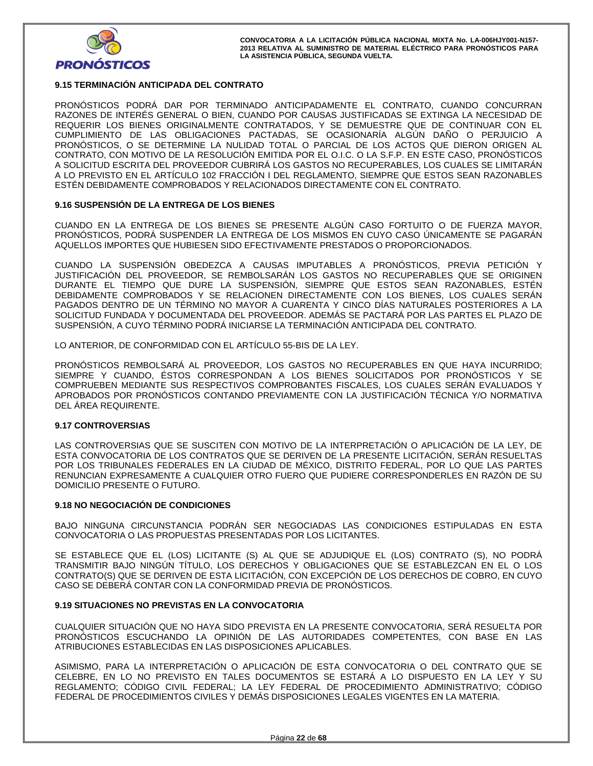### 9.15 TERMINACIÓN ANTICIPADA DEL CONTRATO

PRONÓSTICOS PODRÁ DAR POR TERMINADO ANTICIPADAMENTE EL CONTRATO, CUANDO CONCURRAN RAZONES DE INTERÉS GENERAL O BIEN, CUANDO POR CAUSAS JUSTIFICADAS SE EXTINGA LA NECESIDAD DE REQUERIR LOS BIENES ORIGINALMENTE CONTRATADOS, Y SE DEMUESTRE QUE DE CONTINUAR CON EL CUMPLIMIENTO DE LAS OBLIGACIONES PACTADAS, SE OCASIONARÍA ALGÚN DAÑO O PERJUICIO A PRONÓSTICOS, O SE DETERMINE LA NULIDAD TOTAL O PARCIAL DE LOS ACTOS QUE DIERON ORIGEN AL CONTRATO, CON MOTIVO DE LA RESOLUCIÓN EMITIDA POR EL O.I.C. O LA S.F.P. EN ESTE CASO, PRONÓSTICOS A SOLICITUD ESCRITA DEL PROVEEDOR CUBRIRÁ LOS GASTOS NO RECUPERABLES, LOS CUALES SE LIMITARÁN A LO PREVISTO EN EL ARTÍCULO 102 FRACCIÓN I DEL REGLAMENTO, SIEMPRE QUE ESTOS SEAN RAZONABLES ESTÉN DEBIDAMENTE COMPROBADOS Y RELACIONADOS DIRECTAMENTE CON EL CONTRATO.

### 9.16 SUSPENSIÓN DE LA ENTREGA DE LOS BIENES

CUANDO EN LA ENTREGA DE LOS BIENES SE PRESENTE ALGÚN CASO FORTUITO O DE FUERZA MAYOR, PRONÓSTICOS, PODRÁ SUSPENDER LA ENTREGA DE LOS MISMOS EN CUYO CASO ÚNICAMENTE SE PAGARÁN AQUELLOS IMPORTES QUE HUBIESEN SIDO EFECTIVAMENTE PRESTADOS O PROPORCIONADOS.

CUANDO LA SUSPENSIÓN OBEDEZCA A CAUSAS IMPUTABLES A PRONÓSTICOS, PREVIA PETICIÓN Y JUSTIFICACIÓN DEL PROVEEDOR, SE REMBOLSARÁN LOS GASTOS NO RECUPERABLES QUE SE ORIGINEN DURANTE EL TIEMPO QUE DURE LA SUSPENSIÓN, SIEMPRE QUE ESTOS SEAN RAZONABLES, ESTÉN DEBIDAMENTE COMPROBADOS Y SE RELACIONEN DIRECTAMENTE CON LOS BIENES, LOS CUALES SERÁN PAGADOS DENTRO DE UN TÉRMINO NO MAYOR A CUARENTA Y CINCO DÍAS NATURALES POSTERIORES A LA SOLICITUD FUNDADA Y DOCUMENTADA DEL PROVEEDOR. ADEMÁS SE PACTARÁ POR LAS PARTES EL PLAZO DE SUSPENSIÓN, A CUYO TÉRMINO PODRÁ INICIARSE LA TERMINACIÓN ANTICIPADA DEL CONTRATO.

LO ANTERIOR, DE CONFORMIDAD CON EL ARTÍCULO 55-BIS DE LA LEY.

PRONÓSTICOS REMBOLSARÁ AL PROVEEDOR, LOS GASTOS NO RECUPERABLES EN QUE HAYA INCURRIDO; SIEMPRE Y CUANDO, ÉSTOS CORRESPONDAN A LOS BIENES SOLICITADOS POR PRONÓSTICOS Y SE COMPRUEBEN MEDIANTE SUS RESPECTIVOS COMPROBANTES FISCALES, LOS CUALES SERÁN EVALUADOS Y APROBADOS POR PRONÓSTICOS CONTANDO PREVIAMENTE CON LA JUSTIFICACIÓN TÉCNICA Y/O NORMATIVA DEL ÁREA REQUIRENTE.

### 9.17 CONTROVERSIAS

LAS CONTROVERSIAS QUE SE SUSCITEN CON MOTIVO DE LA INTERPRETACIÓN O APLICACIÓN DE LA LEY, DE ESTA CONVOCATORIA DE LOS CONTRATOS QUE SE DERIVEN DE LA PRESENTE LICITACIÓN, SERÁN RESUELTAS POR LOS TRIBUNALES FEDERALES EN LA CIUDAD DE MÉXICO, DISTRITO FEDERAL, POR LO QUE LAS PARTES RENUNCIAN EXPRESAMENTE A CUALQUIER OTRO FUERO QUE PUDIERE CORRESPONDERLES EN RAZÓN DE SU DOMICILIO PRESENTE O FUTURO.

### 9.18 NO NEGOCIACIÓN DE CONDICIONES

BAJO NINGUNA CIRCUNSTANCIA PODRÁN SER NEGOCIADAS LAS CONDICIONES ESTIPULADAS EN ESTA CONVOCATORIA O LAS PROPUESTAS PRESENTADAS POR LOS LICITANTES.

SE ESTABLECE QUE EL (LOS) LICITANTE (S) AL QUE SE ADJUDIQUE EL (LOS) CONTRATO (S), NO PODRÁ TRANSMITIR BAJO NINGÚN TÍTULO, LOS DERECHOS Y OBLIGACIONES QUE SE ESTABLEZCAN EN EL O LOS CONTRATO(S) QUE SE DERIVEN DE ESTA LICITACIÓN, CON EXCEPCIÓN DE LOS DERECHOS DE COBRO, EN CUYO CASO SE DEBERÁ CONTAR CON LA CONFORMIDAD PREVIA DE PRONÓSTICOS.

### 9.19 SITUACIONES NO PREVISTAS EN LA CONVOCATORIA

CUALQUIER SITUACIÓN QUE NO HAYA SIDO PREVISTA EN LA PRESENTE CONVOCATORIA, SERÁ RESUELTA POR PRONÓSTICOS ESCUCHANDO LA OPINIÓN DE LAS AUTORIDADES COMPETENTES, CON BASE EN LAS ATRIBUCIONES ESTABLECIDAS EN LAS DISPOSICIONES APLICABLES.

ASIMISMO, PARA LA INTERPRETACIÓN O APLICACIÓN DE ESTA CONVOCATORIA O DEL CONTRATO QUE SE CELEBRE, EN LO NO PREVISTO EN TALES DOCUMENTOS SE ESTARÁ A LO DISPUESTO EN LA LEY Y SU REGLAMENTO; CÓDIGO CIVIL FEDERAL; LA LEY FEDERAL DE PROCEDIMIENTO ADMINISTRATIVO; CÓDIGO FEDERAL DE PROCEDIMIENTOS CIVILES Y DEMÁS DISPOSICIONES LEGALES VIGENTES EN LA MATERIA.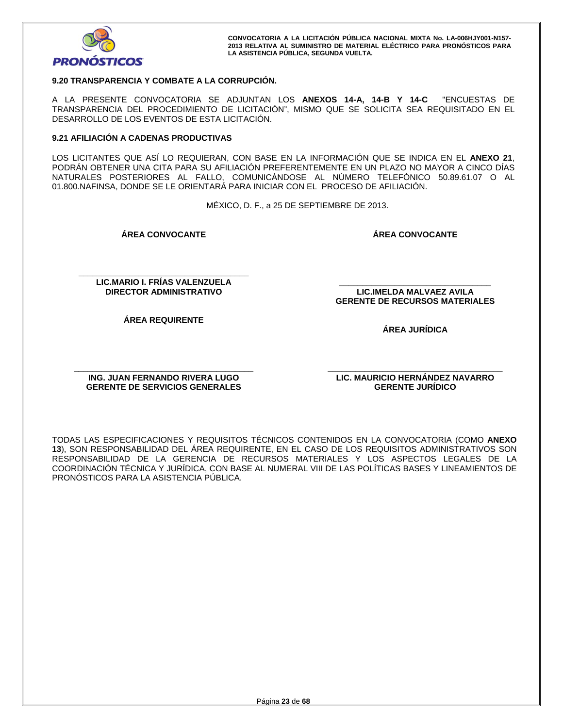### 9.20 TRANSPARENCIA Y COMBATE A LA CORRUPCIÓN.

A LA PRESENTE CONVOCATORIA SE ADJUNTAN LOS **ANEXOS 14-A, 14-B Y 14-C** "ENCUESTAS DE TRANSPARENCIA DEL PROCEDIMIENTO DE LICITACIÓN", MISMO QUE SE SOLICITA SEA REQUISITADO EN EL DESARROLLO DE LOS EVENTOS DE ESTA LICITACIÓN.

### 9.21 AFILIACIÓN A CADENAS PRODUCTIVAS

LOS LICITANTES QUE ASÍ LO REQUIERAN, CON BASE EN LA INFORMACIÓN QUE SE INDICA EN EL **ANEXO 21**, PODRÁN OBTENER UNA CITA PARA SU AFILIACIÓN PREFERENTEMENTE EN UN PLAZO NO MAYOR A CINCO DÍAS NATURALES POSTERIORES AL FALLO, COMUNICÁNDOSE AL NÚMERO TELEFÓNICO 50.89.61.07 O AL 01.800.NAFINSA, DONDE SE LE ORIENTARÁ PARA INICIAR CON EL PROCESO DE AFILIACIÓN.

MÉXICO, D. F., a 25 DE SEPTIEMBRE DE 2013.

| **ÁREA CONVOCANTE** | **ÁREA CONVOCANTE** |
|---|---|
| ______________________________ | ______________________________ |
| **LIC.MARIO I. FRÍAS VALENZUELA** | **LIC.IMELDA MALVAEZ AVILA** |
| **DIRECTOR ADMINISTRATIVO** | **GERENTE DE RECURSOS MATERIALES** |
| **ÁREA REQUIRENTE** | **ÁREA JURÍDICA** |
| ______________________________ | ______________________________ |
| **ING. JUAN FERNANDO RIVERA LUGO** | **LIC. MAURICIO HERNÁNDEZ NAVARRO** |
| **GERENTE DE SERVICIOS GENERALES** | **GERENTE JURÍDICO** |

TODAS LAS ESPECIFICACIONES Y REQUISITOS TÉCNICOS CONTENIDOS EN LA CONVOCATORIA (COMO **ANEXO 13**), SON RESPONSABILIDAD DEL ÁREA REQUIRENTE, EN EL CASO DE LOS REQUISITOS ADMINISTRATIVOS SON RESPONSABILIDAD DE LA GERENCIA DE RECURSOS MATERIALES Y LOS ASPECTOS LEGALES DE LA COORDINACIÓN TÉCNICA Y JURÍDICA, CON BASE AL NUMERAL VIII DE LAS POLÍTICAS BASES Y LINEAMIENTOS DE PRONÓSTICOS PARA LA ASISTENCIA PÚBLICA.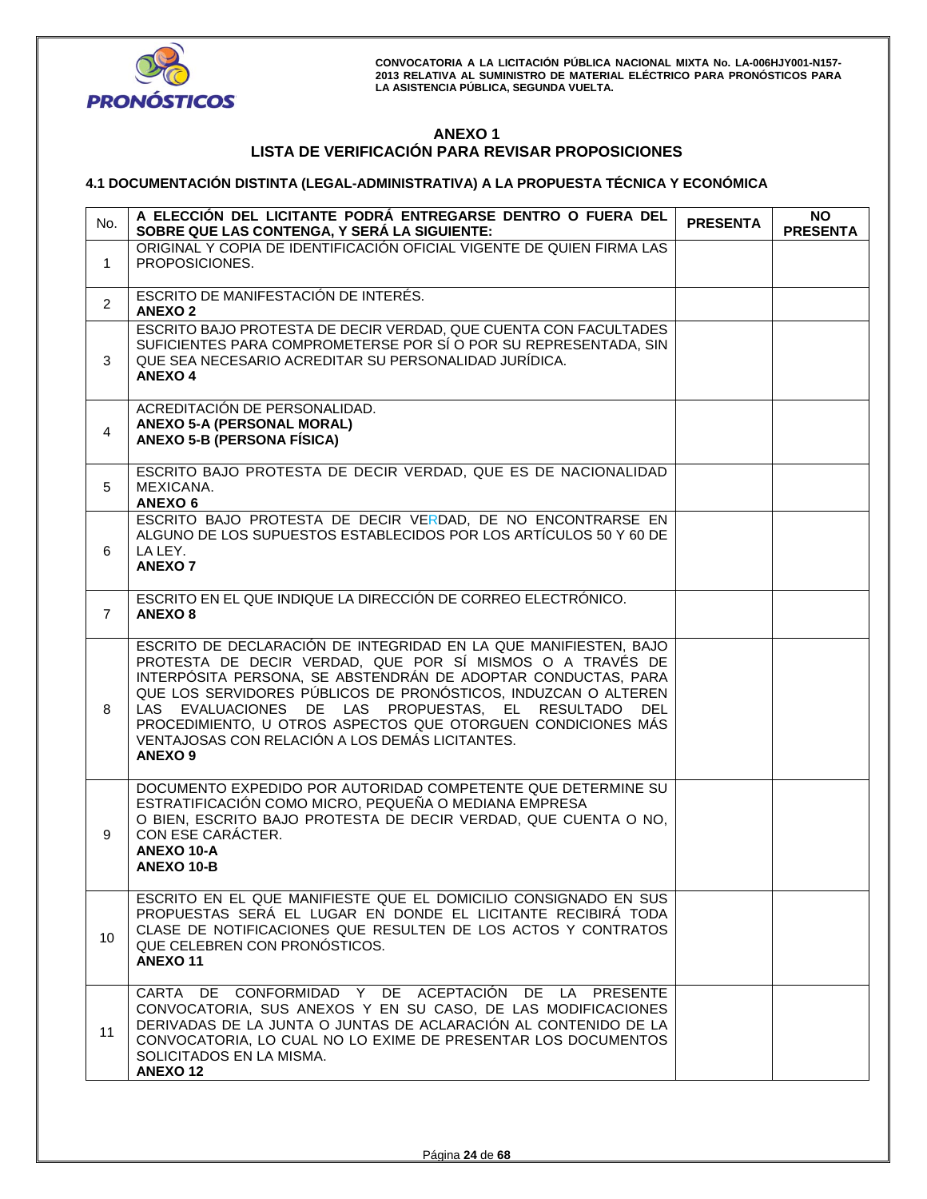## ANEXO 1
## LISTA DE VERIFICACIÓN PARA REVISAR PROPOSICIONES

### 4.1 DOCUMENTACIÓN DISTINTA (LEGAL-ADMINISTRATIVA) A LA PROPUESTA TÉCNICA Y ECONÓMICA

| No. | **A ELECCIÓN DEL LICITANTE PODRÁ ENTREGARSE DENTRO O FUERA DEL SOBRE QUE LAS CONTENGA, Y SERÁ LA SIGUIENTE:** | **PRESENTA** | **NO PRESENTA** |
|---|---|---|---|
| 1 | ORIGINAL Y COPIA DE IDENTIFICACIÓN OFICIAL VIGENTE DE QUIEN FIRMA LAS PROPOSICIONES. | | |
| 2 | ESCRITO DE MANIFESTACIÓN DE INTERÉS. **ANEXO 2** | | |
| 3 | ESCRITO BAJO PROTESTA DE DECIR VERDAD, QUE CUENTA CON FACULTADES SUFICIENTES PARA COMPROMETERSE POR SÍ O POR SU REPRESENTADA, SIN QUE SEA NECESARIO ACREDITAR SU PERSONALIDAD JURÍDICA. **ANEXO 4** | | |
| 4 | ACREDITACIÓN DE PERSONALIDAD. **ANEXO 5-A (PERSONAL MORAL)** **ANEXO 5-B (PERSONA FÍSICA)** | | |
| 5 | ESCRITO BAJO PROTESTA DE DECIR VERDAD, QUE ES DE NACIONALIDAD MEXICANA. **ANEXO 6** | | |
| 6 | ESCRITO BAJO PROTESTA DE DECIR VERDAD, DE NO ENCONTRARSE EN ALGUNO DE LOS SUPUESTOS ESTABLECIDOS POR LOS ARTÍCULOS 50 Y 60 DE LA LEY. **ANEXO 7** | | |
| 7 | ESCRITO EN EL QUE INDIQUE LA DIRECCIÓN DE CORREO ELECTRÓNICO. **ANEXO 8** | | |
| 8 | ESCRITO DE DECLARACIÓN DE INTEGRIDAD EN LA QUE MANIFIESTEN, BAJO PROTESTA DE DECIR VERDAD, QUE POR SÍ MISMOS O A TRAVÉS DE INTERPÓSITA PERSONA, SE ABSTENDRÁN DE ADOPTAR CONDUCTAS, PARA QUE LOS SERVIDORES PÚBLICOS DE PRONÓSTICOS, INDUZCAN O ALTEREN LAS EVALUACIONES DE LAS PROPUESTAS, EL RESULTADO DEL PROCEDIMIENTO, U OTROS ASPECTOS QUE OTORGUEN CONDICIONES MÁS VENTAJOSAS CON RELACIÓN A LOS DEMÁS LICITANTES. **ANEXO 9** | | |
| 9 | DOCUMENTO EXPEDIDO POR AUTORIDAD COMPETENTE QUE DETERMINE SU ESTRATIFICACIÓN COMO MICRO, PEQUEÑA O MEDIANA EMPRESA O BIEN, ESCRITO BAJO PROTESTA DE DECIR VERDAD, QUE CUENTA O NO, CON ESE CARÁCTER. **ANEXO 10-A** **ANEXO 10-B** | | |
| 10 | ESCRITO EN EL QUE MANIFIESTE QUE EL DOMICILIO CONSIGNADO EN SUS PROPUESTAS SERÁ EL LUGAR EN DONDE EL LICITANTE RECIBIRÁ TODA CLASE DE NOTIFICACIONES QUE RESULTEN DE LOS ACTOS Y CONTRATOS QUE CELEBREN CON PRONÓSTICOS. **ANEXO 11** | | |
| 11 | CARTA DE CONFORMIDAD Y DE ACEPTACIÓN DE LA PRESENTE CONVOCATORIA, SUS ANEXOS Y EN SU CASO, DE LAS MODIFICACIONES DERIVADAS DE LA JUNTA O JUNTAS DE ACLARACIÓN AL CONTENIDO DE LA CONVOCATORIA, LO CUAL NO LO EXIME DE PRESENTAR LOS DOCUMENTOS SOLICITADOS EN LA MISMA. **ANEXO 12** | | |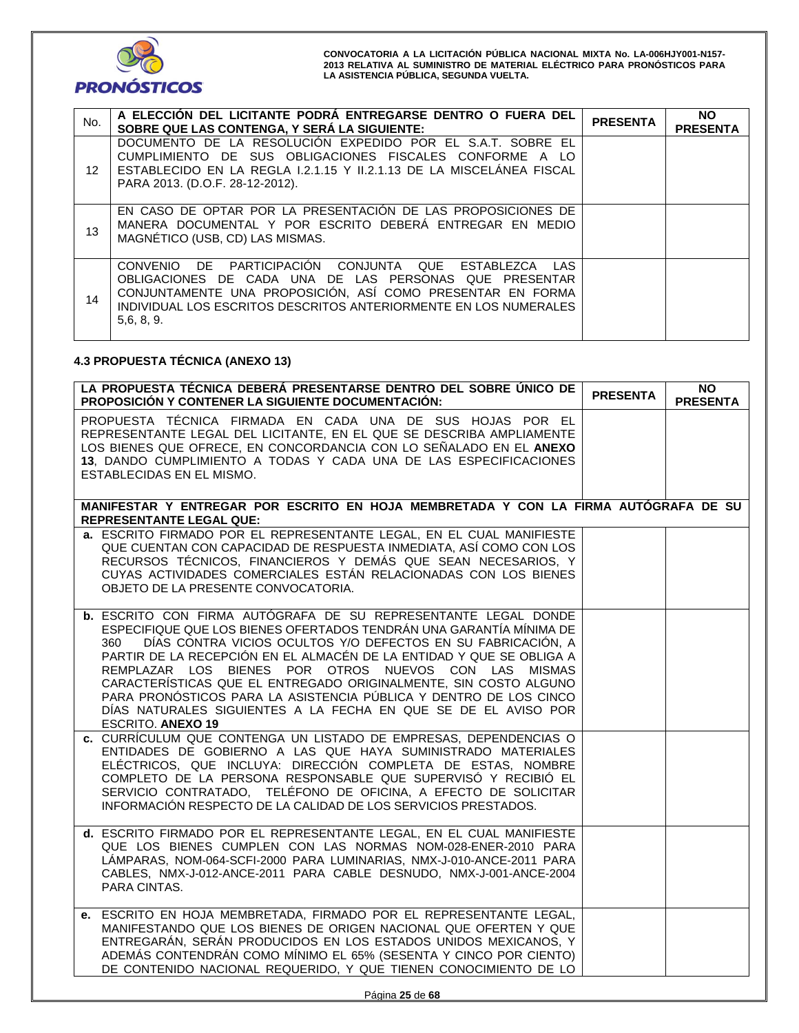| No. | A ELECCIÓN DEL LICITANTE PODRÁ ENTREGARSE DENTRO O FUERA DEL SOBRE QUE LAS CONTENGA, Y SERÁ LA SIGUIENTE: | PRESENTA | NO PRESENTA |
|---|---|---|---|
| 12 | DOCUMENTO DE LA RESOLUCIÓN EXPEDIDO POR EL S.A.T. SOBRE EL CUMPLIMIENTO DE SUS OBLIGACIONES FISCALES CONFORME A LO ESTABLECIDO EN LA REGLA I.2.1.15 Y II.2.1.13 DE LA MISCELÁNEA FISCAL PARA 2013. (D.O.F. 28-12-2012). | | |
| 13 | EN CASO DE OPTAR POR LA PRESENTACIÓN DE LAS PROPOSICIONES DE MANERA DOCUMENTAL Y POR ESCRITO DEBERÁ ENTREGAR EN MEDIO MAGNÉTICO (USB, CD) LAS MISMAS. | | |
| 14 | CONVENIO DE PARTICIPACIÓN CONJUNTA QUE ESTABLEZCA LAS OBLIGACIONES DE CADA UNA DE LAS PERSONAS QUE PRESENTAR CONJUNTAMENTE UNA PROPOSICIÓN, ASÍ COMO PRESENTAR EN FORMA INDIVIDUAL LOS ESCRITOS DESCRITOS ANTERIORMENTE EN LOS NUMERALES 5,6, 8, 9. | | |

### 4.3 PROPUESTA TÉCNICA (ANEXO 13)

| LA PROPUESTA TÉCNICA DEBERÁ PRESENTARSE DENTRO DEL SOBRE ÚNICO DE PROPOSICIÓN Y CONTENER LA SIGUIENTE DOCUMENTACIÓN: | PRESENTA | NO PRESENTA |
|---|---|---|
| PROPUESTA TÉCNICA FIRMADA EN CADA UNA DE SUS HOJAS POR EL REPRESENTANTE LEGAL DEL LICITANTE, EN EL QUE SE DESCRIBA AMPLIAMENTE LOS BIENES QUE OFRECE, EN CONCORDANCIA CON LO SEÑALADO EN EL **ANEXO 13**, DANDO CUMPLIMIENTO A TODAS Y CADA UNA DE LAS ESPECIFICACIONES ESTABLECIDAS EN EL MISMO. | | |
| **MANIFESTAR Y ENTREGAR POR ESCRITO EN HOJA MEMBRETADA Y CON LA FIRMA AUTÓGRAFA DE SU REPRESENTANTE LEGAL QUE:** | | |
| **a.** ESCRITO FIRMADO POR EL REPRESENTANTE LEGAL, EN EL CUAL MANIFIESTE QUE CUENTAN CON CAPACIDAD DE RESPUESTA INMEDIATA, ASÍ COMO CON LOS RECURSOS TÉCNICOS, FINANCIEROS Y DEMÁS QUE SEAN NECESARIOS, Y CUYAS ACTIVIDADES COMERCIALES ESTÁN RELACIONADAS CON LOS BIENES OBJETO DE LA PRESENTE CONVOCATORIA. | | |
| **b.** ESCRITO CON FIRMA AUTÓGRAFA DE SU REPRESENTANTE LEGAL DONDE ESPECIFIQUE QUE LOS BIENES OFERTADOS TENDRÁN UNA GARANTÍA MÍNIMA DE 360 DÍAS CONTRA VICIOS OCULTOS Y/O DEFECTOS EN SU FABRICACIÓN, A PARTIR DE LA RECEPCIÓN EN EL ALMACÉN DE LA ENTIDAD Y QUE SE OBLIGA A REMPLAZAR LOS BIENES POR OTROS NUEVOS CON LAS MISMAS CARACTERÍSTICAS QUE EL ENTREGADO ORIGINALMENTE, SIN COSTO ALGUNO PARA PRONÓSTICOS PARA LA ASISTENCIA PÚBLICA Y DENTRO DE LOS CINCO DÍAS NATURALES SIGUIENTES A LA FECHA EN QUE SE DE EL AVISO POR ESCRITO. **ANEXO 19** | | |
| **c.** CURRÍCULUM QUE CONTENGA UN LISTADO DE EMPRESAS, DEPENDENCIAS O ENTIDADES DE GOBIERNO A LAS QUE HAYA SUMINISTRADO MATERIALES ELÉCTRICOS, QUE INCLUYA: DIRECCIÓN COMPLETA DE ESTAS, NOMBRE COMPLETO DE LA PERSONA RESPONSABLE QUE SUPERVISÓ Y RECIBIÓ EL SERVICIO CONTRATADO, TELÉFONO DE OFICINA, A EFECTO DE SOLICITAR INFORMACIÓN RESPECTO DE LA CALIDAD DE LOS SERVICIOS PRESTADOS. | | |
| **d.** ESCRITO FIRMADO POR EL REPRESENTANTE LEGAL, EN EL CUAL MANIFIESTE QUE LOS BIENES CUMPLEN CON LAS NORMAS NOM-028-ENER-2010 PARA LÁMPARAS, NOM-064-SCFI-2000 PARA LUMINARIAS, NMX-J-010-ANCE-2011 PARA CABLES, NMX-J-012-ANCE-2011 PARA CABLE DESNUDO, NMX-J-001-ANCE-2004 PARA CINTAS. | | |
| **e.** ESCRITO EN HOJA MEMBRETADA, FIRMADO POR EL REPRESENTANTE LEGAL, MANIFESTANDO QUE LOS BIENES DE ORIGEN NACIONAL QUE OFERTEN Y QUE ENTREGARÁN, SERÁN PRODUCIDOS EN LOS ESTADOS UNIDOS MEXICANOS, Y ADEMÁS CONTENDRÁN COMO MÍNIMO EL 65% (SESENTA Y CINCO POR CIENTO) DE CONTENIDO NACIONAL REQUERIDO, Y QUE TIENEN CONOCIMIENTO DE LO | | |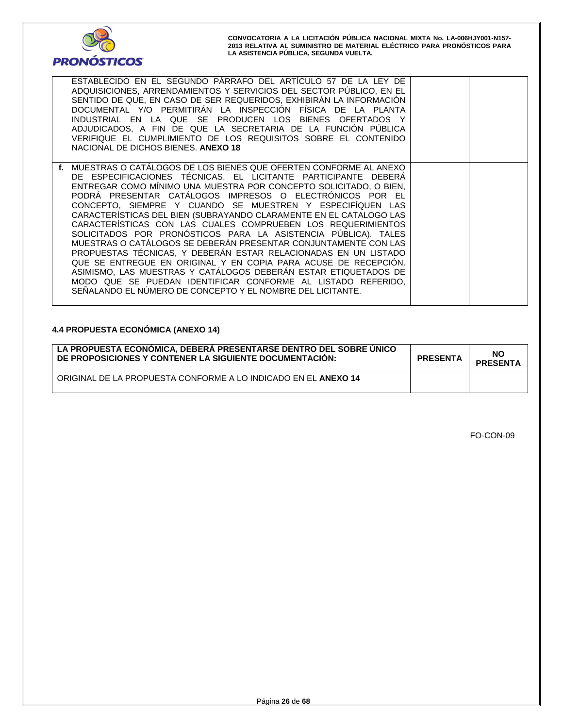| | | |
|---|---|---|
| ESTABLECIDO EN EL SEGUNDO PÁRRAFO DEL ARTÍCULO 57 DE LA LEY DE ADQUISICIONES, ARRENDAMIENTOS Y SERVICIOS DEL SECTOR PÚBLICO, EN EL SENTIDO DE QUE, EN CASO DE SER REQUERIDOS, EXHIBIRÁN LA INFORMACIÓN DOCUMENTAL Y/O PERMITIRÁN LA INSPECCIÓN FÍSICA DE LA PLANTA INDUSTRIAL EN LA QUE SE PRODUCEN LOS BIENES OFERTADOS Y ADJUDICADOS, A FIN DE QUE LA SECRETARIA DE LA FUNCIÓN PÚBLICA VERIFIQUE EL CUMPLIMIENTO DE LOS REQUISITOS SOBRE EL CONTENIDO NACIONAL DE DICHOS BIENES. **ANEXO 18** | | |
| **f.** MUESTRAS O CATÁLOGOS DE LOS BIENES QUE OFERTEN CONFORME AL ANEXO DE ESPECIFICACIONES TÉCNICAS. EL LICITANTE PARTICIPANTE DEBERÁ ENTREGAR COMO MÍNIMO UNA MUESTRA POR CONCEPTO SOLICITADO, O BIEN, PODRÁ PRESENTAR CATÁLOGOS IMPRESOS O ELECTRÓNICOS POR EL CONCEPTO, SIEMPRE Y CUANDO SE MUESTREN Y ESPECIFÍQUEN LAS CARACTERÍSTICAS DEL BIEN (SUBRAYANDO CLARAMENTE EN EL CATALOGO LAS CARACTERÍSTICAS CON LAS CUALES COMPRUEBEN LOS REQUERIMIENTOS SOLICITADOS POR PRONÓSTICOS PARA LA ASISTENCIA PÚBLICA). TALES MUESTRAS O CATÁLOGOS SE DEBERÁN PRESENTAR CONJUNTAMENTE CON LAS PROPUESTAS TÉCNICAS, Y DEBERÁN ESTAR RELACIONADAS EN UN LISTADO QUE SE ENTREGUE EN ORIGINAL Y EN COPIA PARA ACUSE DE RECEPCIÓN. ASIMISMO, LAS MUESTRAS Y CATÁLOGOS DEBERÁN ESTAR ETIQUETADOS DE MODO QUE SE PUEDAN IDENTIFICAR CONFORME AL LISTADO REFERIDO, SEÑALANDO EL NÚMERO DE CONCEPTO Y EL NOMBRE DEL LICITANTE. | | |

#### 4.4 PROPUESTA ECONÓMICA (ANEXO 14)

| LA PROPUESTA ECONÓMICA, DEBERÁ PRESENTARSE DENTRO DEL SOBRE ÚNICO DE PROPOSICIONES Y CONTENER LA SIGUIENTE DOCUMENTACIÓN: | PRESENTA | NO PRESENTA |
|---|---|---|
| ORIGINAL DE LA PROPUESTA CONFORME A LO INDICADO EN EL **ANEXO 14** | | |

FO-CON-09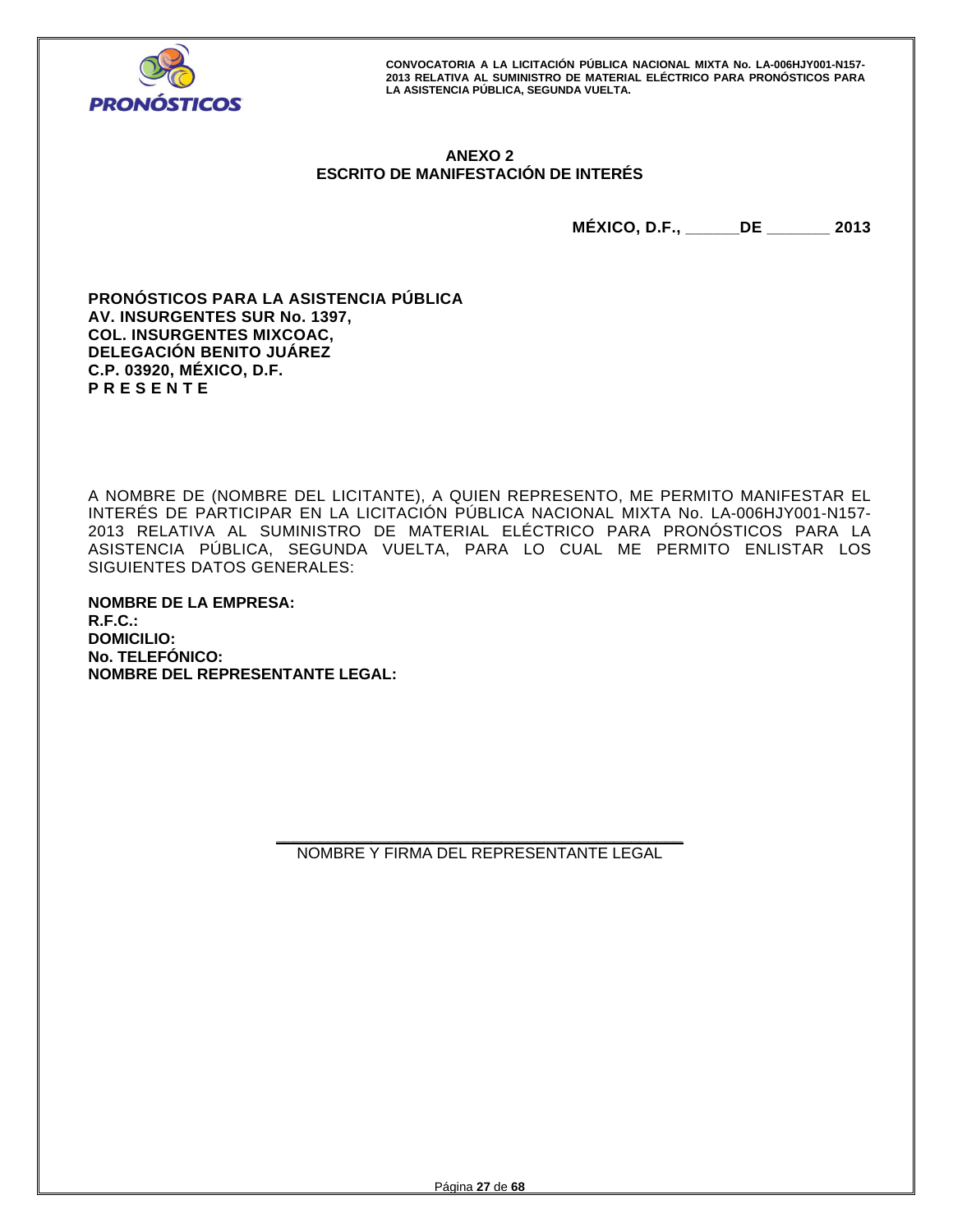## ANEXO 2
## ESCRITO DE MANIFESTACIÓN DE INTERÉS

**MÉXICO, D.F., ______DE _______ 2013**

**PRONÓSTICOS PARA LA ASISTENCIA PÚBLICA**
**AV. INSURGENTES SUR No. 1397,**
**COL. INSURGENTES MIXCOAC,**
**DELEGACIÓN BENITO JUÁREZ**
**C.P. 03920, MÉXICO, D.F.**
**P R E S E N T E**

A NOMBRE DE (NOMBRE DEL LICITANTE), A QUIEN REPRESENTO, ME PERMITO MANIFESTAR EL INTERÉS DE PARTICIPAR EN LA LICITACIÓN PÚBLICA NACIONAL MIXTA No. LA-006HJY001-N157-2013 RELATIVA AL SUMINISTRO DE MATERIAL ELÉCTRICO PARA PRONÓSTICOS PARA LA ASISTENCIA PÚBLICA, SEGUNDA VUELTA, PARA LO CUAL ME PERMITO ENLISTAR LOS SIGUIENTES DATOS GENERALES:

**NOMBRE DE LA EMPRESA:**
**R.F.C.:**
**DOMICILIO:**
**No. TELEFÓNICO:**
**NOMBRE DEL REPRESENTANTE LEGAL:**

\_\_\_\_\_\_\_\_\_\_\_\_\_\_\_\_\_\_\_\_\_\_\_\_\_\_\_\_\_\_\_\_\_\_\_\_\_\_\_\_
NOMBRE Y FIRMA DEL REPRESENTANTE LEGAL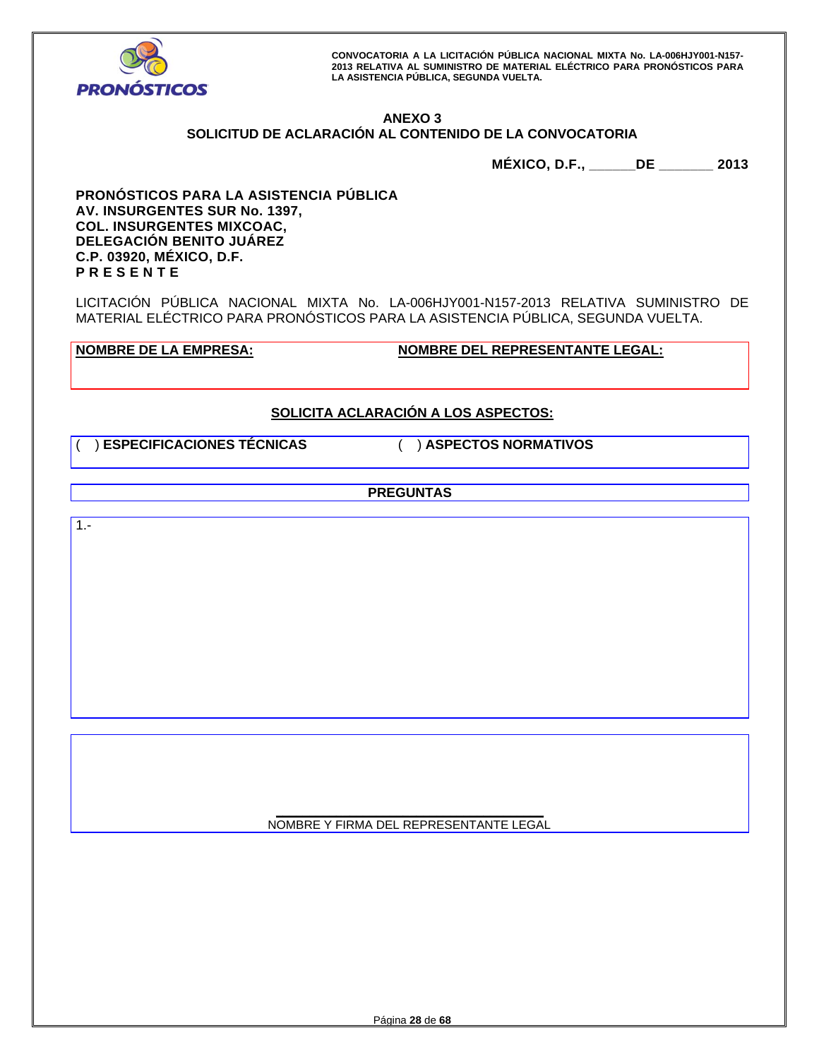## ANEXO 3
## SOLICITUD DE ACLARACIÓN AL CONTENIDO DE LA CONVOCATORIA

**MÉXICO, D.F., ______DE _______ 2013**

**PRONÓSTICOS PARA LA ASISTENCIA PÚBLICA**
**AV. INSURGENTES SUR No. 1397,**
**COL. INSURGENTES MIXCOAC,**
**DELEGACIÓN BENITO JUÁREZ**
**C.P. 03920, MÉXICO, D.F.**
**P R E S E N T E**

LICITACIÓN PÚBLICA NACIONAL MIXTA No. LA-006HJY001-N157-2013 RELATIVA SUMINISTRO DE MATERIAL ELÉCTRICO PARA PRONÓSTICOS PARA LA ASISTENCIA PÚBLICA, SEGUNDA VUELTA.

| NOMBRE DE LA EMPRESA: | NOMBRE DEL REPRESENTANTE LEGAL: |
|---|---|
| | |

**SOLICITA ACLARACIÓN A LOS ASPECTOS:**

| (   ) ESPECIFICACIONES TÉCNICAS | (   ) ASPECTOS NORMATIVOS |
|---|---|

**PREGUNTAS**

1.-

______________________________
NOMBRE Y FIRMA DEL REPRESENTANTE LEGAL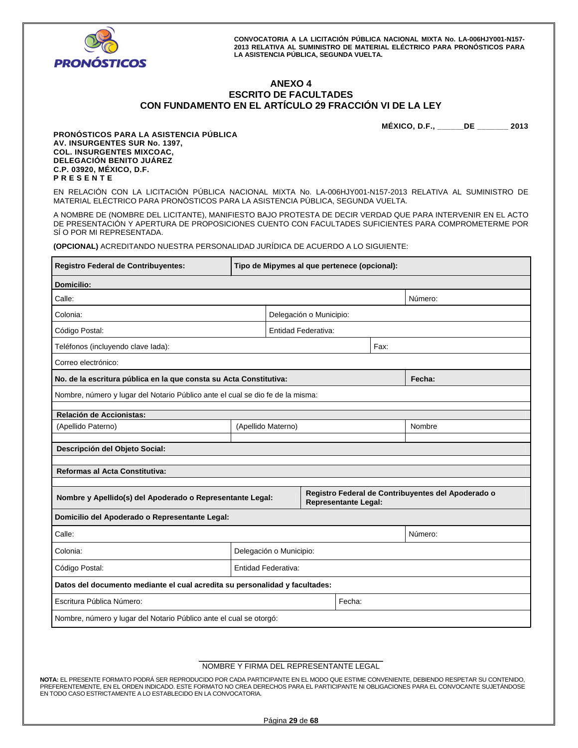**CONVOCATORIA A LA LICITACIÓN PÚBLICA NACIONAL MIXTA No. LA-006HJY001-N157-2013 RELATIVA AL SUMINISTRO DE MATERIAL ELÉCTRICO PARA PRONÓSTICOS PARA LA ASISTENCIA PÚBLICA, SEGUNDA VUELTA.**

# ANEXO 4
## ESCRITO DE FACULTADES
## CON FUNDAMENTO EN EL ARTÍCULO 29 FRACCIÓN VI DE LA LEY

**MÉXICO, D.F., ______DE _______ 2013**

**PRONÓSTICOS PARA LA ASISTENCIA PÚBLICA**
**AV. INSURGENTES SUR No. 1397,**
**COL. INSURGENTES MIXCOAC,**
**DELEGACIÓN BENITO JUÁREZ**
**C.P. 03920, MÉXICO, D.F.**
**P R E S E N T E**

EN RELACIÓN CON LA LICITACIÓN PÚBLICA NACIONAL MIXTA No. LA-006HJY001-N157-2013 RELATIVA AL SUMINISTRO DE MATERIAL ELÉCTRICO PARA PRONÓSTICOS PARA LA ASISTENCIA PÚBLICA, SEGUNDA VUELTA.

A NOMBRE DE (NOMBRE DEL LICITANTE), MANIFIESTO BAJO PROTESTA DE DECIR VERDAD QUE PARA INTERVENIR EN EL ACTO DE PRESENTACIÓN Y APERTURA DE PROPOSICIONES CUENTO CON FACULTADES SUFICIENTES PARA COMPROMETERME POR SÍ O POR MI REPRESENTADA.

**(OPCIONAL)** ACREDITANDO NUESTRA PERSONALIDAD JURÍDICA DE ACUERDO A LO SIGUIENTE:

| **Registro Federal de Contribuyentes:** | **Tipo de Mipymes al que pertenece (opcional):** | |
|---|---|---|
| **Domicilio:** | | |
| Calle: | | Número: |
| Colonia: | Delegación o Municipio: | |
| Código Postal: | Entidad Federativa: | |
| Teléfonos (incluyendo clave lada): | Fax: | |
| Correo electrónico: | | |
| **No. de la escritura pública en la que consta su Acta Constitutiva:** | | **Fecha:** |
| Nombre, número y lugar del Notario Público ante el cual se dio fe de la misma: | | |
| **Relación de Accionistas:** | | |
| (Apellido Paterno) | (Apellido Materno) | Nombre |
| | | |
| **Descripción del Objeto Social:** | | |
| | | |
| **Reformas al Acta Constitutiva:** | | |
| | | |
| **Nombre y Apellido(s) del Apoderado o Representante Legal:** | **Registro Federal de Contribuyentes del Apoderado o Representante Legal:** | |
| **Domicilio del Apoderado o Representante Legal:** | | |
| Calle: | | Número: |
| Colonia: | Delegación o Municipio: | |
| Código Postal: | Entidad Federativa: | |
| **Datos del documento mediante el cual acredita su personalidad y facultades:** | | |
| Escritura Pública Número: | Fecha: | |
| Nombre, número y lugar del Notario Público ante el cual se otorgó: | | |

\_\_\_\_\_\_\_\_\_\_\_\_\_\_\_\_\_\_\_\_\_\_\_\_\_\_\_\_\_\_\_\_\_\_\_\_\_\_\_\_

NOMBRE Y FIRMA DEL REPRESENTANTE LEGAL

**NOTA:** EL PRESENTE FORMATO PODRÁ SER REPRODUCIDO POR CADA PARTICIPANTE EN EL MODO QUE ESTIME CONVENIENTE, DEBIENDO RESPETAR SU CONTENIDO, PREFERENTEMENTE, EN EL ORDEN INDICADO. ESTE FORMATO NO CREA DERECHOS PARA EL PARTICIPANTE NI OBLIGACIONES PARA EL CONVOCANTE SUJETÁNDOSE EN TODO CASO ESTRICTAMENTE A LO ESTABLECIDO EN LA CONVOCATORIA.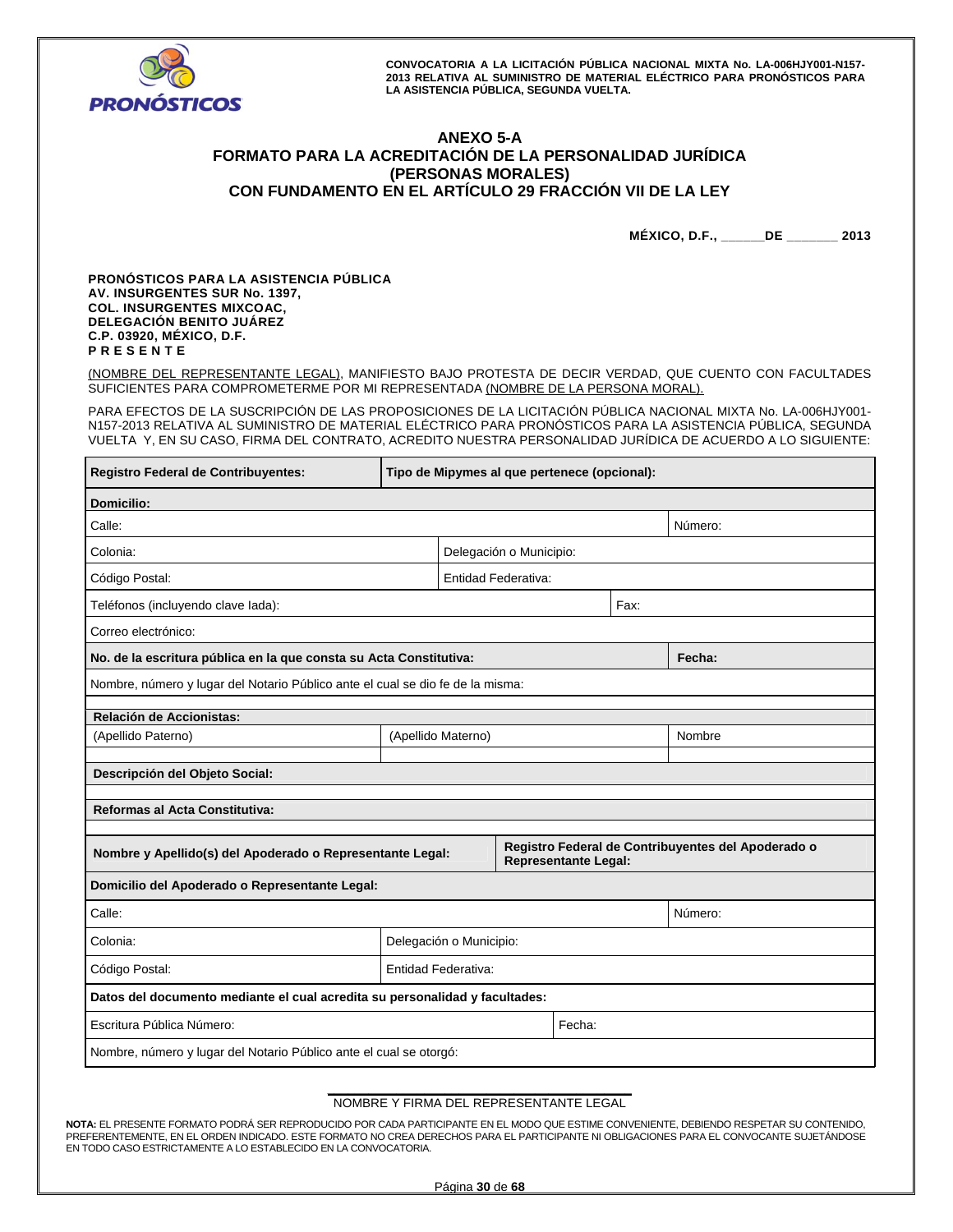## ANEXO 5-A
## FORMATO PARA LA ACREDITACIÓN DE LA PERSONALIDAD JURÍDICA (PERSONAS MORALES)
## CON FUNDAMENTO EN EL ARTÍCULO 29 FRACCIÓN VII DE LA LEY

**MÉXICO, D.F., ______DE _______ 2013**

**PRONÓSTICOS PARA LA ASISTENCIA PÚBLICA**
**AV. INSURGENTES SUR No. 1397,**
**COL. INSURGENTES MIXCOAC,**
**DELEGACIÓN BENITO JUÁREZ**
**C.P. 03920, MÉXICO, D.F.**
**P R E S E N T E**

(NOMBRE DEL REPRESENTANTE LEGAL), MANIFIESTO BAJO PROTESTA DE DECIR VERDAD, QUE CUENTO CON FACULTADES SUFICIENTES PARA COMPROMETERME POR MI REPRESENTADA (NOMBRE DE LA PERSONA MORAL).

PARA EFECTOS DE LA SUSCRIPCIÓN DE LAS PROPOSICIONES DE LA LICITACIÓN PÚBLICA NACIONAL MIXTA No. LA-006HJY001-N157-2013 RELATIVA AL SUMINISTRO DE MATERIAL ELÉCTRICO PARA PRONÓSTICOS PARA LA ASISTENCIA PÚBLICA, SEGUNDA VUELTA Y, EN SU CASO, FIRMA DEL CONTRATO, ACREDITO NUESTRA PERSONALIDAD JURÍDICA DE ACUERDO A LO SIGUIENTE:

| **Registro Federal de Contribuyentes:** | **Tipo de Mipymes al que pertenece (opcional):** | |
|---|---|---|
| **Domicilio:** | | |
| Calle: | | Número: |
| Colonia: | Delegación o Municipio: | |
| Código Postal: | Entidad Federativa: | |
| Teléfonos (incluyendo clave lada): | Fax: | |
| Correo electrónico: | | |
| **No. de la escritura pública en la que consta su Acta Constitutiva:** | | **Fecha:** |
| Nombre, número y lugar del Notario Público ante el cual se dio fe de la misma: | | |
| | | |
| **Relación de Accionistas:** | | |
| (Apellido Paterno) | (Apellido Materno) | Nombre |
| | | |
| **Descripción del Objeto Social:** | | |
| | | |
| **Reformas al Acta Constitutiva:** | | |
| | | |
| **Nombre y Apellido(s) del Apoderado o Representante Legal:** | **Registro Federal de Contribuyentes del Apoderado o Representante Legal:** | |
| **Domicilio del Apoderado o Representante Legal:** | | |
| Calle: | | Número: |
| Colonia: | Delegación o Municipio: | |
| Código Postal: | Entidad Federativa: | |
| **Datos del documento mediante el cual acredita su personalidad y facultades:** | | |
| Escritura Pública Número: | Fecha: | |
| Nombre, número y lugar del Notario Público ante el cual se otorgó: | | |

NOMBRE Y FIRMA DEL REPRESENTANTE LEGAL

**NOTA:** EL PRESENTE FORMATO PODRÁ SER REPRODUCIDO POR CADA PARTICIPANTE EN EL MODO QUE ESTIME CONVENIENTE, DEBIENDO RESPETAR SU CONTENIDO, PREFERENTEMENTE, EN EL ORDEN INDICADO. ESTE FORMATO NO CREA DERECHOS PARA EL PARTICIPANTE NI OBLIGACIONES PARA EL CONVOCANTE SUJETÁNDOSE EN TODO CASO ESTRICTAMENTE A LO ESTABLECIDO EN LA CONVOCATORIA.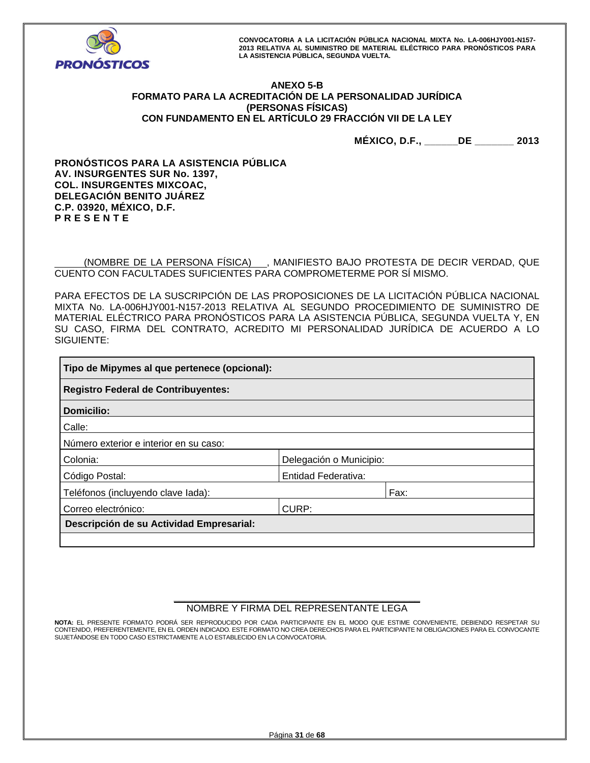CONVOCATORIA A LA LICITACIÓN PÚBLICA NACIONAL MIXTA No. LA-006HJY001-N157-2013 RELATIVA AL SUMINISTRO DE MATERIAL ELÉCTRICO PARA PRONÓSTICOS PARA LA ASISTENCIA PÚBLICA, SEGUNDA VUELTA.

## ANEXO 5-B
## FORMATO PARA LA ACREDITACIÓN DE LA PERSONALIDAD JURÍDICA (PERSONAS FÍSICAS) CON FUNDAMENTO EN EL ARTÍCULO 29 FRACCIÓN VII DE LA LEY

**MÉXICO, D.F., ______DE _______ 2013**

**PRONÓSTICOS PARA LA ASISTENCIA PÚBLICA**
**AV. INSURGENTES SUR No. 1397,**
**COL. INSURGENTES MIXCOAC,**
**DELEGACIÓN BENITO JUÁREZ**
**C.P. 03920, MÉXICO, D.F.**
**P R E S E N T E**

______(NOMBRE DE LA PERSONA FÍSICA)___, MANIFIESTO BAJO PROTESTA DE DECIR VERDAD, QUE CUENTO CON FACULTADES SUFICIENTES PARA COMPROMETERME POR SÍ MISMO.

PARA EFECTOS DE LA SUSCRIPCIÓN DE LAS PROPOSICIONES DE LA LICITACIÓN PÚBLICA NACIONAL MIXTA No. LA-006HJY001-N157-2013 RELATIVA AL SEGUNDO PROCEDIMIENTO DE SUMINISTRO DE MATERIAL ELÉCTRICO PARA PRONÓSTICOS PARA LA ASISTENCIA PÚBLICA, SEGUNDA VUELTA Y, EN SU CASO, FIRMA DEL CONTRATO, ACREDITO MI PERSONALIDAD JURÍDICA DE ACUERDO A LO SIGUIENTE:

| | | |
|---|---|---|
| **Tipo de Mipymes al que pertenece (opcional):** | | |
| **Registro Federal de Contribuyentes:** | | |
| **Domicilio:** | | |
| Calle: | | |
| Número exterior e interior en su caso: | | |
| Colonia: | Delegación o Municipio: | |
| Código Postal: | Entidad Federativa: | |
| Teléfonos (incluyendo clave lada): | | Fax: |
| Correo electrónico: | CURP: | |
| **Descripción de su Actividad Empresarial:** | | |
| | | |

_______________________________________
NOMBRE Y FIRMA DEL REPRESENTANTE LEGA

**NOTA:** EL PRESENTE FORMATO PODRÁ SER REPRODUCIDO POR CADA PARTICIPANTE EN EL MODO QUE ESTIME CONVENIENTE, DEBIENDO RESPETAR SU CONTENIDO, PREFERENTEMENTE, EN EL ORDEN INDICADO. ESTE FORMATO NO CREA DERECHOS PARA EL PARTICIPANTE NI OBLIGACIONES PARA EL CONVOCANTE SUJETÁNDOSE EN TODO CASO ESTRICTAMENTE A LO ESTABLECIDO EN LA CONVOCATORIA.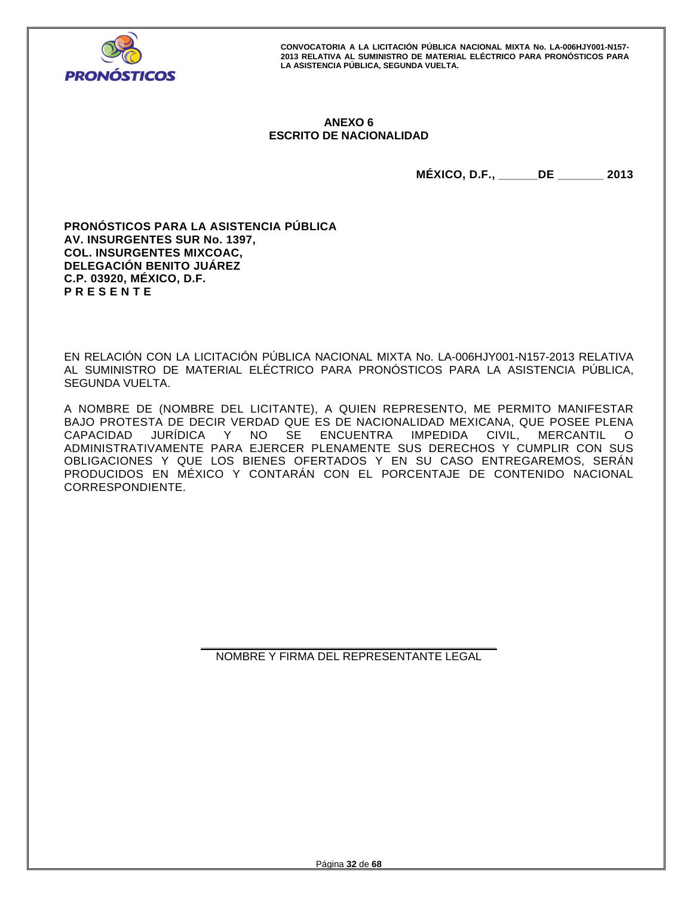**ANEXO 6**
**ESCRITO DE NACIONALIDAD**

**MÉXICO, D.F., \_\_\_\_\_\_DE \_\_\_\_\_\_\_ 2013**

**PRONÓSTICOS PARA LA ASISTENCIA PÚBLICA**
**AV. INSURGENTES SUR No. 1397,**
**COL. INSURGENTES MIXCOAC,**
**DELEGACIÓN BENITO JUÁREZ**
**C.P. 03920, MÉXICO, D.F.**
**P R E S E N T E**

EN RELACIÓN CON LA LICITACIÓN PÚBLICA NACIONAL MIXTA No. LA-006HJY001-N157-2013 RELATIVA AL SUMINISTRO DE MATERIAL ELÉCTRICO PARA PRONÓSTICOS PARA LA ASISTENCIA PÚBLICA, SEGUNDA VUELTA.

A NOMBRE DE (NOMBRE DEL LICITANTE), A QUIEN REPRESENTO, ME PERMITO MANIFESTAR BAJO PROTESTA DE DECIR VERDAD QUE ES DE NACIONALIDAD MEXICANA, QUE POSEE PLENA CAPACIDAD JURÍDICA Y NO SE ENCUENTRA IMPEDIDA CIVIL, MERCANTIL O ADMINISTRATIVAMENTE PARA EJERCER PLENAMENTE SUS DERECHOS Y CUMPLIR CON SUS OBLIGACIONES Y QUE LOS BIENES OFERTADOS Y EN SU CASO ENTREGAREMOS, SERÁN PRODUCIDOS EN MÉXICO Y CONTARÁN CON EL PORCENTAJE DE CONTENIDO NACIONAL CORRESPONDIENTE.

\_\_\_\_\_\_\_\_\_\_\_\_\_\_\_\_\_\_\_\_\_\_\_\_\_\_\_\_\_\_\_\_\_\_\_\_\_\_\_\_
NOMBRE Y FIRMA DEL REPRESENTANTE LEGAL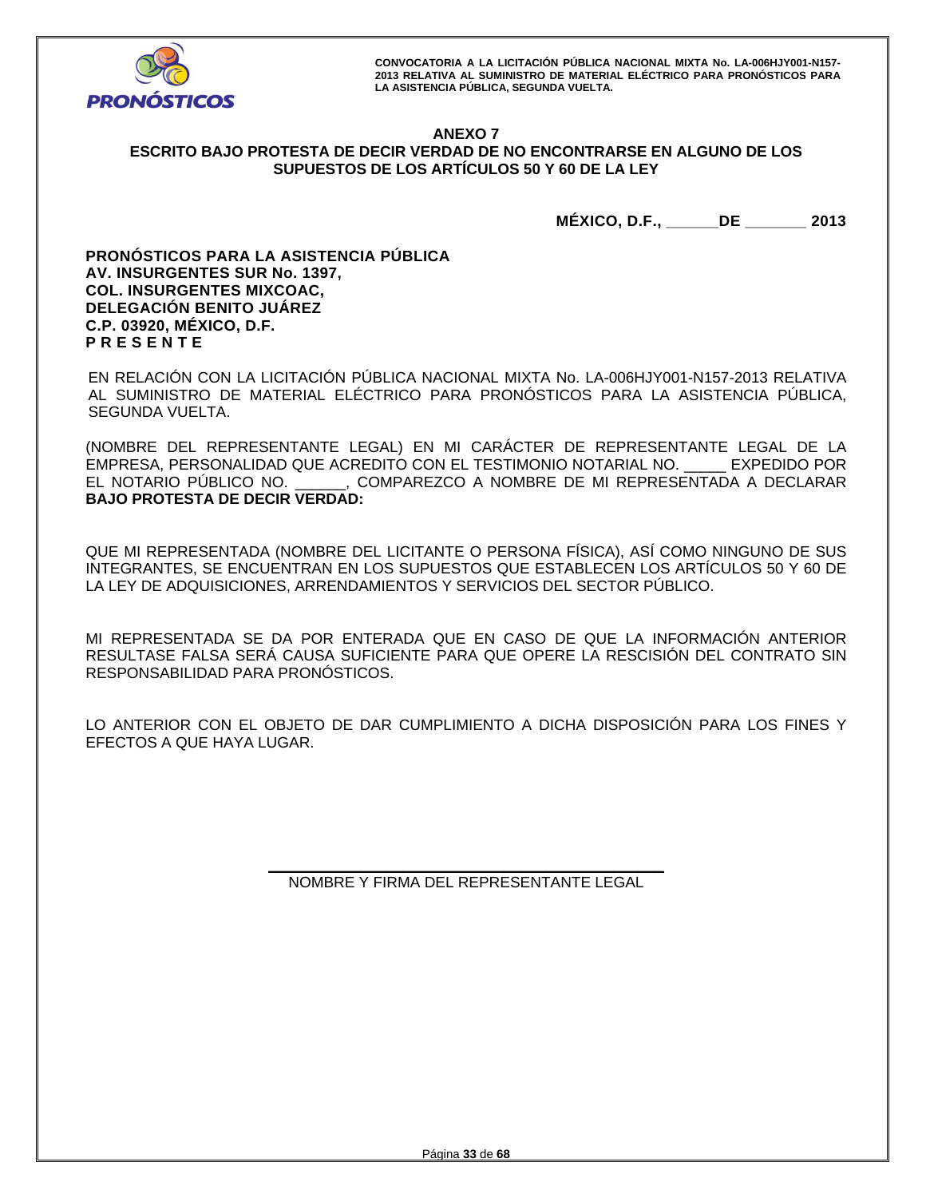## ANEXO 7

## ESCRITO BAJO PROTESTA DE DECIR VERDAD DE NO ENCONTRARSE EN ALGUNO DE LOS SUPUESTOS DE LOS ARTÍCULOS 50 Y 60 DE LA LEY

**MÉXICO, D.F., \_\_\_\_\_\_DE \_\_\_\_\_\_\_ 2013**

**PRONÓSTICOS PARA LA ASISTENCIA PÚBLICA**
**AV. INSURGENTES SUR No. 1397,**
**COL. INSURGENTES MIXCOAC,**
**DELEGACIÓN BENITO JUÁREZ**
**C.P. 03920, MÉXICO, D.F.**
**P R E S E N T E**

EN RELACIÓN CON LA LICITACIÓN PÚBLICA NACIONAL MIXTA No. LA-006HJY001-N157-2013 RELATIVA AL SUMINISTRO DE MATERIAL ELÉCTRICO PARA PRONÓSTICOS PARA LA ASISTENCIA PÚBLICA, SEGUNDA VUELTA.

(NOMBRE DEL REPRESENTANTE LEGAL) EN MI CARÁCTER DE REPRESENTANTE LEGAL DE LA EMPRESA, PERSONALIDAD QUE ACREDITO CON EL TESTIMONIO NOTARIAL NO. \_\_\_\_\_ EXPEDIDO POR EL NOTARIO PÚBLICO NO. \_\_\_\_\_\_, COMPAREZCO A NOMBRE DE MI REPRESENTADA A DECLARAR **BAJO PROTESTA DE DECIR VERDAD:**

QUE MI REPRESENTADA (NOMBRE DEL LICITANTE O PERSONA FÍSICA), ASÍ COMO NINGUNO DE SUS INTEGRANTES, SE ENCUENTRAN EN LOS SUPUESTOS QUE ESTABLECEN LOS ARTÍCULOS 50 Y 60 DE LA LEY DE ADQUISICIONES, ARRENDAMIENTOS Y SERVICIOS DEL SECTOR PÚBLICO.

MI REPRESENTADA SE DA POR ENTERADA QUE EN CASO DE QUE LA INFORMACIÓN ANTERIOR RESULTASE FALSA SERÁ CAUSA SUFICIENTE PARA QUE OPERE LA RESCISIÓN DEL CONTRATO SIN RESPONSABILIDAD PARA PRONÓSTICOS.

LO ANTERIOR CON EL OBJETO DE DAR CUMPLIMIENTO A DICHA DISPOSICIÓN PARA LOS FINES Y EFECTOS A QUE HAYA LUGAR.

\_\_\_\_\_\_\_\_\_\_\_\_\_\_\_\_\_\_\_\_\_\_\_\_\_\_\_\_\_\_\_\_\_\_\_\_\_\_\_\_

NOMBRE Y FIRMA DEL REPRESENTANTE LEGAL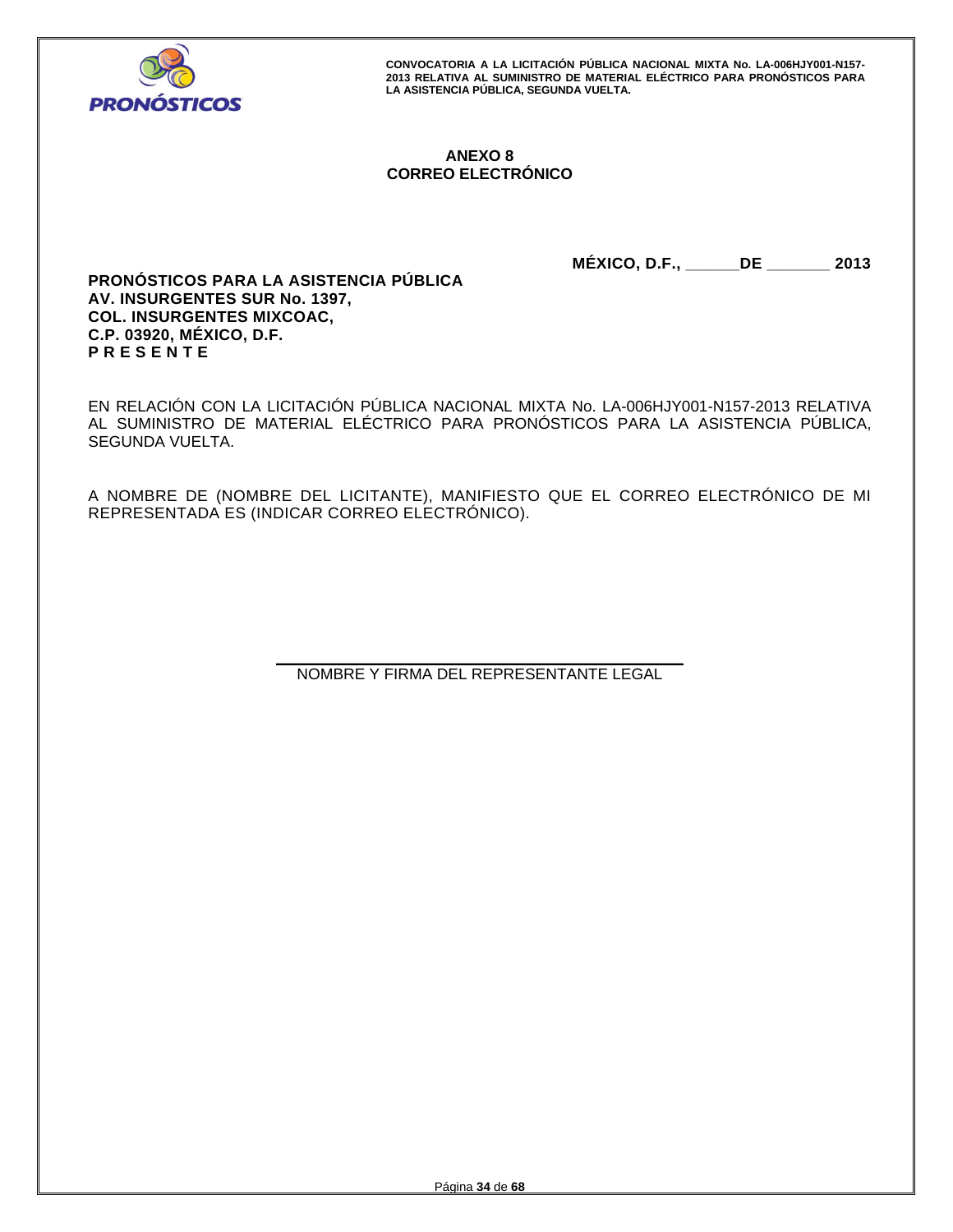## ANEXO 8
## CORREO ELECTRÓNICO

**MÉXICO, D.F., ______DE _______ 2013**

**PRONÓSTICOS PARA LA ASISTENCIA PÚBLICA**
**AV. INSURGENTES SUR No. 1397,**
**COL. INSURGENTES MIXCOAC,**
**C.P. 03920, MÉXICO, D.F.**
**P R E S E N T E**

EN RELACIÓN CON LA LICITACIÓN PÚBLICA NACIONAL MIXTA No. LA-006HJY001-N157-2013 RELATIVA AL SUMINISTRO DE MATERIAL ELÉCTRICO PARA PRONÓSTICOS PARA LA ASISTENCIA PÚBLICA, SEGUNDA VUELTA.

A NOMBRE DE (NOMBRE DEL LICITANTE), MANIFIESTO QUE EL CORREO ELECTRÓNICO DE MI REPRESENTADA ES (INDICAR CORREO ELECTRÓNICO).

\_\_\_\_\_\_\_\_\_\_\_\_\_\_\_\_\_\_\_\_\_\_\_\_\_\_\_\_\_\_\_\_\_\_\_\_\_\_\_\_

NOMBRE Y FIRMA DEL REPRESENTANTE LEGAL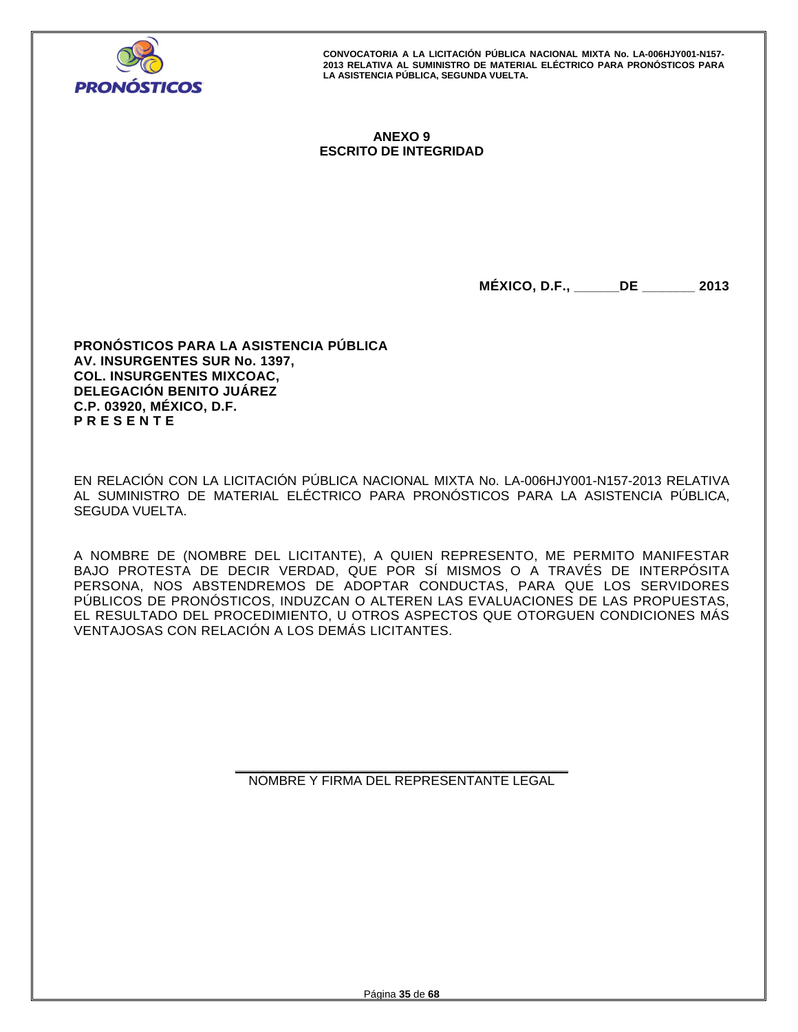## ANEXO 9
## ESCRITO DE INTEGRIDAD

**MÉXICO, D.F., ______DE _______ 2013**

**PRONÓSTICOS PARA LA ASISTENCIA PÚBLICA**
**AV. INSURGENTES SUR No. 1397,**
**COL. INSURGENTES MIXCOAC,**
**DELEGACIÓN BENITO JUÁREZ**
**C.P. 03920, MÉXICO, D.F.**
**P R E S E N T E**

EN RELACIÓN CON LA LICITACIÓN PÚBLICA NACIONAL MIXTA No. LA-006HJY001-N157-2013 RELATIVA AL SUMINISTRO DE MATERIAL ELÉCTRICO PARA PRONÓSTICOS PARA LA ASISTENCIA PÚBLICA, SEGUDA VUELTA.

A NOMBRE DE (NOMBRE DEL LICITANTE), A QUIEN REPRESENTO, ME PERMITO MANIFESTAR BAJO PROTESTA DE DECIR VERDAD, QUE POR SÍ MISMOS O A TRAVÉS DE INTERPÓSITA PERSONA, NOS ABSTENDREMOS DE ADOPTAR CONDUCTAS, PARA QUE LOS SERVIDORES PÚBLICOS DE PRONÓSTICOS, INDUZCAN O ALTEREN LAS EVALUACIONES DE LAS PROPUESTAS, EL RESULTADO DEL PROCEDIMIENTO, U OTROS ASPECTOS QUE OTORGUEN CONDICIONES MÁS VENTAJOSAS CON RELACIÓN A LOS DEMÁS LICITANTES.

\_\_\_\_\_\_\_\_\_\_\_\_\_\_\_\_\_\_\_\_\_\_\_\_\_\_\_\_\_\_\_\_\_\_\_\_\_\_\_\_

NOMBRE Y FIRMA DEL REPRESENTANTE LEGAL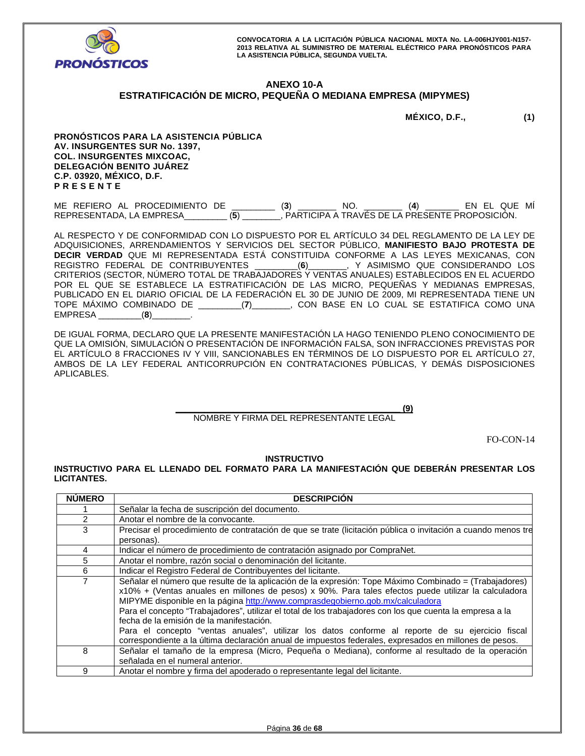CONVOCATORIA A LA LICITACIÓN PÚBLICA NACIONAL MIXTA No. LA-006HJY001-N157-2013 RELATIVA AL SUMINISTRO DE MATERIAL ELÉCTRICO PARA PRONÓSTICOS PARA LA ASISTENCIA PÚBLICA, SEGUNDA VUELTA.

## ANEXO 10-A
## ESTRATIFICACIÓN DE MICRO, PEQUEÑA O MEDIANA EMPRESA (MIPYMES)

**MÉXICO, D.F., (1)**

**PRONÓSTICOS PARA LA ASISTENCIA PÚBLICA**
**AV. INSURGENTES SUR No. 1397,**
**COL. INSURGENTES MIXCOAC,**
**DELEGACIÓN BENITO JUÁREZ**
**C.P. 03920, MÉXICO, D.F.**
**P R E S E N T E**

ME REFIERO AL PROCEDIMIENTO DE ________ (**3**) ________ NO. ________ (**4**) ________ EN EL QUE MÍ REPRESENTADA, LA EMPRESA________ (**5**) ________, PARTICIPA A TRAVÉS DE LA PRESENTE PROPOSICIÓN.

AL RESPECTO Y DE CONFORMIDAD CON LO DISPUESTO POR EL ARTÍCULO 34 DEL REGLAMENTO DE LA LEY DE ADQUISICIONES, ARRENDAMIENTOS Y SERVICIOS DEL SECTOR PÚBLICO, **MANIFIESTO BAJO PROTESTA DE DECIR VERDAD** QUE MI REPRESENTADA ESTÁ CONSTITUIDA CONFORME A LAS LEYES MEXICANAS, CON REGISTRO FEDERAL DE CONTRIBUYENTES ________(**6**)________, Y ASIMISMO QUE CONSIDERANDO LOS CRITERIOS (SECTOR, NÚMERO TOTAL DE TRABAJADORES Y VENTAS ANUALES) ESTABLECIDOS EN EL ACUERDO POR EL QUE SE ESTABLECE LA ESTRATIFICACIÓN DE LAS MICRO, PEQUEÑAS Y MEDIANAS EMPRESAS, PUBLICADO EN EL DIARIO OFICIAL DE LA FEDERACIÓN EL 30 DE JUNIO DE 2009, MI REPRESENTADA TIENE UN TOPE MÁXIMO COMBINADO DE ________(**7**)________, CON BASE EN LO CUAL SE ESTATIFICA COMO UNA EMPRESA ________(**8**)________.

DE IGUAL FORMA, DECLARO QUE LA PRESENTE MANIFESTACIÓN LA HAGO TENIENDO PLENO CONOCIMIENTO DE QUE LA OMISIÓN, SIMULACIÓN O PRESENTACIÓN DE INFORMACIÓN FALSA, SON INFRACCIONES PREVISTAS POR EL ARTÍCULO 8 FRACCIONES IV Y VIII, SANCIONABLES EN TÉRMINOS DE LO DISPUESTO POR EL ARTÍCULO 27, AMBOS DE LA LEY FEDERAL ANTICORRUPCIÓN EN CONTRATACIONES PÚBLICAS, Y DEMÁS DISPOSICIONES APLICABLES.

**______________________________________ (9)**
NOMBRE Y FIRMA DEL REPRESENTANTE LEGAL

FO-CON-14

**INSTRUCTIVO**

**INSTRUCTIVO PARA EL LLENADO DEL FORMATO PARA LA MANIFESTACIÓN QUE DEBERÁN PRESENTAR LOS LICITANTES.**

| NÚMERO | DESCRIPCIÓN |
|---|---|
| 1 | Señalar la fecha de suscripción del documento. |
| 2 | Anotar el nombre de la convocante. |
| 3 | Precisar el procedimiento de contratación de que se trate (licitación pública o invitación a cuando menos tre personas). |
| 4 | Indicar el número de procedimiento de contratación asignado por CompraNet. |
| 5 | Anotar el nombre, razón social o denominación del licitante. |
| 6 | Indicar el Registro Federal de Contribuyentes del licitante. |
| 7 | Señalar el número que resulte de la aplicación de la expresión: Tope Máximo Combinado = (Trabajadores) x10% + (Ventas anuales en millones de pesos) x 90%. Para tales efectos puede utilizar la calculadora MIPYME disponible en la página http://www.comprasdegobierno.gob.mx/calculadora<br>Para el concepto "Trabajadores", utilizar el total de los trabajadores con los que cuenta la empresa a la fecha de la emisión de la manifestación.<br>Para el concepto "ventas anuales", utilizar los datos conforme al reporte de su ejercicio fiscal correspondiente a la última declaración anual de impuestos federales, expresados en millones de pesos. |
| 8 | Señalar el tamaño de la empresa (Micro, Pequeña o Mediana), conforme al resultado de la operación señalada en el numeral anterior. |
| 9 | Anotar el nombre y firma del apoderado o representante legal del licitante. |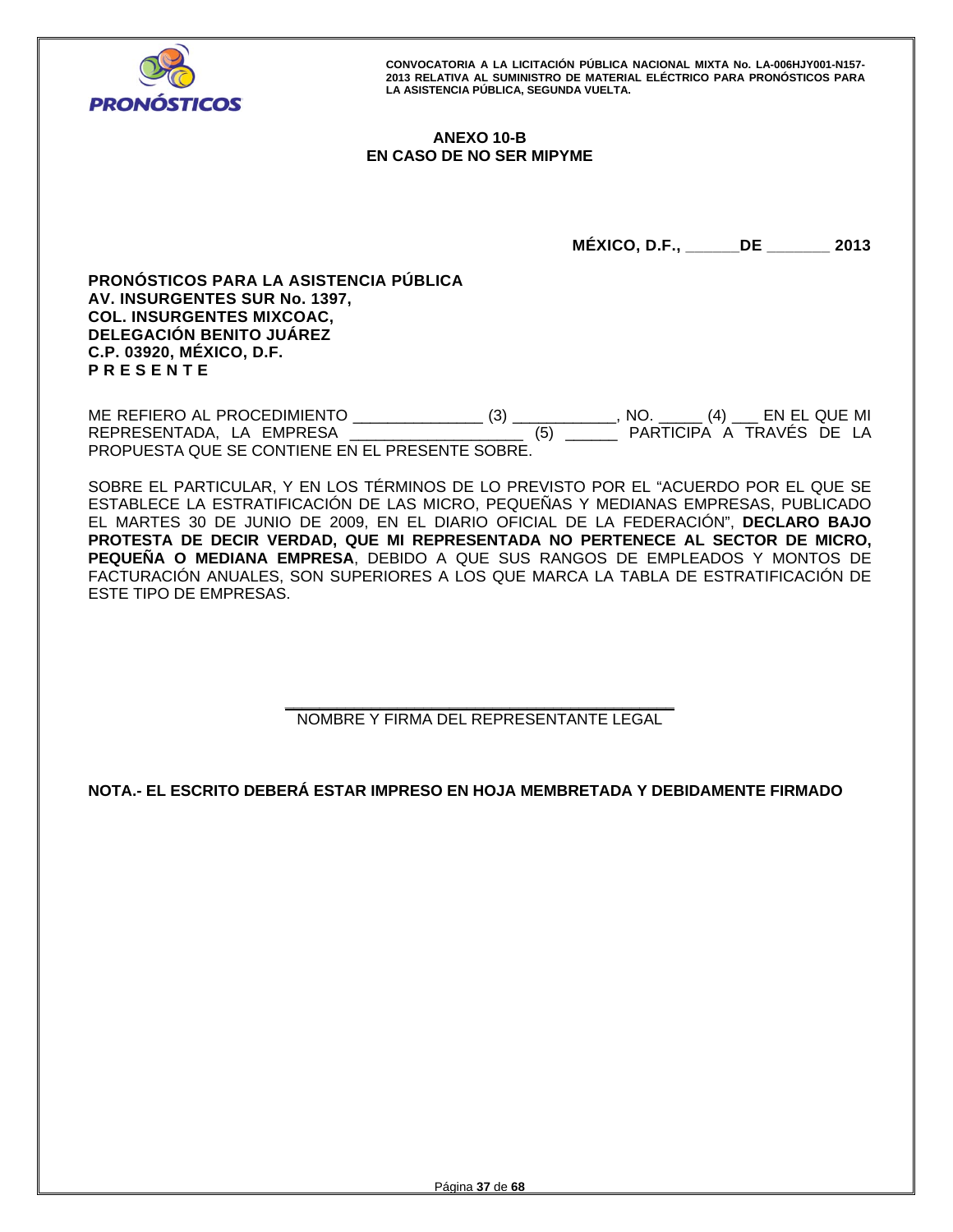**ANEXO 10-B**
**EN CASO DE NO SER MIPYME**

**MÉXICO, D.F., ______DE _______ 2013**

**PRONÓSTICOS PARA LA ASISTENCIA PÚBLICA**
**AV. INSURGENTES SUR No. 1397,**
**COL. INSURGENTES MIXCOAC,**
**DELEGACIÓN BENITO JUÁREZ**
**C.P. 03920, MÉXICO, D.F.**
**P R E S E N T E**

ME REFIERO AL PROCEDIMIENTO _______________ (3) ____________, NO. _____ (4) ___ EN EL QUE MI REPRESENTADA, LA EMPRESA ___________________ (5) ______ PARTICIPA A TRAVÉS DE LA PROPUESTA QUE SE CONTIENE EN EL PRESENTE SOBRE.

SOBRE EL PARTICULAR, Y EN LOS TÉRMINOS DE LO PREVISTO POR EL "ACUERDO POR EL QUE SE ESTABLECE LA ESTRATIFICACIÓN DE LAS MICRO, PEQUEÑAS Y MEDIANAS EMPRESAS, PUBLICADO EL MARTES 30 DE JUNIO DE 2009, EN EL DIARIO OFICIAL DE LA FEDERACIÓN", **DECLARO BAJO PROTESTA DE DECIR VERDAD, QUE MI REPRESENTADA NO PERTENECE AL SECTOR DE MICRO, PEQUEÑA O MEDIANA EMPRESA**, DEBIDO A QUE SUS RANGOS DE EMPLEADOS Y MONTOS DE FACTURACIÓN ANUALES, SON SUPERIORES A LOS QUE MARCA LA TABLA DE ESTRATIFICACIÓN DE ESTE TIPO DE EMPRESAS.

_________________________________________
NOMBRE Y FIRMA DEL REPRESENTANTE LEGAL

**NOTA.- EL ESCRITO DEBERÁ ESTAR IMPRESO EN HOJA MEMBRETADA Y DEBIDAMENTE FIRMADO**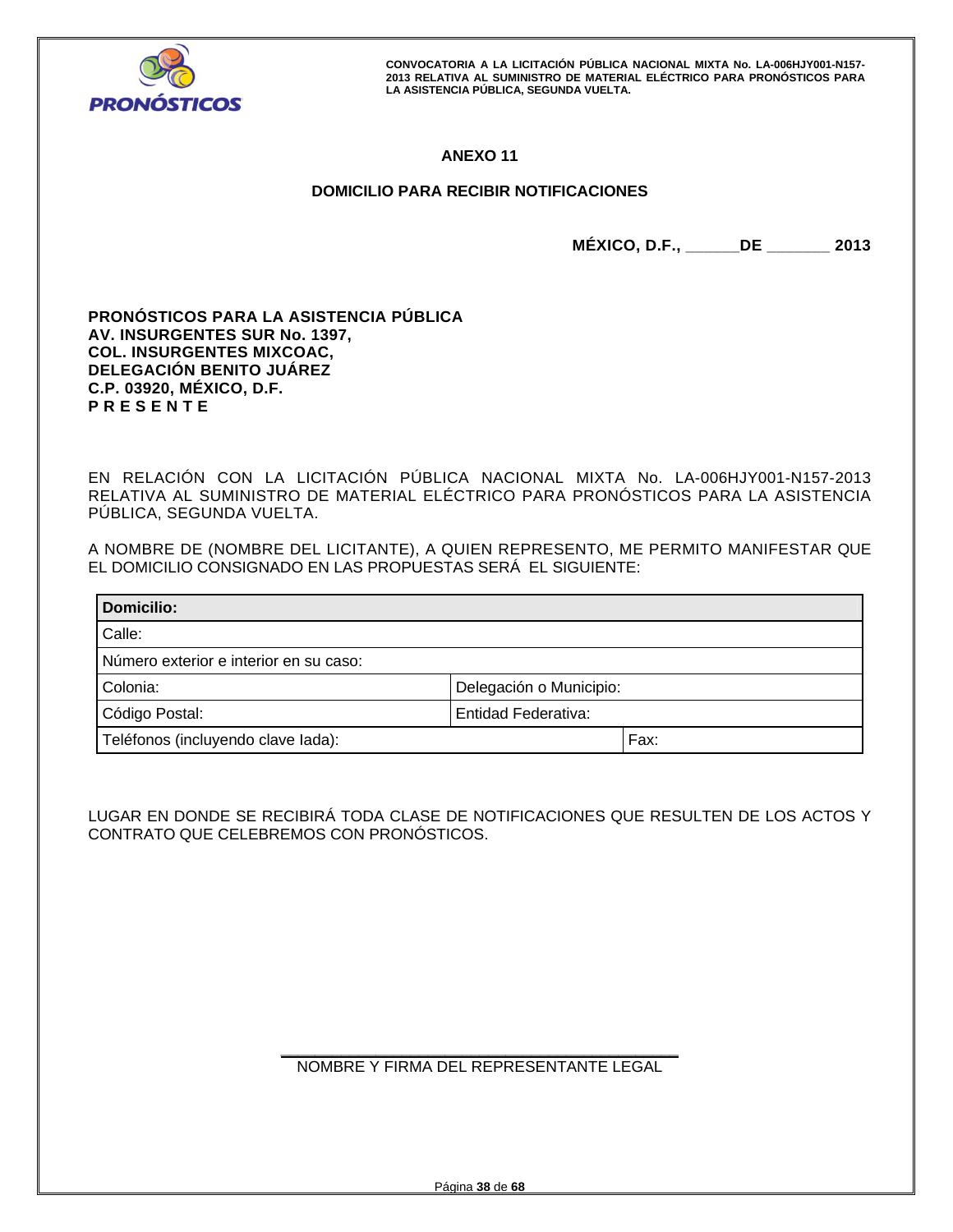## ANEXO 11

## DOMICILIO PARA RECIBIR NOTIFICACIONES

**MÉXICO, D.F., ______DE _______ 2013**

**PRONÓSTICOS PARA LA ASISTENCIA PÚBLICA**
**AV. INSURGENTES SUR No. 1397,**
**COL. INSURGENTES MIXCOAC,**
**DELEGACIÓN BENITO JUÁREZ**
**C.P. 03920, MÉXICO, D.F.**
**P R E S E N T E**

EN RELACIÓN CON LA LICITACIÓN PÚBLICA NACIONAL MIXTA No. LA-006HJY001-N157-2013 RELATIVA AL SUMINISTRO DE MATERIAL ELÉCTRICO PARA PRONÓSTICOS PARA LA ASISTENCIA PÚBLICA, SEGUNDA VUELTA.

A NOMBRE DE (NOMBRE DEL LICITANTE), A QUIEN REPRESENTO, ME PERMITO MANIFESTAR QUE EL DOMICILIO CONSIGNADO EN LAS PROPUESTAS SERÁ EL SIGUIENTE:

| **Domicilio:** | | |
|---|---|---|
| Calle: | | |
| Número exterior e interior en su caso: | | |
| Colonia: | Delegación o Municipio: | |
| Código Postal: | Entidad Federativa: | |
| Teléfonos (incluyendo clave lada): | | Fax: |

LUGAR EN DONDE SE RECIBIRÁ TODA CLASE DE NOTIFICACIONES QUE RESULTEN DE LOS ACTOS Y CONTRATO QUE CELEBREMOS CON PRONÓSTICOS.

_____________________________________________
NOMBRE Y FIRMA DEL REPRESENTANTE LEGAL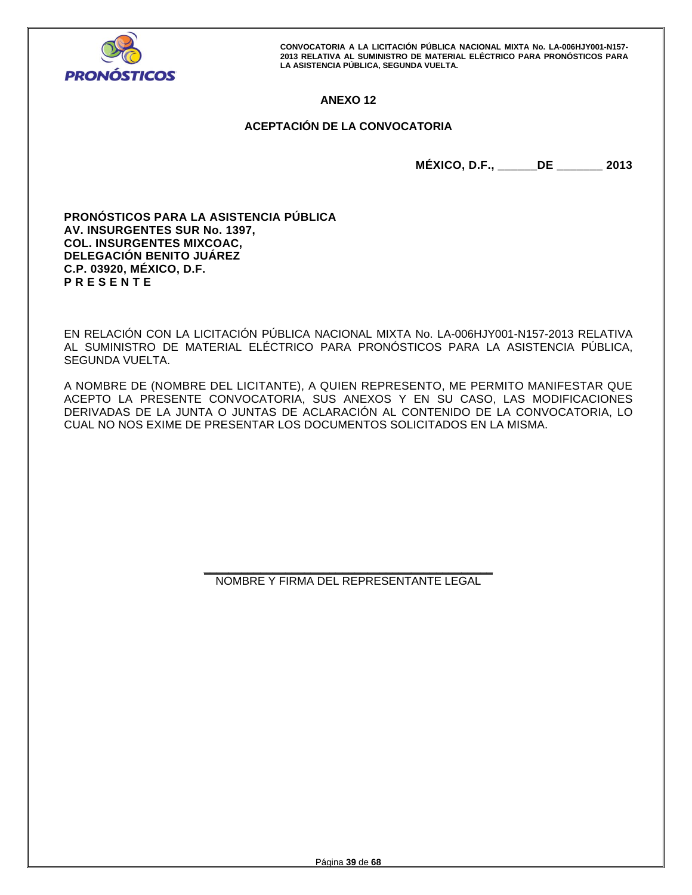# ANEXO 12

## ACEPTACIÓN DE LA CONVOCATORIA

**MÉXICO, D.F., ______DE _______ 2013**

**PRONÓSTICOS PARA LA ASISTENCIA PÚBLICA**
**AV. INSURGENTES SUR No. 1397,**
**COL. INSURGENTES MIXCOAC,**
**DELEGACIÓN BENITO JUÁREZ**
**C.P. 03920, MÉXICO, D.F.**
**P R E S E N T E**

EN RELACIÓN CON LA LICITACIÓN PÚBLICA NACIONAL MIXTA No. LA-006HJY001-N157-2013 RELATIVA AL SUMINISTRO DE MATERIAL ELÉCTRICO PARA PRONÓSTICOS PARA LA ASISTENCIA PÚBLICA, SEGUNDA VUELTA.

A NOMBRE DE (NOMBRE DEL LICITANTE), A QUIEN REPRESENTO, ME PERMITO MANIFESTAR QUE ACEPTO LA PRESENTE CONVOCATORIA, SUS ANEXOS Y EN SU CASO, LAS MODIFICACIONES DERIVADAS DE LA JUNTA O JUNTAS DE ACLARACIÓN AL CONTENIDO DE LA CONVOCATORIA, LO CUAL NO NOS EXIME DE PRESENTAR LOS DOCUMENTOS SOLICITADOS EN LA MISMA.

\_\_\_\_\_\_\_\_\_\_\_\_\_\_\_\_\_\_\_\_\_\_\_\_\_\_\_\_\_\_\_\_\_\_\_\_\_\_\_\_

NOMBRE Y FIRMA DEL REPRESENTANTE LEGAL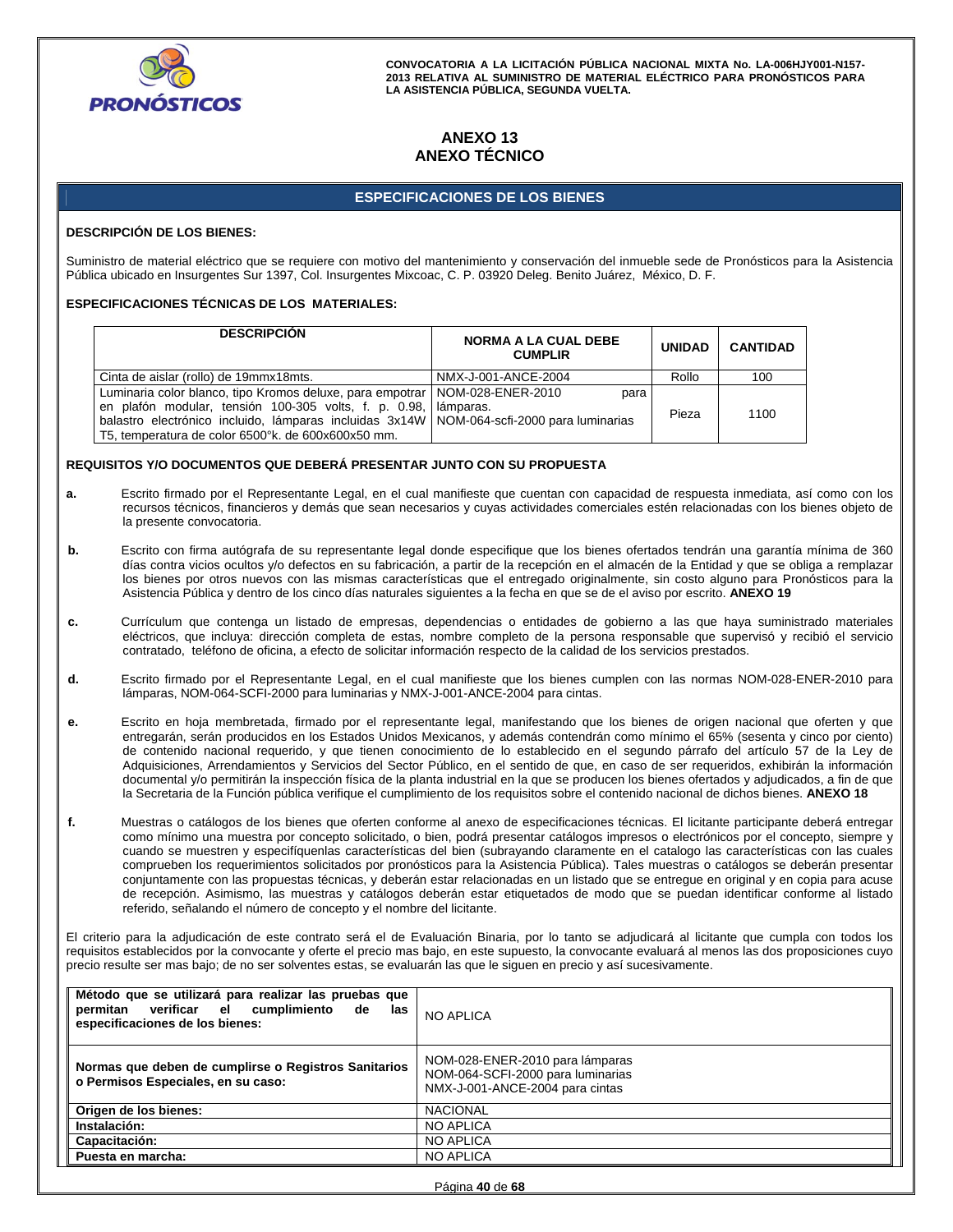# ANEXO 13
# ANEXO TÉCNICO

## ESPECIFICACIONES DE LOS BIENES

**DESCRIPCIÓN DE LOS BIENES:**

Suministro de material eléctrico que se requiere con motivo del mantenimiento y conservación del inmueble sede de Pronósticos para la Asistencia Pública ubicado en Insurgentes Sur 1397, Col. Insurgentes Mixcoac, C. P. 03920 Deleg. Benito Juárez, México, D. F.

**ESPECIFICACIONES TÉCNICAS DE LOS MATERIALES:**

| DESCRIPCIÓN | NORMA A LA CUAL DEBE CUMPLIR | UNIDAD | CANTIDAD |
|---|---|---|---|
| Cinta de aislar (rollo) de 19mmx18mts. | NMX-J-001-ANCE-2004 | Rollo | 100 |
| Luminaria color blanco, tipo Kromos deluxe, para empotrar en plafón modular, tensión 100-305 volts, f. p. 0.98, balastro electrónico incluido, lámparas incluidas 3x14W T5, temperatura de color 6500°k. de 600x600x50 mm. | NOM-028-ENER-2010 para lámparas. NOM-064-scfi-2000 para luminarias | Pieza | 1100 |

**REQUISITOS Y/O DOCUMENTOS QUE DEBERÁ PRESENTAR JUNTO CON SU PROPUESTA**

**a.** Escrito firmado por el Representante Legal, en el cual manifieste que cuentan con capacidad de respuesta inmediata, así como con los recursos técnicos, financieros y demás que sean necesarios y cuyas actividades comerciales estén relacionadas con los bienes objeto de la presente convocatoria.

**b.** Escrito con firma autógrafa de su representante legal donde especifique que los bienes ofertados tendrán una garantía mínima de 360 días contra vicios ocultos y/o defectos en su fabricación, a partir de la recepción en el almacén de la Entidad y que se obliga a remplazar los bienes por otros nuevos con las mismas características que el entregado originalmente, sin costo alguno para Pronósticos para la Asistencia Pública y dentro de los cinco días naturales siguientes a la fecha en que se de el aviso por escrito. **ANEXO 19**

**c.** Currículum que contenga un listado de empresas, dependencias o entidades de gobierno a las que haya suministrado materiales eléctricos, que incluya: dirección completa de estas, nombre completo de la persona responsable que supervisó y recibió el servicio contratado, teléfono de oficina, a efecto de solicitar información respecto de la calidad de los servicios prestados.

**d.** Escrito firmado por el Representante Legal, en el cual manifieste que los bienes cumplen con las normas NOM-028-ENER-2010 para lámparas, NOM-064-SCFI-2000 para luminarias y NMX-J-001-ANCE-2004 para cintas.

**e.** Escrito en hoja membretada, firmado por el representante legal, manifestando que los bienes de origen nacional que oferten y que entregarán, serán producidos en los Estados Unidos Mexicanos, y además contendrán como mínimo el 65% (sesenta y cinco por ciento) de contenido nacional requerido, y que tienen conocimiento de lo establecido en el segundo párrafo del artículo 57 de la Ley de Adquisiciones, Arrendamientos y Servicios del Sector Público, en el sentido de que, en caso de ser requeridos, exhibirán la información documental y/o permitirán la inspección física de la planta industrial en la que se producen los bienes ofertados y adjudicados, a fin de que la Secretaria de la Función pública verifique el cumplimiento de los requisitos sobre el contenido nacional de dichos bienes. **ANEXO 18**

**f.** Muestras o catálogos de los bienes que oferten conforme al anexo de especificaciones técnicas. El licitante participante deberá entregar como mínimo una muestra por concepto solicitado, o bien, podrá presentar catálogos impresos o electrónicos por el concepto, siempre y cuando se muestren y especifíquenlas características del bien (subrayando claramente en el catalogo las características con las cuales comprueben los requerimientos solicitados por pronósticos para la Asistencia Pública). Tales muestras o catálogos se deberán presentar conjuntamente con las propuestas técnicas, y deberán estar relacionadas en un listado que se entregue en original y en copia para acuse de recepción. Asimismo, las muestras y catálogos deberán estar etiquetados de modo que se puedan identificar conforme al listado referido, señalando el número de concepto y el nombre del licitante.

El criterio para la adjudicación de este contrato será el de Evaluación Binaria, por lo tanto se adjudicará al licitante que cumpla con todos los requisitos establecidos por la convocante y oferte el precio mas bajo, en este supuesto, la convocante evaluará al menos las dos proposiciones cuyo precio resulte ser mas bajo; de no ser solventes estas, se evaluarán las que le siguen en precio y así sucesivamente.

| | |
|---|---|
| **Método que se utilizará para realizar las pruebas que permitan verificar el cumplimiento de las especificaciones de los bienes:** | NO APLICA |
| **Normas que deben de cumplirse o Registros Sanitarios o Permisos Especiales, en su caso:** | NOM-028-ENER-2010 para lámparas<br>NOM-064-SCFI-2000 para luminarias<br>NMX-J-001-ANCE-2004 para cintas |
| **Origen de los bienes:** | NACIONAL |
| **Instalación:** | NO APLICA |
| **Capacitación:** | NO APLICA |
| **Puesta en marcha:** | NO APLICA |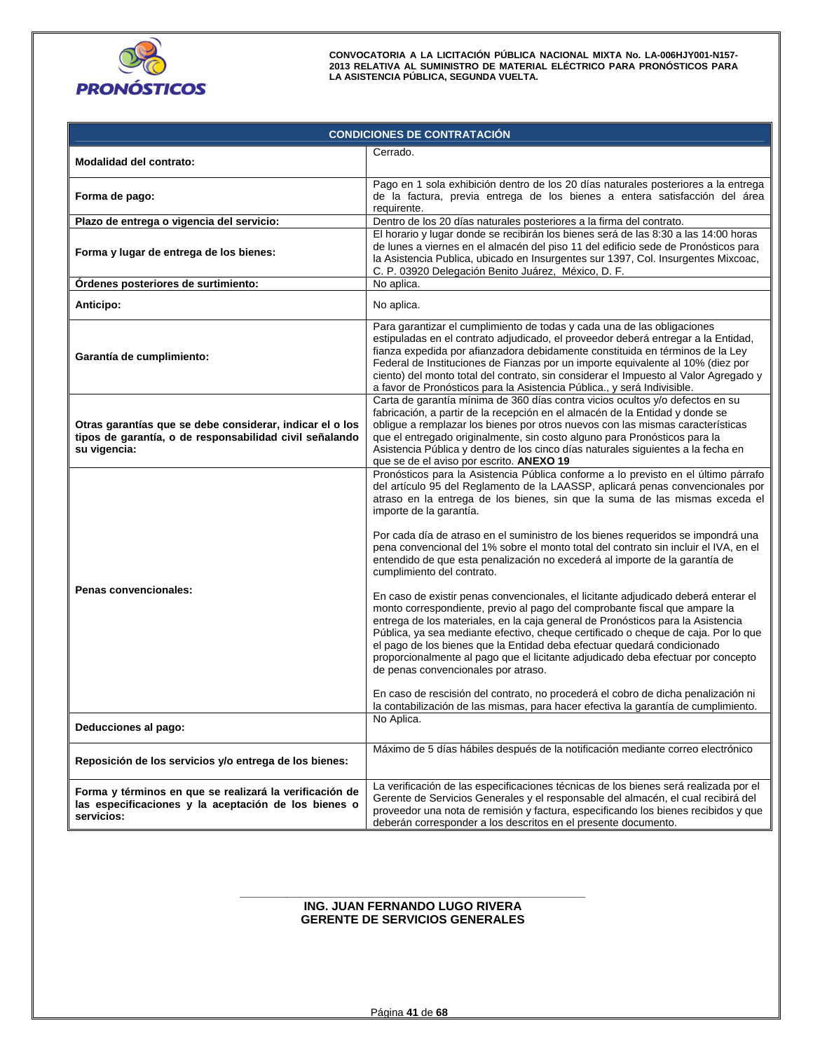| CONDICIONES DE CONTRATACIÓN | |
|---|---|
| **Modalidad del contrato:** | Cerrado. |
| **Forma de pago:** | Pago en 1 sola exhibición dentro de los 20 días naturales posteriores a la entrega de la factura, previa entrega de los bienes a entera satisfacción del área requirente. |
| **Plazo de entrega o vigencia del servicio:** | Dentro de los 20 días naturales posteriores a la firma del contrato. |
| **Forma y lugar de entrega de los bienes:** | El horario y lugar donde se recibirán los bienes será de las 8:30 a las 14:00 horas de lunes a viernes en el almacén del piso 11 del edificio sede de Pronósticos para la Asistencia Publica, ubicado en Insurgentes sur 1397, Col. Insurgentes Mixcoac, C. P. 03920 Delegación Benito Juárez, México, D. F. |
| **Órdenes posteriores de surtimiento:** | No aplica. |
| **Anticipo:** | No aplica. |
| **Garantía de cumplimiento:** | Para garantizar el cumplimiento de todas y cada una de las obligaciones estipuladas en el contrato adjudicado, el proveedor deberá entregar a la Entidad, fianza expedida por afianzadora debidamente constituida en términos de la Ley Federal de Instituciones de Fianzas por un importe equivalente al 10% (diez por ciento) del monto total del contrato, sin considerar el Impuesto al Valor Agregado y a favor de Pronósticos para la Asistencia Pública., y será Indivisible. |
| **Otras garantías que se debe considerar, indicar el o los tipos de garantía, o de responsabilidad civil señalando su vigencia:** | Carta de garantía mínima de 360 días contra vicios ocultos y/o defectos en su fabricación, a partir de la recepción en el almacén de la Entidad y donde se oblige a remplazar los bienes por otros nuevos con las mismas características que el entregado originalmente, sin costo alguno para Pronósticos para la Asistencia Pública y dentro de los cinco días naturales siguientes a la fecha en que se de el aviso por escrito. **ANEXO 19** |
| **Penas convencionales:** | Pronósticos para la Asistencia Pública conforme a lo previsto en el último párrafo del artículo 95 del Reglamento de la LAASSP, aplicará penas convencionales por atraso en la entrega de los bienes, sin que la suma de las mismas exceda el importe de la garantía.<br><br>Por cada día de atraso en el suministro de los bienes requeridos se impondrá una pena convencional del 1% sobre el monto total del contrato sin incluir el IVA, en el entendido de que esta penalización no excederá al importe de la garantía de cumplimiento del contrato.<br><br>En caso de existir penas convencionales, el licitante adjudicado deberá enterar el monto correspondiente, previo al pago del comprobante fiscal que ampare la entrega de los materiales, en la caja general de Pronósticos para la Asistencia Pública, ya sea mediante efectivo, cheque certificado o cheque de caja. Por lo que el pago de los bienes que la Entidad deba efectuar quedará condicionado proporcionalmente al pago que el licitante adjudicado deba efectuar por concepto de penas convencionales por atraso.<br><br>En caso de rescisión del contrato, no procederá el cobro de dicha penalización ni la contabilización de las mismas, para hacer efectiva la garantía de cumplimiento. |
| **Deducciones al pago:** | No Aplica. |
| **Reposición de los servicios y/o entrega de los bienes:** | Máximo de 5 días hábiles después de la notificación mediante correo electrónico |
| **Forma y términos en que se realizará la verificación de las especificaciones y la aceptación de los bienes o servicios:** | La verificación de las especificaciones técnicas de los bienes será realizada por el Gerente de Servicios Generales y el responsable del almacén, el cual recibirá del proveedor una nota de remisión y factura, especificando los bienes recibidos y que deberán corresponder a los descritos en el presente documento. |

\_\_\_\_\_\_\_\_\_\_\_\_\_\_\_\_\_\_\_\_\_\_\_\_\_\_\_\_\_\_\_\_\_\_\_\_\_\_\_\_\_\_\_\_\_\_\_\_

**ING. JUAN FERNANDO LUGO RIVERA**
**GERENTE DE SERVICIOS GENERALES**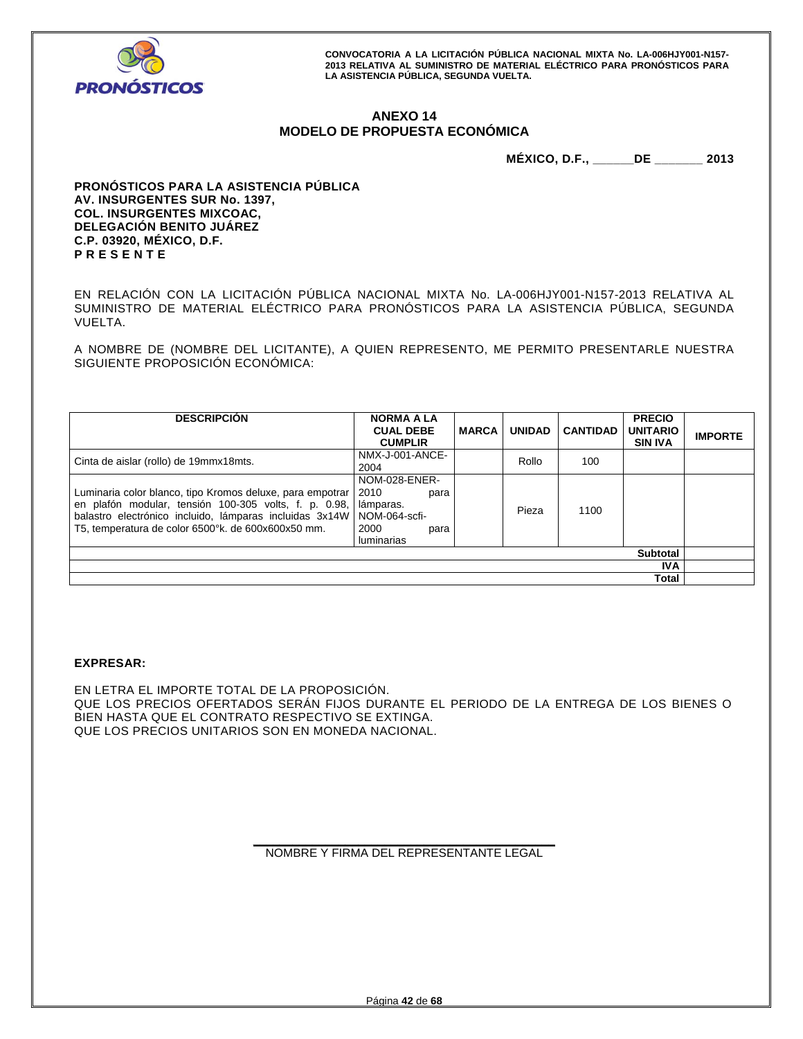## ANEXO 14
## MODELO DE PROPUESTA ECONÓMICA

**MÉXICO, D.F., ______DE _______ 2013**

**PRONÓSTICOS PARA LA ASISTENCIA PÚBLICA**
**AV. INSURGENTES SUR No. 1397,**
**COL. INSURGENTES MIXCOAC,**
**DELEGACIÓN BENITO JUÁREZ**
**C.P. 03920, MÉXICO, D.F.**
**P R E S E N T E**

EN RELACIÓN CON LA LICITACIÓN PÚBLICA NACIONAL MIXTA No. LA-006HJY001-N157-2013 RELATIVA AL SUMINISTRO DE MATERIAL ELÉCTRICO PARA PRONÓSTICOS PARA LA ASISTENCIA PÚBLICA, SEGUNDA VUELTA.

A NOMBRE DE (NOMBRE DEL LICITANTE), A QUIEN REPRESENTO, ME PERMITO PRESENTARLE NUESTRA SIGUIENTE PROPOSICIÓN ECONÓMICA:

| DESCRIPCIÓN | NORMA A LA CUAL DEBE CUMPLIR | MARCA | UNIDAD | CANTIDAD | PRECIO UNITARIO SIN IVA | IMPORTE |
|---|---|---|---|---|---|---|
| Cinta de aislar (rollo) de 19mmx18mts. | NMX-J-001-ANCE-2004 | | Rollo | 100 | | |
| Luminaria color blanco, tipo Kromos deluxe, para empotrar en plafón modular, tensión 100-305 volts, f. p. 0.98, balastro electrónico incluido, lámparas incluidas 3x14W T5, temperatura de color 6500°k. de 600x600x50 mm. | NOM-028-ENER-2010 para lámparas. NOM-064-scfi-2000 para luminarias | | Pieza | 1100 | | |
| | | | | | **Subtotal** | |
| | | | | | **IVA** | |
| | | | | | **Total** | |

**EXPRESAR:**

EN LETRA EL IMPORTE TOTAL DE LA PROPOSICIÓN.
QUE LOS PRECIOS OFERTADOS SERÁN FIJOS DURANTE EL PERIODO DE LA ENTREGA DE LOS BIENES O BIEN HASTA QUE EL CONTRATO RESPECTIVO SE EXTINGA.
QUE LOS PRECIOS UNITARIOS SON EN MONEDA NACIONAL.

NOMBRE Y FIRMA DEL REPRESENTANTE LEGAL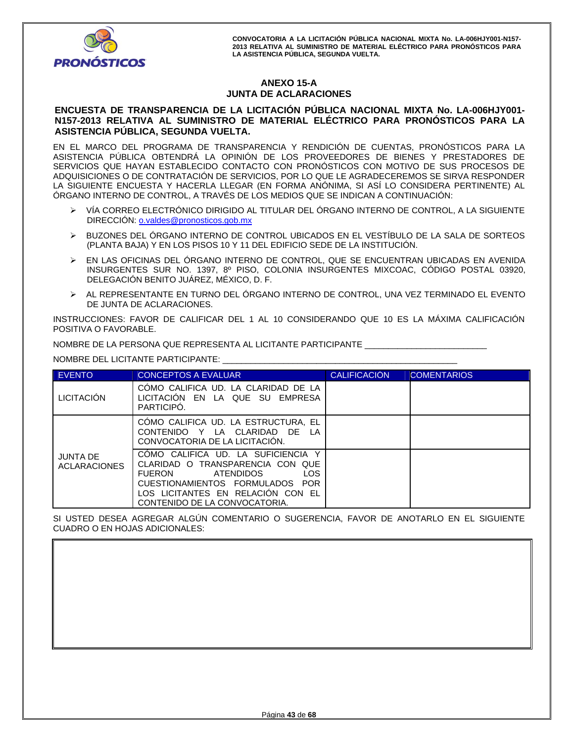## ANEXO 15-A
## JUNTA DE ACLARACIONES

**ENCUESTA DE TRANSPARENCIA DE LA LICITACIÓN PÚBLICA NACIONAL MIXTA No. LA-006HJY001-N157-2013 RELATIVA AL SUMINISTRO DE MATERIAL ELÉCTRICO PARA PRONÓSTICOS PARA LA ASISTENCIA PÚBLICA, SEGUNDA VUELTA.**

EN EL MARCO DEL PROGRAMA DE TRANSPARENCIA Y RENDICIÓN DE CUENTAS, PRONÓSTICOS PARA LA ASISTENCIA PÚBLICA OBTENDRÁ LA OPINIÓN DE LOS PROVEEDORES DE BIENES Y PRESTADORES DE SERVICIOS QUE HAYAN ESTABLECIDO CONTACTO CON PRONÓSTICOS CON MOTIVO DE SUS PROCESOS DE ADQUISICIONES O DE CONTRATACIÓN DE SERVICIOS, POR LO QUE LE AGRADECEREMOS SE SIRVA RESPONDER LA SIGUIENTE ENCUESTA Y HACERLA LLEGAR (EN FORMA ANÓNIMA, SI ASÍ LO CONSIDERA PERTINENTE) AL ÓRGANO INTERNO DE CONTROL, A TRAVÉS DE LOS MEDIOS QUE SE INDICAN A CONTINUACIÓN:

- VÍA CORREO ELECTRÓNICO DIRIGIDO AL TITULAR DEL ÓRGANO INTERNO DE CONTROL, A LA SIGUIENTE DIRECCIÓN: o.valdes@pronosticos.gob.mx
- BUZONES DEL ÓRGANO INTERNO DE CONTROL UBICADOS EN EL VESTÍBULO DE LA SALA DE SORTEOS (PLANTA BAJA) Y EN LOS PISOS 10 Y 11 DEL EDIFICIO SEDE DE LA INSTITUCIÓN.
- EN LAS OFICINAS DEL ÓRGANO INTERNO DE CONTROL, QUE SE ENCUENTRAN UBICADAS EN AVENIDA INSURGENTES SUR NO. 1397, 8º PISO, COLONIA INSURGENTES MIXCOAC, CÓDIGO POSTAL 03920, DELEGACIÓN BENITO JUÁREZ, MÉXICO, D. F.
- AL REPRESENTANTE EN TURNO DEL ÓRGANO INTERNO DE CONTROL, UNA VEZ TERMINADO EL EVENTO DE JUNTA DE ACLARACIONES.

INSTRUCCIONES: FAVOR DE CALIFICAR DEL 1 AL 10 CONSIDERANDO QUE 10 ES LA MÁXIMA CALIFICACIÓN POSITIVA O FAVORABLE.

NOMBRE DE LA PERSONA QUE REPRESENTA AL LICITANTE PARTICIPANTE ________________________

NOMBRE DEL LICITANTE PARTICIPANTE: _______________________________________________

| EVENTO | CONCEPTOS A EVALUAR | CALIFICACIÓN | COMENTARIOS |
|---|---|---|---|
| LICITACIÓN | CÓMO CALIFICA UD. LA CLARIDAD DE LA LICITACIÓN EN LA QUE SU EMPRESA PARTICIPÓ. | | |
| JUNTA DE ACLARACIONES | CÓMO CALIFICA UD. LA ESTRUCTURA, EL CONTENIDO Y LA CLARIDAD DE LA CONVOCATORIA DE LA LICITACIÓN. | | |
| | CÓMO CALIFICA UD. LA SUFICIENCIA Y CLARIDAD O TRANSPARENCIA CON QUE FUERON ATENDIDOS LOS CUESTIONAMIENTOS FORMULADOS POR LOS LICITANTES EN RELACIÓN CON EL CONTENIDO DE LA CONVOCATORIA. | | |

SI USTED DESEA AGREGAR ALGÚN COMENTARIO O SUGERENCIA, FAVOR DE ANOTARLO EN EL SIGUIENTE CUADRO O EN HOJAS ADICIONALES: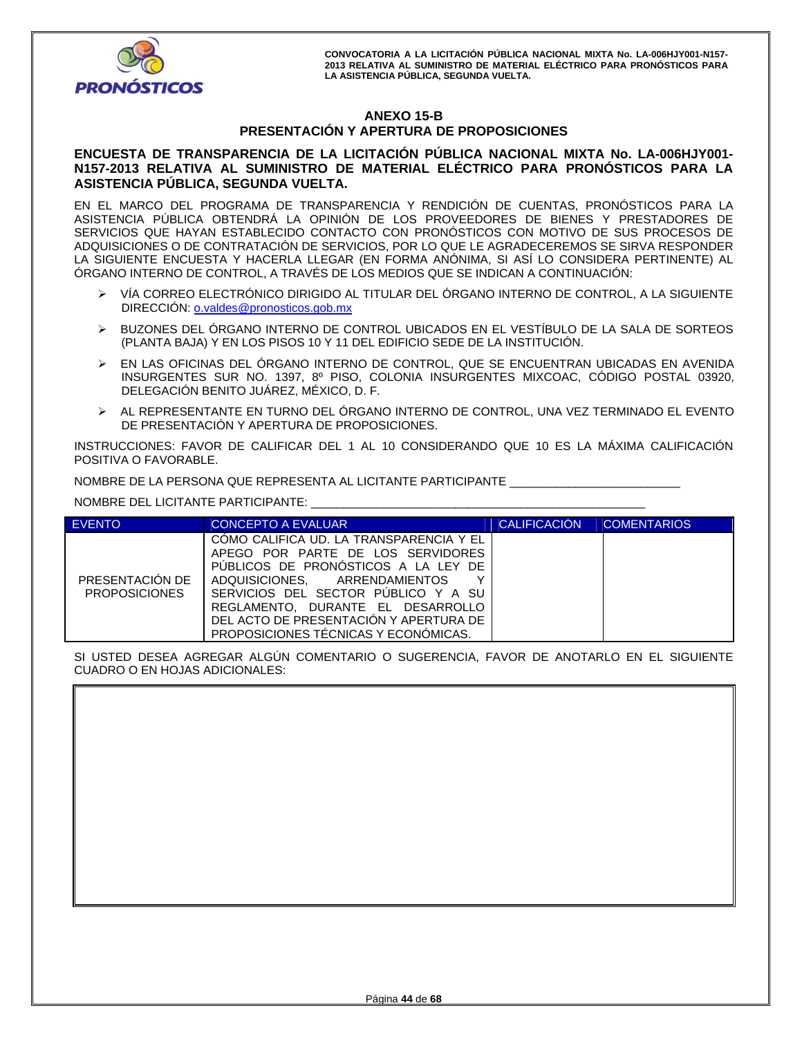## ANEXO 15-B

## PRESENTACIÓN Y APERTURA DE PROPOSICIONES

**ENCUESTA DE TRANSPARENCIA DE LA LICITACIÓN PÚBLICA NACIONAL MIXTA No. LA-006HJY001-N157-2013 RELATIVA AL SUMINISTRO DE MATERIAL ELÉCTRICO PARA PRONÓSTICOS PARA LA ASISTENCIA PÚBLICA, SEGUNDA VUELTA.**

EN EL MARCO DEL PROGRAMA DE TRANSPARENCIA Y RENDICIÓN DE CUENTAS, PRONÓSTICOS PARA LA ASISTENCIA PÚBLICA OBTENDRÁ LA OPINIÓN DE LOS PROVEEDORES DE BIENES Y PRESTADORES DE SERVICIOS QUE HAYAN ESTABLECIDO CONTACTO CON PRONÓSTICOS CON MOTIVO DE SUS PROCESOS DE ADQUISICIONES O DE CONTRATACIÓN DE SERVICIOS, POR LO QUE LE AGRADECEREMOS SE SIRVA RESPONDER LA SIGUIENTE ENCUESTA Y HACERLA LLEGAR (EN FORMA ANÓNIMA, SI ASÍ LO CONSIDERA PERTINENTE) AL ÓRGANO INTERNO DE CONTROL, A TRAVÉS DE LOS MEDIOS QUE SE INDICAN A CONTINUACIÓN:

- VÍA CORREO ELECTRÓNICO DIRIGIDO AL TITULAR DEL ÓRGANO INTERNO DE CONTROL, A LA SIGUIENTE DIRECCIÓN: o.valdes@pronosticos.gob.mx
- BUZONES DEL ÓRGANO INTERNO DE CONTROL UBICADOS EN EL VESTÍBULO DE LA SALA DE SORTEOS (PLANTA BAJA) Y EN LOS PISOS 10 Y 11 DEL EDIFICIO SEDE DE LA INSTITUCIÓN.
- EN LAS OFICINAS DEL ÓRGANO INTERNO DE CONTROL, QUE SE ENCUENTRAN UBICADAS EN AVENIDA INSURGENTES SUR NO. 1397, 8º PISO, COLONIA INSURGENTES MIXCOAC, CÓDIGO POSTAL 03920, DELEGACIÓN BENITO JUÁREZ, MÉXICO, D. F.
- AL REPRESENTANTE EN TURNO DEL ÓRGANO INTERNO DE CONTROL, UNA VEZ TERMINADO EL EVENTO DE PRESENTACIÓN Y APERTURA DE PROPOSICIONES.

INSTRUCCIONES: FAVOR DE CALIFICAR DEL 1 AL 10 CONSIDERANDO QUE 10 ES LA MÁXIMA CALIFICACIÓN POSITIVA O FAVORABLE.

NOMBRE DE LA PERSONA QUE REPRESENTA AL LICITANTE PARTICIPANTE _________________________

NOMBRE DEL LICITANTE PARTICIPANTE: _________________________________________________

| EVENTO | CONCEPTO A EVALUAR | CALIFICACIÓN | COMENTARIOS |
|---|---|---|---|
| PRESENTACIÓN DE PROPOSICIONES | CÓMO CALIFICA UD. LA TRANSPARENCIA Y EL APEGO POR PARTE DE LOS SERVIDORES PÚBLICOS DE PRONÓSTICOS A LA LEY DE ADQUISICIONES, ARRENDAMIENTOS Y SERVICIOS DEL SECTOR PÚBLICO Y A SU REGLAMENTO, DURANTE EL DESARROLLO DEL ACTO DE PRESENTACIÓN Y APERTURA DE PROPOSICIONES TÉCNICAS Y ECONÓMICAS. | | |

SI USTED DESEA AGREGAR ALGÚN COMENTARIO O SUGERENCIA, FAVOR DE ANOTARLO EN EL SIGUIENTE CUADRO O EN HOJAS ADICIONALES: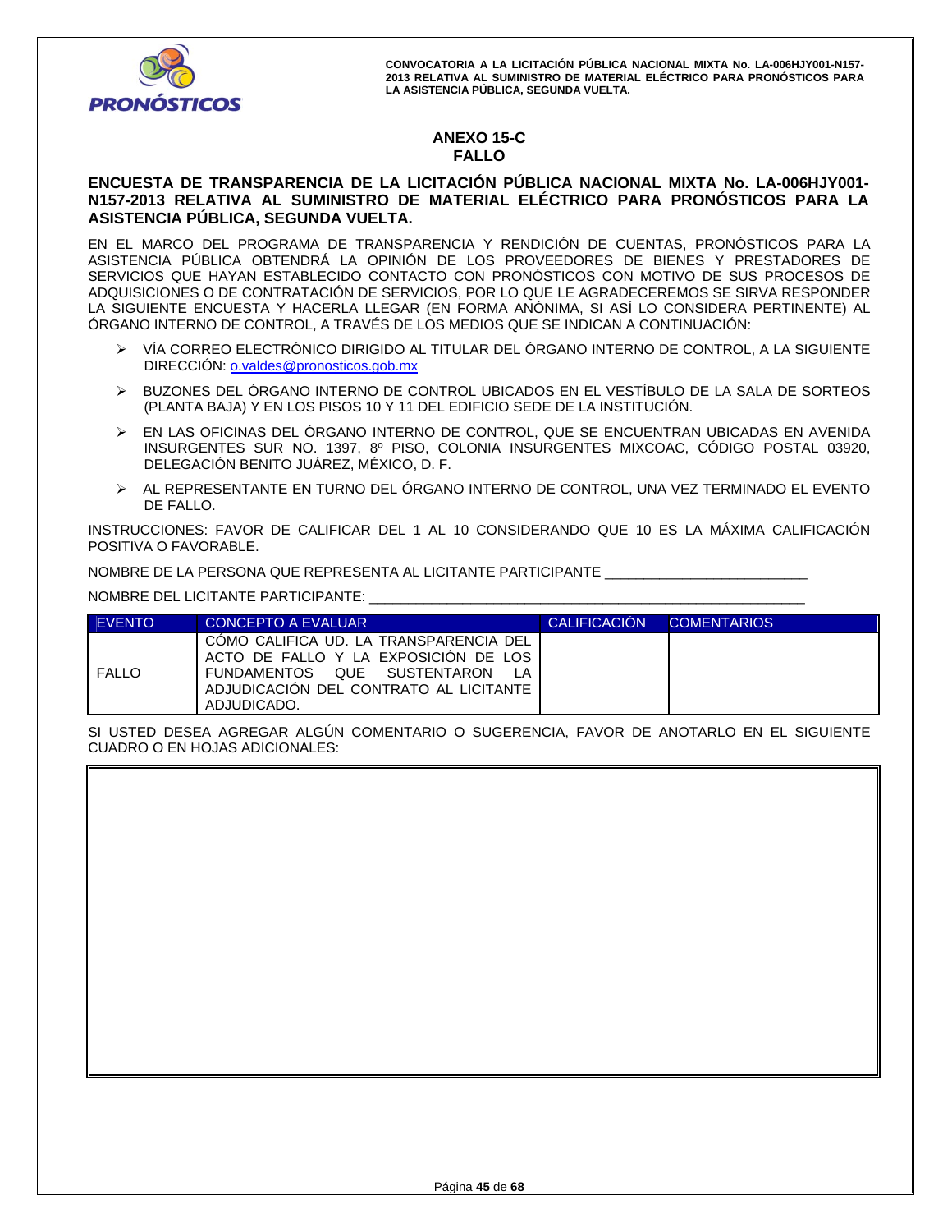## ANEXO 15-C
## FALLO

**ENCUESTA DE TRANSPARENCIA DE LA LICITACIÓN PÚBLICA NACIONAL MIXTA No. LA-006HJY001-N157-2013 RELATIVA AL SUMINISTRO DE MATERIAL ELÉCTRICO PARA PRONÓSTICOS PARA LA ASISTENCIA PÚBLICA, SEGUNDA VUELTA.**

EN EL MARCO DEL PROGRAMA DE TRANSPARENCIA Y RENDICIÓN DE CUENTAS, PRONÓSTICOS PARA LA ASISTENCIA PÚBLICA OBTENDRÁ LA OPINIÓN DE LOS PROVEEDORES DE BIENES Y PRESTADORES DE SERVICIOS QUE HAYAN ESTABLECIDO CONTACTO CON PRONÓSTICOS CON MOTIVO DE SUS PROCESOS DE ADQUISICIONES O DE CONTRATACIÓN DE SERVICIOS, POR LO QUE LE AGRADECEREMOS SE SIRVA RESPONDER LA SIGUIENTE ENCUESTA Y HACERLA LLEGAR (EN FORMA ANÓNIMA, SI ASÍ LO CONSIDERA PERTINENTE) AL ÓRGANO INTERNO DE CONTROL, A TRAVÉS DE LOS MEDIOS QUE SE INDICAN A CONTINUACIÓN:

- VÍA CORREO ELECTRÓNICO DIRIGIDO AL TITULAR DEL ÓRGANO INTERNO DE CONTROL, A LA SIGUIENTE DIRECCIÓN: o.valdes@pronosticos.gob.mx
- BUZONES DEL ÓRGANO INTERNO DE CONTROL UBICADOS EN EL VESTÍBULO DE LA SALA DE SORTEOS (PLANTA BAJA) Y EN LOS PISOS 10 Y 11 DEL EDIFICIO SEDE DE LA INSTITUCIÓN.
- EN LAS OFICINAS DEL ÓRGANO INTERNO DE CONTROL, QUE SE ENCUENTRAN UBICADAS EN AVENIDA INSURGENTES SUR NO. 1397, 8º PISO, COLONIA INSURGENTES MIXCOAC, CÓDIGO POSTAL 03920, DELEGACIÓN BENITO JUÁREZ, MÉXICO, D. F.
- AL REPRESENTANTE EN TURNO DEL ÓRGANO INTERNO DE CONTROL, UNA VEZ TERMINADO EL EVENTO DE FALLO.

INSTRUCCIONES: FAVOR DE CALIFICAR DEL 1 AL 10 CONSIDERANDO QUE 10 ES LA MÁXIMA CALIFICACIÓN POSITIVA O FAVORABLE.

NOMBRE DE LA PERSONA QUE REPRESENTA AL LICITANTE PARTICIPANTE ________________________

NOMBRE DEL LICITANTE PARTICIPANTE: ____________________________________________________

| EVENTO | CONCEPTO A EVALUAR | CALIFICACIÓN | COMENTARIOS |
|---|---|---|---|
| FALLO | CÓMO CALIFICA UD. LA TRANSPARENCIA DEL ACTO DE FALLO Y LA EXPOSICIÓN DE LOS FUNDAMENTOS QUE SUSTENTARON LA ADJUDICACIÓN DEL CONTRATO AL LICITANTE ADJUDICADO. | | |

SI USTED DESEA AGREGAR ALGÚN COMENTARIO O SUGERENCIA, FAVOR DE ANOTARLO EN EL SIGUIENTE CUADRO O EN HOJAS ADICIONALES: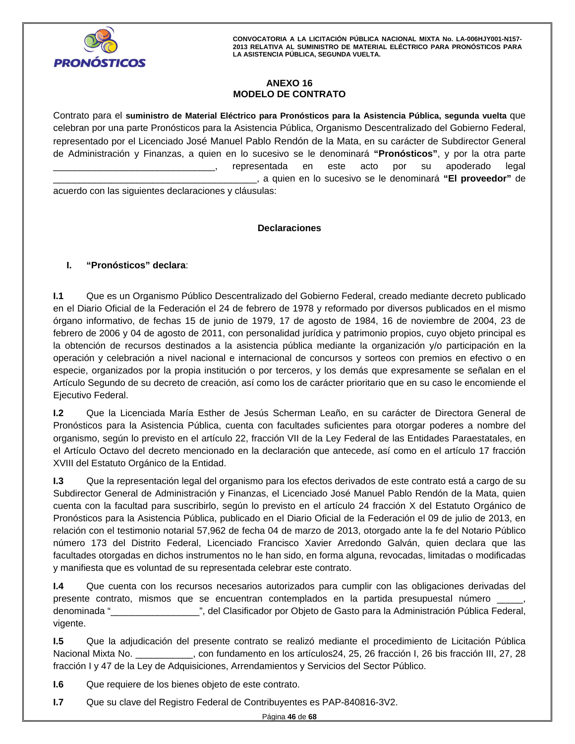## ANEXO 16
## MODELO DE CONTRATO

Contrato para el **suministro de Material Eléctrico para Pronósticos para la Asistencia Pública, segunda vuelta** que celebran por una parte Pronósticos para la Asistencia Pública, Organismo Descentralizado del Gobierno Federal, representado por el Licenciado José Manuel Pablo Rendón de la Mata, en su carácter de Subdirector General de Administración y Finanzas, a quien en lo sucesivo se le denominará **"Pronósticos"**, y por la otra parte _______________________________, representada en este acto por su apoderado legal _______________________________________, a quien en lo sucesivo se le denominará **"El proveedor"** de acuerdo con las siguientes declaraciones y cláusulas:

### Declaraciones

**I. "Pronósticos" declara**:

**I.1** Que es un Organismo Público Descentralizado del Gobierno Federal, creado mediante decreto publicado en el Diario Oficial de la Federación el 24 de febrero de 1978 y reformado por diversos publicados en el mismo órgano informativo, de fechas 15 de junio de 1979, 17 de agosto de 1984, 16 de noviembre de 2004, 23 de febrero de 2006 y 04 de agosto de 2011, con personalidad jurídica y patrimonio propios, cuyo objeto principal es la obtención de recursos destinados a la asistencia pública mediante la organización y/o participación en la operación y celebración a nivel nacional e internacional de concursos y sorteos con premios en efectivo o en especie, organizados por la propia institución o por terceros, y los demás que expresamente se señalan en el Artículo Segundo de su decreto de creación, así como los de carácter prioritario que en su caso le encomiende el Ejecutivo Federal.

**I.2** Que la Licenciada María Esther de Jesús Scherman Leaño, en su carácter de Directora General de Pronósticos para la Asistencia Pública, cuenta con facultades suficientes para otorgar poderes a nombre del organismo, según lo previsto en el artículo 22, fracción VII de la Ley Federal de las Entidades Paraestatales, en el Artículo Octavo del decreto mencionado en la declaración que antecede, así como en el artículo 17 fracción XVIII del Estatuto Orgánico de la Entidad.

**I.3** Que la representación legal del organismo para los efectos derivados de este contrato está a cargo de su Subdirector General de Administración y Finanzas, el Licenciado José Manuel Pablo Rendón de la Mata, quien cuenta con la facultad para suscribirlo, según lo previsto en el artículo 24 fracción X del Estatuto Orgánico de Pronósticos para la Asistencia Pública, publicado en el Diario Oficial de la Federación el 09 de julio de 2013, en relación con el testimonio notarial 57,962 de fecha 04 de marzo de 2013, otorgado ante la fe del Notario Público número 173 del Distrito Federal, Licenciado Francisco Xavier Arredondo Galván, quien declara que las facultades otorgadas en dichos instrumentos no le han sido, en forma alguna, revocadas, limitadas o modificadas y manifiesta que es voluntad de su representada celebrar este contrato.

**I.4** Que cuenta con los recursos necesarios autorizados para cumplir con las obligaciones derivadas del presente contrato, mismos que se encuentran contemplados en la partida presupuestal número _____, denominada "_________________", del Clasificador por Objeto de Gasto para la Administración Pública Federal, vigente.

**I.5** Que la adjudicación del presente contrato se realizó mediante el procedimiento de Licitación Pública Nacional Mixta No. ___________, con fundamento en los artículos24, 25, 26 fracción I, 26 bis fracción III, 27, 28 fracción I y 47 de la Ley de Adquisiciones, Arrendamientos y Servicios del Sector Público.

**I.6** Que requiere de los bienes objeto de este contrato.

**I.7** Que su clave del Registro Federal de Contribuyentes es PAP-840816-3V2.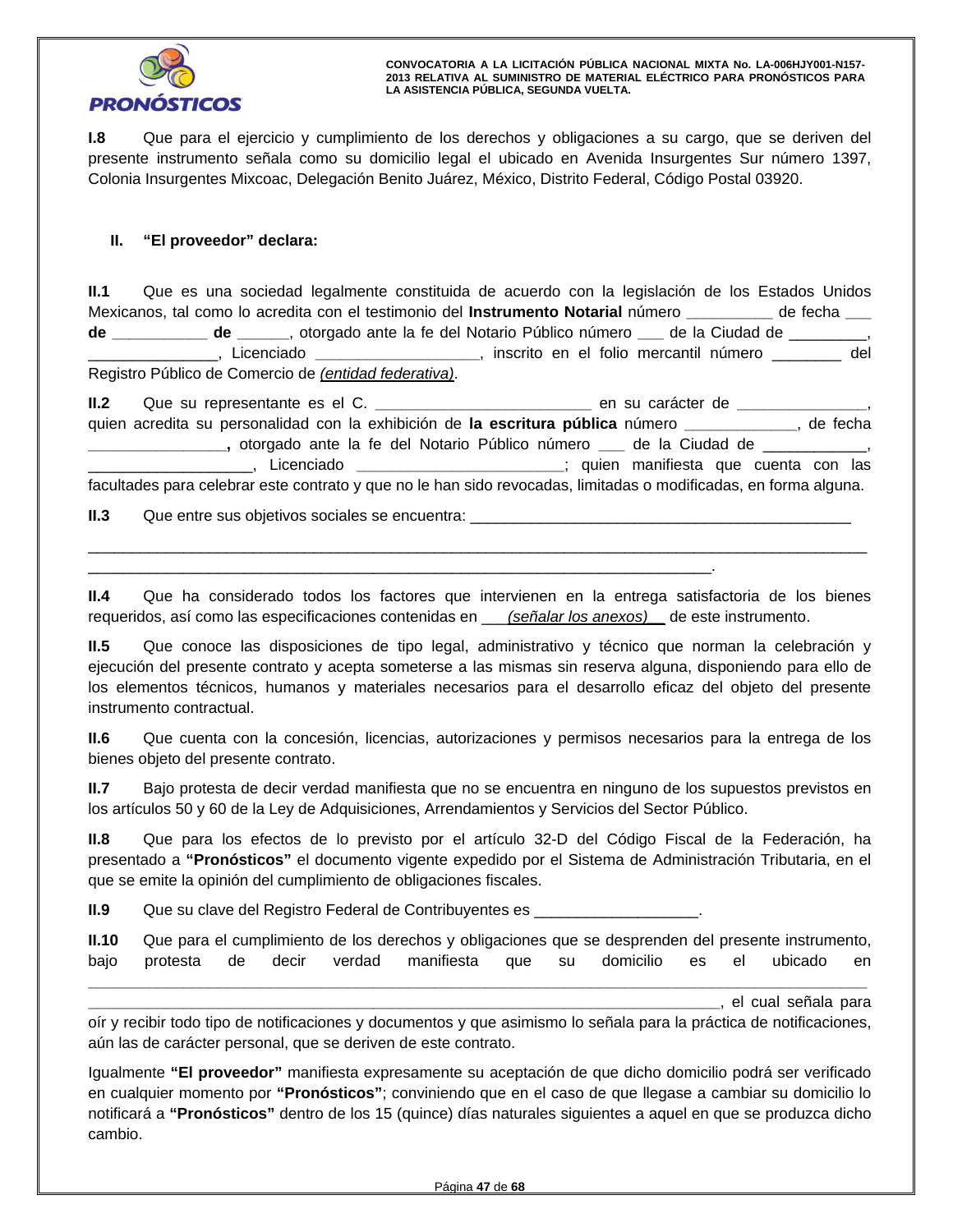**I.8** Que para el ejercicio y cumplimiento de los derechos y obligaciones a su cargo, que se deriven del presente instrumento señala como su domicilio legal el ubicado en Avenida Insurgentes Sur número 1397, Colonia Insurgentes Mixcoac, Delegación Benito Juárez, México, Distrito Federal, Código Postal 03920.

**II. "El proveedor" declara:**

**II.1** Que es una sociedad legalmente constituida de acuerdo con la legislación de los Estados Unidos Mexicanos, tal como lo acredita con el testimonio del **Instrumento Notarial** número __________ de fecha ___ **de** ___________ **de** ______, otorgado ante la fe del Notario Público número ___ de la Ciudad de _________, _______________, Licenciado ___________________, inscrito en el folio mercantil número ________ del Registro Público de Comercio de *(entidad federativa)*.

**II.2** Que su representante es el C. _________________________ en su carácter de _______________, quien acredita su personalidad con la exhibición de **la escritura pública** número _____________, de fecha ________________**,** otorgado ante la fe del Notario Público número ___ de la Ciudad de ____________, ___________________, Licenciado ________________________; quien manifiesta que cuenta con las facultades para celebrar este contrato y que no le han sido revocadas, limitadas o modificadas, en forma alguna.

**II.3** Que entre sus objetivos sociales se encuentra: ______________________________________________
__________________________________________________________________________________________
________________________________________________________________________.

**II.4** Que ha considerado todos los factores que intervienen en la entrega satisfactoria de los bienes requeridos, así como las especificaciones contenidas en ___*(señalar los anexos)*__ de este instrumento.

**II.5** Que conoce las disposiciones de tipo legal, administrativo y técnico que norman la celebración y ejecución del presente contrato y acepta someterse a las mismas sin reserva alguna, disponiendo para ello de los elementos técnicos, humanos y materiales necesarios para el desarrollo eficaz del objeto del presente instrumento contractual.

**II.6** Que cuenta con la concesión, licencias, autorizaciones y permisos necesarios para la entrega de los bienes objeto del presente contrato.

**II.7** Bajo protesta de decir verdad manifiesta que no se encuentra en ninguno de los supuestos previstos en los artículos 50 y 60 de la Ley de Adquisiciones, Arrendamientos y Servicios del Sector Público.

**II.8** Que para los efectos de lo previsto por el artículo 32-D del Código Fiscal de la Federación, ha presentado a **"Pronósticos"** el documento vigente expedido por el Sistema de Administración Tributaria, en el que se emite la opinión del cumplimiento de obligaciones fiscales.

**II.9** Que su clave del Registro Federal de Contribuyentes es ___________________.

**II.10** Que para el cumplimiento de los derechos y obligaciones que se desprenden del presente instrumento, bajo protesta de decir verdad manifiesta que su domicilio es el ubicado en __________________________________________________________________________________________
________________________________________________________________________, el cual señala para oír y recibir todo tipo de notificaciones y documentos y que asimismo lo señala para la práctica de notificaciones, aún las de carácter personal, que se deriven de este contrato.

Igualmente **"El proveedor"** manifiesta expresamente su aceptación de que dicho domicilio podrá ser verificado en cualquier momento por **"Pronósticos"**; conviniendo que en el caso de que llegase a cambiar su domicilio lo notificará a **"Pronósticos"** dentro de los 15 (quince) días naturales siguientes a aquel en que se produzca dicho cambio.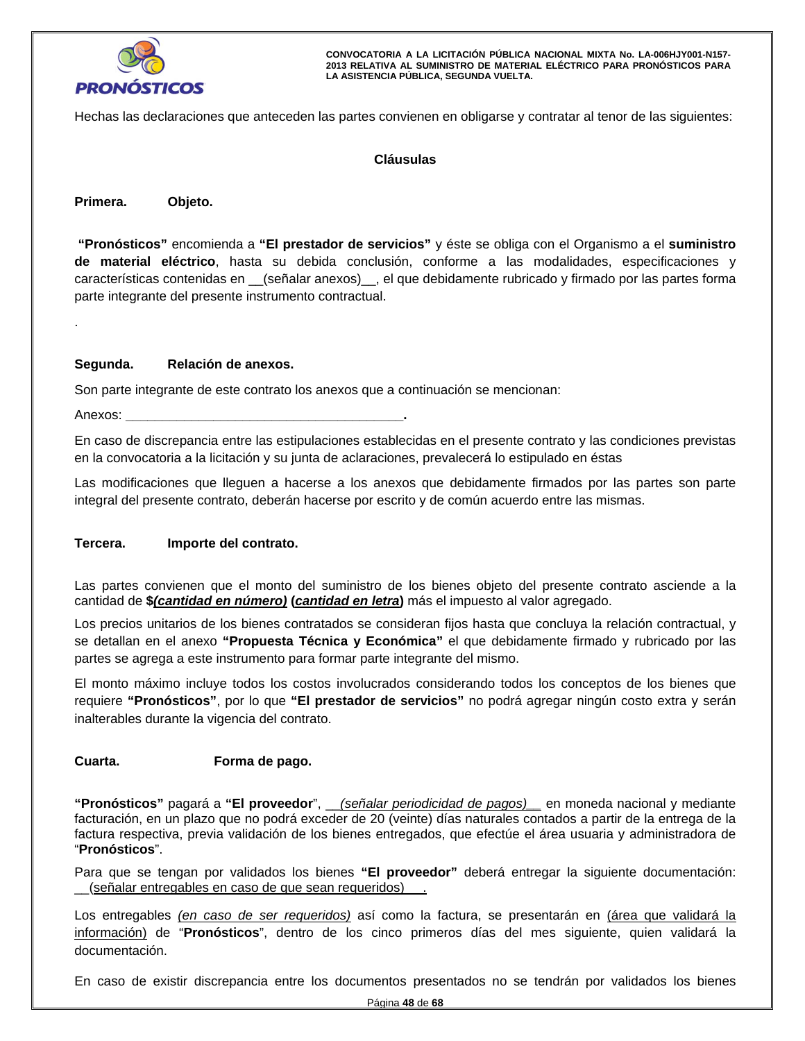Hechas las declaraciones que anteceden las partes convienen en obligarse y contratar al tenor de las siguientes:

**Cláusulas**

**Primera. Objeto.**

**"Pronósticos"** encomienda a **"El prestador de servicios"** y éste se obliga con el Organismo a el **suministro de material eléctrico**, hasta su debida conclusión, conforme a las modalidades, especificaciones y características contenidas en __(señalar anexos)__, el que debidamente rubricado y firmado por las partes forma parte integrante del presente instrumento contractual.

.

**Segunda. Relación de anexos.**

Son parte integrante de este contrato los anexos que a continuación se mencionan:

Anexos: ______________________________________**.**

En caso de discrepancia entre las estipulaciones establecidas en el presente contrato y las condiciones previstas en la convocatoria a la licitación y su junta de aclaraciones, prevalecerá lo estipulado en éstas

Las modificaciones que lleguen a hacerse a los anexos que debidamente firmados por las partes son parte integral del presente contrato, deberán hacerse por escrito y de común acuerdo entre las mismas.

**Tercera. Importe del contrato.**

Las partes convienen que el monto del suministro de los bienes objeto del presente contrato asciende a la cantidad de **$*(cantidad en número)* (*cantidad en letra*)** más el impuesto al valor agregado.

Los precios unitarios de los bienes contratados se consideran fijos hasta que concluya la relación contractual, y se detallan en el anexo **"Propuesta Técnica y Económica"** el que debidamente firmado y rubricado por las partes se agrega a este instrumento para formar parte integrante del mismo.

El monto máximo incluye todos los costos involucrados considerando todos los conceptos de los bienes que requiere **"Pronósticos"**, por lo que **"El prestador de servicios"** no podrá agregar ningún costo extra y serán inalterables durante la vigencia del contrato.

**Cuarta. Forma de pago.**

**"Pronósticos"** pagará a **"El proveedor"**, __*(señalar periodicidad de pagos)*__ en moneda nacional y mediante facturación, en un plazo que no podrá exceder de 20 (veinte) días naturales contados a partir de la entrega de la factura respectiva, previa validación de los bienes entregados, que efectúe el área usuaria y administradora de "**Pronósticos**".

Para que se tengan por validados los bienes **"El proveedor"** deberá entregar la siguiente documentación: __(señalar entregables en caso de que sean requeridos)__.

Los entregables *(en caso de ser requeridos)* así como la factura, se presentarán en (área que validará la información) de "**Pronósticos**", dentro de los cinco primeros días del mes siguiente, quien validará la documentación.

En caso de existir discrepancia entre los documentos presentados no se tendrán por validados los bienes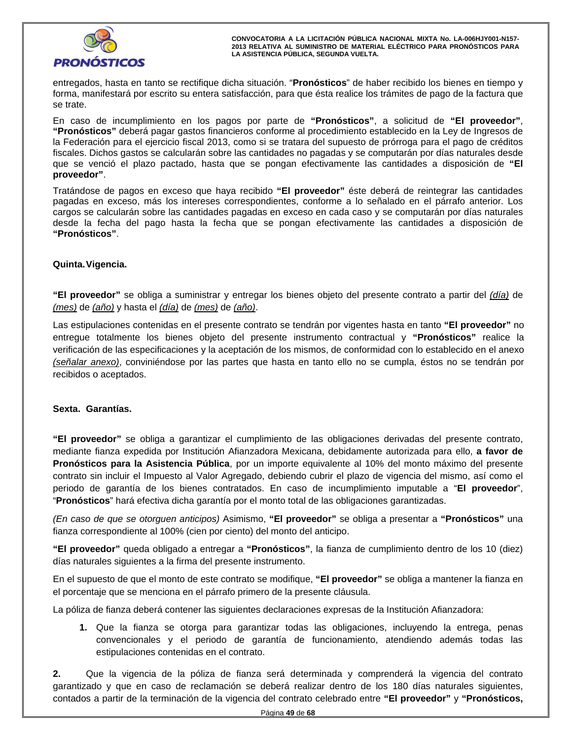entregados, hasta en tanto se rectifique dicha situación. "**Pronósticos**" de haber recibido los bienes en tiempo y forma, manifestará por escrito su entera satisfacción, para que ésta realice los trámites de pago de la factura que se trate.

En caso de incumplimiento en los pagos por parte de **"Pronósticos"**, a solicitud de **"El proveedor"**, **"Pronósticos"** deberá pagar gastos financieros conforme al procedimiento establecido en la Ley de Ingresos de la Federación para el ejercicio fiscal 2013, como si se tratara del supuesto de prórroga para el pago de créditos fiscales. Dichos gastos se calcularán sobre las cantidades no pagadas y se computarán por días naturales desde que se venció el plazo pactado, hasta que se pongan efectivamente las cantidades a disposición de **"El proveedor"**.

Tratándose de pagos en exceso que haya recibido **"El proveedor"** éste deberá de reintegrar las cantidades pagadas en exceso, más los intereses correspondientes, conforme a lo señalado en el párrafo anterior. Los cargos se calcularán sobre las cantidades pagadas en exceso en cada caso y se computarán por días naturales desde la fecha del pago hasta la fecha que se pongan efectivamente las cantidades a disposición de **"Pronósticos"**.

**Quinta. Vigencia.**

**"El proveedor"** se obliga a suministrar y entregar los bienes objeto del presente contrato a partir del *(día)* de *(mes)* de *(año)* y hasta el *(día)* de *(mes)* de *(año)*.

Las estipulaciones contenidas en el presente contrato se tendrán por vigentes hasta en tanto **"El proveedor"** no entregue totalmente los bienes objeto del presente instrumento contractual y **"Pronósticos"** realice la verificación de las especificaciones y la aceptación de los mismos, de conformidad con lo establecido en el anexo *(señalar anexo)*, conviniéndose por las partes que hasta en tanto ello no se cumpla, éstos no se tendrán por recibidos o aceptados.

**Sexta. Garantías.**

**"El proveedor"** se obliga a garantizar el cumplimiento de las obligaciones derivadas del presente contrato, mediante fianza expedida por Institución Afianzadora Mexicana, debidamente autorizada para ello, **a favor de Pronósticos para la Asistencia Pública**, por un importe equivalente al 10% del monto máximo del presente contrato sin incluir el Impuesto al Valor Agregado, debiendo cubrir el plazo de vigencia del mismo, así como el periodo de garantía de los bienes contratados. En caso de incumplimiento imputable a "**El proveedor**", "**Pronósticos**" hará efectiva dicha garantía por el monto total de las obligaciones garantizadas.

*(En caso de que se otorguen anticipos)* Asimismo, **"El proveedor"** se obliga a presentar a **"Pronósticos"** una fianza correspondiente al 100% (cien por ciento) del monto del anticipo.

**"El proveedor"** queda obligado a entregar a **"Pronósticos"**, la fianza de cumplimiento dentro de los 10 (diez) días naturales siguientes a la firma del presente instrumento.

En el supuesto de que el monto de este contrato se modifique, **"El proveedor"** se obliga a mantener la fianza en el porcentaje que se menciona en el párrafo primero de la presente cláusula.

La póliza de fianza deberá contener las siguientes declaraciones expresas de la Institución Afianzadora:

1. Que la fianza se otorga para garantizar todas las obligaciones, incluyendo la entrega, penas convencionales y el periodo de garantía de funcionamiento, atendiendo además todas las estipulaciones contenidas en el contrato.

2. Que la vigencia de la póliza de fianza será determinada y comprenderá la vigencia del contrato garantizado y que en caso de reclamación se deberá realizar dentro de los 180 días naturales siguientes, contados a partir de la terminación de la vigencia del contrato celebrado entre **"El proveedor"** y **"Pronósticos,**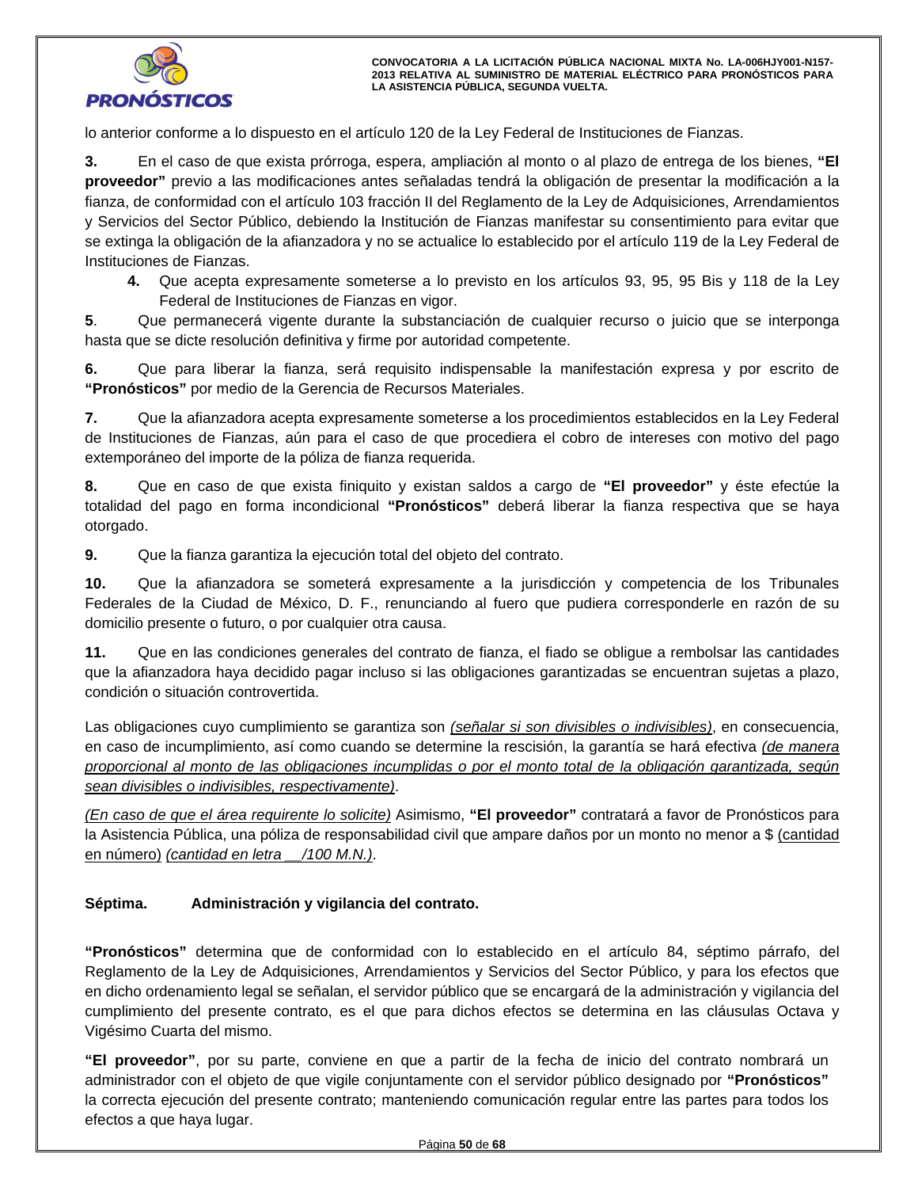lo anterior conforme a lo dispuesto en el artículo 120 de la Ley Federal de Instituciones de Fianzas.

**3.** En el caso de que exista prórroga, espera, ampliación al monto o al plazo de entrega de los bienes, **"El proveedor"** previo a las modificaciones antes señaladas tendrá la obligación de presentar la modificación a la fianza, de conformidad con el artículo 103 fracción II del Reglamento de la Ley de Adquisiciones, Arrendamientos y Servicios del Sector Público, debiendo la Institución de Fianzas manifestar su consentimiento para evitar que se extinga la obligación de la afianzadora y no se actualice lo establecido por el artículo 119 de la Ley Federal de Instituciones de Fianzas.

**4.** Que acepta expresamente someterse a lo previsto en los artículos 93, 95, 95 Bis y 118 de la Ley Federal de Instituciones de Fianzas en vigor.

**5**. Que permanecerá vigente durante la substanciación de cualquier recurso o juicio que se interponga hasta que se dicte resolución definitiva y firme por autoridad competente.

**6.** Que para liberar la fianza, será requisito indispensable la manifestación expresa y por escrito de **"Pronósticos"** por medio de la Gerencia de Recursos Materiales.

**7.** Que la afianzadora acepta expresamente someterse a los procedimientos establecidos en la Ley Federal de Instituciones de Fianzas, aún para el caso de que procediera el cobro de intereses con motivo del pago extemporáneo del importe de la póliza de fianza requerida.

**8.** Que en caso de que exista finiquito y existan saldos a cargo de **"El proveedor"** y éste efectúe la totalidad del pago en forma incondicional **"Pronósticos"** deberá liberar la fianza respectiva que se haya otorgado.

**9.** Que la fianza garantiza la ejecución total del objeto del contrato.

**10.** Que la afianzadora se someterá expresamente a la jurisdicción y competencia de los Tribunales Federales de la Ciudad de México, D. F., renunciando al fuero que pudiera corresponderle en razón de su domicilio presente o futuro, o por cualquier otra causa.

**11.** Que en las condiciones generales del contrato de fianza, el fiado se obligue a rembolsar las cantidades que la afianzadora haya decidido pagar incluso si las obligaciones garantizadas se encuentran sujetas a plazo, condición o situación controvertida.

Las obligaciones cuyo cumplimiento se garantiza son *(señalar si son divisibles o indivisibles)*, en consecuencia, en caso de incumplimiento, así como cuando se determine la rescisión, la garantía se hará efectiva *(de manera proporcional al monto de las obligaciones incumplidas o por el monto total de la obligación garantizada, según sean divisibles o indivisibles, respectivamente)*.

*(En caso de que el área requirente lo solicite)* Asimismo, **"El proveedor"** contratará a favor de Pronósticos para la Asistencia Pública, una póliza de responsabilidad civil que ampare daños por un monto no menor a $ (cantidad en número) *(cantidad en letra __/100 M.N.)*.

**Séptima. Administración y vigilancia del contrato.**

**"Pronósticos"** determina que de conformidad con lo establecido en el artículo 84, séptimo párrafo, del Reglamento de la Ley de Adquisiciones, Arrendamientos y Servicios del Sector Público, y para los efectos que en dicho ordenamiento legal se señalan, el servidor público que se encargará de la administración y vigilancia del cumplimiento del presente contrato, es el que para dichos efectos se determina en las cláusulas Octava y Vigésimo Cuarta del mismo.

**"El proveedor"**, por su parte, conviene en que a partir de la fecha de inicio del contrato nombrará un administrador con el objeto de que vigile conjuntamente con el servidor público designado por **"Pronósticos"** la correcta ejecución del presente contrato; manteniendo comunicación regular entre las partes para todos los efectos a que haya lugar.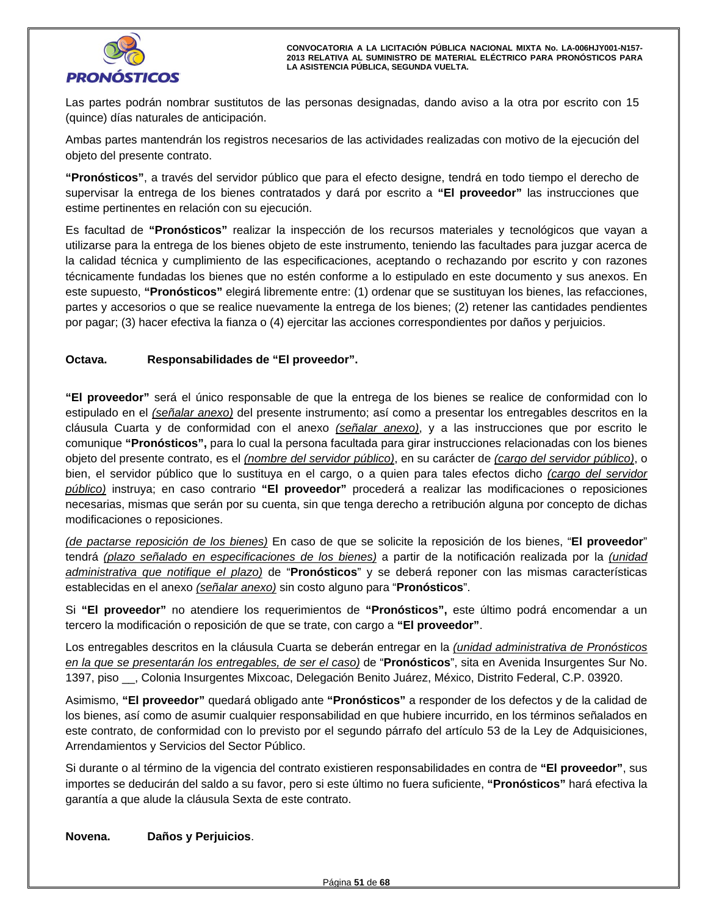Las partes podrán nombrar sustitutos de las personas designadas, dando aviso a la otra por escrito con 15 (quince) días naturales de anticipación.

Ambas partes mantendrán los registros necesarios de las actividades realizadas con motivo de la ejecución del objeto del presente contrato.

**"Pronósticos"**, a través del servidor público que para el efecto designe, tendrá en todo tiempo el derecho de supervisar la entrega de los bienes contratados y dará por escrito a **"El proveedor"** las instrucciones que estime pertinentes en relación con su ejecución.

Es facultad de **"Pronósticos"** realizar la inspección de los recursos materiales y tecnológicos que vayan a utilizarse para la entrega de los bienes objeto de este instrumento, teniendo las facultades para juzgar acerca de la calidad técnica y cumplimiento de las especificaciones, aceptando o rechazando por escrito y con razones técnicamente fundadas los bienes que no estén conforme a lo estipulado en este documento y sus anexos. En este supuesto, **"Pronósticos"** elegirá libremente entre: (1) ordenar que se sustituyan los bienes, las refacciones, partes y accesorios o que se realice nuevamente la entrega de los bienes; (2) retener las cantidades pendientes por pagar; (3) hacer efectiva la fianza o (4) ejercitar las acciones correspondientes por daños y perjuicios.

**Octava. Responsabilidades de "El proveedor".**

**"El proveedor"** será el único responsable de que la entrega de los bienes se realice de conformidad con lo estipulado en el *(señalar anexo)* del presente instrumento; así como a presentar los entregables descritos en la cláusula Cuarta y de conformidad con el anexo *(señalar anexo)*, y a las instrucciones que por escrito le comunique **"Pronósticos",** para lo cual la persona facultada para girar instrucciones relacionadas con los bienes objeto del presente contrato, es el *(nombre del servidor público)*, en su carácter de *(cargo del servidor público)*, o bien, el servidor público que lo sustituya en el cargo, o a quien para tales efectos dicho *(cargo del servidor público)* instruya; en caso contrario **"El proveedor"** procederá a realizar las modificaciones o reposiciones necesarias, mismas que serán por su cuenta, sin que tenga derecho a retribución alguna por concepto de dichas modificaciones o reposiciones.

*(de pactarse reposición de los bienes)* En caso de que se solicite la reposición de los bienes, "**El proveedor**" tendrá *(plazo señalado en especificaciones de los bienes)* a partir de la notificación realizada por la *(unidad administrativa que notifique el plazo)* de "**Pronósticos**" y se deberá reponer con las mismas características establecidas en el anexo *(señalar anexo)* sin costo alguno para "**Pronósticos**".

Si **"El proveedor"** no atendiere los requerimientos de **"Pronósticos",** este último podrá encomendar a un tercero la modificación o reposición de que se trate, con cargo a **"El proveedor"**.

Los entregables descritos en la cláusula Cuarta se deberán entregar en la *(unidad administrativa de Pronósticos en la que se presentarán los entregables, de ser el caso)* de "**Pronósticos**", sita en Avenida Insurgentes Sur No. 1397, piso __, Colonia Insurgentes Mixcoac, Delegación Benito Juárez, México, Distrito Federal, C.P. 03920.

Asimismo, **"El proveedor"** quedará obligado ante **"Pronósticos"** a responder de los defectos y de la calidad de los bienes, así como de asumir cualquier responsabilidad en que hubiere incurrido, en los términos señalados en este contrato, de conformidad con lo previsto por el segundo párrafo del artículo 53 de la Ley de Adquisiciones, Arrendamientos y Servicios del Sector Público.

Si durante o al término de la vigencia del contrato existieren responsabilidades en contra de **"El proveedor"**, sus importes se deducirán del saldo a su favor, pero si este último no fuera suficiente, **"Pronósticos"** hará efectiva la garantía a que alude la cláusula Sexta de este contrato.

**Novena. Daños y Perjuicios**.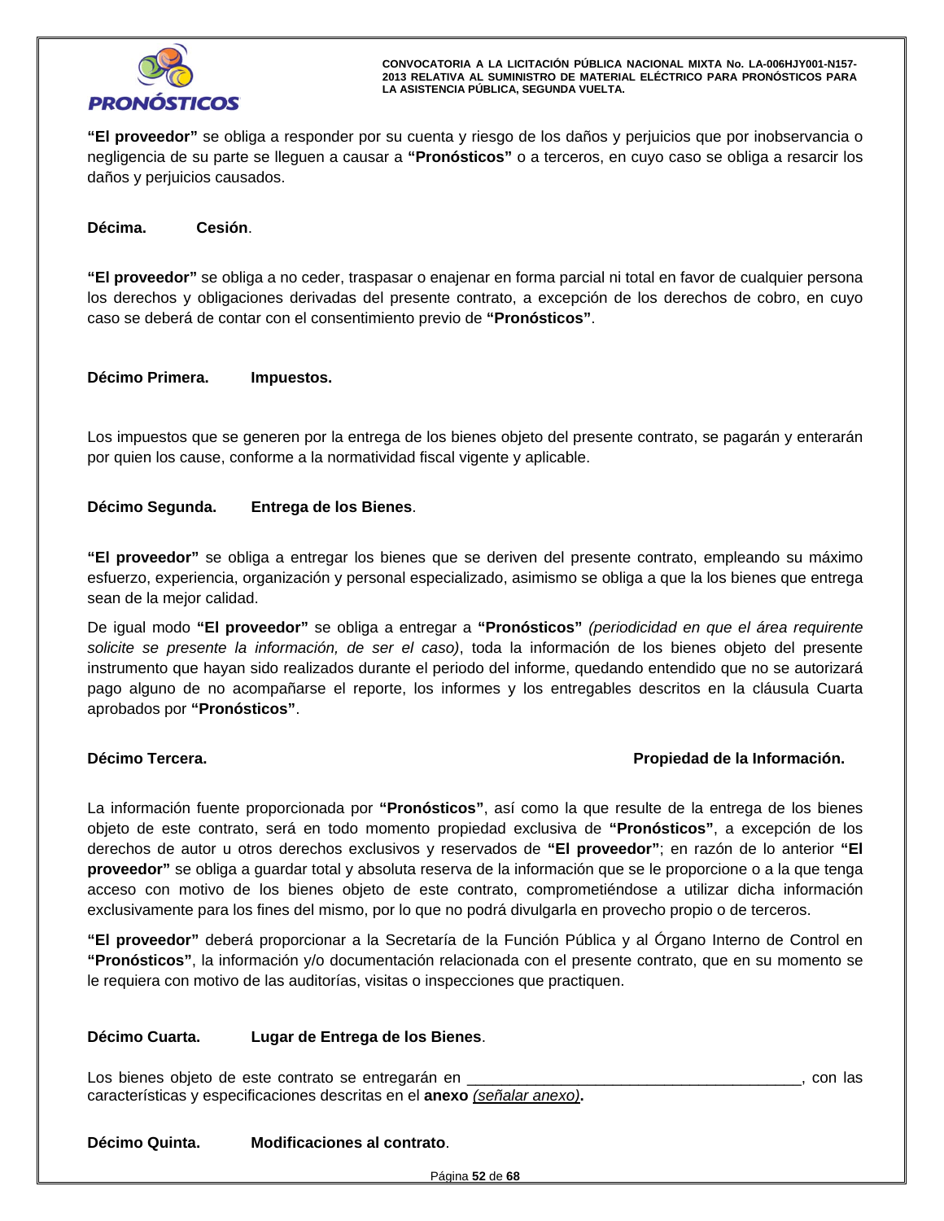**"El proveedor"** se obliga a responder por su cuenta y riesgo de los daños y perjuicios que por inobservancia o negligencia de su parte se lleguen a causar a **"Pronósticos"** o a terceros, en cuyo caso se obliga a resarcir los daños y perjuicios causados.

**Décima. Cesión**.

**"El proveedor"** se obliga a no ceder, traspasar o enajenar en forma parcial ni total en favor de cualquier persona los derechos y obligaciones derivadas del presente contrato, a excepción de los derechos de cobro, en cuyo caso se deberá de contar con el consentimiento previo de **"Pronósticos"**.

**Décimo Primera. Impuestos.**

Los impuestos que se generen por la entrega de los bienes objeto del presente contrato, se pagarán y enterarán por quien los cause, conforme a la normatividad fiscal vigente y aplicable.

**Décimo Segunda. Entrega de los Bienes**.

**"El proveedor"** se obliga a entregar los bienes que se deriven del presente contrato, empleando su máximo esfuerzo, experiencia, organización y personal especializado, asimismo se obliga a que la los bienes que entrega sean de la mejor calidad.

De igual modo **"El proveedor"** se obliga a entregar a **"Pronósticos"** *(periodicidad en que el área requirente solicite se presente la información, de ser el caso)*, toda la información de los bienes objeto del presente instrumento que hayan sido realizados durante el periodo del informe, quedando entendido que no se autorizará pago alguno de no acompañarse el reporte, los informes y los entregables descritos en la cláusula Cuarta aprobados por **"Pronósticos"**.

**Décimo Tercera. Propiedad de la Información.**

La información fuente proporcionada por **"Pronósticos"**, así como la que resulte de la entrega de los bienes objeto de este contrato, será en todo momento propiedad exclusiva de **"Pronósticos"**, a excepción de los derechos de autor u otros derechos exclusivos y reservados de **"El proveedor"**; en razón de lo anterior **"El proveedor"** se obliga a guardar total y absoluta reserva de la información que se le proporcione o a la que tenga acceso con motivo de los bienes objeto de este contrato, comprometiéndose a utilizar dicha información exclusivamente para los fines del mismo, por lo que no podrá divulgarla en provecho propio o de terceros.

**"El proveedor"** deberá proporcionar a la Secretaría de la Función Pública y al Órgano Interno de Control en **"Pronósticos"**, la información y/o documentación relacionada con el presente contrato, que en su momento se le requiera con motivo de las auditorías, visitas o inspecciones que practiquen.

**Décimo Cuarta. Lugar de Entrega de los Bienes**.

Los bienes objeto de este contrato se entregarán en ________________________________________, con las características y especificaciones descritas en el **anexo** *(señalar anexo)***.**

**Décimo Quinta. Modificaciones al contrato**.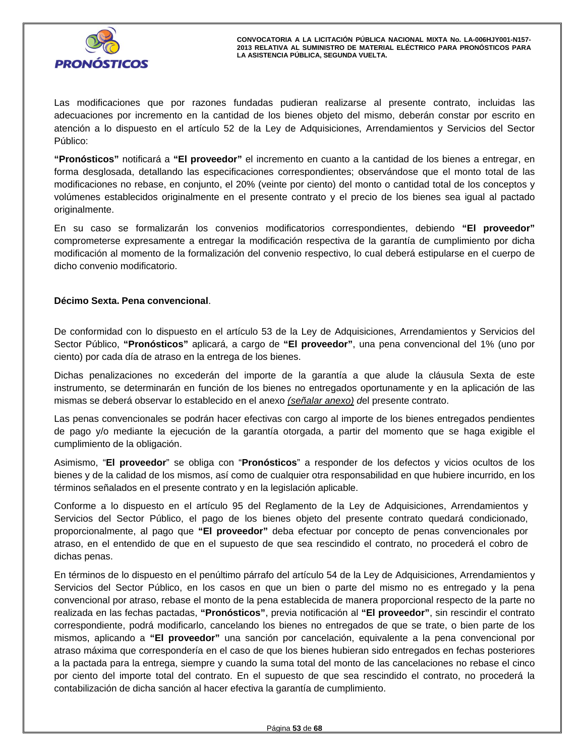Las modificaciones que por razones fundadas pudieran realizarse al presente contrato, incluidas las adecuaciones por incremento en la cantidad de los bienes objeto del mismo, deberán constar por escrito en atención a lo dispuesto en el artículo 52 de la Ley de Adquisiciones, Arrendamientos y Servicios del Sector Público:

**"Pronósticos"** notificará a **"El proveedor"** el incremento en cuanto a la cantidad de los bienes a entregar, en forma desglosada, detallando las especificaciones correspondientes; observándose que el monto total de las modificaciones no rebase, en conjunto, el 20% (veinte por ciento) del monto o cantidad total de los conceptos y volúmenes establecidos originalmente en el presente contrato y el precio de los bienes sea igual al pactado originalmente.

En su caso se formalizarán los convenios modificatorios correspondientes, debiendo **"El proveedor"** comprometerse expresamente a entregar la modificación respectiva de la garantía de cumplimiento por dicha modificación al momento de la formalización del convenio respectivo, lo cual deberá estipularse en el cuerpo de dicho convenio modificatorio.

**Décimo Sexta. Pena convencional**.

De conformidad con lo dispuesto en el artículo 53 de la Ley de Adquisiciones, Arrendamientos y Servicios del Sector Público, **"Pronósticos"** aplicará, a cargo de **"El proveedor"**, una pena convencional del 1% (uno por ciento) por cada día de atraso en la entrega de los bienes.

Dichas penalizaciones no excederán del importe de la garantía a que alude la cláusula Sexta de este instrumento, se determinarán en función de los bienes no entregados oportunamente y en la aplicación de las mismas se deberá observar lo establecido en el anexo *(señalar anexo) d*el presente contrato.

Las penas convencionales se podrán hacer efectivas con cargo al importe de los bienes entregados pendientes de pago y/o mediante la ejecución de la garantía otorgada, a partir del momento que se haga exigible el cumplimiento de la obligación.

Asimismo, "**El proveedor**" se obliga con "**Pronósticos**" a responder de los defectos y vicios ocultos de los bienes y de la calidad de los mismos, así como de cualquier otra responsabilidad en que hubiere incurrido, en los términos señalados en el presente contrato y en la legislación aplicable.

Conforme a lo dispuesto en el artículo 95 del Reglamento de la Ley de Adquisiciones, Arrendamientos y Servicios del Sector Público, el pago de los bienes objeto del presente contrato quedará condicionado, proporcionalmente, al pago que **"El proveedor"** deba efectuar por concepto de penas convencionales por atraso, en el entendido de que en el supuesto de que sea rescindido el contrato, no procederá el cobro de dichas penas.

En términos de lo dispuesto en el penúltimo párrafo del artículo 54 de la Ley de Adquisiciones, Arrendamientos y Servicios del Sector Público, en los casos en que un bien o parte del mismo no es entregado y la pena convencional por atraso, rebase el monto de la pena establecida de manera proporcional respecto de la parte no realizada en las fechas pactadas, **"Pronósticos"**, previa notificación al **"El proveedor"**, sin rescindir el contrato correspondiente, podrá modificarlo, cancelando los bienes no entregados de que se trate, o bien parte de los mismos, aplicando a **"El proveedor"** una sanción por cancelación, equivalente a la pena convencional por atraso máxima que correspondería en el caso de que los bienes hubieran sido entregados en fechas posteriores a la pactada para la entrega, siempre y cuando la suma total del monto de las cancelaciones no rebase el cinco por ciento del importe total del contrato. En el supuesto de que sea rescindido el contrato, no procederá la contabilización de dicha sanción al hacer efectiva la garantía de cumplimiento.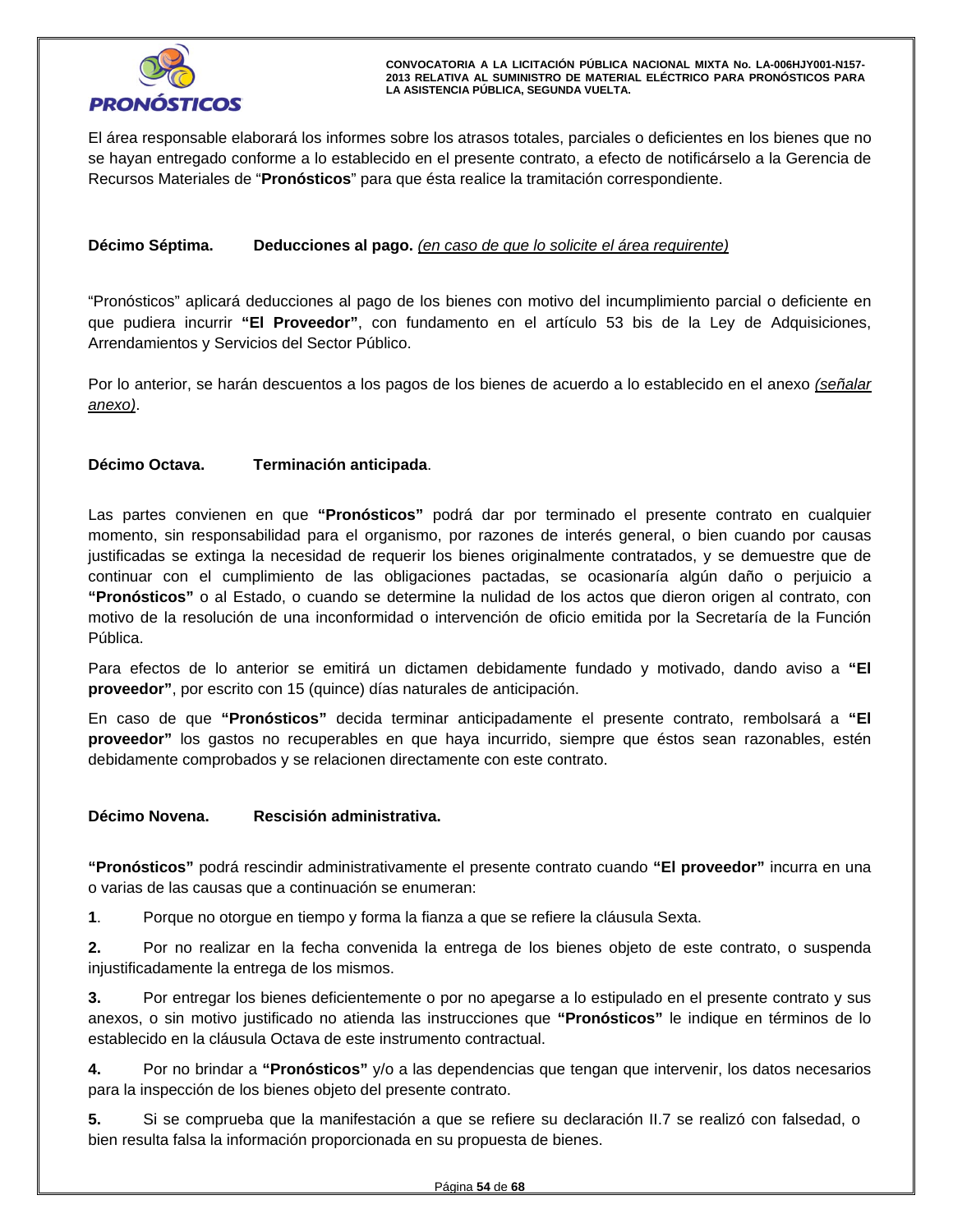El área responsable elaborará los informes sobre los atrasos totales, parciales o deficientes en los bienes que no se hayan entregado conforme a lo establecido en el presente contrato, a efecto de notificárselo a la Gerencia de Recursos Materiales de "**Pronósticos**" para que ésta realice la tramitación correspondiente.

**Décimo Séptima. Deducciones al pago.** *(en caso de que lo solicite el área requirente)*

"Pronósticos" aplicará deducciones al pago de los bienes con motivo del incumplimiento parcial o deficiente en que pudiera incurrir **"El Proveedor"**, con fundamento en el artículo 53 bis de la Ley de Adquisiciones, Arrendamientos y Servicios del Sector Público.

Por lo anterior, se harán descuentos a los pagos de los bienes de acuerdo a lo establecido en el anexo *(señalar anexo)*.

**Décimo Octava. Terminación anticipada**.

Las partes convienen en que **"Pronósticos"** podrá dar por terminado el presente contrato en cualquier momento, sin responsabilidad para el organismo, por razones de interés general, o bien cuando por causas justificadas se extinga la necesidad de requerir los bienes originalmente contratados, y se demuestre que de continuar con el cumplimiento de las obligaciones pactadas, se ocasionaría algún daño o perjuicio a **"Pronósticos"** o al Estado, o cuando se determine la nulidad de los actos que dieron origen al contrato, con motivo de la resolución de una inconformidad o intervención de oficio emitida por la Secretaría de la Función Pública.

Para efectos de lo anterior se emitirá un dictamen debidamente fundado y motivado, dando aviso a **"El proveedor"**, por escrito con 15 (quince) días naturales de anticipación.

En caso de que **"Pronósticos"** decida terminar anticipadamente el presente contrato, rembolsará a **"El proveedor"** los gastos no recuperables en que haya incurrido, siempre que éstos sean razonables, estén debidamente comprobados y se relacionen directamente con este contrato.

**Décimo Novena. Rescisión administrativa.**

**"Pronósticos"** podrá rescindir administrativamente el presente contrato cuando **"El proveedor"** incurra en una o varias de las causas que a continuación se enumeran:

**1**. Porque no otorgue en tiempo y forma la fianza a que se refiere la cláusula Sexta.

**2.** Por no realizar en la fecha convenida la entrega de los bienes objeto de este contrato, o suspenda injustificadamente la entrega de los mismos.

**3.** Por entregar los bienes deficientemente o por no apegarse a lo estipulado en el presente contrato y sus anexos, o sin motivo justificado no atienda las instrucciones que **"Pronósticos"** le indique en términos de lo establecido en la cláusula Octava de este instrumento contractual.

**4.** Por no brindar a **"Pronósticos"** y/o a las dependencias que tengan que intervenir, los datos necesarios para la inspección de los bienes objeto del presente contrato.

**5.** Si se comprueba que la manifestación a que se refiere su declaración II.7 se realizó con falsedad, o bien resulta falsa la información proporcionada en su propuesta de bienes.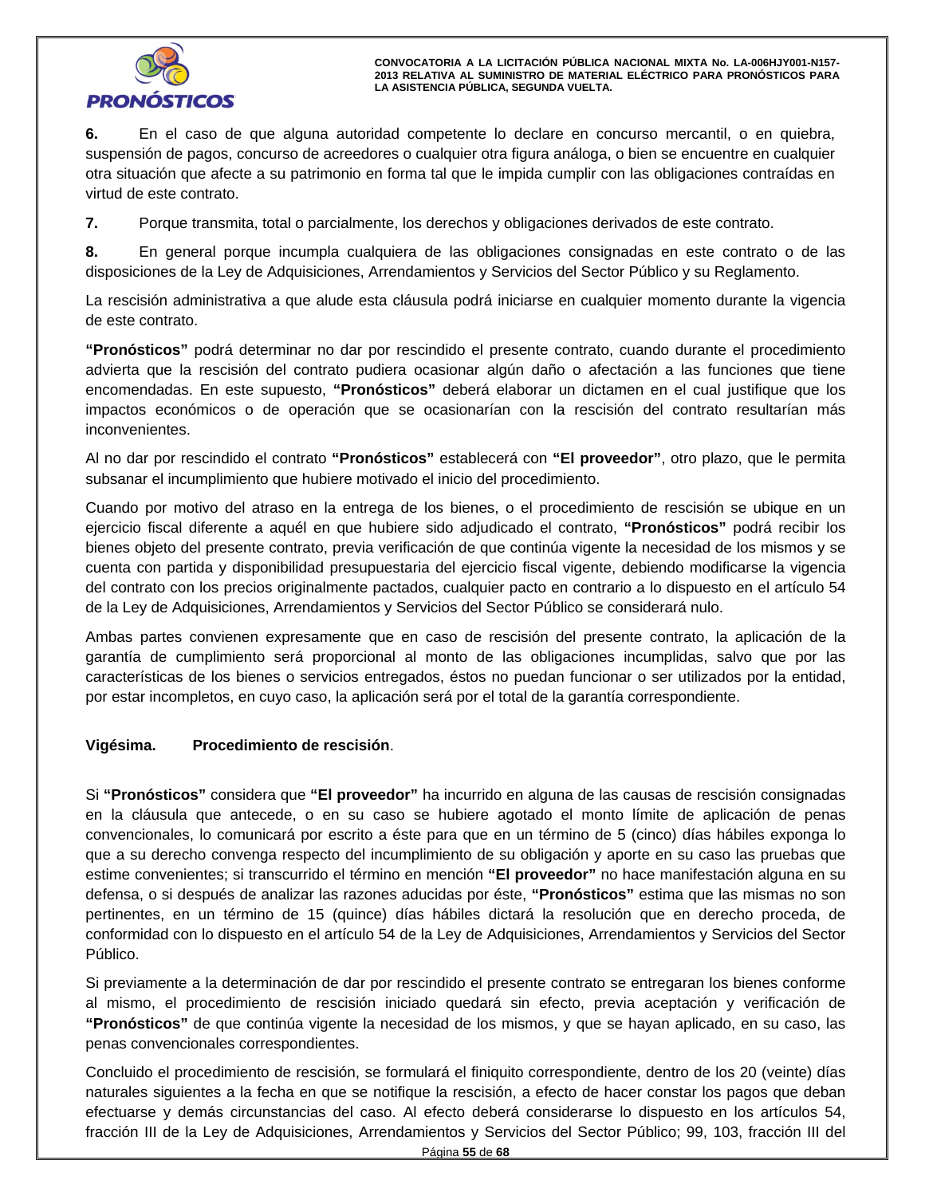**6.** En el caso de que alguna autoridad competente lo declare en concurso mercantil, o en quiebra, suspensión de pagos, concurso de acreedores o cualquier otra figura análoga, o bien se encuentre en cualquier otra situación que afecte a su patrimonio en forma tal que le impida cumplir con las obligaciones contraídas en virtud de este contrato.

**7.** Porque transmita, total o parcialmente, los derechos y obligaciones derivados de este contrato.

**8.** En general porque incumpla cualquiera de las obligaciones consignadas en este contrato o de las disposiciones de la Ley de Adquisiciones, Arrendamientos y Servicios del Sector Público y su Reglamento.

La rescisión administrativa a que alude esta cláusula podrá iniciarse en cualquier momento durante la vigencia de este contrato.

**"Pronósticos"** podrá determinar no dar por rescindido el presente contrato, cuando durante el procedimiento advierta que la rescisión del contrato pudiera ocasionar algún daño o afectación a las funciones que tiene encomendadas. En este supuesto, **"Pronósticos"** deberá elaborar un dictamen en el cual justifique que los impactos económicos o de operación que se ocasionarían con la rescisión del contrato resultarían más inconvenientes.

Al no dar por rescindido el contrato **"Pronósticos"** establecerá con **"El proveedor"**, otro plazo, que le permita subsanar el incumplimiento que hubiere motivado el inicio del procedimiento.

Cuando por motivo del atraso en la entrega de los bienes, o el procedimiento de rescisión se ubique en un ejercicio fiscal diferente a aquél en que hubiere sido adjudicado el contrato, **"Pronósticos"** podrá recibir los bienes objeto del presente contrato, previa verificación de que continúa vigente la necesidad de los mismos y se cuenta con partida y disponibilidad presupuestaria del ejercicio fiscal vigente, debiendo modificarse la vigencia del contrato con los precios originalmente pactados, cualquier pacto en contrario a lo dispuesto en el artículo 54 de la Ley de Adquisiciones, Arrendamientos y Servicios del Sector Público se considerará nulo.

Ambas partes convienen expresamente que en caso de rescisión del presente contrato, la aplicación de la garantía de cumplimiento será proporcional al monto de las obligaciones incumplidas, salvo que por las características de los bienes o servicios entregados, éstos no puedan funcionar o ser utilizados por la entidad, por estar incompletos, en cuyo caso, la aplicación será por el total de la garantía correspondiente.

**Vigésima. Procedimiento de rescisión**.

Si **"Pronósticos"** considera que **"El proveedor"** ha incurrido en alguna de las causas de rescisión consignadas en la cláusula que antecede, o en su caso se hubiere agotado el monto límite de aplicación de penas convencionales, lo comunicará por escrito a éste para que en un término de 5 (cinco) días hábiles exponga lo que a su derecho convenga respecto del incumplimiento de su obligación y aporte en su caso las pruebas que estime convenientes; si transcurrido el término en mención **"El proveedor"** no hace manifestación alguna en su defensa, o si después de analizar las razones aducidas por éste, **"Pronósticos"** estima que las mismas no son pertinentes, en un término de 15 (quince) días hábiles dictará la resolución que en derecho proceda, de conformidad con lo dispuesto en el artículo 54 de la Ley de Adquisiciones, Arrendamientos y Servicios del Sector Público.

Si previamente a la determinación de dar por rescindido el presente contrato se entregaran los bienes conforme al mismo, el procedimiento de rescisión iniciado quedará sin efecto, previa aceptación y verificación de **"Pronósticos"** de que continúa vigente la necesidad de los mismos, y que se hayan aplicado, en su caso, las penas convencionales correspondientes.

Concluido el procedimiento de rescisión, se formulará el finiquito correspondiente, dentro de los 20 (veinte) días naturales siguientes a la fecha en que se notifique la rescisión, a efecto de hacer constar los pagos que deban efectuarse y demás circunstancias del caso. Al efecto deberá considerarse lo dispuesto en los artículos 54, fracción III de la Ley de Adquisiciones, Arrendamientos y Servicios del Sector Público; 99, 103, fracción III del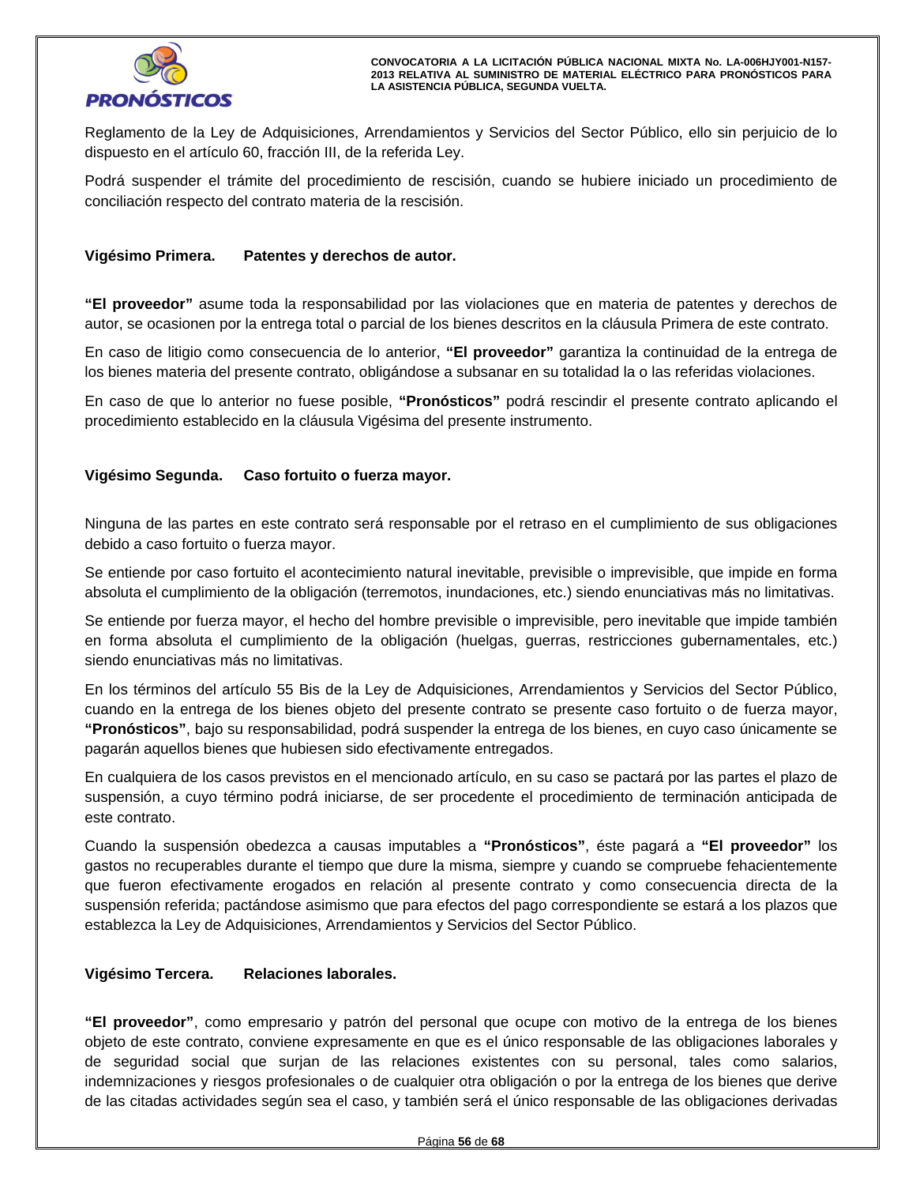Reglamento de la Ley de Adquisiciones, Arrendamientos y Servicios del Sector Público, ello sin perjuicio de lo dispuesto en el artículo 60, fracción III, de la referida Ley.

Podrá suspender el trámite del procedimiento de rescisión, cuando se hubiere iniciado un procedimiento de conciliación respecto del contrato materia de la rescisión.

**Vigésimo Primera. Patentes y derechos de autor.**

**"El proveedor"** asume toda la responsabilidad por las violaciones que en materia de patentes y derechos de autor, se ocasionen por la entrega total o parcial de los bienes descritos en la cláusula Primera de este contrato.

En caso de litigio como consecuencia de lo anterior, **"El proveedor"** garantiza la continuidad de la entrega de los bienes materia del presente contrato, obligándose a subsanar en su totalidad la o las referidas violaciones.

En caso de que lo anterior no fuese posible, **"Pronósticos"** podrá rescindir el presente contrato aplicando el procedimiento establecido en la cláusula Vigésima del presente instrumento.

**Vigésimo Segunda. Caso fortuito o fuerza mayor.**

Ninguna de las partes en este contrato será responsable por el retraso en el cumplimiento de sus obligaciones debido a caso fortuito o fuerza mayor.

Se entiende por caso fortuito el acontecimiento natural inevitable, previsible o imprevisible, que impide en forma absoluta el cumplimiento de la obligación (terremotos, inundaciones, etc.) siendo enunciativas más no limitativas.

Se entiende por fuerza mayor, el hecho del hombre previsible o imprevisible, pero inevitable que impide también en forma absoluta el cumplimiento de la obligación (huelgas, guerras, restricciones gubernamentales, etc.) siendo enunciativas más no limitativas.

En los términos del artículo 55 Bis de la Ley de Adquisiciones, Arrendamientos y Servicios del Sector Público, cuando en la entrega de los bienes objeto del presente contrato se presente caso fortuito o de fuerza mayor, **"Pronósticos"**, bajo su responsabilidad, podrá suspender la entrega de los bienes, en cuyo caso únicamente se pagarán aquellos bienes que hubiesen sido efectivamente entregados.

En cualquiera de los casos previstos en el mencionado artículo, en su caso se pactará por las partes el plazo de suspensión, a cuyo término podrá iniciarse, de ser procedente el procedimiento de terminación anticipada de este contrato.

Cuando la suspensión obedezca a causas imputables a **"Pronósticos"**, éste pagará a **"El proveedor"** los gastos no recuperables durante el tiempo que dure la misma, siempre y cuando se compruebe fehacientemente que fueron efectivamente erogados en relación al presente contrato y como consecuencia directa de la suspensión referida; pactándose asimismo que para efectos del pago correspondiente se estará a los plazos que establezca la Ley de Adquisiciones, Arrendamientos y Servicios del Sector Público.

**Vigésimo Tercera. Relaciones laborales.**

**"El proveedor"**, como empresario y patrón del personal que ocupe con motivo de la entrega de los bienes objeto de este contrato, conviene expresamente en que es el único responsable de las obligaciones laborales y de seguridad social que surjan de las relaciones existentes con su personal, tales como salarios, indemnizaciones y riesgos profesionales o de cualquier otra obligación o por la entrega de los bienes que derive de las citadas actividades según sea el caso, y también será el único responsable de las obligaciones derivadas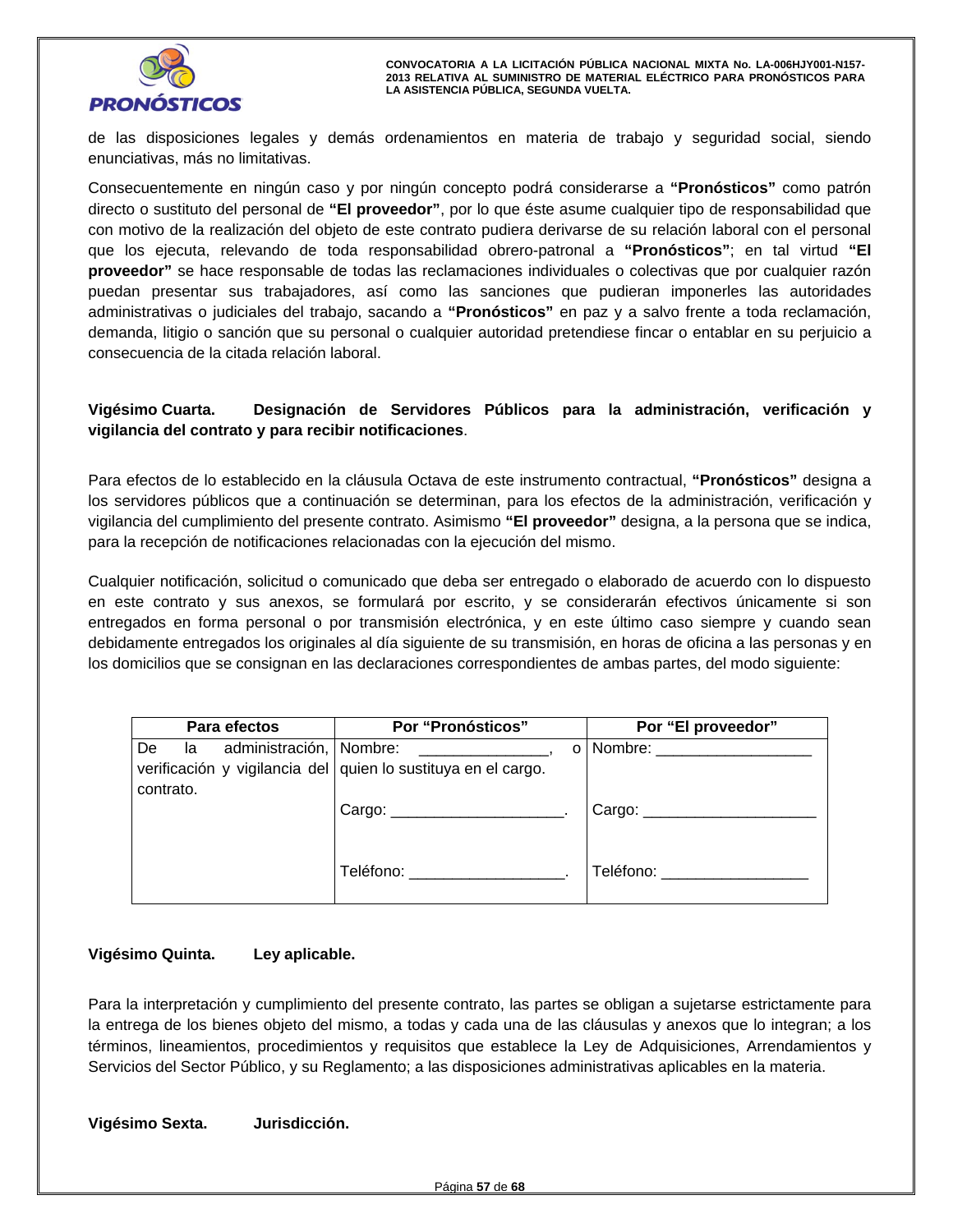de las disposiciones legales y demás ordenamientos en materia de trabajo y seguridad social, siendo enunciativas, más no limitativas.

Consecuentemente en ningún caso y por ningún concepto podrá considerarse a **“Pronósticos”** como patrón directo o sustituto del personal de **“El proveedor”**, por lo que éste asume cualquier tipo de responsabilidad que con motivo de la realización del objeto de este contrato pudiera derivarse de su relación laboral con el personal que los ejecuta, relevando de toda responsabilidad obrero-patronal a **“Pronósticos”**; en tal virtud **“El proveedor”** se hace responsable de todas las reclamaciones individuales o colectivas que por cualquier razón puedan presentar sus trabajadores, así como las sanciones que pudieran imponerles las autoridades administrativas o judiciales del trabajo, sacando a **“Pronósticos”** en paz y a salvo frente a toda reclamación, demanda, litigio o sanción que su personal o cualquier autoridad pretendiese fincar o entablar en su perjuicio a consecuencia de la citada relación laboral.

**Vigésimo Cuarta. Designación de Servidores Públicos para la administración, verificación y vigilancia del contrato y para recibir notificaciones**.

Para efectos de lo establecido en la cláusula Octava de este instrumento contractual, **“Pronósticos”** designa a los servidores públicos que a continuación se determinan, para los efectos de la administración, verificación y vigilancia del cumplimiento del presente contrato. Asimismo **“El proveedor”** designa, a la persona que se indica, para la recepción de notificaciones relacionadas con la ejecución del mismo.

Cualquier notificación, solicitud o comunicado que deba ser entregado o elaborado de acuerdo con lo dispuesto en este contrato y sus anexos, se formulará por escrito, y se considerarán efectivos únicamente si son entregados en forma personal o por transmisión electrónica, y en este último caso siempre y cuando sean debidamente entregados los originales al día siguiente de su transmisión, en horas de oficina a las personas y en los domicilios que se consignan en las declaraciones correspondientes de ambas partes, del modo siguiente:

| Para efectos | Por “Pronósticos” | Por “El proveedor” |
|---|---|---|
| De la administración, verificación y vigilancia del contrato. | Nombre: _______________, o quien lo sustituya en el cargo.<br><br>Cargo: ____________________.<br><br>Teléfono: __________________. | Nombre: __________________<br><br>Cargo: ____________________<br><br>Teléfono: _________________ |

**Vigésimo Quinta. Ley aplicable.**

Para la interpretación y cumplimiento del presente contrato, las partes se obligan a sujetarse estrictamente para la entrega de los bienes objeto del mismo, a todas y cada una de las cláusulas y anexos que lo integran; a los términos, lineamientos, procedimientos y requisitos que establece la Ley de Adquisiciones, Arrendamientos y Servicios del Sector Público, y su Reglamento; a las disposiciones administrativas aplicables en la materia.

**Vigésimo Sexta. Jurisdicción.**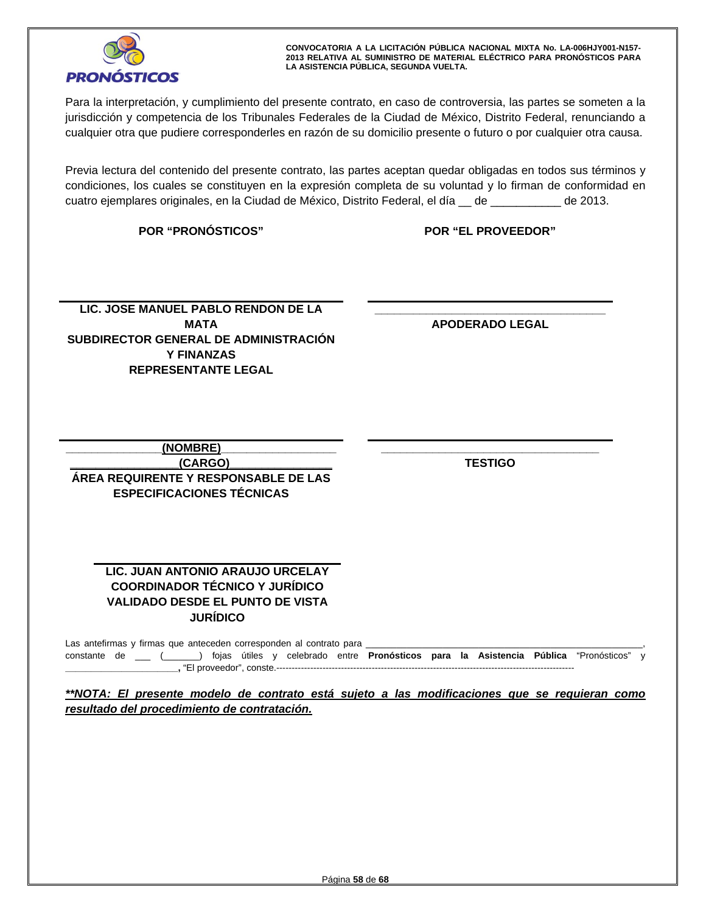Para la interpretación, y cumplimiento del presente contrato, en caso de controversia, las partes se someten a la jurisdicción y competencia de los Tribunales Federales de la Ciudad de México, Distrito Federal, renunciando a cualquier otra que pudiere corresponderles en razón de su domicilio presente o futuro o por cualquier otra causa.

Previa lectura del contenido del presente contrato, las partes aceptan quedar obligadas en todos sus términos y condiciones, los cuales se constituyen en la expresión completa de su voluntad y lo firman de conformidad en cuatro ejemplares originales, en la Ciudad de México, Distrito Federal, el día __ de ___________ de 2013.

| **POR "PRONÓSTICOS"** | **POR "EL PROVEEDOR"** |
|---|---|
| **LIC. JOSE MANUEL PABLO RENDON DE LA MATA**<br>**SUBDIRECTOR GENERAL DE ADMINISTRACIÓN Y FINANZAS**<br>**REPRESENTANTE LEGAL** | ____________________________________<br>**APODERADO LEGAL** |
| _______________**(NOMBRE)**_________________<br>________________**(CARGO)**________________<br>**ÁREA REQUIRENTE Y RESPONSABLE DE LAS ESPECIFICACIONES TÉCNICAS** | ____________________________________<br>**TESTIGO** |
| **LIC. JUAN ANTONIO ARAUJO URCELAY**<br>**COORDINADOR TÉCNICO Y JURÍDICO**<br>**VALIDADO DESDE EL PUNTO DE VISTA JURÍDICO** | |

Las antefirmas y firmas que anteceden corresponden al contrato para ______________________________________________________, constante de ___ (_______) fojas útiles y celebrado entre **Pronósticos para la Asistencia Pública** "Pronósticos" y **______________________,** "El proveedor", conste.------------------------------------------------------------------------------------------------

***\*\*NOTA: El presente modelo de contrato está sujeto a las modificaciones que se requieran como resultado del procedimiento de contratación.***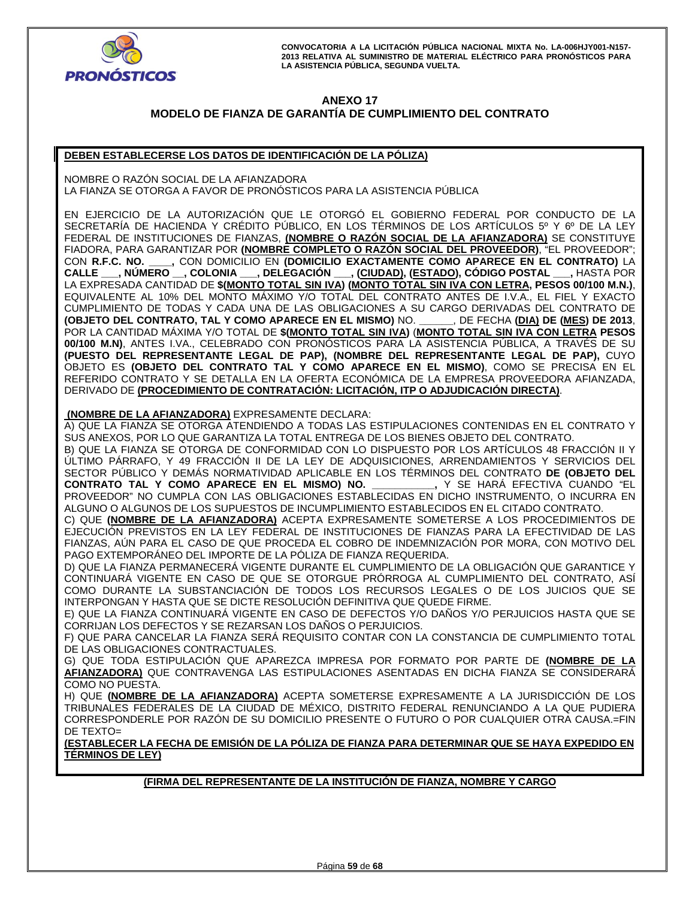## ANEXO 17
## MODELO DE FIANZA DE GARANTÍA DE CUMPLIMIENTO DEL CONTRATO

**DEBEN ESTABLECERSE LOS DATOS DE IDENTIFICACIÓN DE LA PÓLIZA)**

NOMBRE O RAZÓN SOCIAL DE LA AFIANZADORA
LA FIANZA SE OTORGA A FAVOR DE PRONÓSTICOS PARA LA ASISTENCIA PÚBLICA

EN EJERCICIO DE LA AUTORIZACIÓN QUE LE OTORGÓ EL GOBIERNO FEDERAL POR CONDUCTO DE LA SECRETARÍA DE HACIENDA Y CRÉDITO PÚBLICO, EN LOS TÉRMINOS DE LOS ARTÍCULOS 5º Y 6º DE LA LEY FEDERAL DE INSTITUCIONES DE FIANZAS, **(NOMBRE O RAZÓN SOCIAL DE LA AFIANZADORA)** SE CONSTITUYE FIADORA, PARA GARANTIZAR POR **(NOMBRE COMPLETO O RAZÓN SOCIAL DEL PROVEEDOR)**, "EL PROVEEDOR"; CON **R.F.C. NO. ____,** CON DOMICILIO EN **(DOMICILIO EXACTAMENTE COMO APARECE EN EL CONTRATO)** LA **CALLE ___, NÚMERO __, COLONIA ___, DELEGACIÓN ___, (CIUDAD), (ESTADO), CÓDIGO POSTAL ___,** HASTA POR LA EXPRESADA CANTIDAD DE **$(MONTO TOTAL SIN IVA) (MONTO TOTAL SIN IVA CON LETRA, PESOS 00/100 M.N.)**, EQUIVALENTE AL 10% DEL MONTO MÁXIMO Y/O TOTAL DEL CONTRATO ANTES DE I.V.A., EL FIEL Y EXACTO CUMPLIMIENTO DE TODAS Y CADA UNA DE LAS OBLIGACIONES A SU CARGO DERIVADAS DEL CONTRATO DE **(OBJETO DEL CONTRATO, TAL Y COMO APARECE EN EL MISMO)** NO. ______, DE FECHA **(DIA) DE (MES) DE 2013**, POR LA CANTIDAD MÁXIMA Y/O TOTAL DE **$(MONTO TOTAL SIN IVA)** (**MONTO TOTAL SIN IVA CON LETRA PESOS 00/100 M.N)**, ANTES I.V.A., CELEBRADO CON PRONÓSTICOS PARA LA ASISTENCIA PÚBLICA, A TRAVÉS DE SU **(PUESTO DEL REPRESENTANTE LEGAL DE PAP), (NOMBRE DEL REPRESENTANTE LEGAL DE PAP),** CUYO OBJETO ES **(OBJETO DEL CONTRATO TAL Y COMO APARECE EN EL MISMO)**, COMO SE PRECISA EN EL REFERIDO CONTRATO Y SE DETALLA EN LA OFERTA ECONÓMICA DE LA EMPRESA PROVEEDORA AFIANZADA, DERIVADO DE **(PROCEDIMIENTO DE CONTRATACIÓN: LICITACIÓN, ITP O ADJUDICACIÓN DIRECTA)**.

**(NOMBRE DE LA AFIANZADORA)** EXPRESAMENTE DECLARA:

A) QUE LA FIANZA SE OTORGA ATENDIENDO A TODAS LAS ESTIPULACIONES CONTENIDAS EN EL CONTRATO Y SUS ANEXOS, POR LO QUE GARANTIZA LA TOTAL ENTREGA DE LOS BIENES OBJETO DEL CONTRATO.

B) QUE LA FIANZA SE OTORGA DE CONFORMIDAD CON LO DISPUESTO POR LOS ARTÍCULOS 48 FRACCIÓN II Y ÚLTIMO PÁRRAFO, Y 49 FRACCIÓN II DE LA LEY DE ADQUISICIONES, ARRENDAMIENTOS Y SERVICIOS DEL SECTOR PÚBLICO Y DEMÁS NORMATIVIDAD APLICABLE EN LOS TÉRMINOS DEL CONTRATO **DE (OBJETO DEL CONTRATO TAL Y COMO APARECE EN EL MISMO) NO. ___________,** Y SE HARÁ EFECTIVA CUANDO "EL PROVEEDOR" NO CUMPLA CON LAS OBLIGACIONES ESTABLECIDAS EN DICHO INSTRUMENTO, O INCURRA EN ALGUNO O ALGUNOS DE LOS SUPUESTOS DE INCUMPLIMIENTO ESTABLECIDOS EN EL CITADO CONTRATO.

C) QUE **(NOMBRE DE LA AFIANZADORA)** ACEPTA EXPRESAMENTE SOMETERSE A LOS PROCEDIMIENTOS DE EJECUCIÓN PREVISTOS EN LA LEY FEDERAL DE INSTITUCIONES DE FIANZAS PARA LA EFECTIVIDAD DE LAS FIANZAS, AÚN PARA EL CASO DE QUE PROCEDA EL COBRO DE INDEMNIZACIÓN POR MORA, CON MOTIVO DEL PAGO EXTEMPORÁNEO DEL IMPORTE DE LA PÓLIZA DE FIANZA REQUERIDA.

D) QUE LA FIANZA PERMANECERÁ VIGENTE DURANTE EL CUMPLIMIENTO DE LA OBLIGACIÓN QUE GARANTICE Y CONTINUARÁ VIGENTE EN CASO DE QUE SE OTORGUE PRÓRROGA AL CUMPLIMIENTO DEL CONTRATO, ASÍ COMO DURANTE LA SUBSTANCIACIÓN DE TODOS LOS RECURSOS LEGALES O DE LOS JUICIOS QUE SE INTERPONGAN Y HASTA QUE SE DICTE RESOLUCIÓN DEFINITIVA QUE QUEDE FIRME.

E) QUE LA FIANZA CONTINUARÁ VIGENTE EN CASO DE DEFECTOS Y/O DAÑOS Y/O PERJUICIOS HASTA QUE SE CORRIJAN LOS DEFECTOS Y SE REZARSAN LOS DAÑOS O PERJUICIOS.

F) QUE PARA CANCELAR LA FIANZA SERÁ REQUISITO CONTAR CON LA CONSTANCIA DE CUMPLIMIENTO TOTAL DE LAS OBLIGACIONES CONTRACTUALES.

G) QUE TODA ESTIPULACIÓN QUE APAREZCA IMPRESA POR FORMATO POR PARTE DE **(NOMBRE DE LA AFIANZADORA)** QUE CONTRAVENGA LAS ESTIPULACIONES ASENTADAS EN DICHA FIANZA SE CONSIDERARÁ COMO NO PUESTA.

H) QUE **(NOMBRE DE LA AFIANZADORA)** ACEPTA SOMETERSE EXPRESAMENTE A LA JURISDICCIÓN DE LOS TRIBUNALES FEDERALES DE LA CIUDAD DE MÉXICO, DISTRITO FEDERAL RENUNCIANDO A LA QUE PUDIERA CORRESPONDERLE POR RAZÓN DE SU DOMICILIO PRESENTE O FUTURO O POR CUALQUIER OTRA CAUSA.=FIN DE TEXTO=

**(ESTABLECER LA FECHA DE EMISIÓN DE LA PÓLIZA DE FIANZA PARA DETERMINAR QUE SE HAYA EXPEDIDO EN TÉRMINOS DE LEY)**

**(FIRMA DEL REPRESENTANTE DE LA INSTITUCIÓN DE FIANZA, NOMBRE Y CARGO**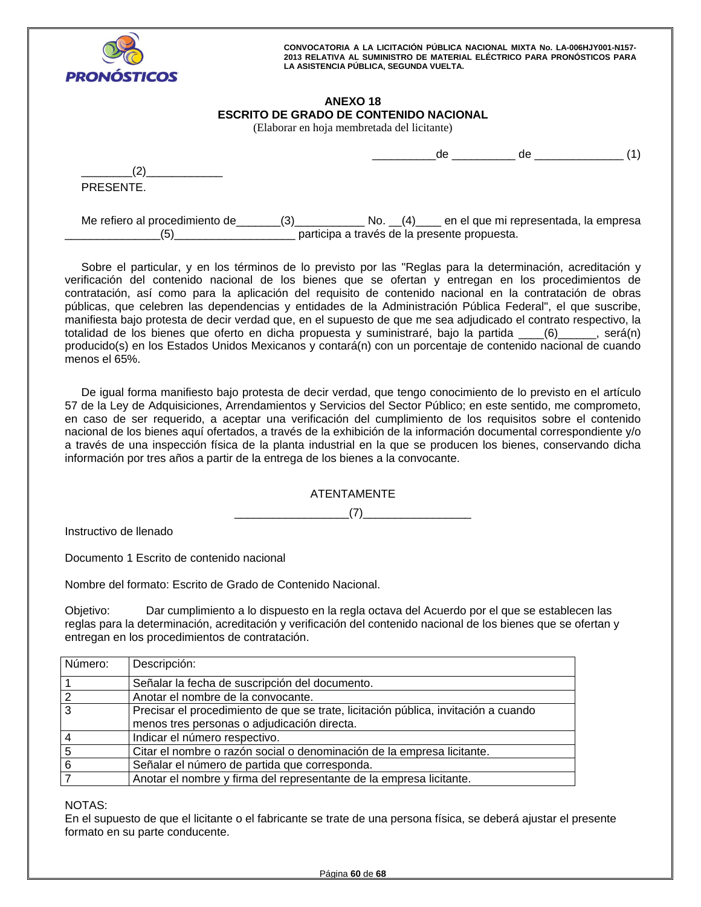## ANEXO 18
## ESCRITO DE GRADO DE CONTENIDO NACIONAL

(Elaborar en hoja membretada del licitante)

__________de __________ de ______________ (1)

________(2)____________
PRESENTE.

Me refiero al procedimiento de_______(3)___________ No. __(4)____ en el que mi representada, la empresa _______________(5)___________________ participa a través de la presente propuesta.

Sobre el particular, y en los términos de lo previsto por las "Reglas para la determinación, acreditación y verificación del contenido nacional de los bienes que se ofertan y entregan en los procedimientos de contratación, así como para la aplicación del requisito de contenido nacional en la contratación de obras públicas, que celebren las dependencias y entidades de la Administración Pública Federal", el que suscribe, manifiesta bajo protesta de decir verdad que, en el supuesto de que me sea adjudicado el contrato respectivo, la totalidad de los bienes que oferto en dicha propuesta y suministraré, bajo la partida ____(6)______, será(n) producido(s) en los Estados Unidos Mexicanos y contará(n) con un porcentaje de contenido nacional de cuando menos el 65%.

De igual forma manifiesto bajo protesta de decir verdad, que tengo conocimiento de lo previsto en el artículo 57 de la Ley de Adquisiciones, Arrendamientos y Servicios del Sector Público; en este sentido, me comprometo, en caso de ser requerido, a aceptar una verificación del cumplimiento de los requisitos sobre el contenido nacional de los bienes aquí ofertados, a través de la exhibición de la información documental correspondiente y/o a través de una inspección física de la planta industrial en la que se producen los bienes, conservando dicha información por tres años a partir de la entrega de los bienes a la convocante.

ATENTAMENTE

_________________(7)_________________

Instructivo de llenado

Documento 1 Escrito de contenido nacional

Nombre del formato: Escrito de Grado de Contenido Nacional.

Objetivo: Dar cumplimiento a lo dispuesto en la regla octava del Acuerdo por el que se establecen las reglas para la determinación, acreditación y verificación del contenido nacional de los bienes que se ofertan y entregan en los procedimientos de contratación.

| Número: | Descripción: |
|---|---|
| 1 | Señalar la fecha de suscripción del documento. |
| 2 | Anotar el nombre de la convocante. |
| 3 | Precisar el procedimiento de que se trate, licitación pública, invitación a cuando menos tres personas o adjudicación directa. |
| 4 | Indicar el número respectivo. |
| 5 | Citar el nombre o razón social o denominación de la empresa licitante. |
| 6 | Señalar el número de partida que corresponda. |
| 7 | Anotar el nombre y firma del representante de la empresa licitante. |

NOTAS:
En el supuesto de que el licitante o el fabricante se trate de una persona física, se deberá ajustar el presente formato en su parte conducente.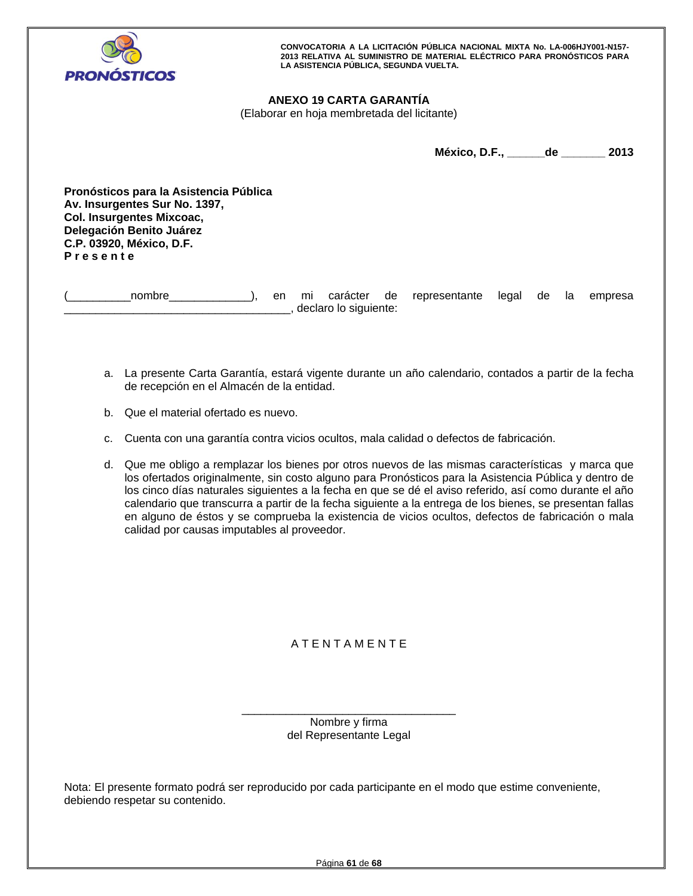**ANEXO 19 CARTA GARANTÍA**

(Elaborar en hoja membretada del licitante)

**México, D.F., ______de _______ 2013**

**Pronósticos para la Asistencia Pública**
**Av. Insurgentes Sur No. 1397,**
**Col. Insurgentes Mixcoac,**
**Delegación Benito Juárez**
**C.P. 03920, México, D.F.**
**P r e s e n t e**

(__________nombre_____________), en mi carácter de representante legal de la empresa _____________________________________, declaro lo siguiente:

a. La presente Carta Garantía, estará vigente durante un año calendario, contados a partir de la fecha de recepción en el Almacén de la entidad.

b. Que el material ofertado es nuevo.

c. Cuenta con una garantía contra vicios ocultos, mala calidad o defectos de fabricación.

d. Que me obligo a remplazar los bienes por otros nuevos de las mismas características y marca que los ofertados originalmente, sin costo alguno para Pronósticos para la Asistencia Pública y dentro de los cinco días naturales siguientes a la fecha en que se dé el aviso referido, así como durante el año calendario que transcurra a partir de la fecha siguiente a la entrega de los bienes, se presentan fallas en alguno de éstos y se comprueba la existencia de vicios ocultos, defectos de fabricación o mala calidad por causas imputables al proveedor.

A T E N T A M E N T E

__________________________________
Nombre y firma
del Representante Legal

Nota: El presente formato podrá ser reproducido por cada participante en el modo que estime conveniente, debiendo respetar su contenido.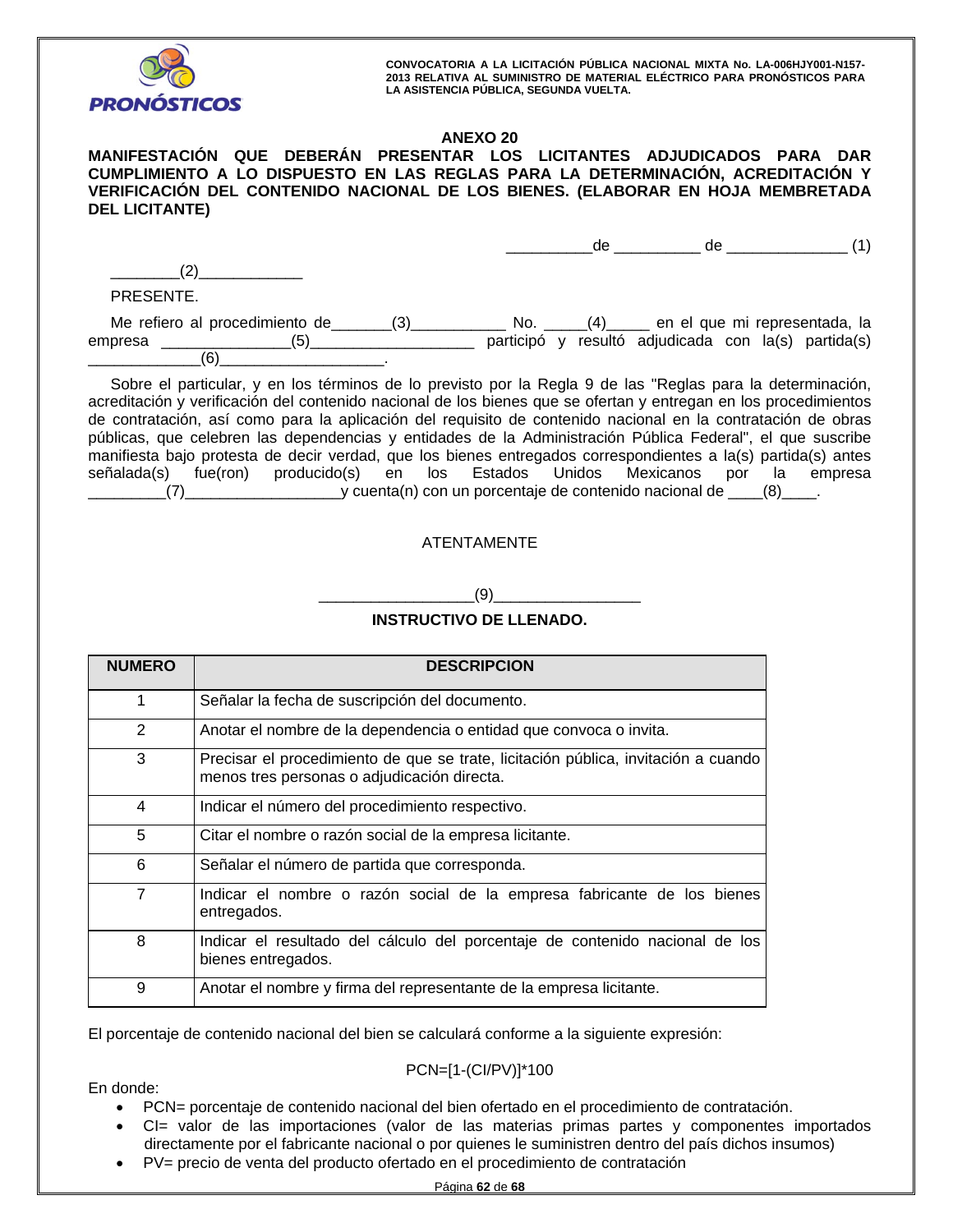## ANEXO 20

**MANIFESTACIÓN QUE DEBERÁN PRESENTAR LOS LICITANTES ADJUDICADOS PARA DAR CUMPLIMIENTO A LO DISPUESTO EN LAS REGLAS PARA LA DETERMINACIÓN, ACREDITACIÓN Y VERIFICACIÓN DEL CONTENIDO NACIONAL DE LOS BIENES. (ELABORAR EN HOJA MEMBRETADA DEL LICITANTE)**

__________de __________ de ______________ (1)

________(2)____________

PRESENTE.

Me refiero al procedimiento de_______(3)___________ No. _____(4)_____ en el que mi representada, la empresa _______________(5)___________________ participó y resultó adjudicada con la(s) partida(s) _____________(6)___________________.

Sobre el particular, y en los términos de lo previsto por la Regla 9 de las "Reglas para la determinación, acreditación y verificación del contenido nacional de los bienes que se ofertan y entregan en los procedimientos de contratación, así como para la aplicación del requisito de contenido nacional en la contratación de obras públicas, que celebren las dependencias y entidades de la Administración Pública Federal", el que suscribe manifiesta bajo protesta de decir verdad, que los bienes entregados correspondientes a la(s) partida(s) antes señalada(s) fue(ron) producido(s) en los Estados Unidos Mexicanos por la empresa _________(7)__________________y cuenta(n) con un porcentaje de contenido nacional de ____(8)____.

ATENTAMENTE

__________________(9)_________________

**INSTRUCTIVO DE LLENADO.**

| NUMERO | DESCRIPCION |
|---|---|
| 1 | Señalar la fecha de suscripción del documento. |
| 2 | Anotar el nombre de la dependencia o entidad que convoca o invita. |
| 3 | Precisar el procedimiento de que se trate, licitación pública, invitación a cuando menos tres personas o adjudicación directa. |
| 4 | Indicar el número del procedimiento respectivo. |
| 5 | Citar el nombre o razón social de la empresa licitante. |
| 6 | Señalar el número de partida que corresponda. |
| 7 | Indicar el nombre o razón social de la empresa fabricante de los bienes entregados. |
| 8 | Indicar el resultado del cálculo del porcentaje de contenido nacional de los bienes entregados. |
| 9 | Anotar el nombre y firma del representante de la empresa licitante. |

El porcentaje de contenido nacional del bien se calculará conforme a la siguiente expresión:

$$PCN=[1-(CI/PV)]*100$$

En donde:

- PCN= porcentaje de contenido nacional del bien ofertado en el procedimiento de contratación.
- CI= valor de las importaciones (valor de las materias primas partes y componentes importados directamente por el fabricante nacional o por quienes le suministren dentro del país dichos insumos)
- PV= precio de venta del producto ofertado en el procedimiento de contratación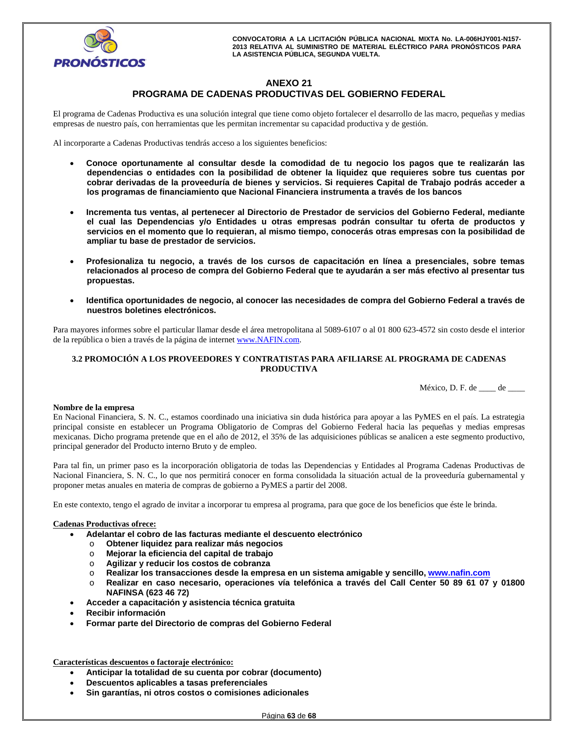# ANEXO 21

## PROGRAMA DE CADENAS PRODUCTIVAS DEL GOBIERNO FEDERAL

El programa de Cadenas Productiva es una solución integral que tiene como objeto fortalecer el desarrollo de las macro, pequeñas y medias empresas de nuestro país, con herramientas que les permitan incrementar su capacidad productiva y de gestión.

Al incorporarte a Cadenas Productivas tendrás acceso a los siguientes beneficios:

- **Conoce oportunamente al consultar desde la comodidad de tu negocio los pagos que te realizarán las dependencias o entidades con la posibilidad de obtener la liquidez que requieres sobre tus cuentas por cobrar derivadas de la proveeduría de bienes y servicios. Si requieres Capital de Trabajo podrás acceder a los programas de financiamiento que Nacional Financiera instrumenta a través de los bancos**

- **Incrementa tus ventas, al pertenecer al Directorio de Prestador de servicios del Gobierno Federal, mediante el cual las Dependencias y/o Entidades u otras empresas podrán consultar tu oferta de productos y servicios en el momento que lo requieran, al mismo tiempo, conocerás otras empresas con la posibilidad de ampliar tu base de prestador de servicios.**

- **Profesionaliza tu negocio, a través de los cursos de capacitación en línea a presenciales, sobre temas relacionados al proceso de compra del Gobierno Federal que te ayudarán a ser más efectivo al presentar tus propuestas.**

- **Identifica oportunidades de negocio, al conocer las necesidades de compra del Gobierno Federal a través de nuestros boletines electrónicos.**

Para mayores informes sobre el particular llamar desde el área metropolitana al 5089-6107 o al 01 800 623-4572 sin costo desde el interior de la república o bien a través de la página de internet www.NAFIN.com.

### 3.2 PROMOCIÓN A LOS PROVEEDORES Y CONTRATISTAS PARA AFILIARSE AL PROGRAMA DE CADENAS PRODUCTIVA

México, D. F. de ____ de ____

**Nombre de la empresa**

En Nacional Financiera, S. N. C., estamos coordinado una iniciativa sin duda histórica para apoyar a las PyMES en el país. La estrategia principal consiste en establecer un Programa Obligatorio de Compras del Gobierno Federal hacia las pequeñas y medias empresas mexicanas. Dicho programa pretende que en el año de 2012, el 35% de las adquisiciones públicas se analicen a este segmento productivo, principal generador del Producto interno Bruto y de empleo.

Para tal fin, un primer paso es la incorporación obligatoria de todas las Dependencias y Entidades al Programa Cadenas Productivas de Nacional Financiera, S. N. C., lo que nos permitirá conocer en forma consolidada la situación actual de la proveeduría gubernamental y proponer metas anuales en materia de compras de gobierno a PyMES a partir del 2008.

En este contexto, tengo el agrado de invitar a incorporar tu empresa al programa, para que goce de los beneficios que éste le brinda.

**Cadenas Productivas ofrece:**

- **Adelantar el cobro de las facturas mediante el descuento electrónico**
  - **Obtener liquidez para realizar más negocios**
  - **Mejorar la eficiencia del capital de trabajo**
  - **Agilizar y reducir los costos de cobranza**
  - **Realizar las transacciones desde la empresa en un sistema amigable y sencillo, www.nafin.com**
  - **Realizar en caso necesario, operaciones vía telefónica a través del Call Center 50 89 61 07 y 01800 NAFINSA (623 46 72)**
- **Acceder a capacitación y asistencia técnica gratuita**
- **Recibir información**
- **Formar parte del Directorio de compras del Gobierno Federal**

**Características descuentos o factoraje electrónico:**

- **Anticipar la totalidad de su cuenta por cobrar (documento)**
- **Descuentos aplicables a tasas preferenciales**
- **Sin garantías, ni otros costos o comisiones adicionales**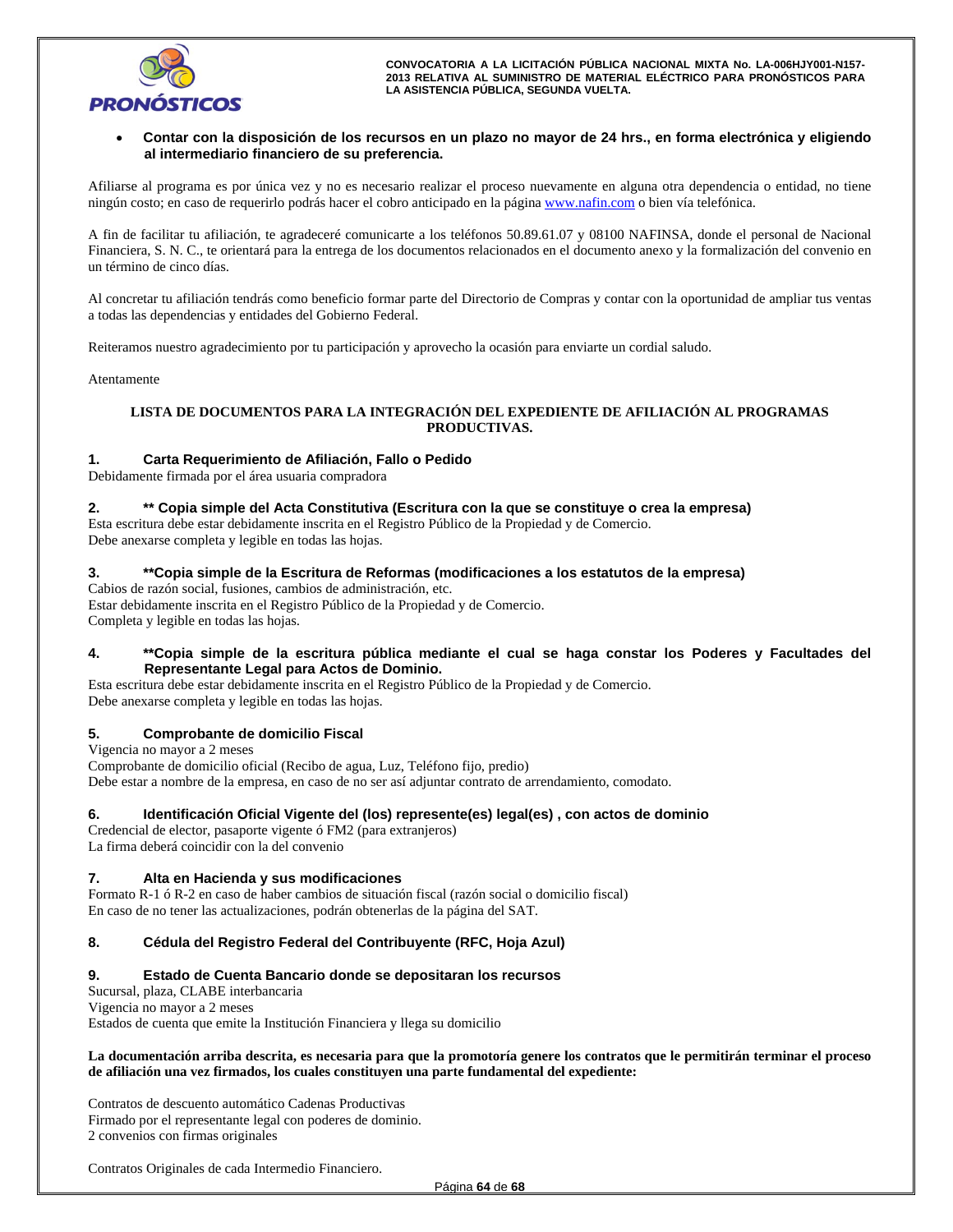- **Contar con la disposición de los recursos en un plazo no mayor de 24 hrs., en forma electrónica y eligiendo al intermediario financiero de su preferencia.**

Afiliarse al programa es por única vez y no es necesario realizar el proceso nuevamente en alguna otra dependencia o entidad, no tiene ningún costo; en caso de requerirlo podrás hacer el cobro anticipado en la página www.nafin.com o bien vía telefónica.

A fin de facilitar tu afiliación, te agradeceré comunicarte a los teléfonos 50.89.61.07 y 08100 NAFINSA, donde el personal de Nacional Financiera, S. N. C., te orientará para la entrega de los documentos relacionados en el documento anexo y la formalización del convenio en un término de cinco días.

Al concretar tu afiliación tendrás como beneficio formar parte del Directorio de Compras y contar con la oportunidad de ampliar tus ventas a todas las dependencias y entidades del Gobierno Federal.

Reiteramos nuestro agradecimiento por tu participación y aprovecho la ocasión para enviarte un cordial saludo.

Atentamente

**LISTA DE DOCUMENTOS PARA LA INTEGRACIÓN DEL EXPEDIENTE DE AFILIACIÓN AL PROGRAMAS PRODUCTIVAS.**

**1. Carta Requerimiento de Afiliación, Fallo o Pedido**

Debidamente firmada por el área usuaria compradora

**2. ** Copia simple del Acta Constitutiva (Escritura con la que se constituye o crea la empresa)**

Esta escritura debe estar debidamente inscrita en el Registro Público de la Propiedad y de Comercio.
Debe anexarse completa y legible en todas las hojas.

**3. **Copia simple de la Escritura de Reformas (modificaciones a los estatutos de la empresa)**

Cabios de razón social, fusiones, cambios de administración, etc.
Estar debidamente inscrita en el Registro Público de la Propiedad y de Comercio.
Completa y legible en todas las hojas.

**4. **Copia simple de la escritura pública mediante el cual se haga constar los Poderes y Facultades del Representante Legal para Actos de Dominio.**

Esta escritura debe estar debidamente inscrita en el Registro Público de la Propiedad y de Comercio.
Debe anexarse completa y legible en todas las hojas.

**5. Comprobante de domicilio Fiscal**

Vigencia no mayor a 2 meses
Comprobante de domicilio oficial (Recibo de agua, Luz, Teléfono fijo, predio)
Debe estar a nombre de la empresa, en caso de no ser así adjuntar contrato de arrendamiento, comodato.

**6. Identificación Oficial Vigente del (los) represente(es) legal(es) , con actos de dominio**

Credencial de elector, pasaporte vigente ó FM2 (para extranjeros)
La firma deberá coincidir con la del convenio

**7. Alta en Hacienda y sus modificaciones**

Formato R-1 ó R-2 en caso de haber cambios de situación fiscal (razón social o domicilio fiscal)
En caso de no tener las actualizaciones, podrán obtenerlas de la página del SAT.

**8. Cédula del Registro Federal del Contribuyente (RFC, Hoja Azul)**

**9. Estado de Cuenta Bancario donde se depositaran los recursos**

Sucursal, plaza, CLABE interbancaria
Vigencia no mayor a 2 meses
Estados de cuenta que emite la Institución Financiera y llega su domicilio

**La documentación arriba descrita, es necesaria para que la promotoría genere los contratos que le permitirán terminar el proceso de afiliación una vez firmados, los cuales constituyen una parte fundamental del expediente:**

Contratos de descuento automático Cadenas Productivas
Firmado por el representante legal con poderes de dominio.
2 convenios con firmas originales

Contratos Originales de cada Intermedio Financiero.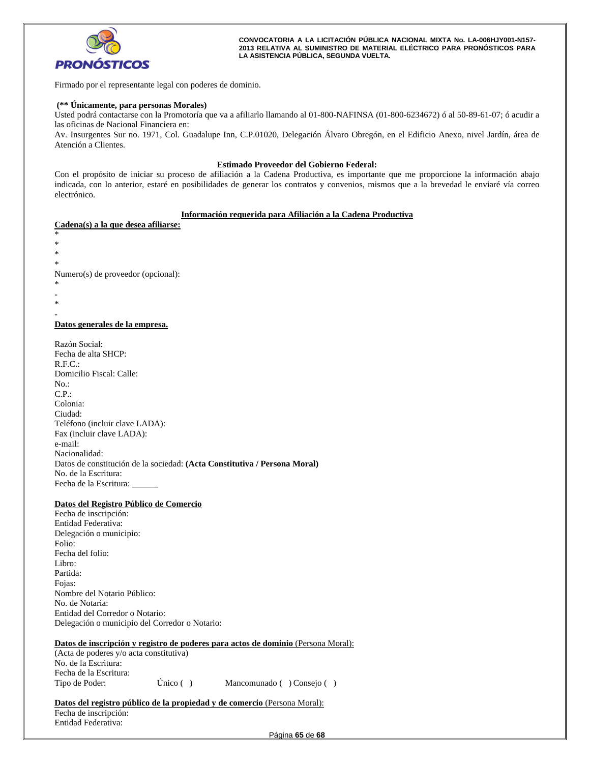Firmado por el representante legal con poderes de dominio.

**(** Únicamente, para personas Morales)**

Usted podrá contactarse con la Promotoría que va a afiliarlo llamando al 01-800-NAFINSA (01-800-6234672) ó al 50-89-61-07; ó acudir a las oficinas de Nacional Financiera en:

Av. Insurgentes Sur no. 1971, Col. Guadalupe Inn, C.P.01020, Delegación Álvaro Obregón, en el Edificio Anexo, nivel Jardín, área de Atención a Clientes.

**Estimado Proveedor del Gobierno Federal:**

Con el propósito de iniciar su proceso de afiliación a la Cadena Productiva, es importante que me proporcione la información abajo indicada, con lo anterior, estaré en posibilidades de generar los contratos y convenios, mismos que a la brevedad le enviaré vía correo electrónico.

**<u>Información requerida para Afiliación a la Cadena Productiva</u>**

**<u>Cadena(s) a la que desea afiliarse:</u>**

*
*
*
*

Numero(s) de proveedor (opcional):

*
-
*
-

**<u>Datos generales de la empresa.</u>**

Razón Social:
Fecha de alta SHCP:
R.F.C.:
Domicilio Fiscal: Calle:
No.:
C.P.:
Colonia:
Ciudad:
Teléfono (incluir clave LADA):
Fax (incluir clave LADA):
e-mail:
Nacionalidad:
Datos de constitución de la sociedad: **(Acta Constitutiva / Persona Moral)**
No. de la Escritura:
Fecha de la Escritura: ______

**<u>Datos del Registro Público de Comercio</u>**

Fecha de inscripción:
Entidad Federativa:
Delegación o municipio:
Folio:
Fecha del folio:
Libro:
Partida:
Fojas:
Nombre del Notario Público:
No. de Notaria:
Entidad del Corredor o Notario:
Delegación o municipio del Corredor o Notario:

**<u>Datos de inscripción y registro de poderes para actos de dominio</u>** <u>(Persona Moral):</u>

(Acta de poderes y/o acta constitutiva)
No. de la Escritura:
Fecha de la Escritura:
Tipo de Poder: Único ( ) Mancomunado ( ) Consejo ( )

**<u>Datos del registro público de la propiedad y de comercio</u>** <u>(Persona Moral):</u>

Fecha de inscripción:
Entidad Federativa: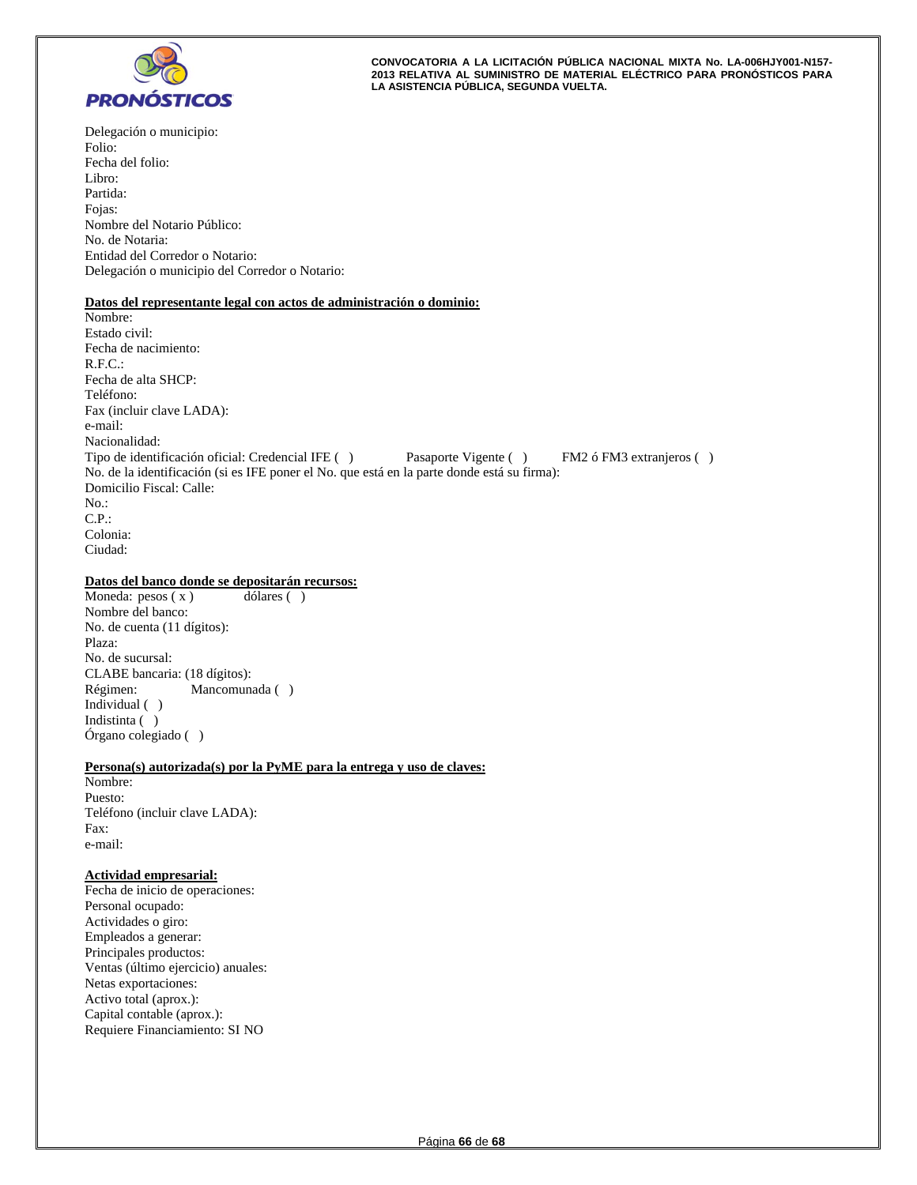Delegación o municipio:
Folio:
Fecha del folio:
Libro:
Partida:
Fojas:
Nombre del Notario Público:
No. de Notaria:
Entidad del Corredor o Notario:
Delegación o municipio del Corredor o Notario:

**Datos del representante legal con actos de administración o dominio:**

Nombre:
Estado civil:
Fecha de nacimiento:
R.F.C.:
Fecha de alta SHCP:
Teléfono:
Fax (incluir clave LADA):
e-mail:
Nacionalidad:
Tipo de identificación oficial: Credencial IFE ( )  Pasaporte Vigente ( )  FM2 ó FM3 extranjeros ( )
No. de la identificación (si es IFE poner el No. que está en la parte donde está su firma):
Domicilio Fiscal: Calle:
No.:
C.P.:
Colonia:
Ciudad:

**Datos del banco donde se depositarán recursos:**

Moneda: pesos ( x )  dólares ( )
Nombre del banco:
No. de cuenta (11 dígitos):
Plaza:
No. de sucursal:
CLABE bancaria: (18 dígitos):
Régimen:  Mancomunada ( )
Individual ( )
Indistinta ( )
Órgano colegiado ( )

**Persona(s) autorizada(s) por la PyME para la entrega y uso de claves:**

Nombre:
Puesto:
Teléfono (incluir clave LADA):
Fax:
e-mail:

**Actividad empresarial:**

Fecha de inicio de operaciones:
Personal ocupado:
Actividades o giro:
Empleados a generar:
Principales productos:
Ventas (último ejercicio) anuales:
Netas exportaciones:
Activo total (aprox.):
Capital contable (aprox.):
Requiere Financiamiento: SI NO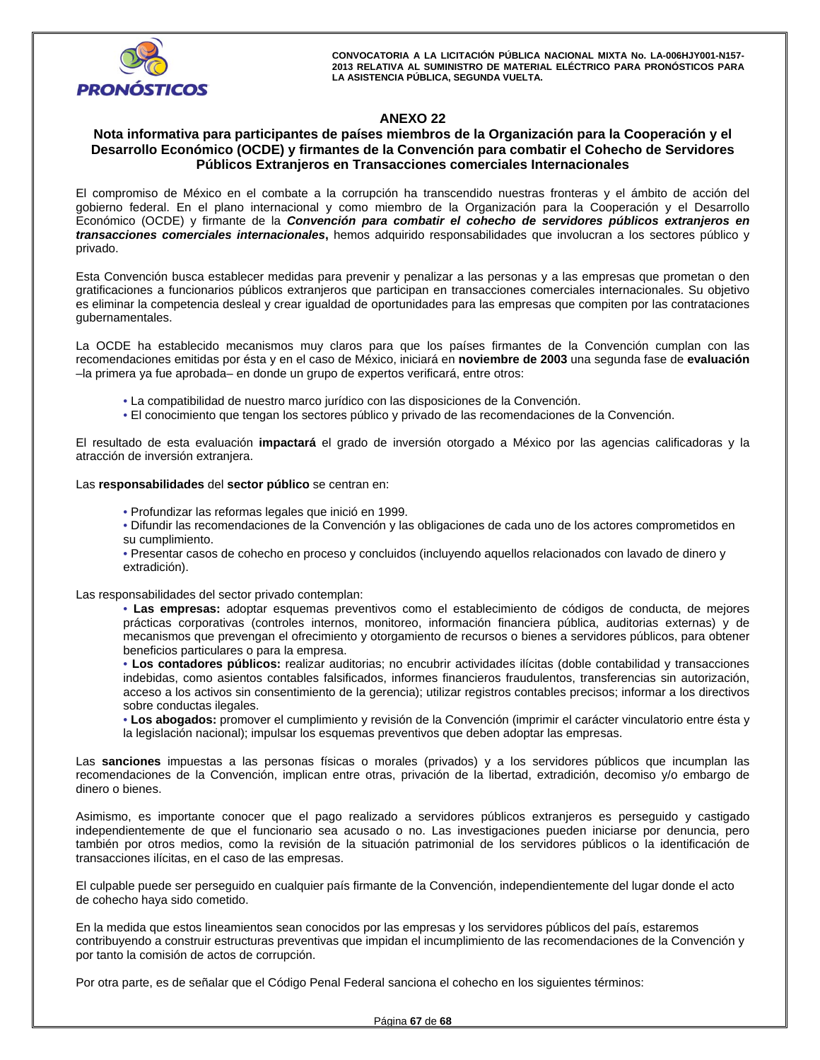## ANEXO 22

### Nota informativa para participantes de países miembros de la Organización para la Cooperación y el Desarrollo Económico (OCDE) y firmantes de la Convención para combatir el Cohecho de Servidores Públicos Extranjeros en Transacciones comerciales Internacionales

El compromiso de México en el combate a la corrupción ha transcendido nuestras fronteras y el ámbito de acción del gobierno federal. En el plano internacional y como miembro de la Organización para la Cooperación y el Desarrollo Económico (OCDE) y firmante de la ***Convención para combatir el cohecho de servidores públicos extranjeros en transacciones comerciales internacionales***, hemos adquirido responsabilidades que involucran a los sectores público y privado.

Esta Convención busca establecer medidas para prevenir y penalizar a las personas y a las empresas que prometan o den gratificaciones a funcionarios públicos extranjeros que participan en transacciones comerciales internacionales. Su objetivo es eliminar la competencia desleal y crear igualdad de oportunidades para las empresas que compiten por las contrataciones gubernamentales.

La OCDE ha establecido mecanismos muy claros para que los países firmantes de la Convención cumplan con las recomendaciones emitidas por ésta y en el caso de México, iniciará en **noviembre de 2003** una segunda fase de **evaluación** –la primera ya fue aprobada– en donde un grupo de expertos verificará, entre otros:

- La compatibilidad de nuestro marco jurídico con las disposiciones de la Convención.
- El conocimiento que tengan los sectores público y privado de las recomendaciones de la Convención.

El resultado de esta evaluación **impactará** el grado de inversión otorgado a México por las agencias calificadoras y la atracción de inversión extranjera.

Las **responsabilidades** del **sector público** se centran en:

- Profundizar las reformas legales que inició en 1999.
- Difundir las recomendaciones de la Convención y las obligaciones de cada uno de los actores comprometidos en su cumplimiento.
- Presentar casos de cohecho en proceso y concluidos (incluyendo aquellos relacionados con lavado de dinero y extradición).

Las responsabilidades del sector privado contemplan:

- **Las empresas:** adoptar esquemas preventivos como el establecimiento de códigos de conducta, de mejores prácticas corporativas (controles internos, monitoreo, información financiera pública, auditorias externas) y de mecanismos que prevengan el ofrecimiento y otorgamiento de recursos o bienes a servidores públicos, para obtener beneficios particulares o para la empresa.
- **Los contadores públicos:** realizar auditorias; no encubrir actividades ilícitas (doble contabilidad y transacciones indebidas, como asientos contables falsificados, informes financieros fraudulentos, transferencias sin autorización, acceso a los activos sin consentimiento de la gerencia); utilizar registros contables precisos; informar a los directivos sobre conductas ilegales.
- **Los abogados:** promover el cumplimiento y revisión de la Convención (imprimir el carácter vinculatorio entre ésta y la legislación nacional); impulsar los esquemas preventivos que deben adoptar las empresas.

Las **sanciones** impuestas a las personas físicas o morales (privados) y a los servidores públicos que incumplan las recomendaciones de la Convención, implican entre otras, privación de la libertad, extradición, decomiso y/o embargo de dinero o bienes.

Asimismo, es importante conocer que el pago realizado a servidores públicos extranjeros es perseguido y castigado independientemente de que el funcionario sea acusado o no. Las investigaciones pueden iniciarse por denuncia, pero también por otros medios, como la revisión de la situación patrimonial de los servidores públicos o la identificación de transacciones ilícitas, en el caso de las empresas.

El culpable puede ser perseguido en cualquier país firmante de la Convención, independientemente del lugar donde el acto de cohecho haya sido cometido.

En la medida que estos lineamientos sean conocidos por las empresas y los servidores públicos del país, estaremos contribuyendo a construir estructuras preventivas que impidan el incumplimiento de las recomendaciones de la Convención y por tanto la comisión de actos de corrupción.

Por otra parte, es de señalar que el Código Penal Federal sanciona el cohecho en los siguientes términos: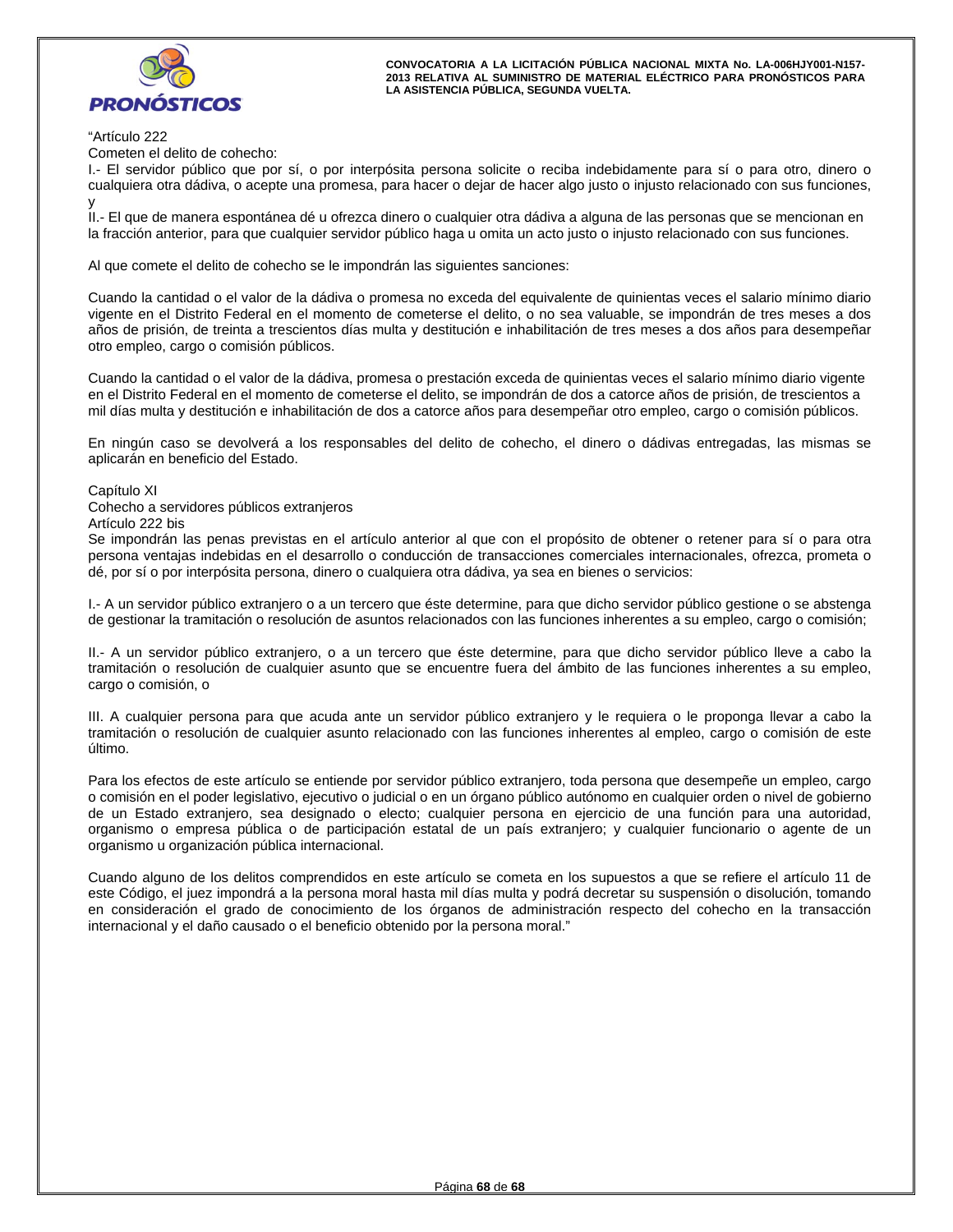"Artículo 222

Cometen el delito de cohecho:

I.- El servidor público que por sí, o por interpósita persona solicite o reciba indebidamente para sí o para otro, dinero o cualquiera otra dádiva, o acepte una promesa, para hacer o dejar de hacer algo justo o injusto relacionado con sus funciones, y

II.- El que de manera espontánea dé u ofrezca dinero o cualquier otra dádiva a alguna de las personas que se mencionan en la fracción anterior, para que cualquier servidor público haga u omita un acto justo o injusto relacionado con sus funciones.

Al que comete el delito de cohecho se le impondrán las siguientes sanciones:

Cuando la cantidad o el valor de la dádiva o promesa no exceda del equivalente de quinientas veces el salario mínimo diario vigente en el Distrito Federal en el momento de cometerse el delito, o no sea valuable, se impondrán de tres meses a dos años de prisión, de treinta a trescientos días multa y destitución e inhabilitación de tres meses a dos años para desempeñar otro empleo, cargo o comisión públicos.

Cuando la cantidad o el valor de la dádiva, promesa o prestación exceda de quinientas veces el salario mínimo diario vigente en el Distrito Federal en el momento de cometerse el delito, se impondrán de dos a catorce años de prisión, de trescientos a mil días multa y destitución e inhabilitación de dos a catorce años para desempeñar otro empleo, cargo o comisión públicos.

En ningún caso se devolverá a los responsables del delito de cohecho, el dinero o dádivas entregadas, las mismas se aplicarán en beneficio del Estado.

Capítulo XI

Cohecho a servidores públicos extranjeros

Artículo 222 bis

Se impondrán las penas previstas en el artículo anterior al que con el propósito de obtener o retener para sí o para otra persona ventajas indebidas en el desarrollo o conducción de transacciones comerciales internacionales, ofrezca, prometa o dé, por sí o por interpósita persona, dinero o cualquiera otra dádiva, ya sea en bienes o servicios:

I.- A un servidor público extranjero o a un tercero que éste determine, para que dicho servidor público gestione o se abstenga de gestionar la tramitación o resolución de asuntos relacionados con las funciones inherentes a su empleo, cargo o comisión;

II.- A un servidor público extranjero, o a un tercero que éste determine, para que dicho servidor público lleve a cabo la tramitación o resolución de cualquier asunto que se encuentre fuera del ámbito de las funciones inherentes a su empleo, cargo o comisión, o

III. A cualquier persona para que acuda ante un servidor público extranjero y le requiera o le proponga llevar a cabo la tramitación o resolución de cualquier asunto relacionado con las funciones inherentes al empleo, cargo o comisión de este último.

Para los efectos de este artículo se entiende por servidor público extranjero, toda persona que desempeñe un empleo, cargo o comisión en el poder legislativo, ejecutivo o judicial o en un órgano público autónomo en cualquier orden o nivel de gobierno de un Estado extranjero, sea designado o electo; cualquier persona en ejercicio de una función para una autoridad, organismo o empresa pública o de participación estatal de un país extranjero; y cualquier funcionario o agente de un organismo u organización pública internacional.

Cuando alguno de los delitos comprendidos en este artículo se cometa en los supuestos a que se refiere el artículo 11 de este Código, el juez impondrá a la persona moral hasta mil días multa y podrá decretar su suspensión o disolución, tomando en consideración el grado de conocimiento de los órganos de administración respecto del cohecho en la transacción internacional y el daño causado o el beneficio obtenido por la persona moral."